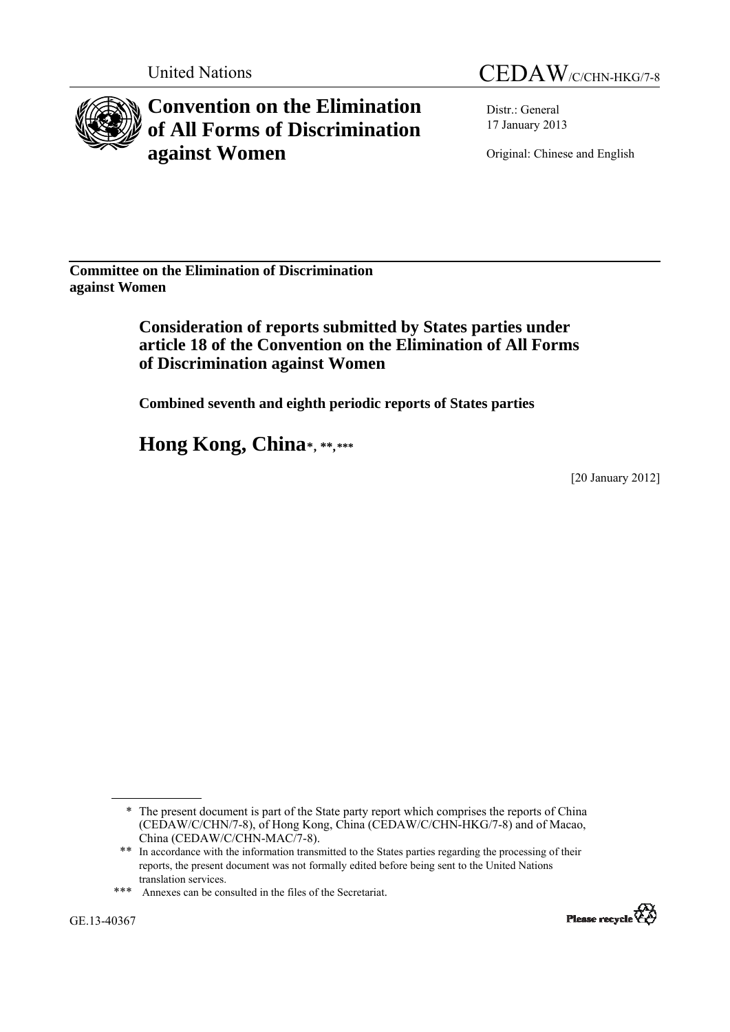United Nations

CEDAW/C/CHN-HKG/7-8

# Convention on the Elimination of All Forms of Discrimination against Women

Distr.: General
17 January 2013

Original: Chinese and English

**Committee on the Elimination of Discrimination against Women**

## Consideration of reports submitted by States parties under article 18 of the Convention on the Elimination of All Forms of Discrimination against Women

**Combined seventh and eighth periodic reports of States parties**

# Hong Kong, China*, **, ***

[20 January 2012]

---

\* The present document is part of the State party report which comprises the reports of China (CEDAW/C/CHN/7-8), of Hong Kong, China (CEDAW/C/CHN-HKG/7-8) and of Macao, China (CEDAW/C/CHN-MAC/7-8).

\*\* In accordance with the information transmitted to the States parties regarding the processing of their reports, the present document was not formally edited before being sent to the United Nations translation services.

\*\*\* Annexes can be consulted in the files of the Secretariat.

GE.13-40367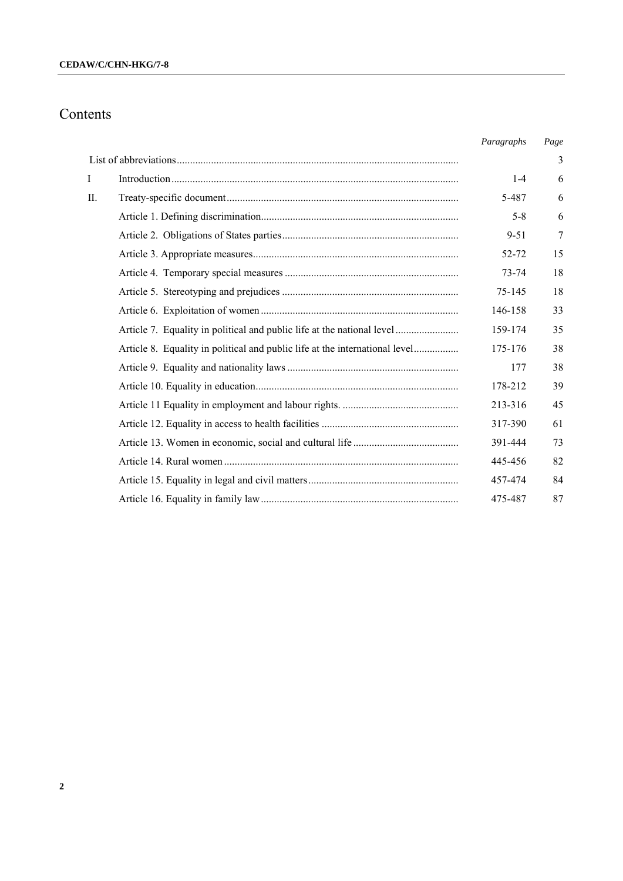# Contents

| | | *Paragraphs* | *Page* |
|---|---|---|---|
| List of abbreviations | | | 3 |
| I | Introduction | 1-4 | 6 |
| II. | Treaty-specific document | 5-487 | 6 |
| | Article 1. Defining discrimination | 5-8 | 6 |
| | Article 2. Obligations of States parties | 9-51 | 7 |
| | Article 3. Appropriate measures | 52-72 | 15 |
| | Article 4. Temporary special measures | 73-74 | 18 |
| | Article 5. Stereotyping and prejudices | 75-145 | 18 |
| | Article 6. Exploitation of women | 146-158 | 33 |
| | Article 7. Equality in political and public life at the national level | 159-174 | 35 |
| | Article 8. Equality in political and public life at the international level | 175-176 | 38 |
| | Article 9. Equality and nationality laws | 177 | 38 |
| | Article 10. Equality in education | 178-212 | 39 |
| | Article 11 Equality in employment and labour rights. | 213-316 | 45 |
| | Article 12. Equality in access to health facilities | 317-390 | 61 |
| | Article 13. Women in economic, social and cultural life | 391-444 | 73 |
| | Article 14. Rural women | 445-456 | 82 |
| | Article 15. Equality in legal and civil matters | 457-474 | 84 |
| | Article 16. Equality in family law | 475-487 | 87 |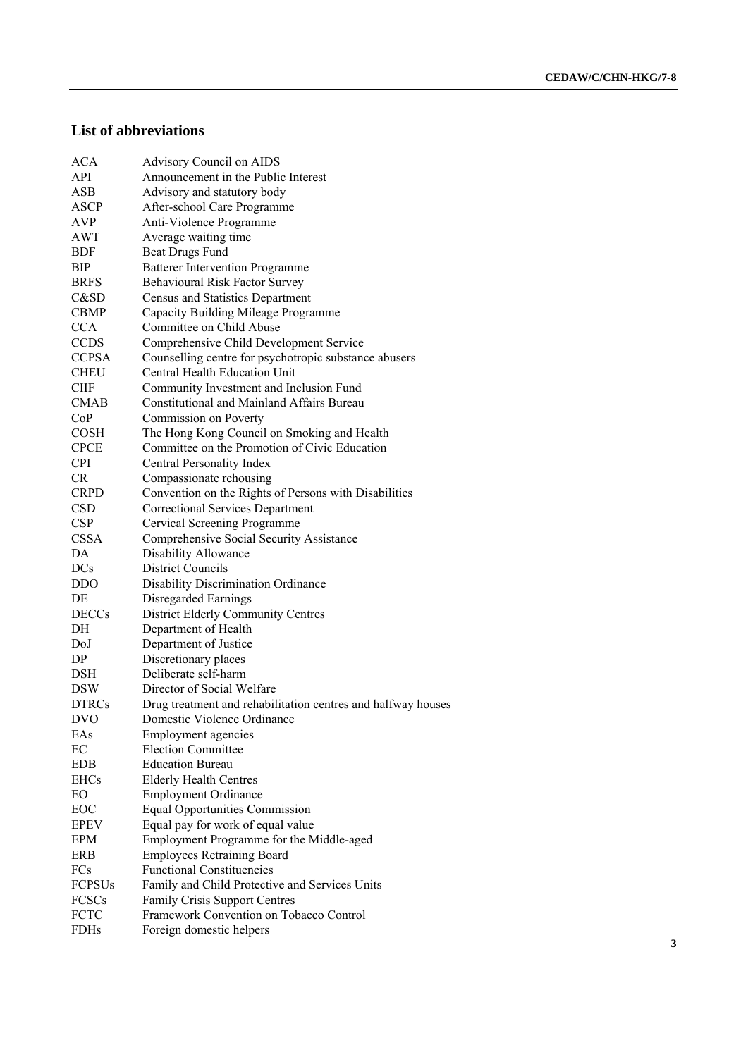## List of abbreviations

| | |
|---|---|
| ACA | Advisory Council on AIDS |
| API | Announcement in the Public Interest |
| ASB | Advisory and statutory body |
| ASCP | After-school Care Programme |
| AVP | Anti-Violence Programme |
| AWT | Average waiting time |
| BDF | Beat Drugs Fund |
| BIP | Batterer Intervention Programme |
| BRFS | Behavioural Risk Factor Survey |
| C&SD | Census and Statistics Department |
| CBMP | Capacity Building Mileage Programme |
| CCA | Committee on Child Abuse |
| CCDS | Comprehensive Child Development Service |
| CCPSA | Counselling centre for psychotropic substance abusers |
| CHEU | Central Health Education Unit |
| CIIF | Community Investment and Inclusion Fund |
| CMAB | Constitutional and Mainland Affairs Bureau |
| CoP | Commission on Poverty |
| COSH | The Hong Kong Council on Smoking and Health |
| CPCE | Committee on the Promotion of Civic Education |
| CPI | Central Personality Index |
| CR | Compassionate rehousing |
| CRPD | Convention on the Rights of Persons with Disabilities |
| CSD | Correctional Services Department |
| CSP | Cervical Screening Programme |
| CSSA | Comprehensive Social Security Assistance |
| DA | Disability Allowance |
| DCs | District Councils |
| DDO | Disability Discrimination Ordinance |
| DE | Disregarded Earnings |
| DECCs | District Elderly Community Centres |
| DH | Department of Health |
| DoJ | Department of Justice |
| DP | Discretionary places |
| DSH | Deliberate self-harm |
| DSW | Director of Social Welfare |
| DTRCs | Drug treatment and rehabilitation centres and halfway houses |
| DVO | Domestic Violence Ordinance |
| EAs | Employment agencies |
| EC | Election Committee |
| EDB | Education Bureau |
| EHCs | Elderly Health Centres |
| EO | Employment Ordinance |
| EOC | Equal Opportunities Commission |
| EPEV | Equal pay for work of equal value |
| EPM | Employment Programme for the Middle-aged |
| ERB | Employees Retraining Board |
| FCs | Functional Constituencies |
| FCPSUs | Family and Child Protective and Services Units |
| FCSCs | Family Crisis Support Centres |
| FCTC | Framework Convention on Tobacco Control |
| FDHs | Foreign domestic helpers |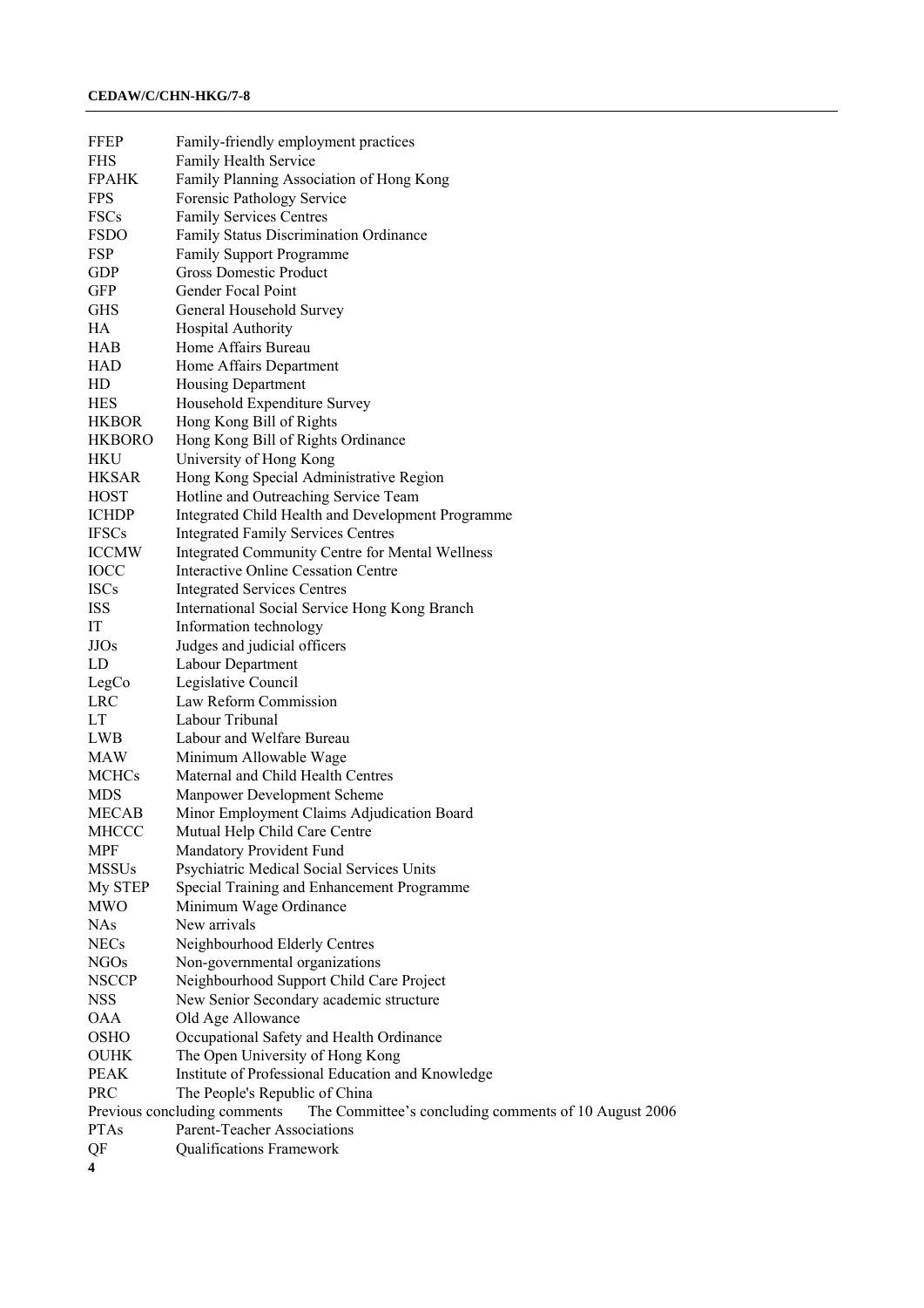| | |
|---|---|
| FFEP | Family-friendly employment practices |
| FHS | Family Health Service |
| FPAHK | Family Planning Association of Hong Kong |
| FPS | Forensic Pathology Service |
| FSCs | Family Services Centres |
| FSDO | Family Status Discrimination Ordinance |
| FSP | Family Support Programme |
| GDP | Gross Domestic Product |
| GFP | Gender Focal Point |
| GHS | General Household Survey |
| HA | Hospital Authority |
| HAB | Home Affairs Bureau |
| HAD | Home Affairs Department |
| HD | Housing Department |
| HES | Household Expenditure Survey |
| HKBOR | Hong Kong Bill of Rights |
| HKBORO | Hong Kong Bill of Rights Ordinance |
| HKU | University of Hong Kong |
| HKSAR | Hong Kong Special Administrative Region |
| HOST | Hotline and Outreaching Service Team |
| ICHDP | Integrated Child Health and Development Programme |
| IFSCs | Integrated Family Services Centres |
| ICCMW | Integrated Community Centre for Mental Wellness |
| IOCC | Interactive Online Cessation Centre |
| ISCs | Integrated Services Centres |
| ISS | International Social Service Hong Kong Branch |
| IT | Information technology |
| JJOs | Judges and judicial officers |
| LD | Labour Department |
| LegCo | Legislative Council |
| LRC | Law Reform Commission |
| LT | Labour Tribunal |
| LWB | Labour and Welfare Bureau |
| MAW | Minimum Allowable Wage |
| MCHCs | Maternal and Child Health Centres |
| MDS | Manpower Development Scheme |
| MECAB | Minor Employment Claims Adjudication Board |
| MHCCC | Mutual Help Child Care Centre |
| MPF | Mandatory Provident Fund |
| MSSUs | Psychiatric Medical Social Services Units |
| My STEP | Special Training and Enhancement Programme |
| MWO | Minimum Wage Ordinance |
| NAs | New arrivals |
| NECs | Neighbourhood Elderly Centres |
| NGOs | Non-governmental organizations |
| NSCCP | Neighbourhood Support Child Care Project |
| NSS | New Senior Secondary academic structure |
| OAA | Old Age Allowance |
| OSHO | Occupational Safety and Health Ordinance |
| OUHK | The Open University of Hong Kong |
| PEAK | Institute of Professional Education and Knowledge |
| PRC | The People's Republic of China |
| Previous concluding comments | The Committee's concluding comments of 10 August 2006 |
| PTAs | Parent-Teacher Associations |
| QF | Qualifications Framework |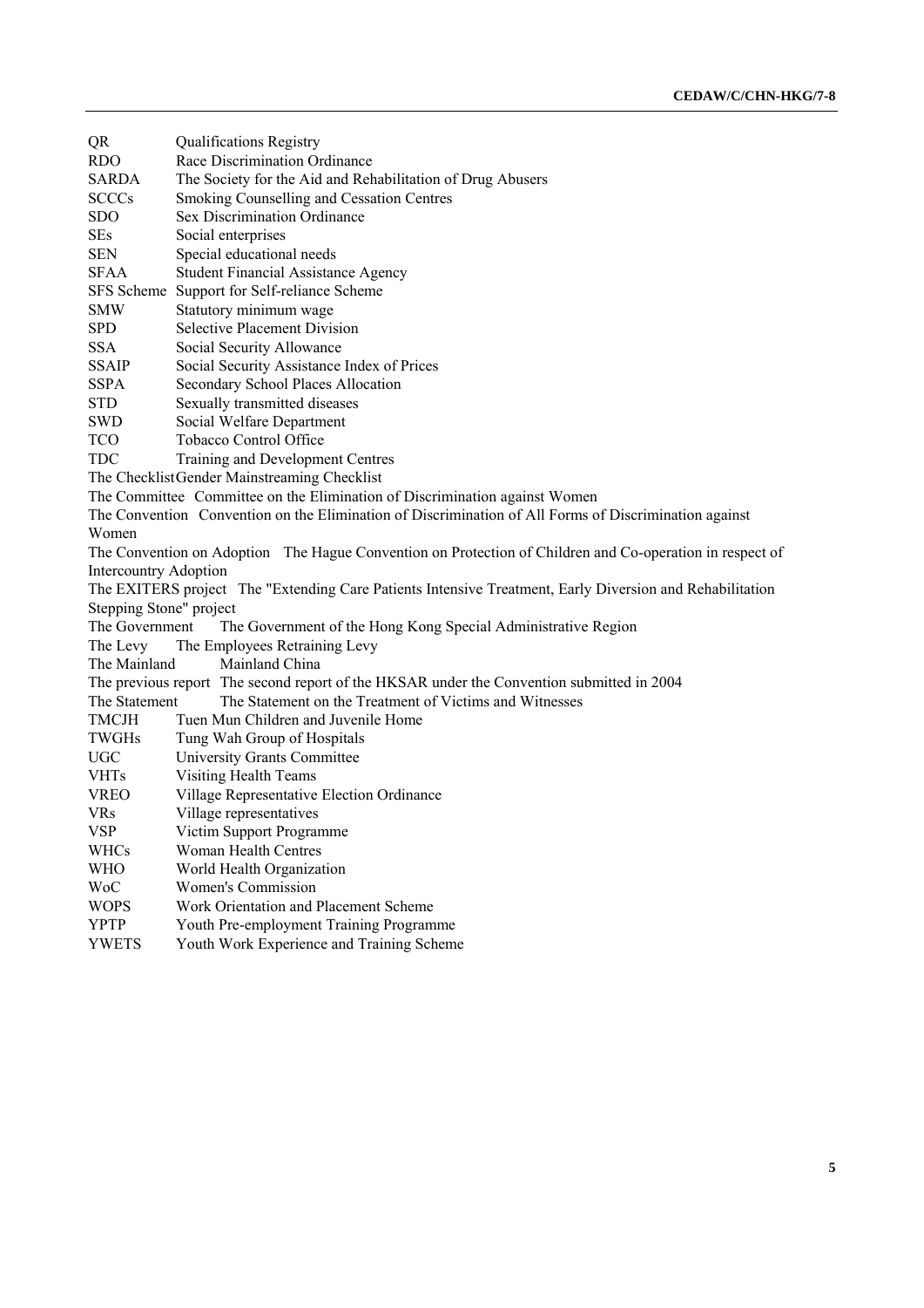| | |
|---|---|
| QR | Qualifications Registry |
| RDO | Race Discrimination Ordinance |
| SARDA | The Society for the Aid and Rehabilitation of Drug Abusers |
| SCCCs | Smoking Counselling and Cessation Centres |
| SDO | Sex Discrimination Ordinance |
| SEs | Social enterprises |
| SEN | Special educational needs |
| SFAA | Student Financial Assistance Agency |
| SFS Scheme | Support for Self-reliance Scheme |
| SMW | Statutory minimum wage |
| SPD | Selective Placement Division |
| SSA | Social Security Allowance |
| SSAIP | Social Security Assistance Index of Prices |
| SSPA | Secondary School Places Allocation |
| STD | Sexually transmitted diseases |
| SWD | Social Welfare Department |
| TCO | Tobacco Control Office |
| TDC | Training and Development Centres |
| The Checklist | Gender Mainstreaming Checklist |
| The Committee | Committee on the Elimination of Discrimination against Women |
| The Convention | Convention on the Elimination of Discrimination of All Forms of Discrimination against Women |
| The Convention on Adoption | The Hague Convention on Protection of Children and Co-operation in respect of Intercountry Adoption |
| The EXITERS project | The "Extending Care Patients Intensive Treatment, Early Diversion and Rehabilitation Stepping Stone" project |
| The Government | The Government of the Hong Kong Special Administrative Region |
| The Levy | The Employees Retraining Levy |
| The Mainland | Mainland China |
| The previous report | The second report of the HKSAR under the Convention submitted in 2004 |
| The Statement | The Statement on the Treatment of Victims and Witnesses |
| TMCJH | Tuen Mun Children and Juvenile Home |
| TWGHs | Tung Wah Group of Hospitals |
| UGC | University Grants Committee |
| VHTs | Visiting Health Teams |
| VREO | Village Representative Election Ordinance |
| VRs | Village representatives |
| VSP | Victim Support Programme |
| WHCs | Woman Health Centres |
| WHO | World Health Organization |
| WoC | Women's Commission |
| WOPS | Work Orientation and Placement Scheme |
| YPTP | Youth Pre-employment Training Programme |
| YWETS | Youth Work Experience and Training Scheme |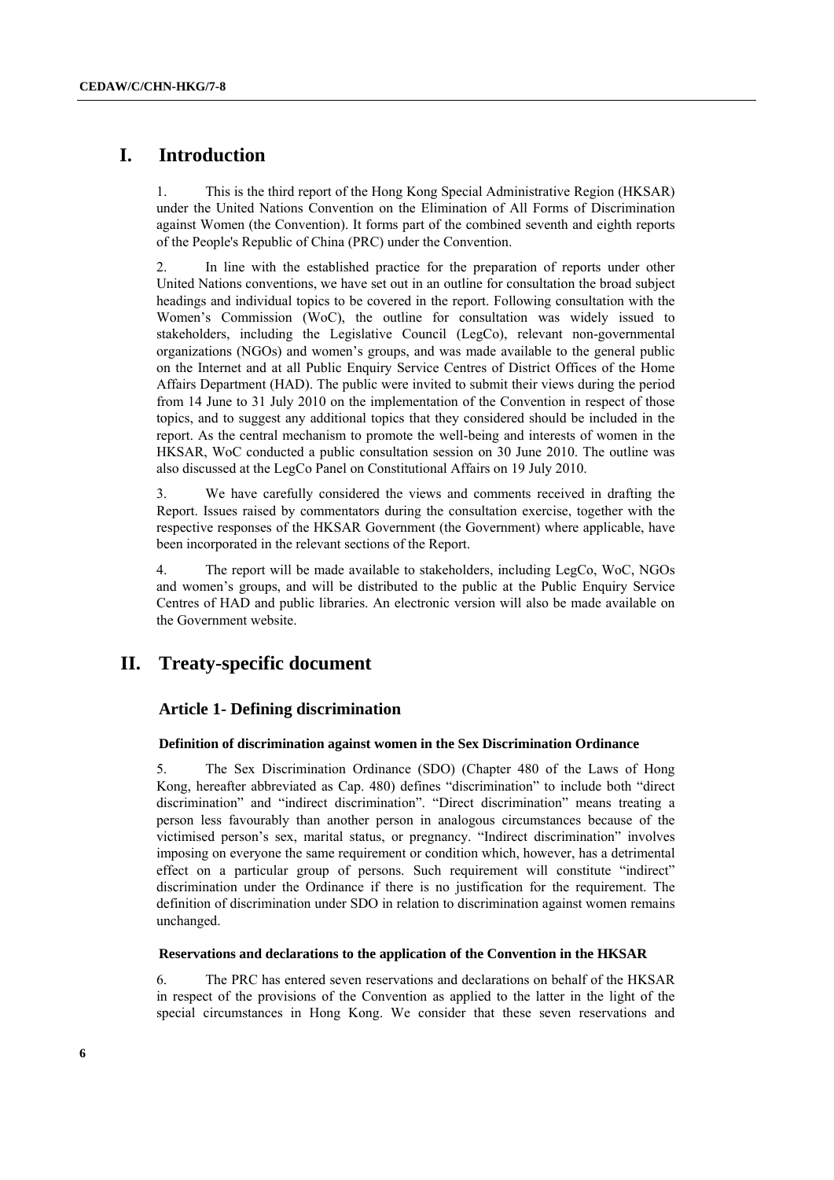# I. Introduction

1. This is the third report of the Hong Kong Special Administrative Region (HKSAR) under the United Nations Convention on the Elimination of All Forms of Discrimination against Women (the Convention). It forms part of the combined seventh and eighth reports of the People's Republic of China (PRC) under the Convention.

2. In line with the established practice for the preparation of reports under other United Nations conventions, we have set out in an outline for consultation the broad subject headings and individual topics to be covered in the report. Following consultation with the Women's Commission (WoC), the outline for consultation was widely issued to stakeholders, including the Legislative Council (LegCo), relevant non-governmental organizations (NGOs) and women's groups, and was made available to the general public on the Internet and at all Public Enquiry Service Centres of District Offices of the Home Affairs Department (HAD). The public were invited to submit their views during the period from 14 June to 31 July 2010 on the implementation of the Convention in respect of those topics, and to suggest any additional topics that they considered should be included in the report. As the central mechanism to promote the well-being and interests of women in the HKSAR, WoC conducted a public consultation session on 30 June 2010. The outline was also discussed at the LegCo Panel on Constitutional Affairs on 19 July 2010.

3. We have carefully considered the views and comments received in drafting the Report. Issues raised by commentators during the consultation exercise, together with the respective responses of the HKSAR Government (the Government) where applicable, have been incorporated in the relevant sections of the Report.

4. The report will be made available to stakeholders, including LegCo, WoC, NGOs and women's groups, and will be distributed to the public at the Public Enquiry Service Centres of HAD and public libraries. An electronic version will also be made available on the Government website.

# II. Treaty-specific document

## Article 1- Defining discrimination

### Definition of discrimination against women in the Sex Discrimination Ordinance

5. The Sex Discrimination Ordinance (SDO) (Chapter 480 of the Laws of Hong Kong, hereafter abbreviated as Cap. 480) defines "discrimination" to include both "direct discrimination" and "indirect discrimination". "Direct discrimination" means treating a person less favourably than another person in analogous circumstances because of the victimised person's sex, marital status, or pregnancy. "Indirect discrimination" involves imposing on everyone the same requirement or condition which, however, has a detrimental effect on a particular group of persons. Such requirement will constitute "indirect" discrimination under the Ordinance if there is no justification for the requirement. The definition of discrimination under SDO in relation to discrimination against women remains unchanged.

### Reservations and declarations to the application of the Convention in the HKSAR

6. The PRC has entered seven reservations and declarations on behalf of the HKSAR in respect of the provisions of the Convention as applied to the latter in the light of the special circumstances in Hong Kong. We consider that these seven reservations and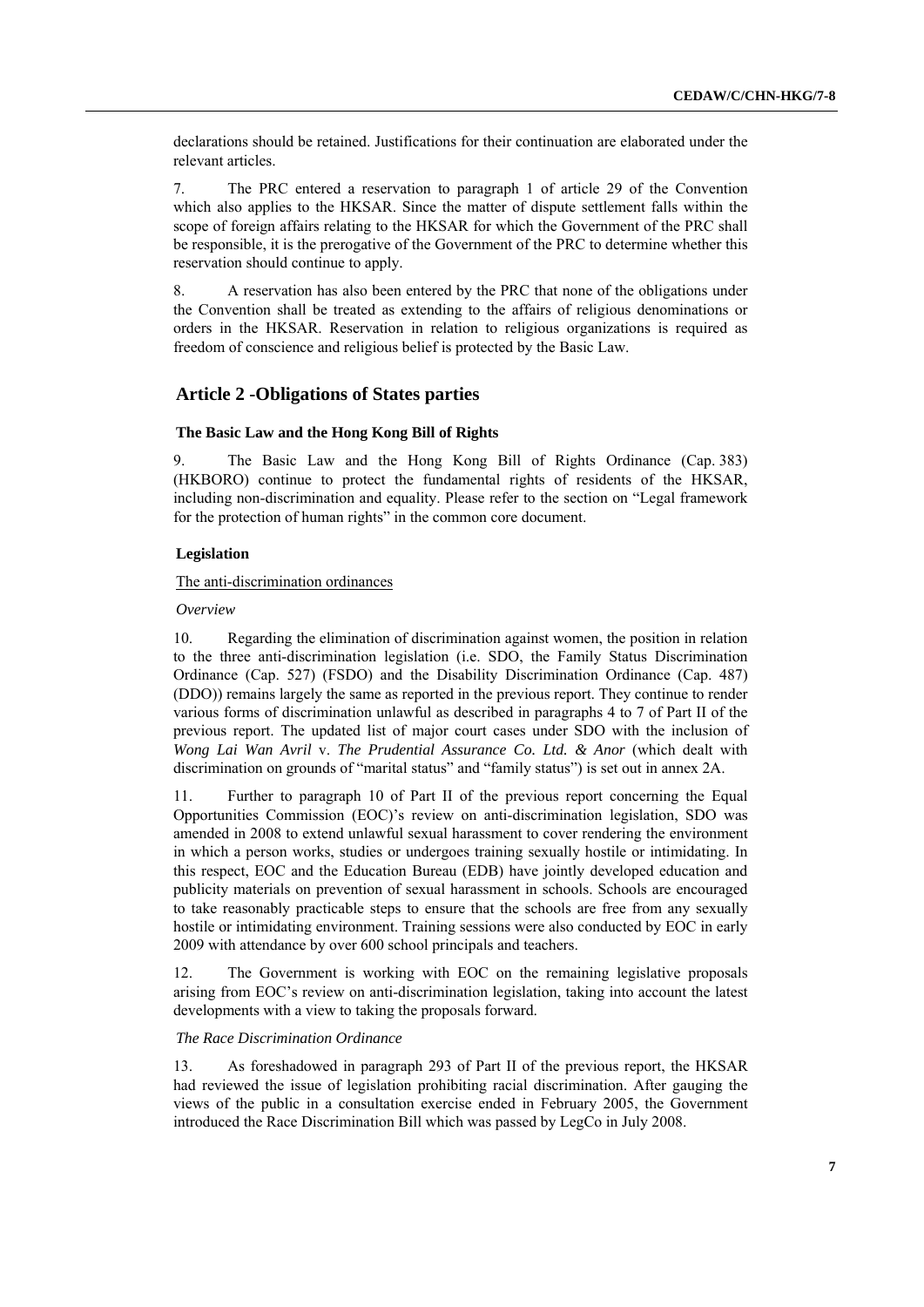declarations should be retained. Justifications for their continuation are elaborated under the relevant articles.

7. The PRC entered a reservation to paragraph 1 of article 29 of the Convention which also applies to the HKSAR. Since the matter of dispute settlement falls within the scope of foreign affairs relating to the HKSAR for which the Government of the PRC shall be responsible, it is the prerogative of the Government of the PRC to determine whether this reservation should continue to apply.

8. A reservation has also been entered by the PRC that none of the obligations under the Convention shall be treated as extending to the affairs of religious denominations or orders in the HKSAR. Reservation in relation to religious organizations is required as freedom of conscience and religious belief is protected by the Basic Law.

## Article 2 -Obligations of States parties

#### The Basic Law and the Hong Kong Bill of Rights

9. The Basic Law and the Hong Kong Bill of Rights Ordinance (Cap. 383) (HKBORO) continue to protect the fundamental rights of residents of the HKSAR, including non-discrimination and equality. Please refer to the section on "Legal framework for the protection of human rights" in the common core document.

#### Legislation

The anti-discrimination ordinances

*Overview*

10. Regarding the elimination of discrimination against women, the position in relation to the three anti-discrimination legislation (i.e. SDO, the Family Status Discrimination Ordinance (Cap. 527) (FSDO) and the Disability Discrimination Ordinance (Cap. 487) (DDO)) remains largely the same as reported in the previous report. They continue to render various forms of discrimination unlawful as described in paragraphs 4 to 7 of Part II of the previous report. The updated list of major court cases under SDO with the inclusion of *Wong Lai Wan Avril* v. *The Prudential Assurance Co. Ltd. & Anor* (which dealt with discrimination on grounds of "marital status" and "family status") is set out in annex 2A.

11. Further to paragraph 10 of Part II of the previous report concerning the Equal Opportunities Commission (EOC)'s review on anti-discrimination legislation, SDO was amended in 2008 to extend unlawful sexual harassment to cover rendering the environment in which a person works, studies or undergoes training sexually hostile or intimidating. In this respect, EOC and the Education Bureau (EDB) have jointly developed education and publicity materials on prevention of sexual harassment in schools. Schools are encouraged to take reasonably practicable steps to ensure that the schools are free from any sexually hostile or intimidating environment. Training sessions were also conducted by EOC in early 2009 with attendance by over 600 school principals and teachers.

12. The Government is working with EOC on the remaining legislative proposals arising from EOC's review on anti-discrimination legislation, taking into account the latest developments with a view to taking the proposals forward.

*The Race Discrimination Ordinance*

13. As foreshadowed in paragraph 293 of Part II of the previous report, the HKSAR had reviewed the issue of legislation prohibiting racial discrimination. After gauging the views of the public in a consultation exercise ended in February 2005, the Government introduced the Race Discrimination Bill which was passed by LegCo in July 2008.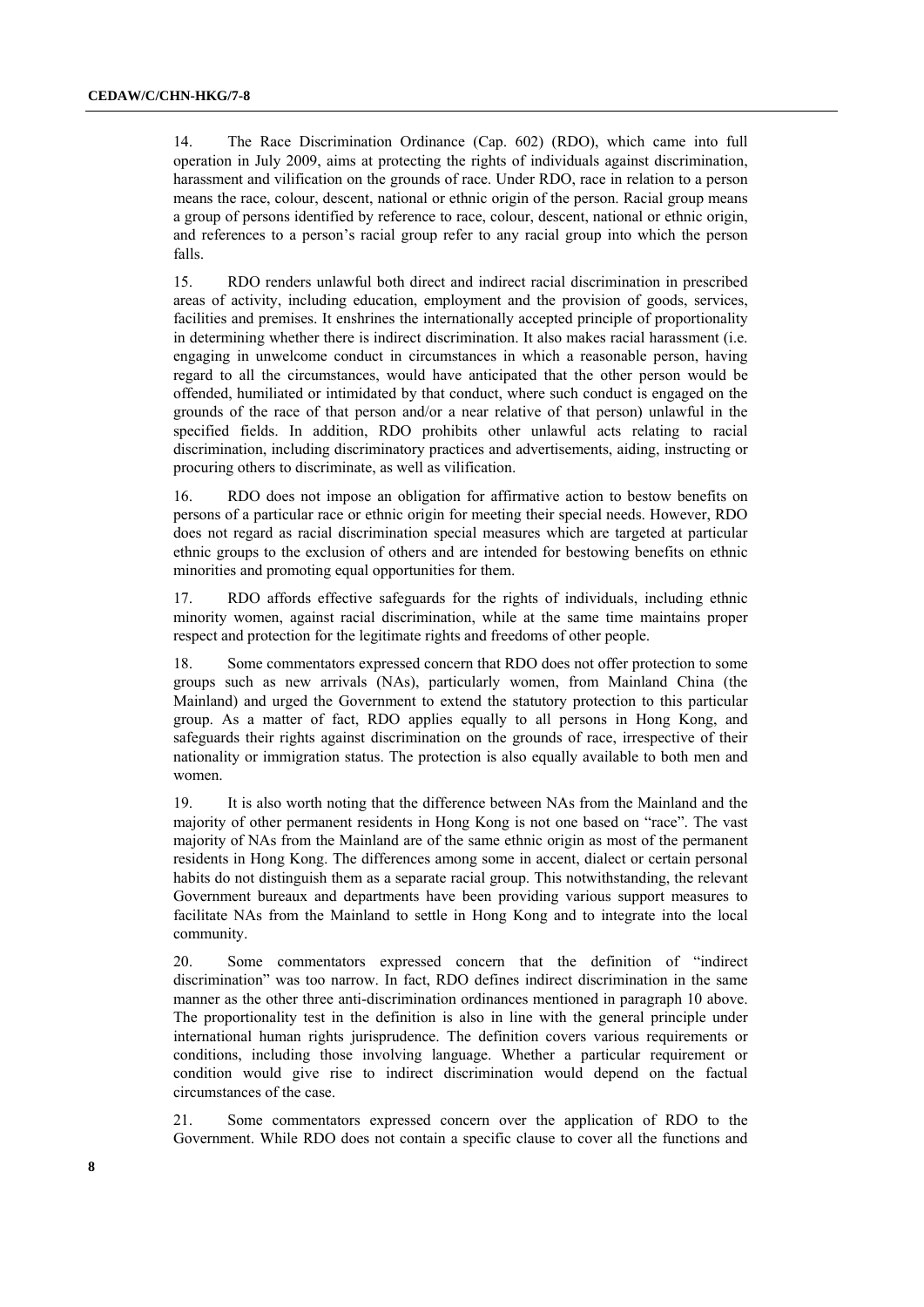14. The Race Discrimination Ordinance (Cap. 602) (RDO), which came into full operation in July 2009, aims at protecting the rights of individuals against discrimination, harassment and vilification on the grounds of race. Under RDO, race in relation to a person means the race, colour, descent, national or ethnic origin of the person. Racial group means a group of persons identified by reference to race, colour, descent, national or ethnic origin, and references to a person's racial group refer to any racial group into which the person falls.

15. RDO renders unlawful both direct and indirect racial discrimination in prescribed areas of activity, including education, employment and the provision of goods, services, facilities and premises. It enshrines the internationally accepted principle of proportionality in determining whether there is indirect discrimination. It also makes racial harassment (i.e. engaging in unwelcome conduct in circumstances in which a reasonable person, having regard to all the circumstances, would have anticipated that the other person would be offended, humiliated or intimidated by that conduct, where such conduct is engaged on the grounds of the race of that person and/or a near relative of that person) unlawful in the specified fields. In addition, RDO prohibits other unlawful acts relating to racial discrimination, including discriminatory practices and advertisements, aiding, instructing or procuring others to discriminate, as well as vilification.

16. RDO does not impose an obligation for affirmative action to bestow benefits on persons of a particular race or ethnic origin for meeting their special needs. However, RDO does not regard as racial discrimination special measures which are targeted at particular ethnic groups to the exclusion of others and are intended for bestowing benefits on ethnic minorities and promoting equal opportunities for them.

17. RDO affords effective safeguards for the rights of individuals, including ethnic minority women, against racial discrimination, while at the same time maintains proper respect and protection for the legitimate rights and freedoms of other people.

18. Some commentators expressed concern that RDO does not offer protection to some groups such as new arrivals (NAs), particularly women, from Mainland China (the Mainland) and urged the Government to extend the statutory protection to this particular group. As a matter of fact, RDO applies equally to all persons in Hong Kong, and safeguards their rights against discrimination on the grounds of race, irrespective of their nationality or immigration status. The protection is also equally available to both men and women.

19. It is also worth noting that the difference between NAs from the Mainland and the majority of other permanent residents in Hong Kong is not one based on "race". The vast majority of NAs from the Mainland are of the same ethnic origin as most of the permanent residents in Hong Kong. The differences among some in accent, dialect or certain personal habits do not distinguish them as a separate racial group. This notwithstanding, the relevant Government bureaux and departments have been providing various support measures to facilitate NAs from the Mainland to settle in Hong Kong and to integrate into the local community.

20. Some commentators expressed concern that the definition of "indirect discrimination" was too narrow. In fact, RDO defines indirect discrimination in the same manner as the other three anti-discrimination ordinances mentioned in paragraph 10 above. The proportionality test in the definition is also in line with the general principle under international human rights jurisprudence. The definition covers various requirements or conditions, including those involving language. Whether a particular requirement or condition would give rise to indirect discrimination would depend on the factual circumstances of the case.

21. Some commentators expressed concern over the application of RDO to the Government. While RDO does not contain a specific clause to cover all the functions and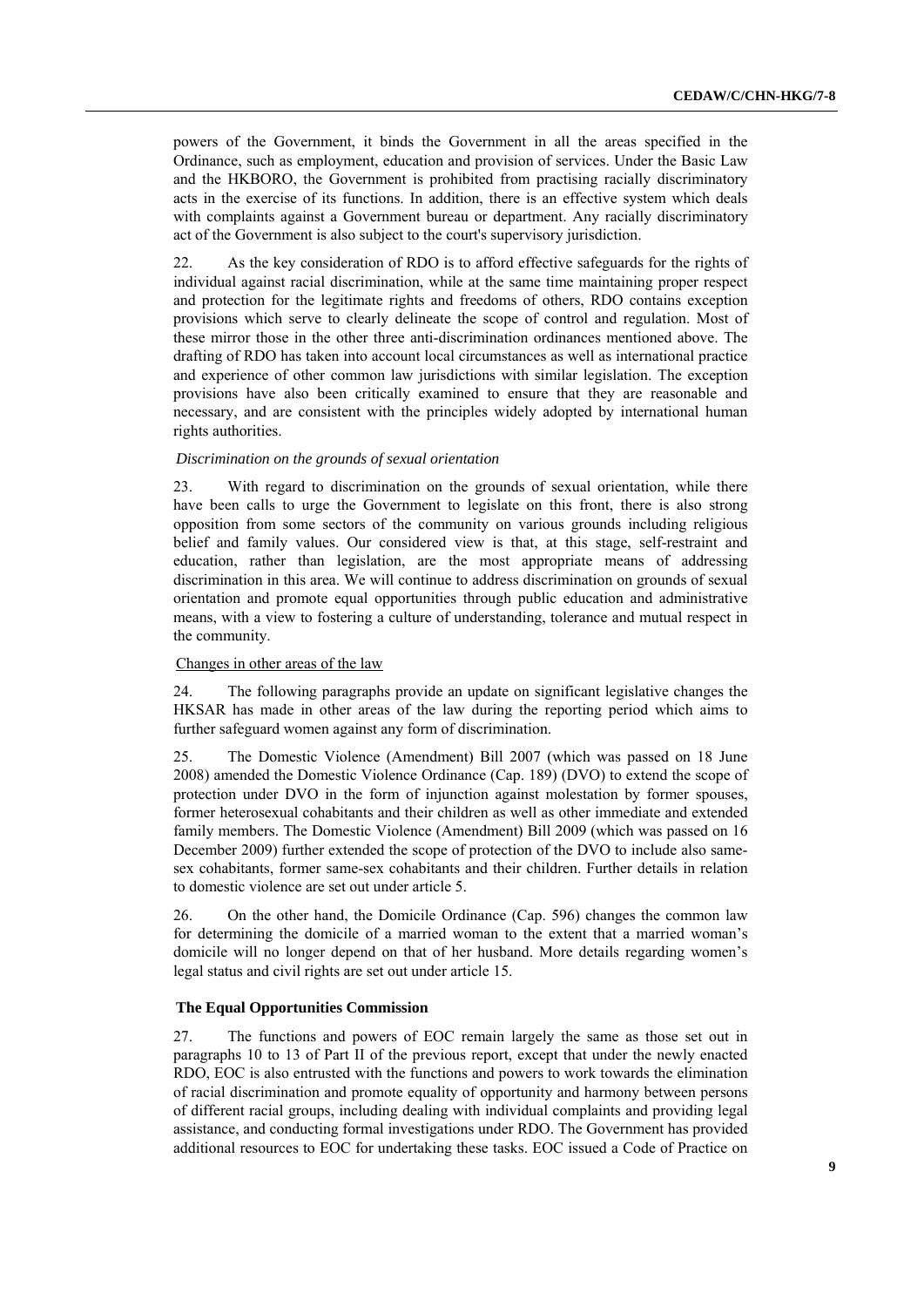powers of the Government, it binds the Government in all the areas specified in the Ordinance, such as employment, education and provision of services. Under the Basic Law and the HKBORO, the Government is prohibited from practising racially discriminatory acts in the exercise of its functions. In addition, there is an effective system which deals with complaints against a Government bureau or department. Any racially discriminatory act of the Government is also subject to the court's supervisory jurisdiction.

22. As the key consideration of RDO is to afford effective safeguards for the rights of individual against racial discrimination, while at the same time maintaining proper respect and protection for the legitimate rights and freedoms of others, RDO contains exception provisions which serve to clearly delineate the scope of control and regulation. Most of these mirror those in the other three anti-discrimination ordinances mentioned above. The drafting of RDO has taken into account local circumstances as well as international practice and experience of other common law jurisdictions with similar legislation. The exception provisions have also been critically examined to ensure that they are reasonable and necessary, and are consistent with the principles widely adopted by international human rights authorities.

*Discrimination on the grounds of sexual orientation*

23. With regard to discrimination on the grounds of sexual orientation, while there have been calls to urge the Government to legislate on this front, there is also strong opposition from some sectors of the community on various grounds including religious belief and family values. Our considered view is that, at this stage, self-restraint and education, rather than legislation, are the most appropriate means of addressing discrimination in this area. We will continue to address discrimination on grounds of sexual orientation and promote equal opportunities through public education and administrative means, with a view to fostering a culture of understanding, tolerance and mutual respect in the community.

Changes in other areas of the law

24. The following paragraphs provide an update on significant legislative changes the HKSAR has made in other areas of the law during the reporting period which aims to further safeguard women against any form of discrimination.

25. The Domestic Violence (Amendment) Bill 2007 (which was passed on 18 June 2008) amended the Domestic Violence Ordinance (Cap. 189) (DVO) to extend the scope of protection under DVO in the form of injunction against molestation by former spouses, former heterosexual cohabitants and their children as well as other immediate and extended family members. The Domestic Violence (Amendment) Bill 2009 (which was passed on 16 December 2009) further extended the scope of protection of the DVO to include also same-sex cohabitants, former same-sex cohabitants and their children. Further details in relation to domestic violence are set out under article 5.

26. On the other hand, the Domicile Ordinance (Cap. 596) changes the common law for determining the domicile of a married woman to the extent that a married woman's domicile will no longer depend on that of her husband. More details regarding women's legal status and civil rights are set out under article 15.

**The Equal Opportunities Commission**

27. The functions and powers of EOC remain largely the same as those set out in paragraphs 10 to 13 of Part II of the previous report, except that under the newly enacted RDO, EOC is also entrusted with the functions and powers to work towards the elimination of racial discrimination and promote equality of opportunity and harmony between persons of different racial groups, including dealing with individual complaints and providing legal assistance, and conducting formal investigations under RDO. The Government has provided additional resources to EOC for undertaking these tasks. EOC issued a Code of Practice on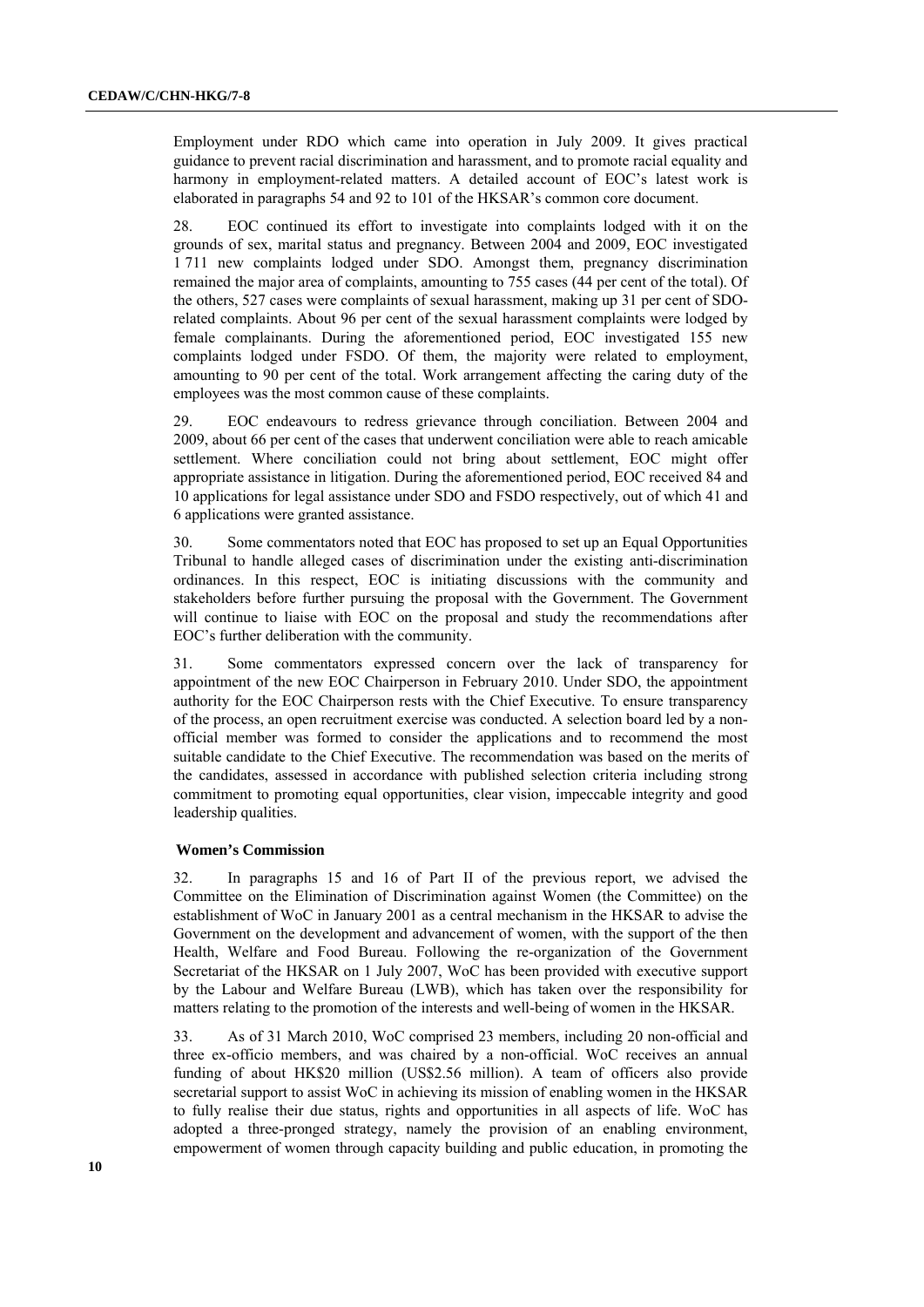Employment under RDO which came into operation in July 2009. It gives practical guidance to prevent racial discrimination and harassment, and to promote racial equality and harmony in employment-related matters. A detailed account of EOC's latest work is elaborated in paragraphs 54 and 92 to 101 of the HKSAR's common core document.

28. EOC continued its effort to investigate into complaints lodged with it on the grounds of sex, marital status and pregnancy. Between 2004 and 2009, EOC investigated 1 711 new complaints lodged under SDO. Amongst them, pregnancy discrimination remained the major area of complaints, amounting to 755 cases (44 per cent of the total). Of the others, 527 cases were complaints of sexual harassment, making up 31 per cent of SDO-related complaints. About 96 per cent of the sexual harassment complaints were lodged by female complainants. During the aforementioned period, EOC investigated 155 new complaints lodged under FSDO. Of them, the majority were related to employment, amounting to 90 per cent of the total. Work arrangement affecting the caring duty of the employees was the most common cause of these complaints.

29. EOC endeavours to redress grievance through conciliation. Between 2004 and 2009, about 66 per cent of the cases that underwent conciliation were able to reach amicable settlement. Where conciliation could not bring about settlement, EOC might offer appropriate assistance in litigation. During the aforementioned period, EOC received 84 and 10 applications for legal assistance under SDO and FSDO respectively, out of which 41 and 6 applications were granted assistance.

30. Some commentators noted that EOC has proposed to set up an Equal Opportunities Tribunal to handle alleged cases of discrimination under the existing anti-discrimination ordinances. In this respect, EOC is initiating discussions with the community and stakeholders before further pursuing the proposal with the Government. The Government will continue to liaise with EOC on the proposal and study the recommendations after EOC's further deliberation with the community.

31. Some commentators expressed concern over the lack of transparency for appointment of the new EOC Chairperson in February 2010. Under SDO, the appointment authority for the EOC Chairperson rests with the Chief Executive. To ensure transparency of the process, an open recruitment exercise was conducted. A selection board led by a non-official member was formed to consider the applications and to recommend the most suitable candidate to the Chief Executive. The recommendation was based on the merits of the candidates, assessed in accordance with published selection criteria including strong commitment to promoting equal opportunities, clear vision, impeccable integrity and good leadership qualities.

### Women's Commission

32. In paragraphs 15 and 16 of Part II of the previous report, we advised the Committee on the Elimination of Discrimination against Women (the Committee) on the establishment of WoC in January 2001 as a central mechanism in the HKSAR to advise the Government on the development and advancement of women, with the support of the then Health, Welfare and Food Bureau. Following the re-organization of the Government Secretariat of the HKSAR on 1 July 2007, WoC has been provided with executive support by the Labour and Welfare Bureau (LWB), which has taken over the responsibility for matters relating to the promotion of the interests and well-being of women in the HKSAR.

33. As of 31 March 2010, WoC comprised 23 members, including 20 non-official and three ex-officio members, and was chaired by a non-official. WoC receives an annual funding of about HK$20 million (US$2.56 million). A team of officers also provide secretarial support to assist WoC in achieving its mission of enabling women in the HKSAR to fully realise their due status, rights and opportunities in all aspects of life. WoC has adopted a three-pronged strategy, namely the provision of an enabling environment, empowerment of women through capacity building and public education, in promoting the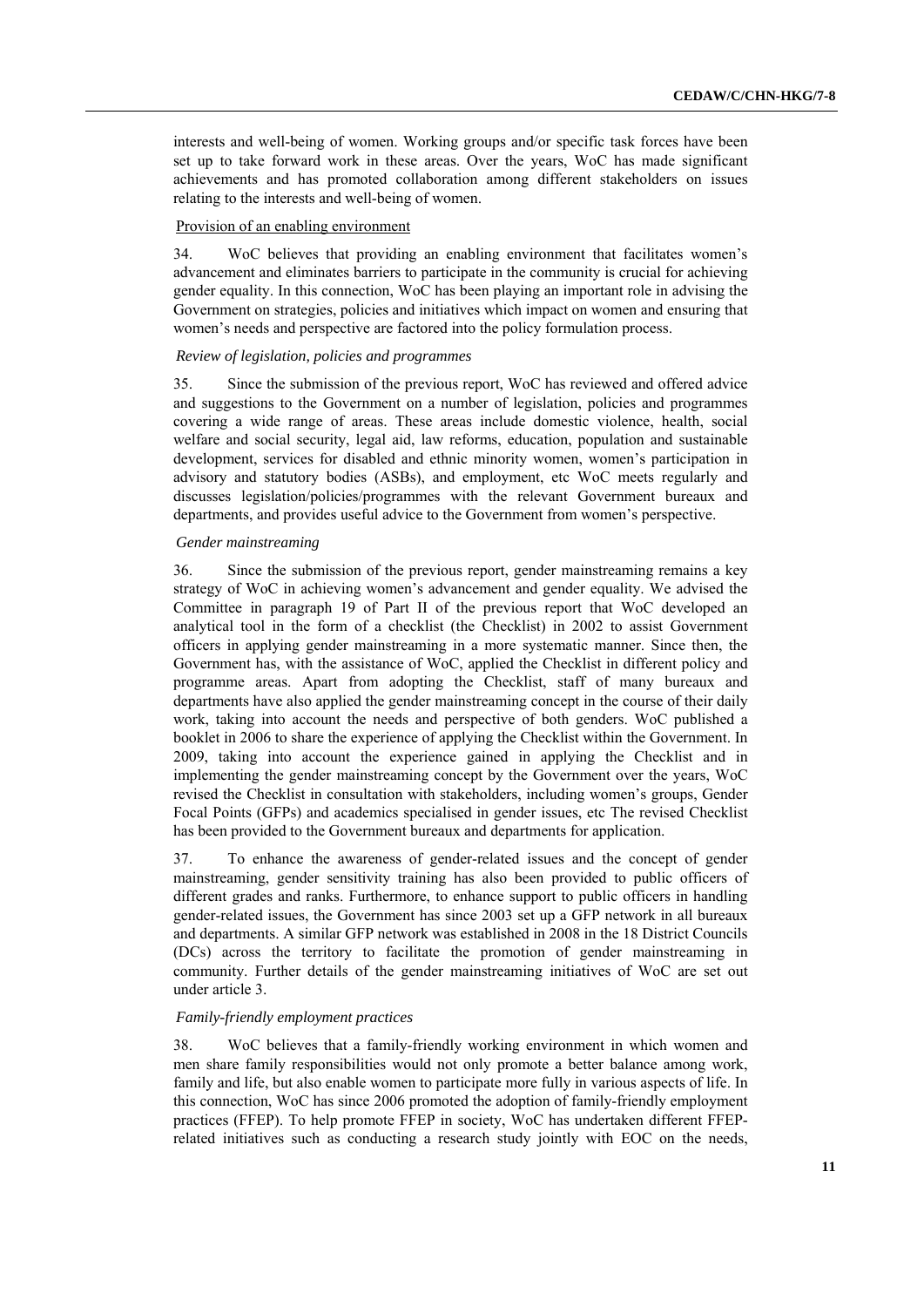interests and well-being of women. Working groups and/or specific task forces have been set up to take forward work in these areas. Over the years, WoC has made significant achievements and has promoted collaboration among different stakeholders on issues relating to the interests and well-being of women.

Provision of an enabling environment

34. WoC believes that providing an enabling environment that facilitates women's advancement and eliminates barriers to participate in the community is crucial for achieving gender equality. In this connection, WoC has been playing an important role in advising the Government on strategies, policies and initiatives which impact on women and ensuring that women's needs and perspective are factored into the policy formulation process.

*Review of legislation, policies and programmes*

35. Since the submission of the previous report, WoC has reviewed and offered advice and suggestions to the Government on a number of legislation, policies and programmes covering a wide range of areas. These areas include domestic violence, health, social welfare and social security, legal aid, law reforms, education, population and sustainable development, services for disabled and ethnic minority women, women's participation in advisory and statutory bodies (ASBs), and employment, etc WoC meets regularly and discusses legislation/policies/programmes with the relevant Government bureaux and departments, and provides useful advice to the Government from women's perspective.

*Gender mainstreaming*

36. Since the submission of the previous report, gender mainstreaming remains a key strategy of WoC in achieving women's advancement and gender equality. We advised the Committee in paragraph 19 of Part II of the previous report that WoC developed an analytical tool in the form of a checklist (the Checklist) in 2002 to assist Government officers in applying gender mainstreaming in a more systematic manner. Since then, the Government has, with the assistance of WoC, applied the Checklist in different policy and programme areas. Apart from adopting the Checklist, staff of many bureaux and departments have also applied the gender mainstreaming concept in the course of their daily work, taking into account the needs and perspective of both genders. WoC published a booklet in 2006 to share the experience of applying the Checklist within the Government. In 2009, taking into account the experience gained in applying the Checklist and in implementing the gender mainstreaming concept by the Government over the years, WoC revised the Checklist in consultation with stakeholders, including women's groups, Gender Focal Points (GFPs) and academics specialised in gender issues, etc The revised Checklist has been provided to the Government bureaux and departments for application.

37. To enhance the awareness of gender-related issues and the concept of gender mainstreaming, gender sensitivity training has also been provided to public officers of different grades and ranks. Furthermore, to enhance support to public officers in handling gender-related issues, the Government has since 2003 set up a GFP network in all bureaux and departments. A similar GFP network was established in 2008 in the 18 District Councils (DCs) across the territory to facilitate the promotion of gender mainstreaming in community. Further details of the gender mainstreaming initiatives of WoC are set out under article 3.

*Family-friendly employment practices*

38. WoC believes that a family-friendly working environment in which women and men share family responsibilities would not only promote a better balance among work, family and life, but also enable women to participate more fully in various aspects of life. In this connection, WoC has since 2006 promoted the adoption of family-friendly employment practices (FFEP). To help promote FFEP in society, WoC has undertaken different FFEP-related initiatives such as conducting a research study jointly with EOC on the needs,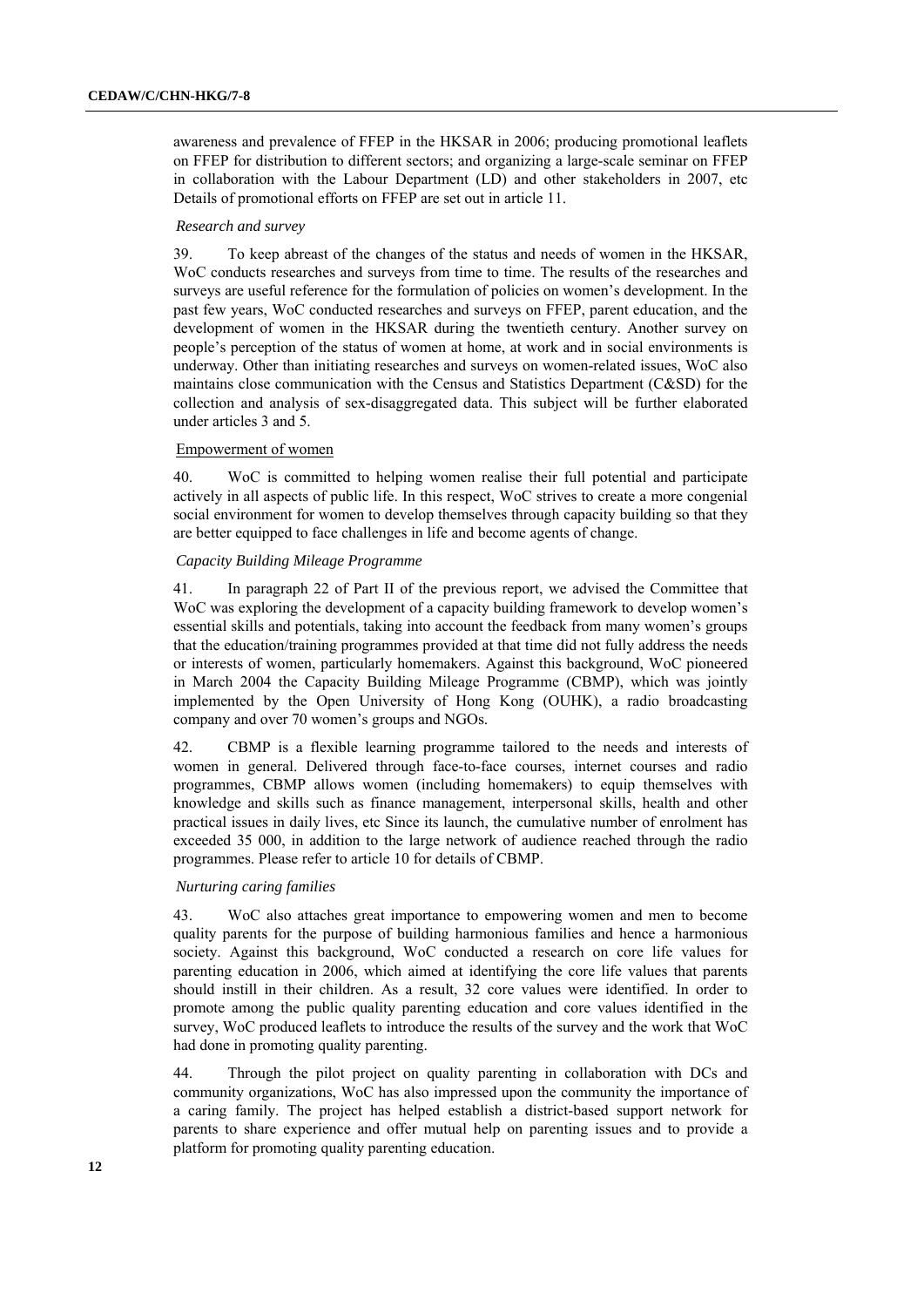awareness and prevalence of FFEP in the HKSAR in 2006; producing promotional leaflets on FFEP for distribution to different sectors; and organizing a large-scale seminar on FFEP in collaboration with the Labour Department (LD) and other stakeholders in 2007, etc Details of promotional efforts on FFEP are set out in article 11.

*Research and survey*

39. To keep abreast of the changes of the status and needs of women in the HKSAR, WoC conducts researches and surveys from time to time. The results of the researches and surveys are useful reference for the formulation of policies on women's development. In the past few years, WoC conducted researches and surveys on FFEP, parent education, and the development of women in the HKSAR during the twentieth century. Another survey on people's perception of the status of women at home, at work and in social environments is underway. Other than initiating researches and surveys on women-related issues, WoC also maintains close communication with the Census and Statistics Department (C&SD) for the collection and analysis of sex-disaggregated data. This subject will be further elaborated under articles 3 and 5.

Empowerment of women

40. WoC is committed to helping women realise their full potential and participate actively in all aspects of public life. In this respect, WoC strives to create a more congenial social environment for women to develop themselves through capacity building so that they are better equipped to face challenges in life and become agents of change.

*Capacity Building Mileage Programme*

41. In paragraph 22 of Part II of the previous report, we advised the Committee that WoC was exploring the development of a capacity building framework to develop women's essential skills and potentials, taking into account the feedback from many women's groups that the education/training programmes provided at that time did not fully address the needs or interests of women, particularly homemakers. Against this background, WoC pioneered in March 2004 the Capacity Building Mileage Programme (CBMP), which was jointly implemented by the Open University of Hong Kong (OUHK), a radio broadcasting company and over 70 women's groups and NGOs.

42. CBMP is a flexible learning programme tailored to the needs and interests of women in general. Delivered through face-to-face courses, internet courses and radio programmes, CBMP allows women (including homemakers) to equip themselves with knowledge and skills such as finance management, interpersonal skills, health and other practical issues in daily lives, etc Since its launch, the cumulative number of enrolment has exceeded 35 000, in addition to the large network of audience reached through the radio programmes. Please refer to article 10 for details of CBMP.

*Nurturing caring families*

43. WoC also attaches great importance to empowering women and men to become quality parents for the purpose of building harmonious families and hence a harmonious society. Against this background, WoC conducted a research on core life values for parenting education in 2006, which aimed at identifying the core life values that parents should instill in their children. As a result, 32 core values were identified. In order to promote among the public quality parenting education and core values identified in the survey, WoC produced leaflets to introduce the results of the survey and the work that WoC had done in promoting quality parenting.

44. Through the pilot project on quality parenting in collaboration with DCs and community organizations, WoC has also impressed upon the community the importance of a caring family. The project has helped establish a district-based support network for parents to share experience and offer mutual help on parenting issues and to provide a platform for promoting quality parenting education.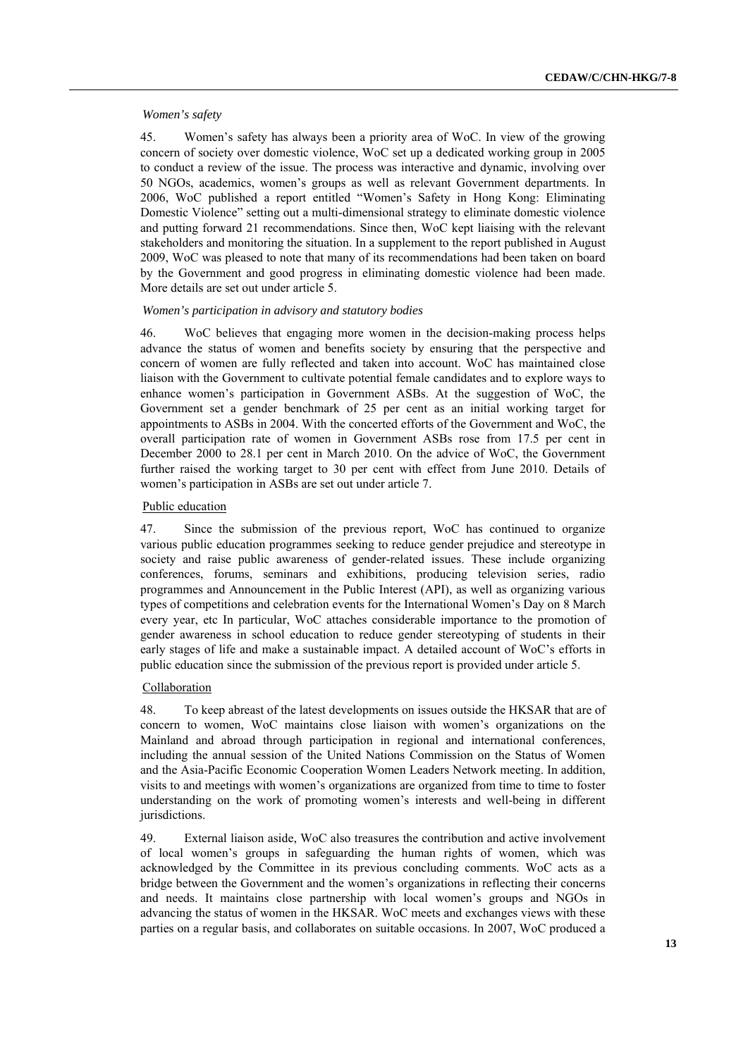*Women's safety*

45. Women's safety has always been a priority area of WoC. In view of the growing concern of society over domestic violence, WoC set up a dedicated working group in 2005 to conduct a review of the issue. The process was interactive and dynamic, involving over 50 NGOs, academics, women's groups as well as relevant Government departments. In 2006, WoC published a report entitled "Women's Safety in Hong Kong: Eliminating Domestic Violence" setting out a multi-dimensional strategy to eliminate domestic violence and putting forward 21 recommendations. Since then, WoC kept liaising with the relevant stakeholders and monitoring the situation. In a supplement to the report published in August 2009, WoC was pleased to note that many of its recommendations had been taken on board by the Government and good progress in eliminating domestic violence had been made. More details are set out under article 5.

*Women's participation in advisory and statutory bodies*

46. WoC believes that engaging more women in the decision-making process helps advance the status of women and benefits society by ensuring that the perspective and concern of women are fully reflected and taken into account. WoC has maintained close liaison with the Government to cultivate potential female candidates and to explore ways to enhance women's participation in Government ASBs. At the suggestion of WoC, the Government set a gender benchmark of 25 per cent as an initial working target for appointments to ASBs in 2004. With the concerted efforts of the Government and WoC, the overall participation rate of women in Government ASBs rose from 17.5 per cent in December 2000 to 28.1 per cent in March 2010. On the advice of WoC, the Government further raised the working target to 30 per cent with effect from June 2010. Details of women's participation in ASBs are set out under article 7.

<u>Public education</u>

47. Since the submission of the previous report, WoC has continued to organize various public education programmes seeking to reduce gender prejudice and stereotype in society and raise public awareness of gender-related issues. These include organizing conferences, forums, seminars and exhibitions, producing television series, radio programmes and Announcement in the Public Interest (API), as well as organizing various types of competitions and celebration events for the International Women's Day on 8 March every year, etc In particular, WoC attaches considerable importance to the promotion of gender awareness in school education to reduce gender stereotyping of students in their early stages of life and make a sustainable impact. A detailed account of WoC's efforts in public education since the submission of the previous report is provided under article 5.

<u>Collaboration</u>

48. To keep abreast of the latest developments on issues outside the HKSAR that are of concern to women, WoC maintains close liaison with women's organizations on the Mainland and abroad through participation in regional and international conferences, including the annual session of the United Nations Commission on the Status of Women and the Asia-Pacific Economic Cooperation Women Leaders Network meeting. In addition, visits to and meetings with women's organizations are organized from time to time to foster understanding on the work of promoting women's interests and well-being in different jurisdictions.

49. External liaison aside, WoC also treasures the contribution and active involvement of local women's groups in safeguarding the human rights of women, which was acknowledged by the Committee in its previous concluding comments. WoC acts as a bridge between the Government and the women's organizations in reflecting their concerns and needs. It maintains close partnership with local women's groups and NGOs in advancing the status of women in the HKSAR. WoC meets and exchanges views with these parties on a regular basis, and collaborates on suitable occasions. In 2007, WoC produced a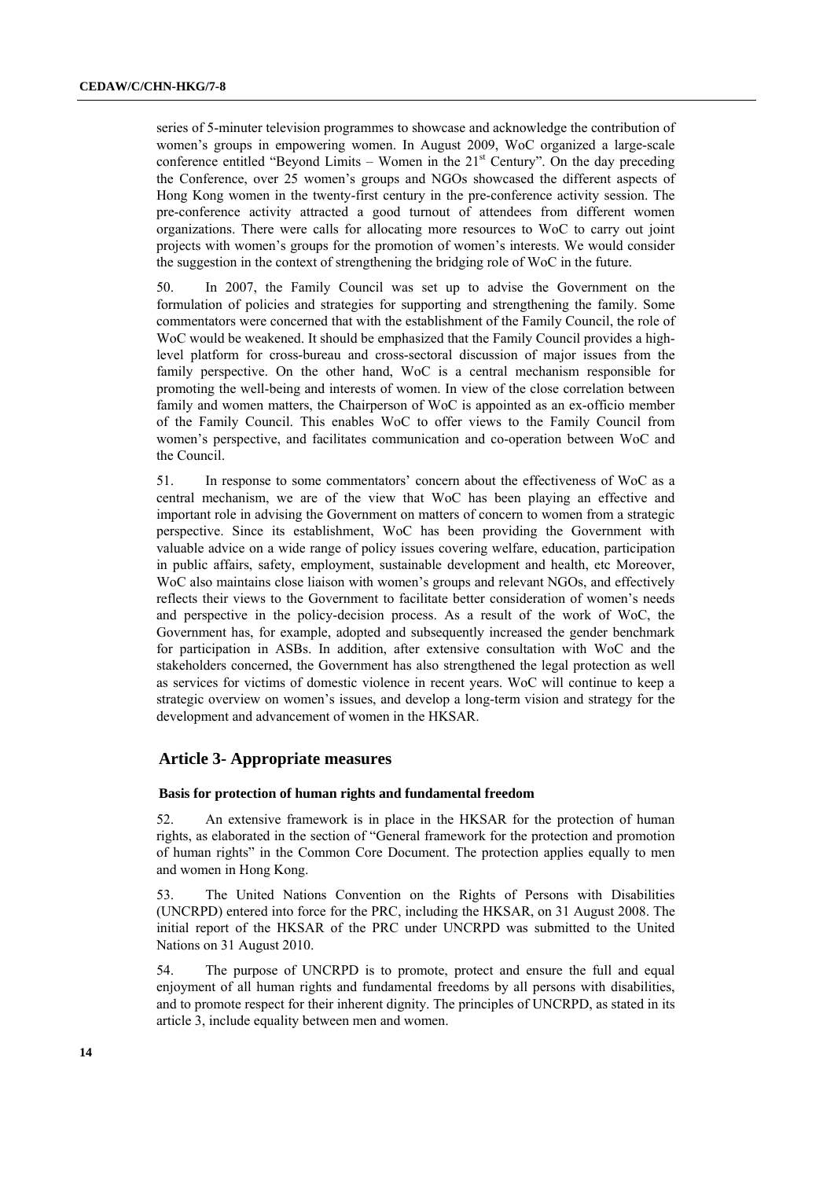series of 5-minute television programmes to showcase and acknowledge the contribution of women's groups in empowering women. In August 2009, WoC organized a large-scale conference entitled "Beyond Limits – Women in the 21st Century". On the day preceding the Conference, over 25 women's groups and NGOs showcased the different aspects of Hong Kong women in the twenty-first century in the pre-conference activity session. The pre-conference activity attracted a good turnout of attendees from different women organizations. There were calls for allocating more resources to WoC to carry out joint projects with women's groups for the promotion of women's interests. We would consider the suggestion in the context of strengthening the bridging role of WoC in the future.

50. In 2007, the Family Council was set up to advise the Government on the formulation of policies and strategies for supporting and strengthening the family. Some commentators were concerned that with the establishment of the Family Council, the role of WoC would be weakened. It should be emphasized that the Family Council provides a high-level platform for cross-bureau and cross-sectoral discussion of major issues from the family perspective. On the other hand, WoC is a central mechanism responsible for promoting the well-being and interests of women. In view of the close correlation between family and women matters, the Chairperson of WoC is appointed as an ex-officio member of the Family Council. This enables WoC to offer views to the Family Council from women's perspective, and facilitates communication and co-operation between WoC and the Council.

51. In response to some commentators' concern about the effectiveness of WoC as a central mechanism, we are of the view that WoC has been playing an effective and important role in advising the Government on matters of concern to women from a strategic perspective. Since its establishment, WoC has been providing the Government with valuable advice on a wide range of policy issues covering welfare, education, participation in public affairs, safety, employment, sustainable development and health, etc Moreover, WoC also maintains close liaison with women's groups and relevant NGOs, and effectively reflects their views to the Government to facilitate better consideration of women's needs and perspective in the policy-decision process. As a result of the work of WoC, the Government has, for example, adopted and subsequently increased the gender benchmark for participation in ASBs. In addition, after extensive consultation with WoC and the stakeholders concerned, the Government has also strengthened the legal protection as well as services for victims of domestic violence in recent years. WoC will continue to keep a strategic overview on women's issues, and develop a long-term vision and strategy for the development and advancement of women in the HKSAR.

## Article 3- Appropriate measures

### Basis for protection of human rights and fundamental freedom

52. An extensive framework is in place in the HKSAR for the protection of human rights, as elaborated in the section of "General framework for the protection and promotion of human rights" in the Common Core Document. The protection applies equally to men and women in Hong Kong.

53. The United Nations Convention on the Rights of Persons with Disabilities (UNCRPD) entered into force for the PRC, including the HKSAR, on 31 August 2008. The initial report of the HKSAR of the PRC under UNCRPD was submitted to the United Nations on 31 August 2010.

54. The purpose of UNCRPD is to promote, protect and ensure the full and equal enjoyment of all human rights and fundamental freedoms by all persons with disabilities, and to promote respect for their inherent dignity. The principles of UNCRPD, as stated in its article 3, include equality between men and women.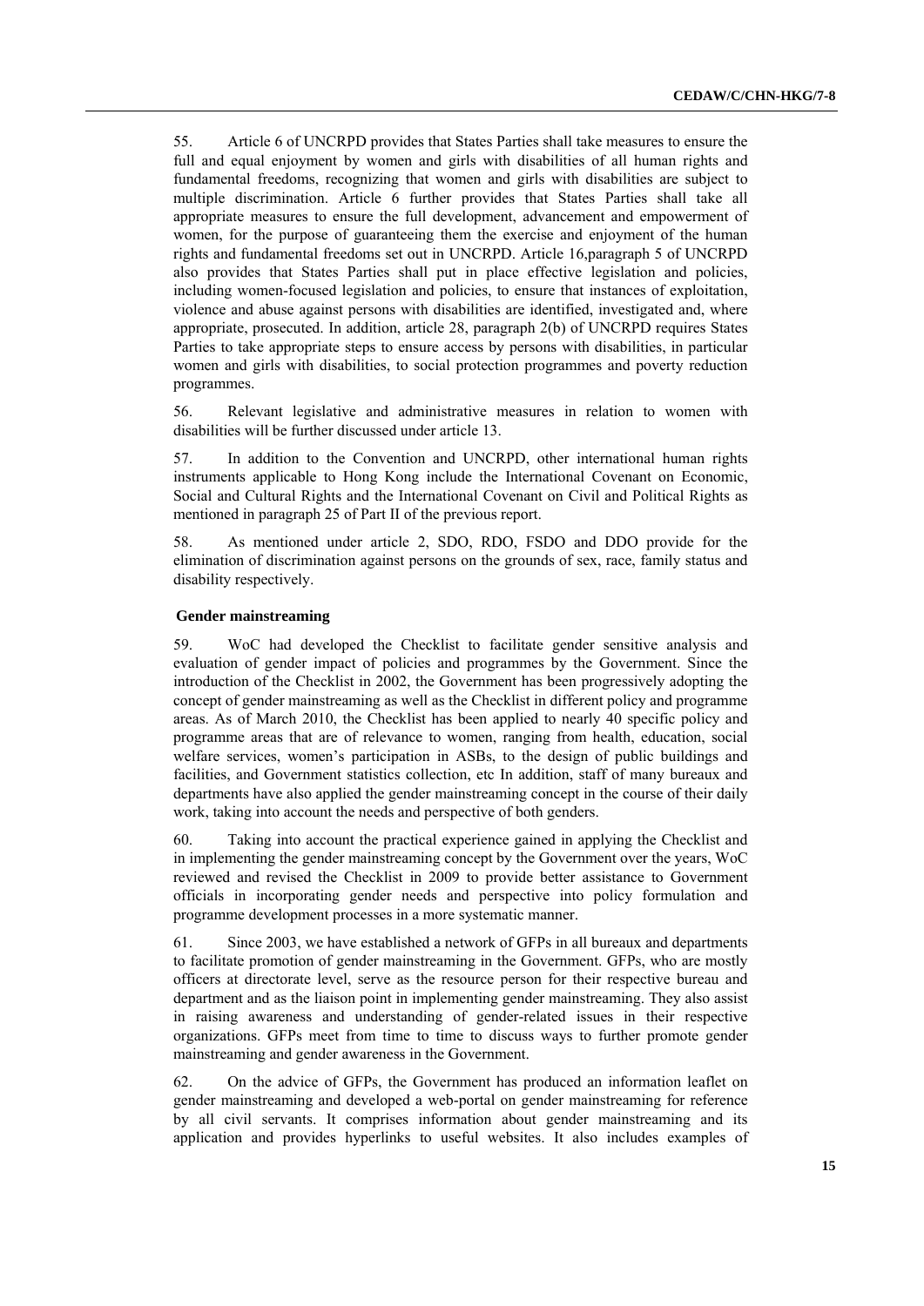55. Article 6 of UNCRPD provides that States Parties shall take measures to ensure the full and equal enjoyment by women and girls with disabilities of all human rights and fundamental freedoms, recognizing that women and girls with disabilities are subject to multiple discrimination. Article 6 further provides that States Parties shall take all appropriate measures to ensure the full development, advancement and empowerment of women, for the purpose of guaranteeing them the exercise and enjoyment of the human rights and fundamental freedoms set out in UNCRPD. Article 16,paragraph 5 of UNCRPD also provides that States Parties shall put in place effective legislation and policies, including women-focused legislation and policies, to ensure that instances of exploitation, violence and abuse against persons with disabilities are identified, investigated and, where appropriate, prosecuted. In addition, article 28, paragraph 2(b) of UNCRPD requires States Parties to take appropriate steps to ensure access by persons with disabilities, in particular women and girls with disabilities, to social protection programmes and poverty reduction programmes.

56. Relevant legislative and administrative measures in relation to women with disabilities will be further discussed under article 13.

57. In addition to the Convention and UNCRPD, other international human rights instruments applicable to Hong Kong include the International Covenant on Economic, Social and Cultural Rights and the International Covenant on Civil and Political Rights as mentioned in paragraph 25 of Part II of the previous report.

58. As mentioned under article 2, SDO, RDO, FSDO and DDO provide for the elimination of discrimination against persons on the grounds of sex, race, family status and disability respectively.

**Gender mainstreaming**

59. WoC had developed the Checklist to facilitate gender sensitive analysis and evaluation of gender impact of policies and programmes by the Government. Since the introduction of the Checklist in 2002, the Government has been progressively adopting the concept of gender mainstreaming as well as the Checklist in different policy and programme areas. As of March 2010, the Checklist has been applied to nearly 40 specific policy and programme areas that are of relevance to women, ranging from health, education, social welfare services, women's participation in ASBs, to the design of public buildings and facilities, and Government statistics collection, etc In addition, staff of many bureaux and departments have also applied the gender mainstreaming concept in the course of their daily work, taking into account the needs and perspective of both genders.

60. Taking into account the practical experience gained in applying the Checklist and in implementing the gender mainstreaming concept by the Government over the years, WoC reviewed and revised the Checklist in 2009 to provide better assistance to Government officials in incorporating gender needs and perspective into policy formulation and programme development processes in a more systematic manner.

61. Since 2003, we have established a network of GFPs in all bureaux and departments to facilitate promotion of gender mainstreaming in the Government. GFPs, who are mostly officers at directorate level, serve as the resource person for their respective bureau and department and as the liaison point in implementing gender mainstreaming. They also assist in raising awareness and understanding of gender-related issues in their respective organizations. GFPs meet from time to time to discuss ways to further promote gender mainstreaming and gender awareness in the Government.

62. On the advice of GFPs, the Government has produced an information leaflet on gender mainstreaming and developed a web-portal on gender mainstreaming for reference by all civil servants. It comprises information about gender mainstreaming and its application and provides hyperlinks to useful websites. It also includes examples of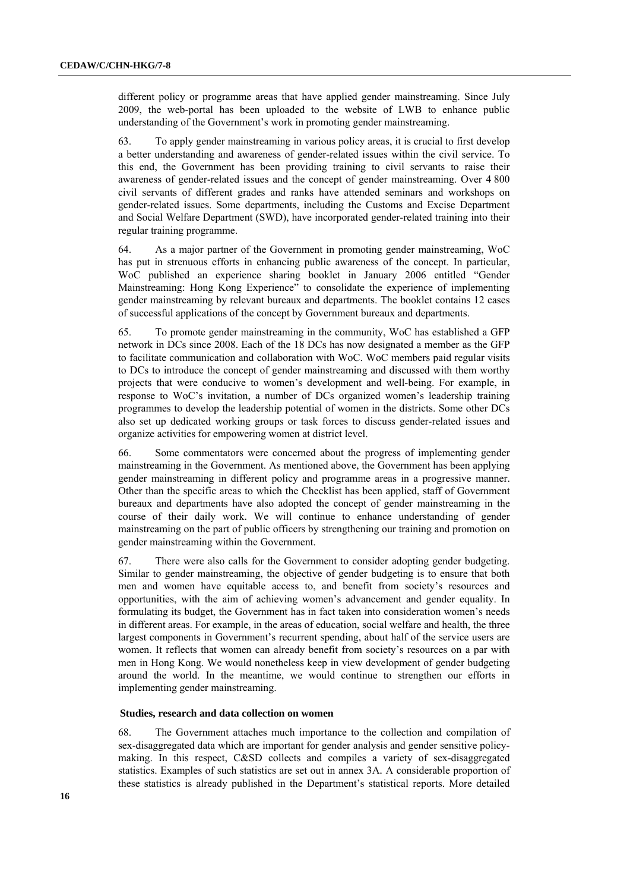different policy or programme areas that have applied gender mainstreaming. Since July 2009, the web-portal has been uploaded to the website of LWB to enhance public understanding of the Government's work in promoting gender mainstreaming.

63. To apply gender mainstreaming in various policy areas, it is crucial to first develop a better understanding and awareness of gender-related issues within the civil service. To this end, the Government has been providing training to civil servants to raise their awareness of gender-related issues and the concept of gender mainstreaming. Over 4 800 civil servants of different grades and ranks have attended seminars and workshops on gender-related issues. Some departments, including the Customs and Excise Department and Social Welfare Department (SWD), have incorporated gender-related training into their regular training programme.

64. As a major partner of the Government in promoting gender mainstreaming, WoC has put in strenuous efforts in enhancing public awareness of the concept. In particular, WoC published an experience sharing booklet in January 2006 entitled "Gender Mainstreaming: Hong Kong Experience" to consolidate the experience of implementing gender mainstreaming by relevant bureaux and departments. The booklet contains 12 cases of successful applications of the concept by Government bureaux and departments.

65. To promote gender mainstreaming in the community, WoC has established a GFP network in DCs since 2008. Each of the 18 DCs has now designated a member as the GFP to facilitate communication and collaboration with WoC. WoC members paid regular visits to DCs to introduce the concept of gender mainstreaming and discussed with them worthy projects that were conducive to women's development and well-being. For example, in response to WoC's invitation, a number of DCs organized women's leadership training programmes to develop the leadership potential of women in the districts. Some other DCs also set up dedicated working groups or task forces to discuss gender-related issues and organize activities for empowering women at district level.

66. Some commentators were concerned about the progress of implementing gender mainstreaming in the Government. As mentioned above, the Government has been applying gender mainstreaming in different policy and programme areas in a progressive manner. Other than the specific areas to which the Checklist has been applied, staff of Government bureaux and departments have also adopted the concept of gender mainstreaming in the course of their daily work. We will continue to enhance understanding of gender mainstreaming on the part of public officers by strengthening our training and promotion on gender mainstreaming within the Government.

67. There were also calls for the Government to consider adopting gender budgeting. Similar to gender mainstreaming, the objective of gender budgeting is to ensure that both men and women have equitable access to, and benefit from society's resources and opportunities, with the aim of achieving women's advancement and gender equality. In formulating its budget, the Government has in fact taken into consideration women's needs in different areas. For example, in the areas of education, social welfare and health, the three largest components in Government's recurrent spending, about half of the service users are women. It reflects that women can already benefit from society's resources on a par with men in Hong Kong. We would nonetheless keep in view development of gender budgeting around the world. In the meantime, we would continue to strengthen our efforts in implementing gender mainstreaming.

### Studies, research and data collection on women

68. The Government attaches much importance to the collection and compilation of sex-disaggregated data which are important for gender analysis and gender sensitive policy-making. In this respect, C&SD collects and compiles a variety of sex-disaggregated statistics. Examples of such statistics are set out in annex 3A. A considerable proportion of these statistics is already published in the Department's statistical reports. More detailed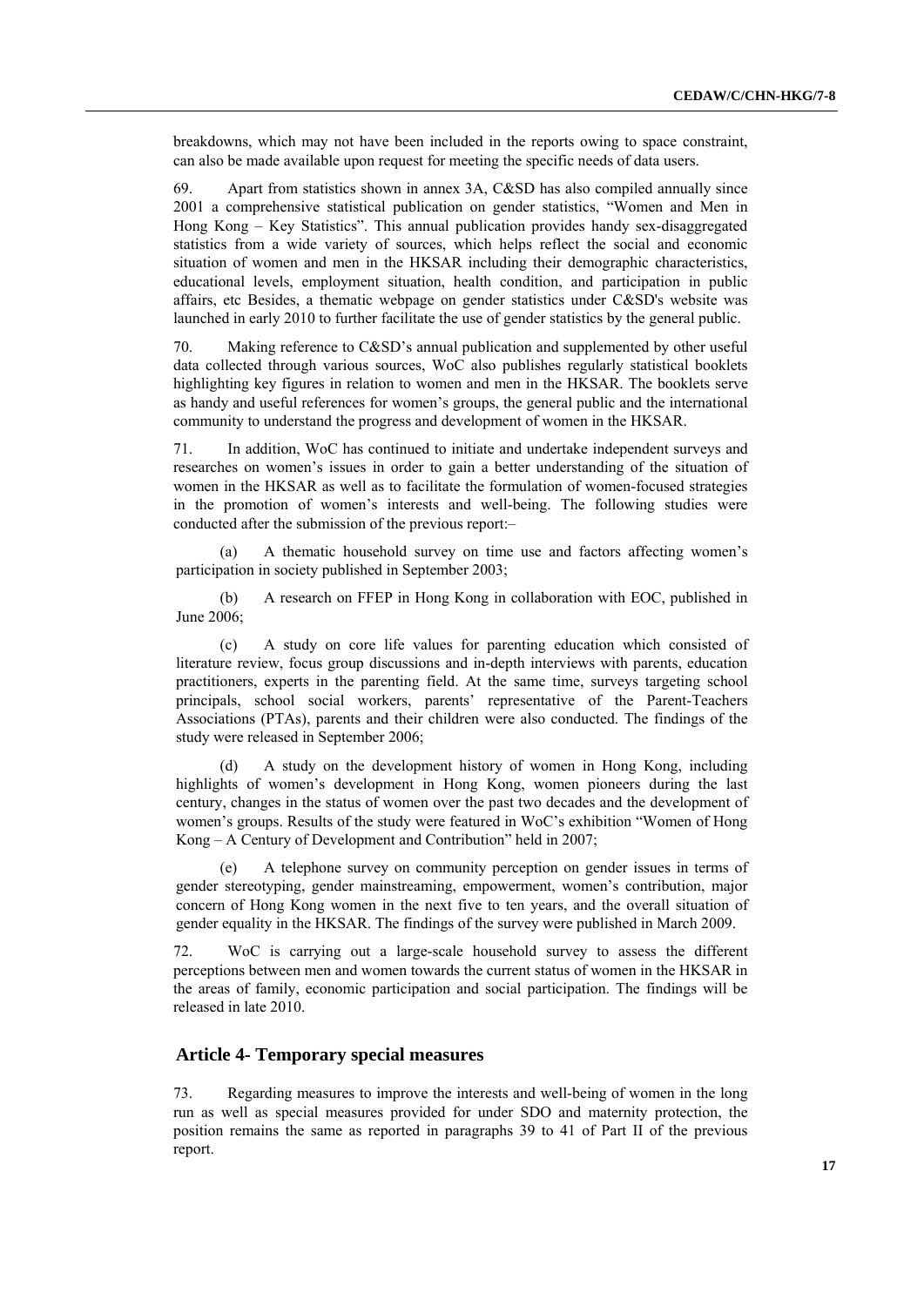breakdowns, which may not have been included in the reports owing to space constraint, can also be made available upon request for meeting the specific needs of data users.

69. Apart from statistics shown in annex 3A, C&SD has also compiled annually since 2001 a comprehensive statistical publication on gender statistics, "Women and Men in Hong Kong – Key Statistics". This annual publication provides handy sex-disaggregated statistics from a wide variety of sources, which helps reflect the social and economic situation of women and men in the HKSAR including their demographic characteristics, educational levels, employment situation, health condition, and participation in public affairs, etc Besides, a thematic webpage on gender statistics under C&SD's website was launched in early 2010 to further facilitate the use of gender statistics by the general public.

70. Making reference to C&SD's annual publication and supplemented by other useful data collected through various sources, WoC also publishes regularly statistical booklets highlighting key figures in relation to women and men in the HKSAR. The booklets serve as handy and useful references for women's groups, the general public and the international community to understand the progress and development of women in the HKSAR.

71. In addition, WoC has continued to initiate and undertake independent surveys and researches on women's issues in order to gain a better understanding of the situation of women in the HKSAR as well as to facilitate the formulation of women-focused strategies in the promotion of women's interests and well-being. The following studies were conducted after the submission of the previous report:–

(a) A thematic household survey on time use and factors affecting women's participation in society published in September 2003;

(b) A research on FFEP in Hong Kong in collaboration with EOC, published in June 2006;

(c) A study on core life values for parenting education which consisted of literature review, focus group discussions and in-depth interviews with parents, education practitioners, experts in the parenting field. At the same time, surveys targeting school principals, school social workers, parents' representative of the Parent-Teachers Associations (PTAs), parents and their children were also conducted. The findings of the study were released in September 2006;

(d) A study on the development history of women in Hong Kong, including highlights of women's development in Hong Kong, women pioneers during the last century, changes in the status of women over the past two decades and the development of women's groups. Results of the study were featured in WoC's exhibition "Women of Hong Kong – A Century of Development and Contribution" held in 2007;

(e) A telephone survey on community perception on gender issues in terms of gender stereotyping, gender mainstreaming, empowerment, women's contribution, major concern of Hong Kong women in the next five to ten years, and the overall situation of gender equality in the HKSAR. The findings of the survey were published in March 2009.

72. WoC is carrying out a large-scale household survey to assess the different perceptions between men and women towards the current status of women in the HKSAR in the areas of family, economic participation and social participation. The findings will be released in late 2010.

## Article 4- Temporary special measures

73. Regarding measures to improve the interests and well-being of women in the long run as well as special measures provided for under SDO and maternity protection, the position remains the same as reported in paragraphs 39 to 41 of Part II of the previous report.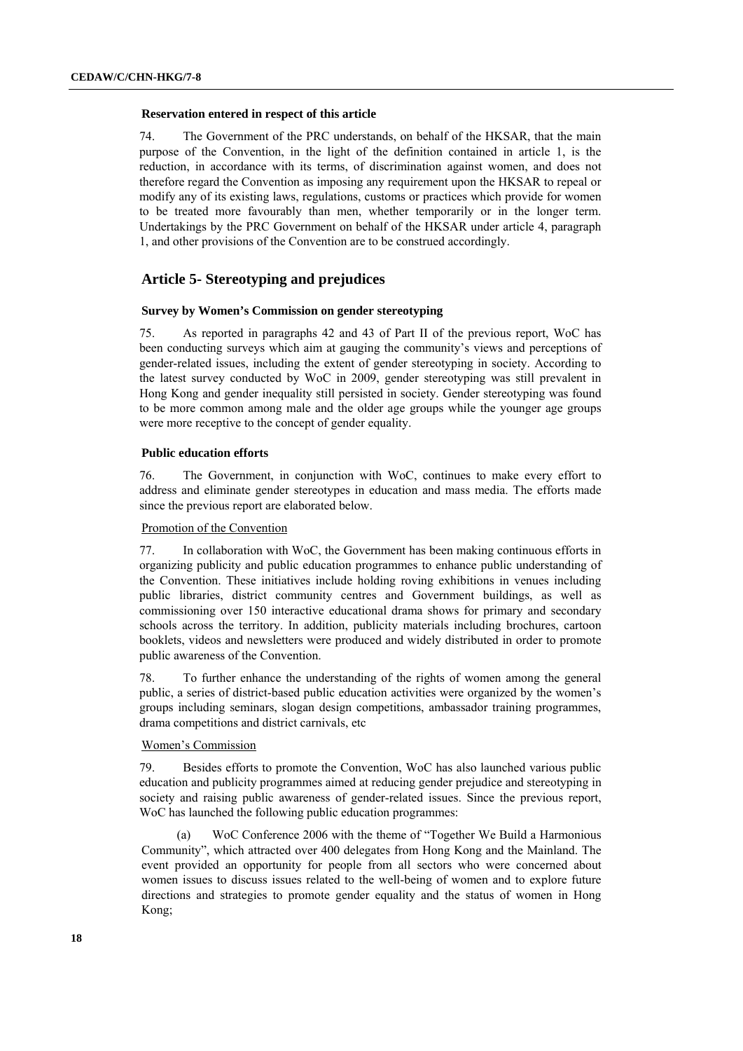#### Reservation entered in respect of this article

74. The Government of the PRC understands, on behalf of the HKSAR, that the main purpose of the Convention, in the light of the definition contained in article 1, is the reduction, in accordance with its terms, of discrimination against women, and does not therefore regard the Convention as imposing any requirement upon the HKSAR to repeal or modify any of its existing laws, regulations, customs or practices which provide for women to be treated more favourably than men, whether temporarily or in the longer term. Undertakings by the PRC Government on behalf of the HKSAR under article 4, paragraph 1, and other provisions of the Convention are to be construed accordingly.

## Article 5- Stereotyping and prejudices

#### Survey by Women's Commission on gender stereotyping

75. As reported in paragraphs 42 and 43 of Part II of the previous report, WoC has been conducting surveys which aim at gauging the community's views and perceptions of gender-related issues, including the extent of gender stereotyping in society. According to the latest survey conducted by WoC in 2009, gender stereotyping was still prevalent in Hong Kong and gender inequality still persisted in society. Gender stereotyping was found to be more common among male and the older age groups while the younger age groups were more receptive to the concept of gender equality.

#### Public education efforts

76. The Government, in conjunction with WoC, continues to make every effort to address and eliminate gender stereotypes in education and mass media. The efforts made since the previous report are elaborated below.

Promotion of the Convention

77. In collaboration with WoC, the Government has been making continuous efforts in organizing publicity and public education programmes to enhance public understanding of the Convention. These initiatives include holding roving exhibitions in venues including public libraries, district community centres and Government buildings, as well as commissioning over 150 interactive educational drama shows for primary and secondary schools across the territory. In addition, publicity materials including brochures, cartoon booklets, videos and newsletters were produced and widely distributed in order to promote public awareness of the Convention.

78. To further enhance the understanding of the rights of women among the general public, a series of district-based public education activities were organized by the women's groups including seminars, slogan design competitions, ambassador training programmes, drama competitions and district carnivals, etc

Women's Commission

79. Besides efforts to promote the Convention, WoC has also launched various public education and publicity programmes aimed at reducing gender prejudice and stereotyping in society and raising public awareness of gender-related issues. Since the previous report, WoC has launched the following public education programmes:

(a) WoC Conference 2006 with the theme of "Together We Build a Harmonious Community", which attracted over 400 delegates from Hong Kong and the Mainland. The event provided an opportunity for people from all sectors who were concerned about women issues to discuss issues related to the well-being of women and to explore future directions and strategies to promote gender equality and the status of women in Hong Kong;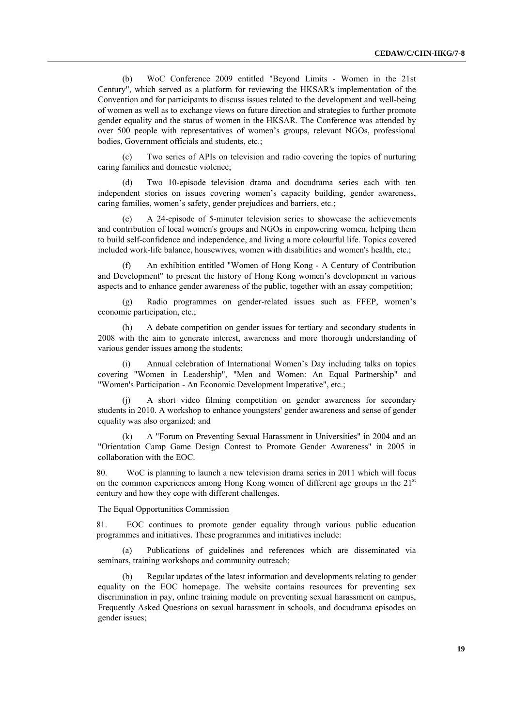(b) WoC Conference 2009 entitled "Beyond Limits - Women in the 21st Century", which served as a platform for reviewing the HKSAR's implementation of the Convention and for participants to discuss issues related to the development and well-being of women as well as to exchange views on future direction and strategies to further promote gender equality and the status of women in the HKSAR. The Conference was attended by over 500 people with representatives of women's groups, relevant NGOs, professional bodies, Government officials and students, etc.;

(c) Two series of APIs on television and radio covering the topics of nurturing caring families and domestic violence;

(d) Two 10-episode television drama and docudrama series each with ten independent stories on issues covering women's capacity building, gender awareness, caring families, women's safety, gender prejudices and barriers, etc.;

(e) A 24-episode of 5-minuter television series to showcase the achievements and contribution of local women's groups and NGOs in empowering women, helping them to build self-confidence and independence, and living a more colourful life. Topics covered included work-life balance, housewives, women with disabilities and women's health, etc.;

(f) An exhibition entitled "Women of Hong Kong - A Century of Contribution and Development" to present the history of Hong Kong women's development in various aspects and to enhance gender awareness of the public, together with an essay competition;

(g) Radio programmes on gender-related issues such as FFEP, women's economic participation, etc.;

(h) A debate competition on gender issues for tertiary and secondary students in 2008 with the aim to generate interest, awareness and more thorough understanding of various gender issues among the students;

(i) Annual celebration of International Women's Day including talks on topics covering "Women in Leadership", "Men and Women: An Equal Partnership" and "Women's Participation - An Economic Development Imperative", etc.;

(j) A short video filming competition on gender awareness for secondary students in 2010. A workshop to enhance youngsters' gender awareness and sense of gender equality was also organized; and

(k) A "Forum on Preventing Sexual Harassment in Universities" in 2004 and an "Orientation Camp Game Design Contest to Promote Gender Awareness" in 2005 in collaboration with the EOC.

80. WoC is planning to launch a new television drama series in 2011 which will focus on the common experiences among Hong Kong women of different age groups in the 21st century and how they cope with different challenges.

The Equal Opportunities Commission

81. EOC continues to promote gender equality through various public education programmes and initiatives. These programmes and initiatives include:

(a) Publications of guidelines and references which are disseminated via seminars, training workshops and community outreach;

(b) Regular updates of the latest information and developments relating to gender equality on the EOC homepage. The website contains resources for preventing sex discrimination in pay, online training module on preventing sexual harassment on campus, Frequently Asked Questions on sexual harassment in schools, and docudrama episodes on gender issues;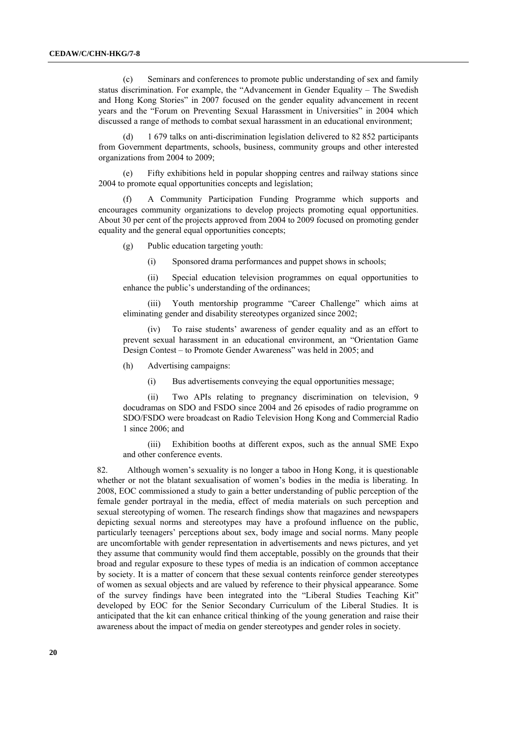(c) Seminars and conferences to promote public understanding of sex and family status discrimination. For example, the "Advancement in Gender Equality – The Swedish and Hong Kong Stories" in 2007 focused on the gender equality advancement in recent years and the "Forum on Preventing Sexual Harassment in Universities" in 2004 which discussed a range of methods to combat sexual harassment in an educational environment;

(d) 1 679 talks on anti-discrimination legislation delivered to 82 852 participants from Government departments, schools, business, community groups and other interested organizations from 2004 to 2009;

(e) Fifty exhibitions held in popular shopping centres and railway stations since 2004 to promote equal opportunities concepts and legislation;

(f) A Community Participation Funding Programme which supports and encourages community organizations to develop projects promoting equal opportunities. About 30 per cent of the projects approved from 2004 to 2009 focused on promoting gender equality and the general equal opportunities concepts;

(g) Public education targeting youth:

(i) Sponsored drama performances and puppet shows in schools;

(ii) Special education television programmes on equal opportunities to enhance the public's understanding of the ordinances;

(iii) Youth mentorship programme "Career Challenge" which aims at eliminating gender and disability stereotypes organized since 2002;

(iv) To raise students' awareness of gender equality and as an effort to prevent sexual harassment in an educational environment, an "Orientation Game Design Contest – to Promote Gender Awareness" was held in 2005; and

(h) Advertising campaigns:

(i) Bus advertisements conveying the equal opportunities message;

(ii) Two APIs relating to pregnancy discrimination on television, 9 docudramas on SDO and FSDO since 2004 and 26 episodes of radio programme on SDO/FSDO were broadcast on Radio Television Hong Kong and Commercial Radio 1 since 2006; and

(iii) Exhibition booths at different expos, such as the annual SME Expo and other conference events.

82. Although women's sexuality is no longer a taboo in Hong Kong, it is questionable whether or not the blatant sexualisation of women's bodies in the media is liberating. In 2008, EOC commissioned a study to gain a better understanding of public perception of the female gender portrayal in the media, effect of media materials on such perception and sexual stereotyping of women. The research findings show that magazines and newspapers depicting sexual norms and stereotypes may have a profound influence on the public, particularly teenagers' perceptions about sex, body image and social norms. Many people are uncomfortable with gender representation in advertisements and news pictures, and yet they assume that community would find them acceptable, possibly on the grounds that their broad and regular exposure to these types of media is an indication of common acceptance by society. It is a matter of concern that these sexual contents reinforce gender stereotypes of women as sexual objects and are valued by reference to their physical appearance. Some of the survey findings have been integrated into the "Liberal Studies Teaching Kit" developed by EOC for the Senior Secondary Curriculum of the Liberal Studies. It is anticipated that the kit can enhance critical thinking of the young generation and raise their awareness about the impact of media on gender stereotypes and gender roles in society.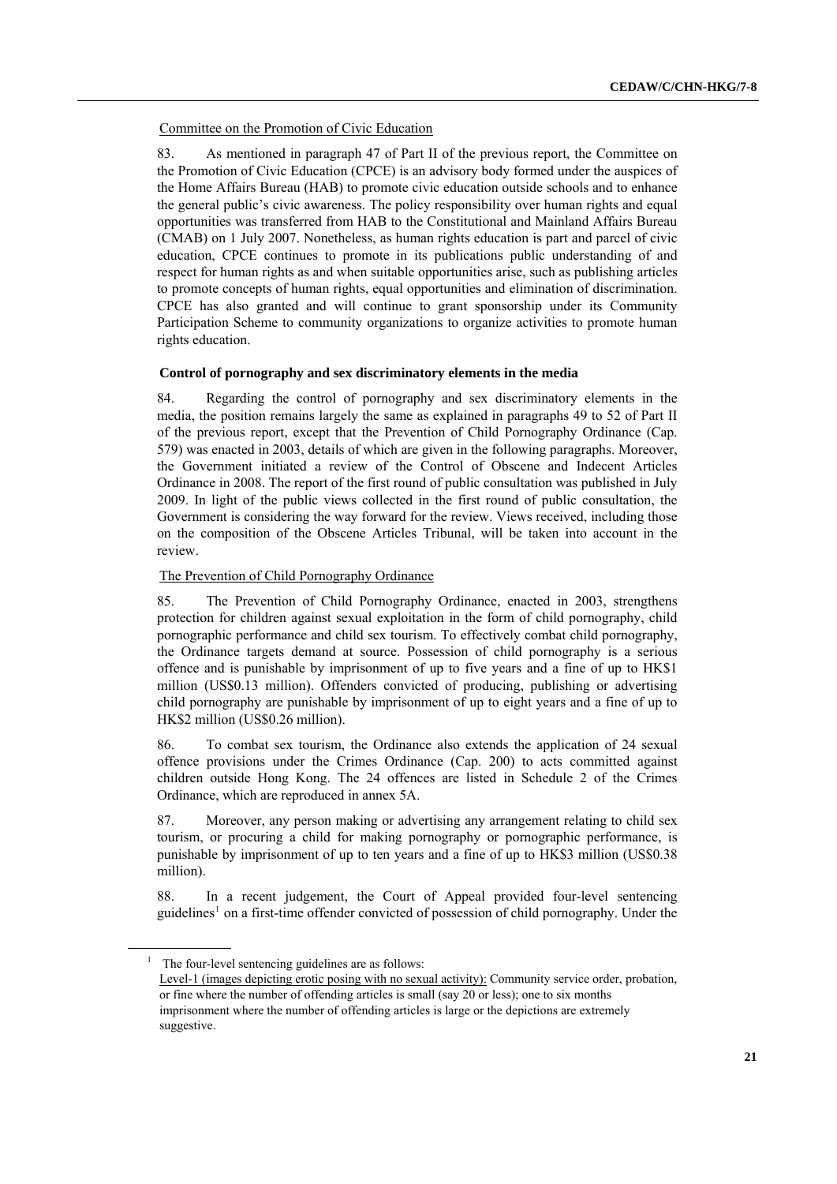Committee on the Promotion of Civic Education

83. As mentioned in paragraph 47 of Part II of the previous report, the Committee on the Promotion of Civic Education (CPCE) is an advisory body formed under the auspices of the Home Affairs Bureau (HAB) to promote civic education outside schools and to enhance the general public's civic awareness. The policy responsibility over human rights and equal opportunities was transferred from HAB to the Constitutional and Mainland Affairs Bureau (CMAB) on 1 July 2007. Nonetheless, as human rights education is part and parcel of civic education, CPCE continues to promote in its publications public understanding of and respect for human rights as and when suitable opportunities arise, such as publishing articles to promote concepts of human rights, equal opportunities and elimination of discrimination. CPCE has also granted and will continue to grant sponsorship under its Community Participation Scheme to community organizations to organize activities to promote human rights education.

**Control of pornography and sex discriminatory elements in the media**

84. Regarding the control of pornography and sex discriminatory elements in the media, the position remains largely the same as explained in paragraphs 49 to 52 of Part II of the previous report, except that the Prevention of Child Pornography Ordinance (Cap. 579) was enacted in 2003, details of which are given in the following paragraphs. Moreover, the Government initiated a review of the Control of Obscene and Indecent Articles Ordinance in 2008. The report of the first round of public consultation was published in July 2009. In light of the public views collected in the first round of public consultation, the Government is considering the way forward for the review. Views received, including those on the composition of the Obscene Articles Tribunal, will be taken into account in the review.

The Prevention of Child Pornography Ordinance

85. The Prevention of Child Pornography Ordinance, enacted in 2003, strengthens protection for children against sexual exploitation in the form of child pornography, child pornographic performance and child sex tourism. To effectively combat child pornography, the Ordinance targets demand at source. Possession of child pornography is a serious offence and is punishable by imprisonment of up to five years and a fine of up to HK$1 million (US$0.13 million). Offenders convicted of producing, publishing or advertising child pornography are punishable by imprisonment of up to eight years and a fine of up to HK$2 million (US$0.26 million).

86. To combat sex tourism, the Ordinance also extends the application of 24 sexual offence provisions under the Crimes Ordinance (Cap. 200) to acts committed against children outside Hong Kong. The 24 offences are listed in Schedule 2 of the Crimes Ordinance, which are reproduced in annex 5A.

87. Moreover, any person making or advertising any arrangement relating to child sex tourism, or procuring a child for making pornography or pornographic performance, is punishable by imprisonment of up to ten years and a fine of up to HK$3 million (US$0.38 million).

88. In a recent judgement, the Court of Appeal provided four-level sentencing guidelines[1] on a first-time offender convicted of possession of child pornography. Under the

---

[1] The four-level sentencing guidelines are as follows:
Level-1 (images depicting erotic posing with no sexual activity): Community service order, probation, or fine where the number of offending articles is small (say 20 or less); one to six months imprisonment where the number of offending articles is large or the depictions are extremely suggestive.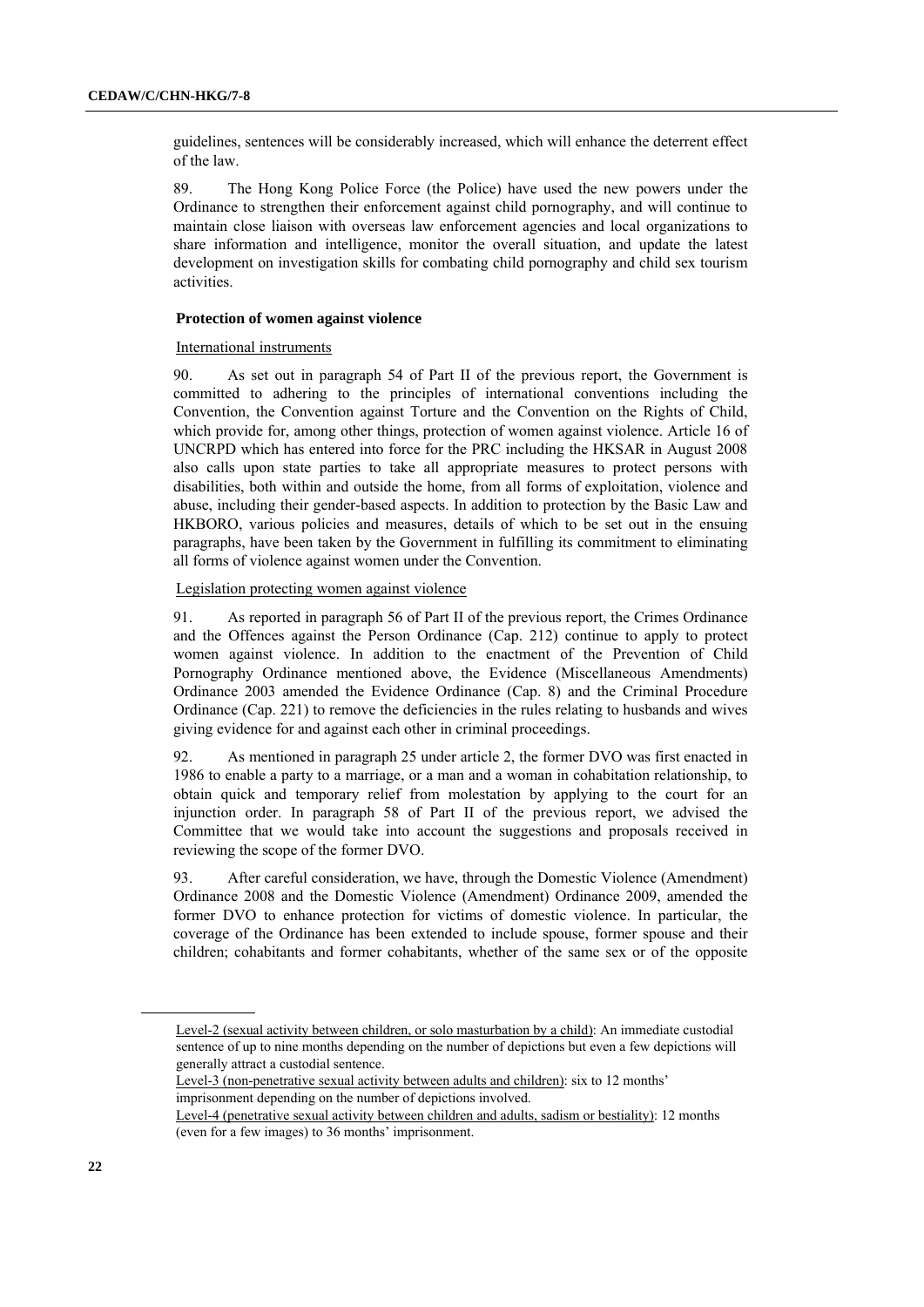guidelines, sentences will be considerably increased, which will enhance the deterrent effect of the law.

89. The Hong Kong Police Force (the Police) have used the new powers under the Ordinance to strengthen their enforcement against child pornography, and will continue to maintain close liaison with overseas law enforcement agencies and local organizations to share information and intelligence, monitor the overall situation, and update the latest development on investigation skills for combating child pornography and child sex tourism activities.

**Protection of women against violence**

International instruments

90. As set out in paragraph 54 of Part II of the previous report, the Government is committed to adhering to the principles of international conventions including the Convention, the Convention against Torture and the Convention on the Rights of Child, which provide for, among other things, protection of women against violence. Article 16 of UNCRPD which has entered into force for the PRC including the HKSAR in August 2008 also calls upon state parties to take all appropriate measures to protect persons with disabilities, both within and outside the home, from all forms of exploitation, violence and abuse, including their gender-based aspects. In addition to protection by the Basic Law and HKBORO, various policies and measures, details of which to be set out in the ensuing paragraphs, have been taken by the Government in fulfilling its commitment to eliminating all forms of violence against women under the Convention.

Legislation protecting women against violence

91. As reported in paragraph 56 of Part II of the previous report, the Crimes Ordinance and the Offences against the Person Ordinance (Cap. 212) continue to apply to protect women against violence. In addition to the enactment of the Prevention of Child Pornography Ordinance mentioned above, the Evidence (Miscellaneous Amendments) Ordinance 2003 amended the Evidence Ordinance (Cap. 8) and the Criminal Procedure Ordinance (Cap. 221) to remove the deficiencies in the rules relating to husbands and wives giving evidence for and against each other in criminal proceedings.

92. As mentioned in paragraph 25 under article 2, the former DVO was first enacted in 1986 to enable a party to a marriage, or a man and a woman in cohabitation relationship, to obtain quick and temporary relief from molestation by applying to the court for an injunction order. In paragraph 58 of Part II of the previous report, we advised the Committee that we would take into account the suggestions and proposals received in reviewing the scope of the former DVO.

93. After careful consideration, we have, through the Domestic Violence (Amendment) Ordinance 2008 and the Domestic Violence (Amendment) Ordinance 2009, amended the former DVO to enhance protection for victims of domestic violence. In particular, the coverage of the Ordinance has been extended to include spouse, former spouse and their children; cohabitants and former cohabitants, whether of the same sex or of the opposite

---

Level-2 (sexual activity between children, or solo masturbation by a child): An immediate custodial sentence of up to nine months depending on the number of depictions but even a few depictions will generally attract a custodial sentence.

Level-3 (non-penetrative sexual activity between adults and children): six to 12 months' imprisonment depending on the number of depictions involved.

Level-4 (penetrative sexual activity between children and adults, sadism or bestiality): 12 months (even for a few images) to 36 months' imprisonment.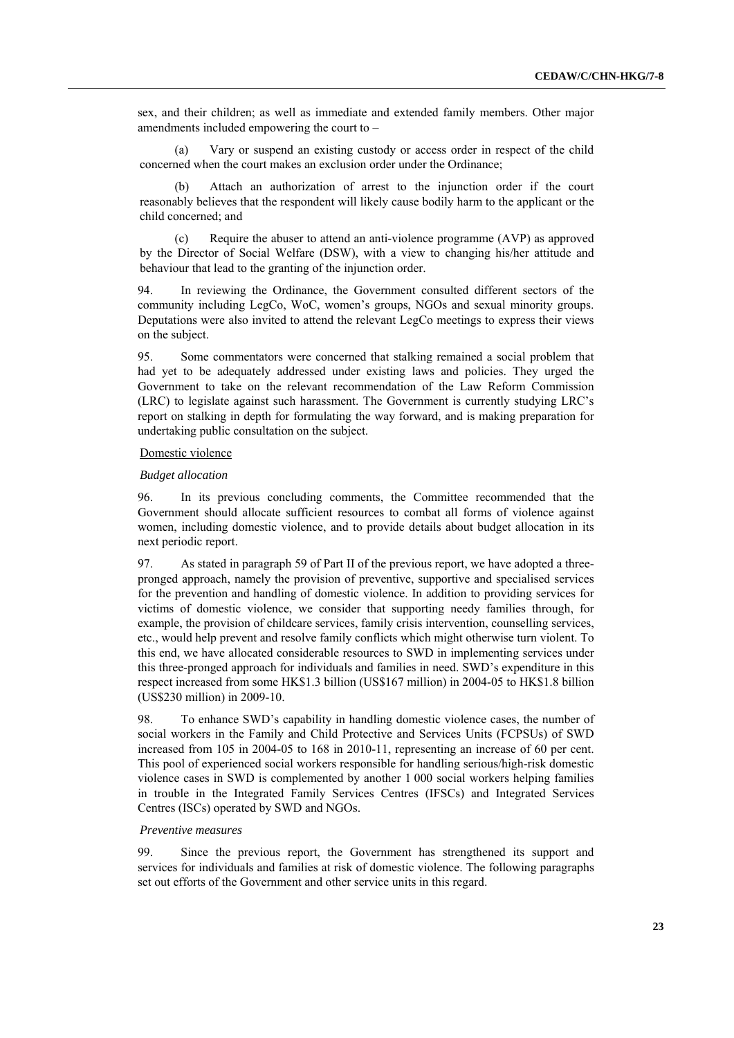sex, and their children; as well as immediate and extended family members. Other major amendments included empowering the court to –

(a) Vary or suspend an existing custody or access order in respect of the child concerned when the court makes an exclusion order under the Ordinance;

(b) Attach an authorization of arrest to the injunction order if the court reasonably believes that the respondent will likely cause bodily harm to the applicant or the child concerned; and

(c) Require the abuser to attend an anti-violence programme (AVP) as approved by the Director of Social Welfare (DSW), with a view to changing his/her attitude and behaviour that lead to the granting of the injunction order.

94. In reviewing the Ordinance, the Government consulted different sectors of the community including LegCo, WoC, women's groups, NGOs and sexual minority groups. Deputations were also invited to attend the relevant LegCo meetings to express their views on the subject.

95. Some commentators were concerned that stalking remained a social problem that had yet to be adequately addressed under existing laws and policies. They urged the Government to take on the relevant recommendation of the Law Reform Commission (LRC) to legislate against such harassment. The Government is currently studying LRC's report on stalking in depth for formulating the way forward, and is making preparation for undertaking public consultation on the subject.

Domestic violence

*Budget allocation*

96. In its previous concluding comments, the Committee recommended that the Government should allocate sufficient resources to combat all forms of violence against women, including domestic violence, and to provide details about budget allocation in its next periodic report.

97. As stated in paragraph 59 of Part II of the previous report, we have adopted a three-pronged approach, namely the provision of preventive, supportive and specialised services for the prevention and handling of domestic violence. In addition to providing services for victims of domestic violence, we consider that supporting needy families through, for example, the provision of childcare services, family crisis intervention, counselling services, etc., would help prevent and resolve family conflicts which might otherwise turn violent. To this end, we have allocated considerable resources to SWD in implementing services under this three-pronged approach for individuals and families in need. SWD's expenditure in this respect increased from some HK$1.3 billion (US$167 million) in 2004-05 to HK$1.8 billion (US$230 million) in 2009-10.

98. To enhance SWD's capability in handling domestic violence cases, the number of social workers in the Family and Child Protective and Services Units (FCPSUs) of SWD increased from 105 in 2004-05 to 168 in 2010-11, representing an increase of 60 per cent. This pool of experienced social workers responsible for handling serious/high-risk domestic violence cases in SWD is complemented by another 1 000 social workers helping families in trouble in the Integrated Family Services Centres (IFSCs) and Integrated Services Centres (ISCs) operated by SWD and NGOs.

*Preventive measures*

99. Since the previous report, the Government has strengthened its support and services for individuals and families at risk of domestic violence. The following paragraphs set out efforts of the Government and other service units in this regard.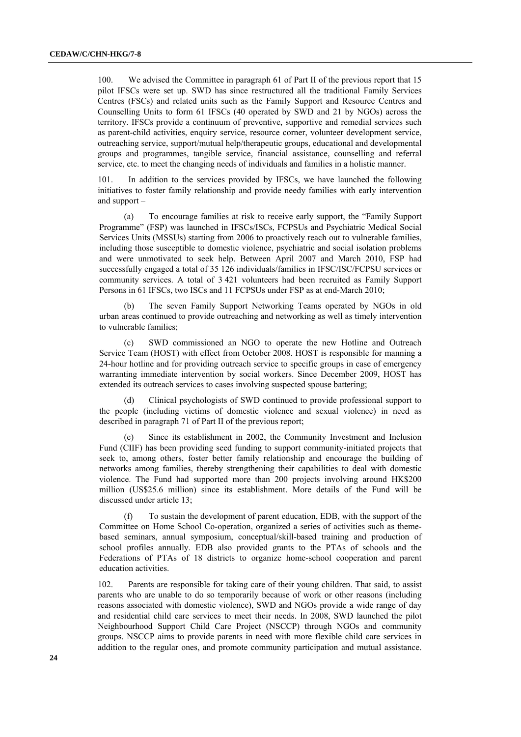100. We advised the Committee in paragraph 61 of Part II of the previous report that 15 pilot IFSCs were set up. SWD has since restructured all the traditional Family Services Centres (FSCs) and related units such as the Family Support and Resource Centres and Counselling Units to form 61 IFSCs (40 operated by SWD and 21 by NGOs) across the territory. IFSCs provide a continuum of preventive, supportive and remedial services such as parent-child activities, enquiry service, resource corner, volunteer development service, outreaching service, support/mutual help/therapeutic groups, educational and developmental groups and programmes, tangible service, financial assistance, counselling and referral service, etc. to meet the changing needs of individuals and families in a holistic manner.

101. In addition to the services provided by IFSCs, we have launched the following initiatives to foster family relationship and provide needy families with early intervention and support –

(a) To encourage families at risk to receive early support, the "Family Support Programme" (FSP) was launched in IFSCs/ISCs, FCPSUs and Psychiatric Medical Social Services Units (MSSUs) starting from 2006 to proactively reach out to vulnerable families, including those susceptible to domestic violence, psychiatric and social isolation problems and were unmotivated to seek help. Between April 2007 and March 2010, FSP had successfully engaged a total of 35 126 individuals/families in IFSC/ISC/FCPSU services or community services. A total of 3 421 volunteers had been recruited as Family Support Persons in 61 IFSCs, two ISCs and 11 FCPSUs under FSP as at end-March 2010;

(b) The seven Family Support Networking Teams operated by NGOs in old urban areas continued to provide outreaching and networking as well as timely intervention to vulnerable families;

(c) SWD commissioned an NGO to operate the new Hotline and Outreach Service Team (HOST) with effect from October 2008. HOST is responsible for manning a 24-hour hotline and for providing outreach service to specific groups in case of emergency warranting immediate intervention by social workers. Since December 2009, HOST has extended its outreach services to cases involving suspected spouse battering;

(d) Clinical psychologists of SWD continued to provide professional support to the people (including victims of domestic violence and sexual violence) in need as described in paragraph 71 of Part II of the previous report;

(e) Since its establishment in 2002, the Community Investment and Inclusion Fund (CIIF) has been providing seed funding to support community-initiated projects that seek to, among others, foster better family relationship and encourage the building of networks among families, thereby strengthening their capabilities to deal with domestic violence. The Fund had supported more than 200 projects involving around HK$200 million (US$25.6 million) since its establishment. More details of the Fund will be discussed under article 13;

(f) To sustain the development of parent education, EDB, with the support of the Committee on Home School Co-operation, organized a series of activities such as theme-based seminars, annual symposium, conceptual/skill-based training and production of school profiles annually. EDB also provided grants to the PTAs of schools and the Federations of PTAs of 18 districts to organize home-school cooperation and parent education activities.

102. Parents are responsible for taking care of their young children. That said, to assist parents who are unable to do so temporarily because of work or other reasons (including reasons associated with domestic violence), SWD and NGOs provide a wide range of day and residential child care services to meet their needs. In 2008, SWD launched the pilot Neighbourhood Support Child Care Project (NSCCP) through NGOs and community groups. NSCCP aims to provide parents in need with more flexible child care services in addition to the regular ones, and promote community participation and mutual assistance.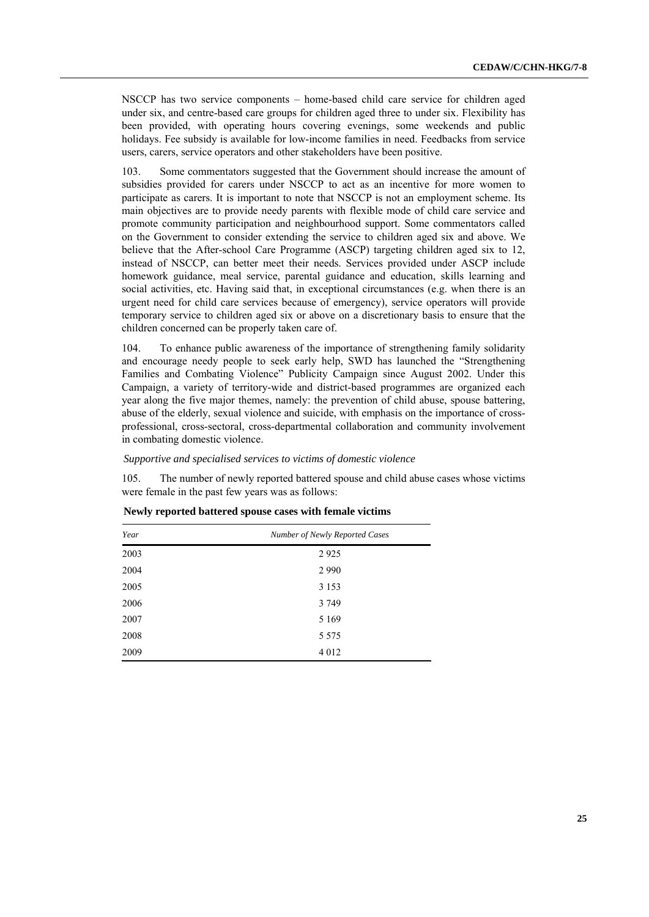NSCCP has two service components – home-based child care service for children aged under six, and centre-based care groups for children aged three to under six. Flexibility has been provided, with operating hours covering evenings, some weekends and public holidays. Fee subsidy is available for low-income families in need. Feedbacks from service users, carers, service operators and other stakeholders have been positive.

103. Some commentators suggested that the Government should increase the amount of subsidies provided for carers under NSCCP to act as an incentive for more women to participate as carers. It is important to note that NSCCP is not an employment scheme. Its main objectives are to provide needy parents with flexible mode of child care service and promote community participation and neighbourhood support. Some commentators called on the Government to consider extending the service to children aged six and above. We believe that the After-school Care Programme (ASCP) targeting children aged six to 12, instead of NSCCP, can better meet their needs. Services provided under ASCP include homework guidance, meal service, parental guidance and education, skills learning and social activities, etc. Having said that, in exceptional circumstances (e.g. when there is an urgent need for child care services because of emergency), service operators will provide temporary service to children aged six or above on a discretionary basis to ensure that the children concerned can be properly taken care of.

104. To enhance public awareness of the importance of strengthening family solidarity and encourage needy people to seek early help, SWD has launched the "Strengthening Families and Combating Violence" Publicity Campaign since August 2002. Under this Campaign, a variety of territory-wide and district-based programmes are organized each year along the five major themes, namely: the prevention of child abuse, spouse battering, abuse of the elderly, sexual violence and suicide, with emphasis on the importance of cross-professional, cross-sectoral, cross-departmental collaboration and community involvement in combating domestic violence.

*Supportive and specialised services to victims of domestic violence*

105. The number of newly reported battered spouse and child abuse cases whose victims were female in the past few years was as follows:

**Newly reported battered spouse cases with female victims**

| *Year* | *Number of Newly Reported Cases* |
|---|---|
| 2003 | 2 925 |
| 2004 | 2 990 |
| 2005 | 3 153 |
| 2006 | 3 749 |
| 2007 | 5 169 |
| 2008 | 5 575 |
| 2009 | 4 012 |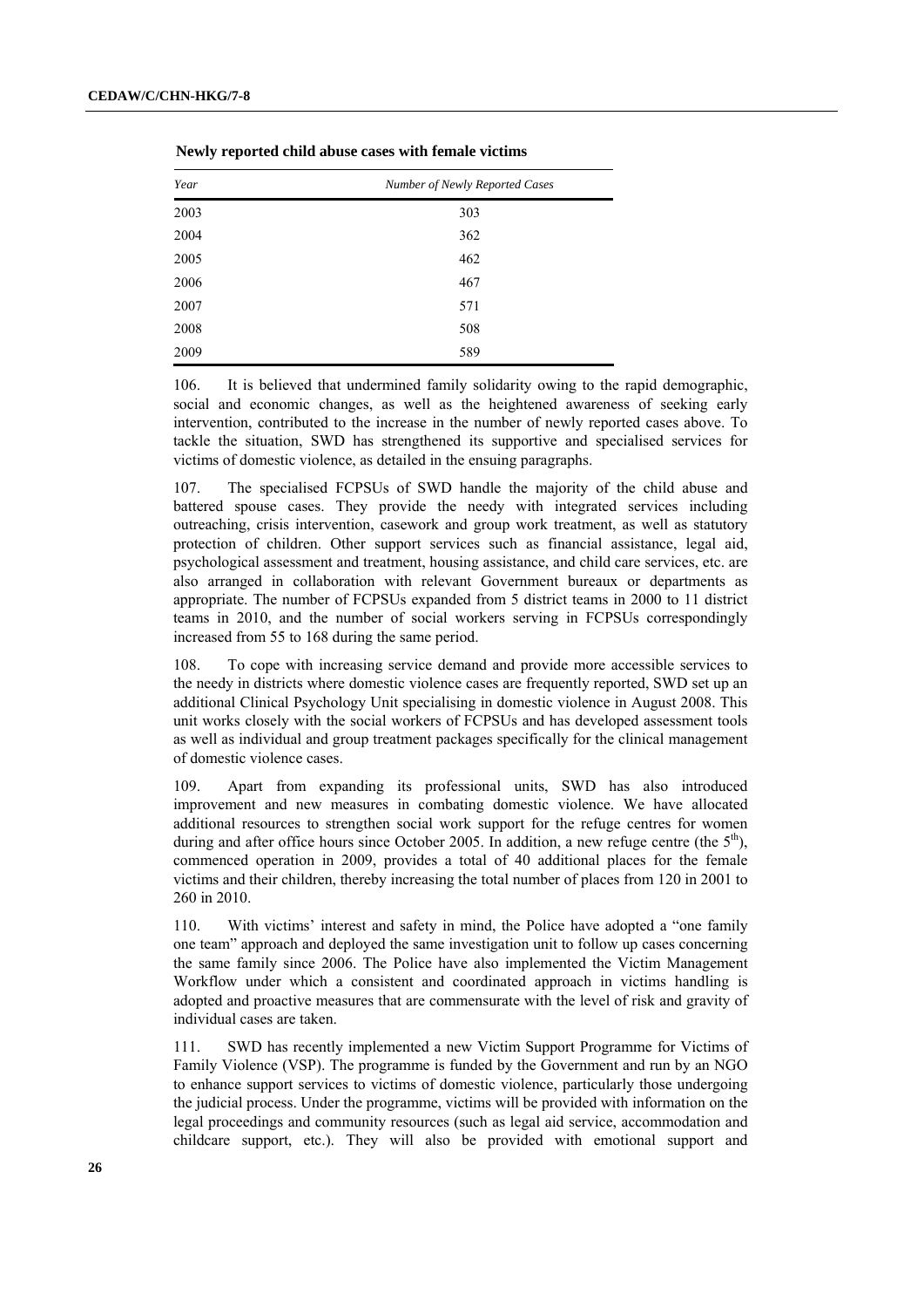**Newly reported child abuse cases with female victims**

| *Year* | *Number of Newly Reported Cases* |
| --- | --- |
| 2003 | 303 |
| 2004 | 362 |
| 2005 | 462 |
| 2006 | 467 |
| 2007 | 571 |
| 2008 | 508 |
| 2009 | 589 |

106. It is believed that undermined family solidarity owing to the rapid demographic, social and economic changes, as well as the heightened awareness of seeking early intervention, contributed to the increase in the number of newly reported cases above. To tackle the situation, SWD has strengthened its supportive and specialised services for victims of domestic violence, as detailed in the ensuing paragraphs.

107. The specialised FCPSUs of SWD handle the majority of the child abuse and battered spouse cases. They provide the needy with integrated services including outreaching, crisis intervention, casework and group work treatment, as well as statutory protection of children. Other support services such as financial assistance, legal aid, psychological assessment and treatment, housing assistance, and child care services, etc. are also arranged in collaboration with relevant Government bureaux or departments as appropriate. The number of FCPSUs expanded from 5 district teams in 2000 to 11 district teams in 2010, and the number of social workers serving in FCPSUs correspondingly increased from 55 to 168 during the same period.

108. To cope with increasing service demand and provide more accessible services to the needy in districts where domestic violence cases are frequently reported, SWD set up an additional Clinical Psychology Unit specialising in domestic violence in August 2008. This unit works closely with the social workers of FCPSUs and has developed assessment tools as well as individual and group treatment packages specifically for the clinical management of domestic violence cases.

109. Apart from expanding its professional units, SWD has also introduced improvement and new measures in combating domestic violence. We have allocated additional resources to strengthen social work support for the refuge centres for women during and after office hours since October 2005. In addition, a new refuge centre (the 5th), commenced operation in 2009, provides a total of 40 additional places for the female victims and their children, thereby increasing the total number of places from 120 in 2001 to 260 in 2010.

110. With victims' interest and safety in mind, the Police have adopted a "one family one team" approach and deployed the same investigation unit to follow up cases concerning the same family since 2006. The Police have also implemented the Victim Management Workflow under which a consistent and coordinated approach in victims handling is adopted and proactive measures that are commensurate with the level of risk and gravity of individual cases are taken.

111. SWD has recently implemented a new Victim Support Programme for Victims of Family Violence (VSP). The programme is funded by the Government and run by an NGO to enhance support services to victims of domestic violence, particularly those undergoing the judicial process. Under the programme, victims will be provided with information on the legal proceedings and community resources (such as legal aid service, accommodation and childcare support, etc.). They will also be provided with emotional support and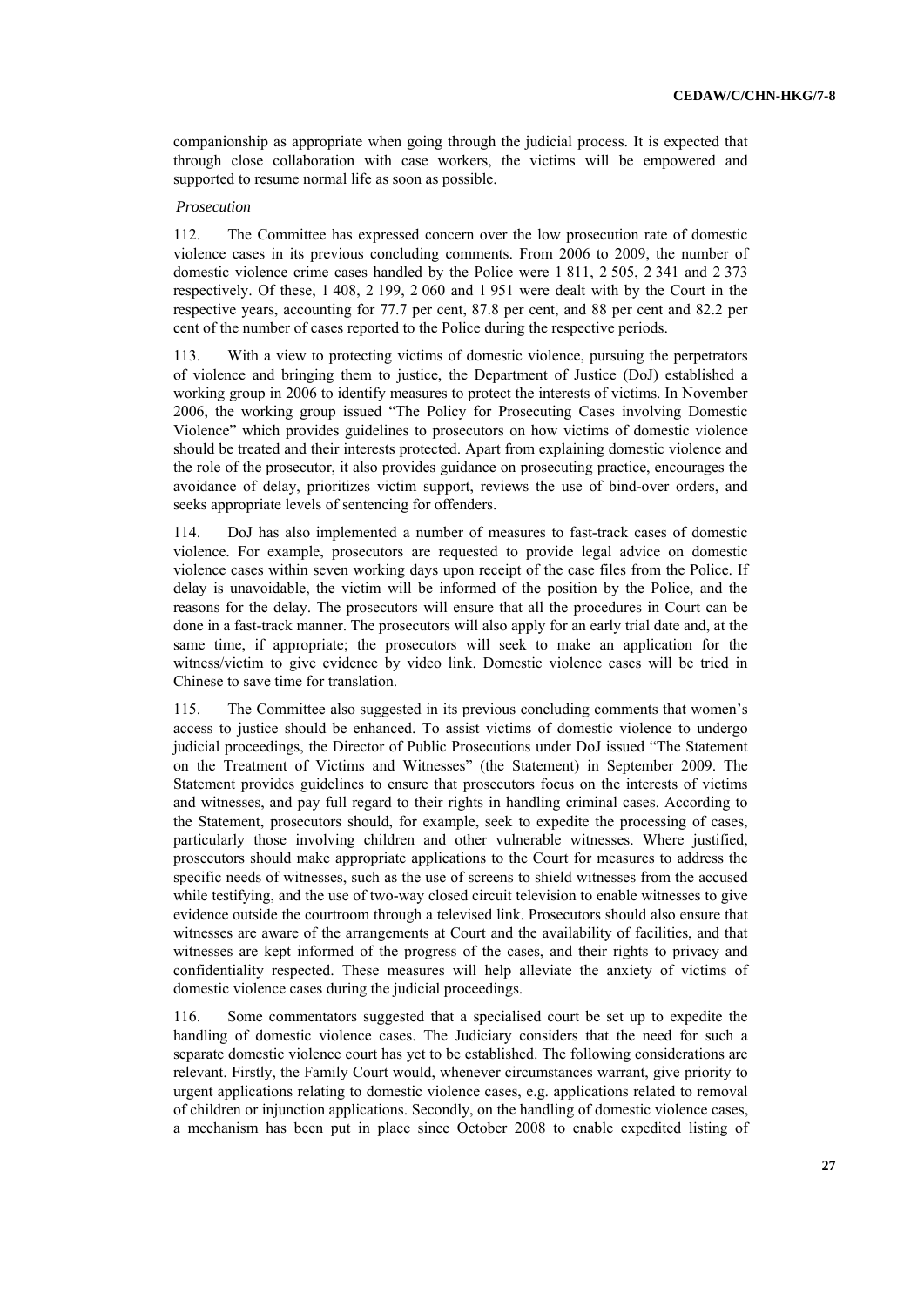companionship as appropriate when going through the judicial process. It is expected that through close collaboration with case workers, the victims will be empowered and supported to resume normal life as soon as possible.

*Prosecution*

112. The Committee has expressed concern over the low prosecution rate of domestic violence cases in its previous concluding comments. From 2006 to 2009, the number of domestic violence crime cases handled by the Police were 1 811, 2 505, 2 341 and 2 373 respectively. Of these, 1 408, 2 199, 2 060 and 1 951 were dealt with by the Court in the respective years, accounting for 77.7 per cent, 87.8 per cent, and 88 per cent and 82.2 per cent of the number of cases reported to the Police during the respective periods.

113. With a view to protecting victims of domestic violence, pursuing the perpetrators of violence and bringing them to justice, the Department of Justice (DoJ) established a working group in 2006 to identify measures to protect the interests of victims. In November 2006, the working group issued "The Policy for Prosecuting Cases involving Domestic Violence" which provides guidelines to prosecutors on how victims of domestic violence should be treated and their interests protected. Apart from explaining domestic violence and the role of the prosecutor, it also provides guidance on prosecuting practice, encourages the avoidance of delay, prioritizes victim support, reviews the use of bind-over orders, and seeks appropriate levels of sentencing for offenders.

114. DoJ has also implemented a number of measures to fast-track cases of domestic violence. For example, prosecutors are requested to provide legal advice on domestic violence cases within seven working days upon receipt of the case files from the Police. If delay is unavoidable, the victim will be informed of the position by the Police, and the reasons for the delay. The prosecutors will ensure that all the procedures in Court can be done in a fast-track manner. The prosecutors will also apply for an early trial date and, at the same time, if appropriate; the prosecutors will seek to make an application for the witness/victim to give evidence by video link. Domestic violence cases will be tried in Chinese to save time for translation.

115. The Committee also suggested in its previous concluding comments that women's access to justice should be enhanced. To assist victims of domestic violence to undergo judicial proceedings, the Director of Public Prosecutions under DoJ issued "The Statement on the Treatment of Victims and Witnesses" (the Statement) in September 2009. The Statement provides guidelines to ensure that prosecutors focus on the interests of victims and witnesses, and pay full regard to their rights in handling criminal cases. According to the Statement, prosecutors should, for example, seek to expedite the processing of cases, particularly those involving children and other vulnerable witnesses. Where justified, prosecutors should make appropriate applications to the Court for measures to address the specific needs of witnesses, such as the use of screens to shield witnesses from the accused while testifying, and the use of two-way closed circuit television to enable witnesses to give evidence outside the courtroom through a televised link. Prosecutors should also ensure that witnesses are aware of the arrangements at Court and the availability of facilities, and that witnesses are kept informed of the progress of the cases, and their rights to privacy and confidentiality respected. These measures will help alleviate the anxiety of victims of domestic violence cases during the judicial proceedings.

116. Some commentators suggested that a specialised court be set up to expedite the handling of domestic violence cases. The Judiciary considers that the need for such a separate domestic violence court has yet to be established. The following considerations are relevant. Firstly, the Family Court would, whenever circumstances warrant, give priority to urgent applications relating to domestic violence cases, e.g. applications related to removal of children or injunction applications. Secondly, on the handling of domestic violence cases, a mechanism has been put in place since October 2008 to enable expedited listing of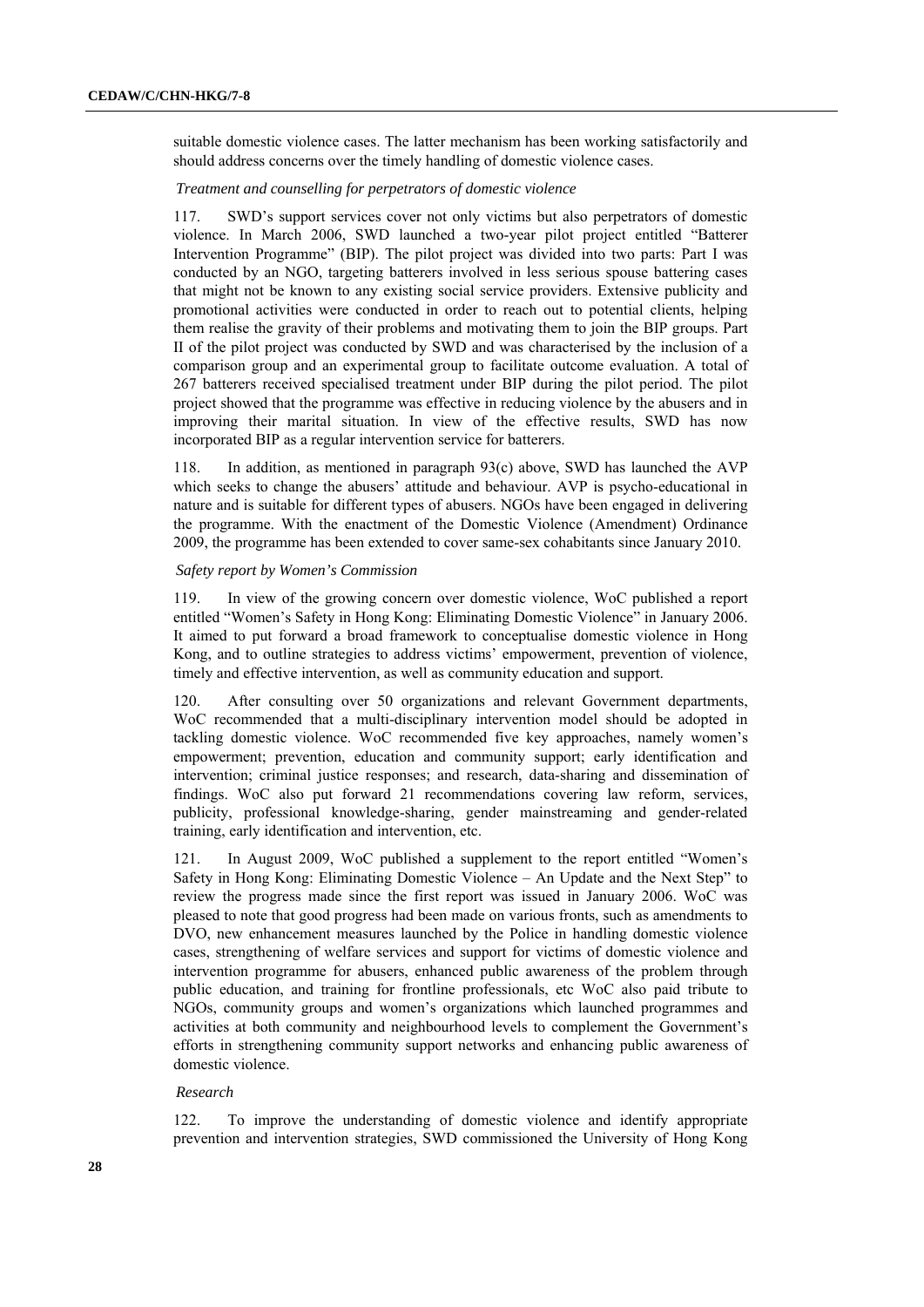suitable domestic violence cases. The latter mechanism has been working satisfactorily and should address concerns over the timely handling of domestic violence cases.

*Treatment and counselling for perpetrators of domestic violence*

117. SWD's support services cover not only victims but also perpetrators of domestic violence. In March 2006, SWD launched a two-year pilot project entitled "Batterer Intervention Programme" (BIP). The pilot project was divided into two parts: Part I was conducted by an NGO, targeting batterers involved in less serious spouse battering cases that might not be known to any existing social service providers. Extensive publicity and promotional activities were conducted in order to reach out to potential clients, helping them realise the gravity of their problems and motivating them to join the BIP groups. Part II of the pilot project was conducted by SWD and was characterised by the inclusion of a comparison group and an experimental group to facilitate outcome evaluation. A total of 267 batterers received specialised treatment under BIP during the pilot period. The pilot project showed that the programme was effective in reducing violence by the abusers and in improving their marital situation. In view of the effective results, SWD has now incorporated BIP as a regular intervention service for batterers.

118. In addition, as mentioned in paragraph 93(c) above, SWD has launched the AVP which seeks to change the abusers' attitude and behaviour. AVP is psycho-educational in nature and is suitable for different types of abusers. NGOs have been engaged in delivering the programme. With the enactment of the Domestic Violence (Amendment) Ordinance 2009, the programme has been extended to cover same-sex cohabitants since January 2010.

*Safety report by Women's Commission*

119. In view of the growing concern over domestic violence, WoC published a report entitled "Women's Safety in Hong Kong: Eliminating Domestic Violence" in January 2006. It aimed to put forward a broad framework to conceptualise domestic violence in Hong Kong, and to outline strategies to address victims' empowerment, prevention of violence, timely and effective intervention, as well as community education and support.

120. After consulting over 50 organizations and relevant Government departments, WoC recommended that a multi-disciplinary intervention model should be adopted in tackling domestic violence. WoC recommended five key approaches, namely women's empowerment; prevention, education and community support; early identification and intervention; criminal justice responses; and research, data-sharing and dissemination of findings. WoC also put forward 21 recommendations covering law reform, services, publicity, professional knowledge-sharing, gender mainstreaming and gender-related training, early identification and intervention, etc.

121. In August 2009, WoC published a supplement to the report entitled "Women's Safety in Hong Kong: Eliminating Domestic Violence – An Update and the Next Step" to review the progress made since the first report was issued in January 2006. WoC was pleased to note that good progress had been made on various fronts, such as amendments to DVO, new enhancement measures launched by the Police in handling domestic violence cases, strengthening of welfare services and support for victims of domestic violence and intervention programme for abusers, enhanced public awareness of the problem through public education, and training for frontline professionals, etc WoC also paid tribute to NGOs, community groups and women's organizations which launched programmes and activities at both community and neighbourhood levels to complement the Government's efforts in strengthening community support networks and enhancing public awareness of domestic violence.

*Research*

122. To improve the understanding of domestic violence and identify appropriate prevention and intervention strategies, SWD commissioned the University of Hong Kong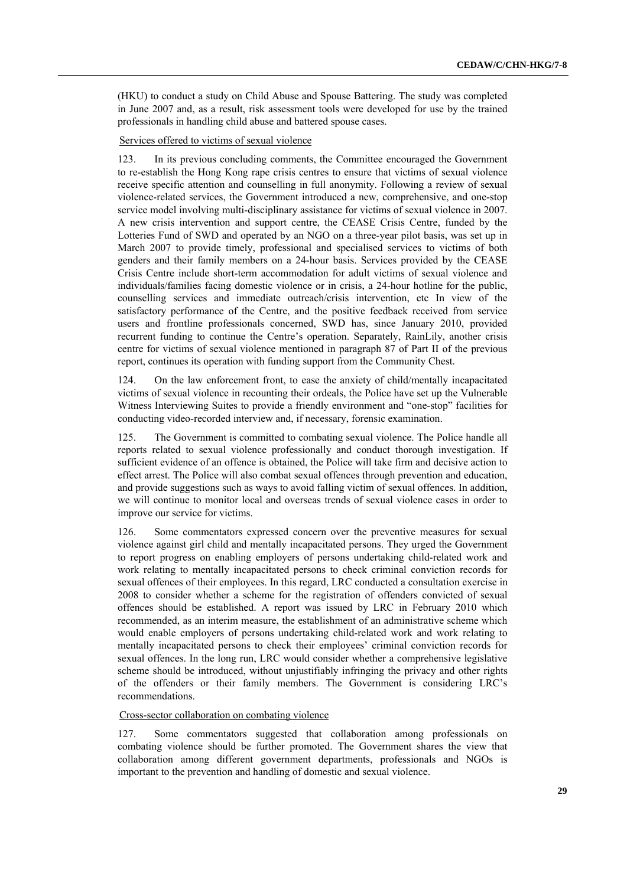(HKU) to conduct a study on Child Abuse and Spouse Battering. The study was completed in June 2007 and, as a result, risk assessment tools were developed for use by the trained professionals in handling child abuse and battered spouse cases.

Services offered to victims of sexual violence

123. In its previous concluding comments, the Committee encouraged the Government to re-establish the Hong Kong rape crisis centres to ensure that victims of sexual violence receive specific attention and counselling in full anonymity. Following a review of sexual violence-related services, the Government introduced a new, comprehensive, and one-stop service model involving multi-disciplinary assistance for victims of sexual violence in 2007. A new crisis intervention and support centre, the CEASE Crisis Centre, funded by the Lotteries Fund of SWD and operated by an NGO on a three-year pilot basis, was set up in March 2007 to provide timely, professional and specialised services to victims of both genders and their family members on a 24-hour basis. Services provided by the CEASE Crisis Centre include short-term accommodation for adult victims of sexual violence and individuals/families facing domestic violence or in crisis, a 24-hour hotline for the public, counselling services and immediate outreach/crisis intervention, etc In view of the satisfactory performance of the Centre, and the positive feedback received from service users and frontline professionals concerned, SWD has, since January 2010, provided recurrent funding to continue the Centre's operation. Separately, RainLily, another crisis centre for victims of sexual violence mentioned in paragraph 87 of Part II of the previous report, continues its operation with funding support from the Community Chest.

124. On the law enforcement front, to ease the anxiety of child/mentally incapacitated victims of sexual violence in recounting their ordeals, the Police have set up the Vulnerable Witness Interviewing Suites to provide a friendly environment and "one-stop" facilities for conducting video-recorded interview and, if necessary, forensic examination.

125. The Government is committed to combating sexual violence. The Police handle all reports related to sexual violence professionally and conduct thorough investigation. If sufficient evidence of an offence is obtained, the Police will take firm and decisive action to effect arrest. The Police will also combat sexual offences through prevention and education, and provide suggestions such as ways to avoid falling victim of sexual offences. In addition, we will continue to monitor local and overseas trends of sexual violence cases in order to improve our service for victims.

126. Some commentators expressed concern over the preventive measures for sexual violence against girl child and mentally incapacitated persons. They urged the Government to report progress on enabling employers of persons undertaking child-related work and work relating to mentally incapacitated persons to check criminal conviction records for sexual offences of their employees. In this regard, LRC conducted a consultation exercise in 2008 to consider whether a scheme for the registration of offenders convicted of sexual offences should be established. A report was issued by LRC in February 2010 which recommended, as an interim measure, the establishment of an administrative scheme which would enable employers of persons undertaking child-related work and work relating to mentally incapacitated persons to check their employees' criminal conviction records for sexual offences. In the long run, LRC would consider whether a comprehensive legislative scheme should be introduced, without unjustifiably infringing the privacy and other rights of the offenders or their family members. The Government is considering LRC's recommendations.

Cross-sector collaboration on combating violence

127. Some commentators suggested that collaboration among professionals on combating violence should be further promoted. The Government shares the view that collaboration among different government departments, professionals and NGOs is important to the prevention and handling of domestic and sexual violence.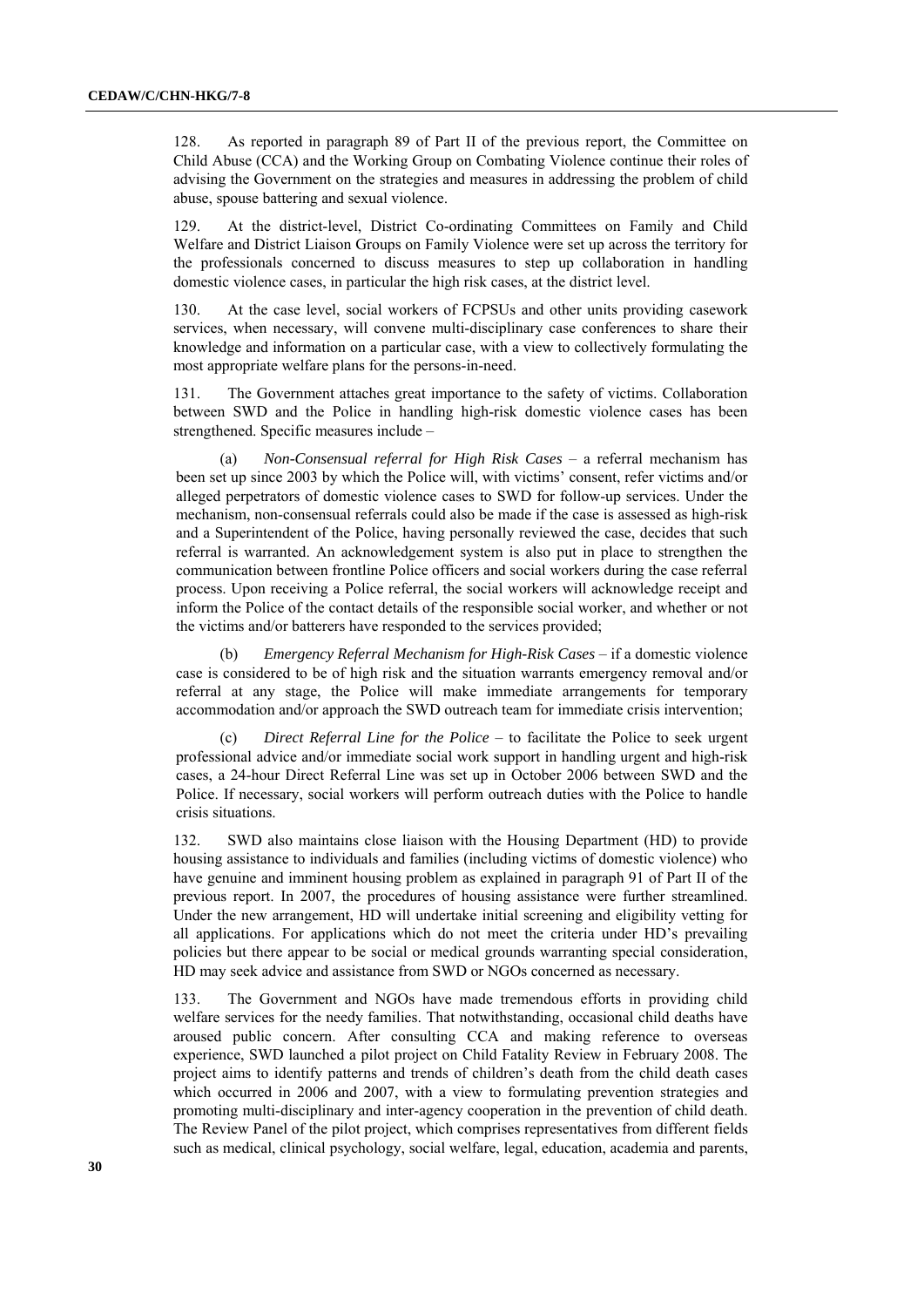128. As reported in paragraph 89 of Part II of the previous report, the Committee on Child Abuse (CCA) and the Working Group on Combating Violence continue their roles of advising the Government on the strategies and measures in addressing the problem of child abuse, spouse battering and sexual violence.

129. At the district-level, District Co-ordinating Committees on Family and Child Welfare and District Liaison Groups on Family Violence were set up across the territory for the professionals concerned to discuss measures to step up collaboration in handling domestic violence cases, in particular the high risk cases, at the district level.

130. At the case level, social workers of FCPSUs and other units providing casework services, when necessary, will convene multi-disciplinary case conferences to share their knowledge and information on a particular case, with a view to collectively formulating the most appropriate welfare plans for the persons-in-need.

131. The Government attaches great importance to the safety of victims. Collaboration between SWD and the Police in handling high-risk domestic violence cases has been strengthened. Specific measures include –

(a) *Non-Consensual referral for High Risk Cases* – a referral mechanism has been set up since 2003 by which the Police will, with victims' consent, refer victims and/or alleged perpetrators of domestic violence cases to SWD for follow-up services. Under the mechanism, non-consensual referrals could also be made if the case is assessed as high-risk and a Superintendent of the Police, having personally reviewed the case, decides that such referral is warranted. An acknowledgement system is also put in place to strengthen the communication between frontline Police officers and social workers during the case referral process. Upon receiving a Police referral, the social workers will acknowledge receipt and inform the Police of the contact details of the responsible social worker, and whether or not the victims and/or batterers have responded to the services provided;

(b) *Emergency Referral Mechanism for High-Risk Cases* – if a domestic violence case is considered to be of high risk and the situation warrants emergency removal and/or referral at any stage, the Police will make immediate arrangements for temporary accommodation and/or approach the SWD outreach team for immediate crisis intervention;

(c) *Direct Referral Line for the Police* – to facilitate the Police to seek urgent professional advice and/or immediate social work support in handling urgent and high-risk cases, a 24-hour Direct Referral Line was set up in October 2006 between SWD and the Police. If necessary, social workers will perform outreach duties with the Police to handle crisis situations.

132. SWD also maintains close liaison with the Housing Department (HD) to provide housing assistance to individuals and families (including victims of domestic violence) who have genuine and imminent housing problem as explained in paragraph 91 of Part II of the previous report. In 2007, the procedures of housing assistance were further streamlined. Under the new arrangement, HD will undertake initial screening and eligibility vetting for all applications. For applications which do not meet the criteria under HD's prevailing policies but there appear to be social or medical grounds warranting special consideration, HD may seek advice and assistance from SWD or NGOs concerned as necessary.

133. The Government and NGOs have made tremendous efforts in providing child welfare services for the needy families. That notwithstanding, occasional child deaths have aroused public concern. After consulting CCA and making reference to overseas experience, SWD launched a pilot project on Child Fatality Review in February 2008. The project aims to identify patterns and trends of children's death from the child death cases which occurred in 2006 and 2007, with a view to formulating prevention strategies and promoting multi-disciplinary and inter-agency cooperation in the prevention of child death. The Review Panel of the pilot project, which comprises representatives from different fields such as medical, clinical psychology, social welfare, legal, education, academia and parents,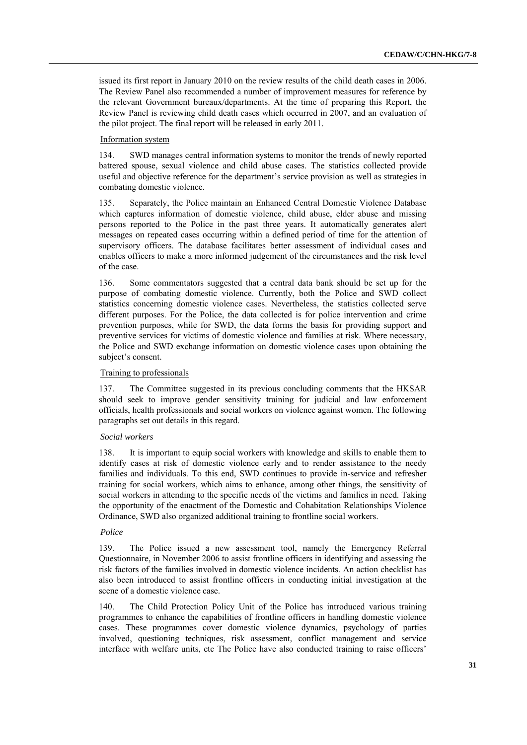issued its first report in January 2010 on the review results of the child death cases in 2006. The Review Panel also recommended a number of improvement measures for reference by the relevant Government bureaux/departments. At the time of preparing this Report, the Review Panel is reviewing child death cases which occurred in 2007, and an evaluation of the pilot project. The final report will be released in early 2011.

Information system

134. SWD manages central information systems to monitor the trends of newly reported battered spouse, sexual violence and child abuse cases. The statistics collected provide useful and objective reference for the department's service provision as well as strategies in combating domestic violence.

135. Separately, the Police maintain an Enhanced Central Domestic Violence Database which captures information of domestic violence, child abuse, elder abuse and missing persons reported to the Police in the past three years. It automatically generates alert messages on repeated cases occurring within a defined period of time for the attention of supervisory officers. The database facilitates better assessment of individual cases and enables officers to make a more informed judgement of the circumstances and the risk level of the case.

136. Some commentators suggested that a central data bank should be set up for the purpose of combating domestic violence. Currently, both the Police and SWD collect statistics concerning domestic violence cases. Nevertheless, the statistics collected serve different purposes. For the Police, the data collected is for police intervention and crime prevention purposes, while for SWD, the data forms the basis for providing support and preventive services for victims of domestic violence and families at risk. Where necessary, the Police and SWD exchange information on domestic violence cases upon obtaining the subject's consent.

Training to professionals

137. The Committee suggested in its previous concluding comments that the HKSAR should seek to improve gender sensitivity training for judicial and law enforcement officials, health professionals and social workers on violence against women. The following paragraphs set out details in this regard.

*Social workers*

138. It is important to equip social workers with knowledge and skills to enable them to identify cases at risk of domestic violence early and to render assistance to the needy families and individuals. To this end, SWD continues to provide in-service and refresher training for social workers, which aims to enhance, among other things, the sensitivity of social workers in attending to the specific needs of the victims and families in need. Taking the opportunity of the enactment of the Domestic and Cohabitation Relationships Violence Ordinance, SWD also organized additional training to frontline social workers.

*Police*

139. The Police issued a new assessment tool, namely the Emergency Referral Questionnaire, in November 2006 to assist frontline officers in identifying and assessing the risk factors of the families involved in domestic violence incidents. An action checklist has also been introduced to assist frontline officers in conducting initial investigation at the scene of a domestic violence case.

140. The Child Protection Policy Unit of the Police has introduced various training programmes to enhance the capabilities of frontline officers in handling domestic violence cases. These programmes cover domestic violence dynamics, psychology of parties involved, questioning techniques, risk assessment, conflict management and service interface with welfare units, etc The Police have also conducted training to raise officers'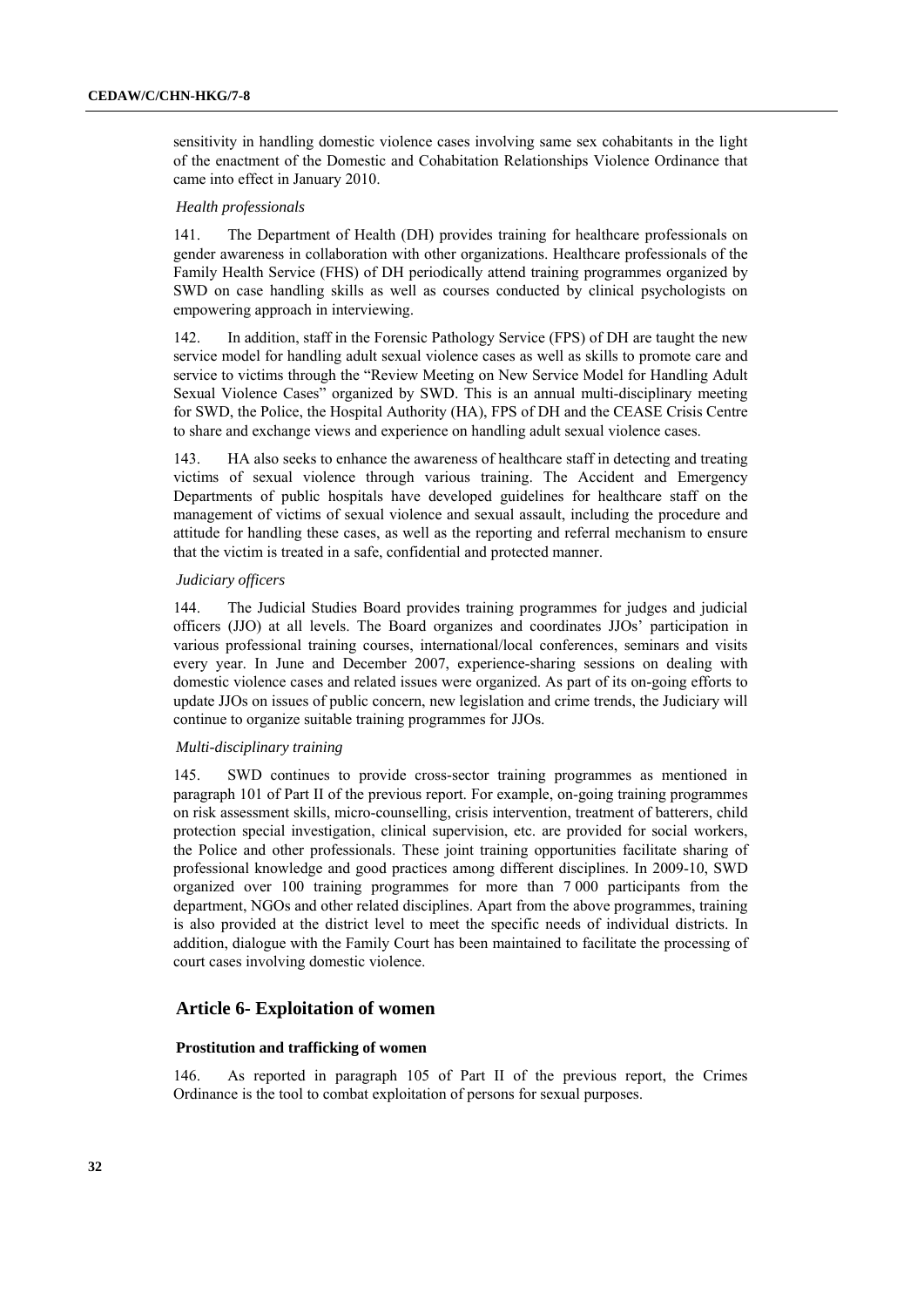sensitivity in handling domestic violence cases involving same sex cohabitants in the light of the enactment of the Domestic and Cohabitation Relationships Violence Ordinance that came into effect in January 2010.

*Health professionals*

141. The Department of Health (DH) provides training for healthcare professionals on gender awareness in collaboration with other organizations. Healthcare professionals of the Family Health Service (FHS) of DH periodically attend training programmes organized by SWD on case handling skills as well as courses conducted by clinical psychologists on empowering approach in interviewing.

142. In addition, staff in the Forensic Pathology Service (FPS) of DH are taught the new service model for handling adult sexual violence cases as well as skills to promote care and service to victims through the "Review Meeting on New Service Model for Handling Adult Sexual Violence Cases" organized by SWD. This is an annual multi-disciplinary meeting for SWD, the Police, the Hospital Authority (HA), FPS of DH and the CEASE Crisis Centre to share and exchange views and experience on handling adult sexual violence cases.

143. HA also seeks to enhance the awareness of healthcare staff in detecting and treating victims of sexual violence through various training. The Accident and Emergency Departments of public hospitals have developed guidelines for healthcare staff on the management of victims of sexual violence and sexual assault, including the procedure and attitude for handling these cases, as well as the reporting and referral mechanism to ensure that the victim is treated in a safe, confidential and protected manner.

*Judiciary officers*

144. The Judicial Studies Board provides training programmes for judges and judicial officers (JJO) at all levels. The Board organizes and coordinates JJOs' participation in various professional training courses, international/local conferences, seminars and visits every year. In June and December 2007, experience-sharing sessions on dealing with domestic violence cases and related issues were organized. As part of its on-going efforts to update JJOs on issues of public concern, new legislation and crime trends, the Judiciary will continue to organize suitable training programmes for JJOs.

*Multi-disciplinary training*

145. SWD continues to provide cross-sector training programmes as mentioned in paragraph 101 of Part II of the previous report. For example, on-going training programmes on risk assessment skills, micro-counselling, crisis intervention, treatment of batterers, child protection special investigation, clinical supervision, etc. are provided for social workers, the Police and other professionals. These joint training opportunities facilitate sharing of professional knowledge and good practices among different disciplines. In 2009-10, SWD organized over 100 training programmes for more than 7 000 participants from the department, NGOs and other related disciplines. Apart from the above programmes, training is also provided at the district level to meet the specific needs of individual districts. In addition, dialogue with the Family Court has been maintained to facilitate the processing of court cases involving domestic violence.

## Article 6- Exploitation of women

### Prostitution and trafficking of women

146. As reported in paragraph 105 of Part II of the previous report, the Crimes Ordinance is the tool to combat exploitation of persons for sexual purposes.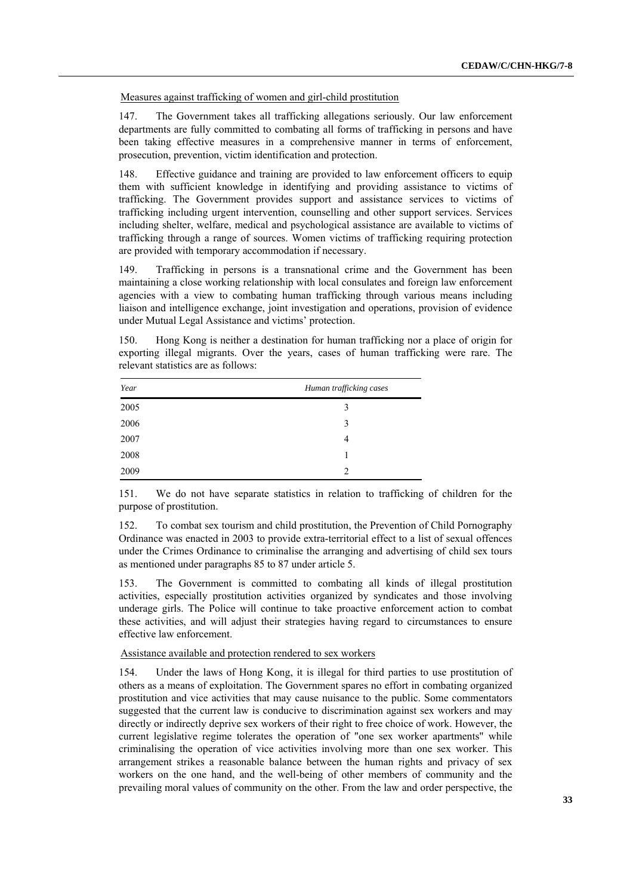Measures against trafficking of women and girl-child prostitution

147. The Government takes all trafficking allegations seriously. Our law enforcement departments are fully committed to combating all forms of trafficking in persons and have been taking effective measures in a comprehensive manner in terms of enforcement, prosecution, prevention, victim identification and protection.

148. Effective guidance and training are provided to law enforcement officers to equip them with sufficient knowledge in identifying and providing assistance to victims of trafficking. The Government provides support and assistance services to victims of trafficking including urgent intervention, counselling and other support services. Services including shelter, welfare, medical and psychological assistance are available to victims of trafficking through a range of sources. Women victims of trafficking requiring protection are provided with temporary accommodation if necessary.

149. Trafficking in persons is a transnational crime and the Government has been maintaining a close working relationship with local consulates and foreign law enforcement agencies with a view to combating human trafficking through various means including liaison and intelligence exchange, joint investigation and operations, provision of evidence under Mutual Legal Assistance and victims' protection.

150. Hong Kong is neither a destination for human trafficking nor a place of origin for exporting illegal migrants. Over the years, cases of human trafficking were rare. The relevant statistics are as follows:

| *Year* | *Human trafficking cases* |
|---|---|
| 2005 | 3 |
| 2006 | 3 |
| 2007 | 4 |
| 2008 | 1 |
| 2009 | 2 |

151. We do not have separate statistics in relation to trafficking of children for the purpose of prostitution.

152. To combat sex tourism and child prostitution, the Prevention of Child Pornography Ordinance was enacted in 2003 to provide extra-territorial effect to a list of sexual offences under the Crimes Ordinance to criminalise the arranging and advertising of child sex tours as mentioned under paragraphs 85 to 87 under article 5.

153. The Government is committed to combating all kinds of illegal prostitution activities, especially prostitution activities organized by syndicates and those involving underage girls. The Police will continue to take proactive enforcement action to combat these activities, and will adjust their strategies having regard to circumstances to ensure effective law enforcement.

Assistance available and protection rendered to sex workers

154. Under the laws of Hong Kong, it is illegal for third parties to use prostitution of others as a means of exploitation. The Government spares no effort in combating organized prostitution and vice activities that may cause nuisance to the public. Some commentators suggested that the current law is conducive to discrimination against sex workers and may directly or indirectly deprive sex workers of their right to free choice of work. However, the current legislative regime tolerates the operation of "one sex worker apartments" while criminalising the operation of vice activities involving more than one sex worker. This arrangement strikes a reasonable balance between the human rights and privacy of sex workers on the one hand, and the well-being of other members of community and the prevailing moral values of community on the other. From the law and order perspective, the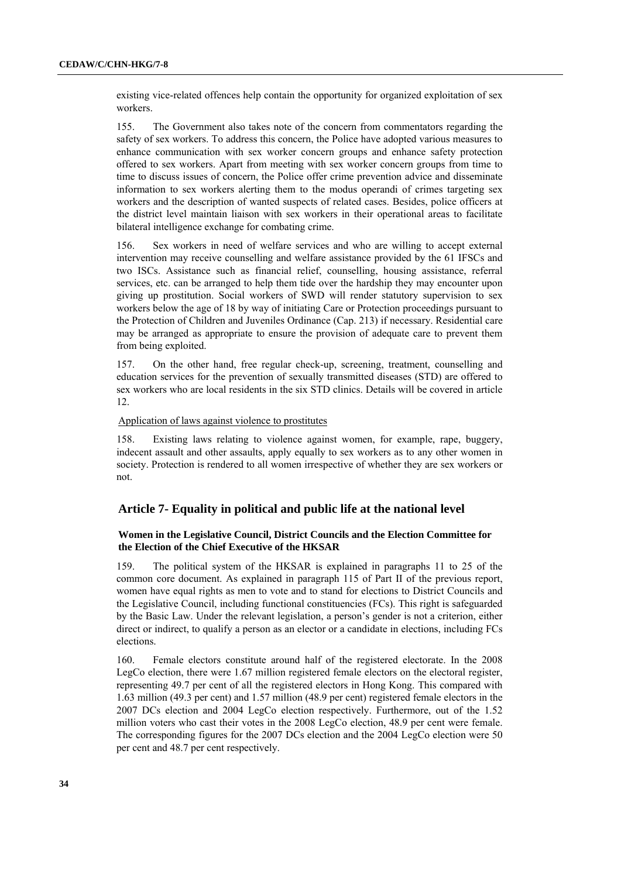existing vice-related offences help contain the opportunity for organized exploitation of sex workers.

155. The Government also takes note of the concern from commentators regarding the safety of sex workers. To address this concern, the Police have adopted various measures to enhance communication with sex worker concern groups and enhance safety protection offered to sex workers. Apart from meeting with sex worker concern groups from time to time to discuss issues of concern, the Police offer crime prevention advice and disseminate information to sex workers alerting them to the modus operandi of crimes targeting sex workers and the description of wanted suspects of related cases. Besides, police officers at the district level maintain liaison with sex workers in their operational areas to facilitate bilateral intelligence exchange for combating crime.

156. Sex workers in need of welfare services and who are willing to accept external intervention may receive counselling and welfare assistance provided by the 61 IFSCs and two ISCs. Assistance such as financial relief, counselling, housing assistance, referral services, etc. can be arranged to help them tide over the hardship they may encounter upon giving up prostitution. Social workers of SWD will render statutory supervision to sex workers below the age of 18 by way of initiating Care or Protection proceedings pursuant to the Protection of Children and Juveniles Ordinance (Cap. 213) if necessary. Residential care may be arranged as appropriate to ensure the provision of adequate care to prevent them from being exploited.

157. On the other hand, free regular check-up, screening, treatment, counselling and education services for the prevention of sexually transmitted diseases (STD) are offered to sex workers who are local residents in the six STD clinics. Details will be covered in article 12.

Application of laws against violence to prostitutes

158. Existing laws relating to violence against women, for example, rape, buggery, indecent assault and other assaults, apply equally to sex workers as to any other women in society. Protection is rendered to all women irrespective of whether they are sex workers or not.

## Article 7- Equality in political and public life at the national level

### Women in the Legislative Council, District Councils and the Election Committee for the Election of the Chief Executive of the HKSAR

159. The political system of the HKSAR is explained in paragraphs 11 to 25 of the common core document. As explained in paragraph 115 of Part II of the previous report, women have equal rights as men to vote and to stand for elections to District Councils and the Legislative Council, including functional constituencies (FCs). This right is safeguarded by the Basic Law. Under the relevant legislation, a person's gender is not a criterion, either direct or indirect, to qualify a person as an elector or a candidate in elections, including FCs elections.

160. Female electors constitute around half of the registered electorate. In the 2008 LegCo election, there were 1.67 million registered female electors on the electoral register, representing 49.7 per cent of all the registered electors in Hong Kong. This compared with 1.63 million (49.3 per cent) and 1.57 million (48.9 per cent) registered female electors in the 2007 DCs election and 2004 LegCo election respectively. Furthermore, out of the 1.52 million voters who cast their votes in the 2008 LegCo election, 48.9 per cent were female. The corresponding figures for the 2007 DCs election and the 2004 LegCo election were 50 per cent and 48.7 per cent respectively.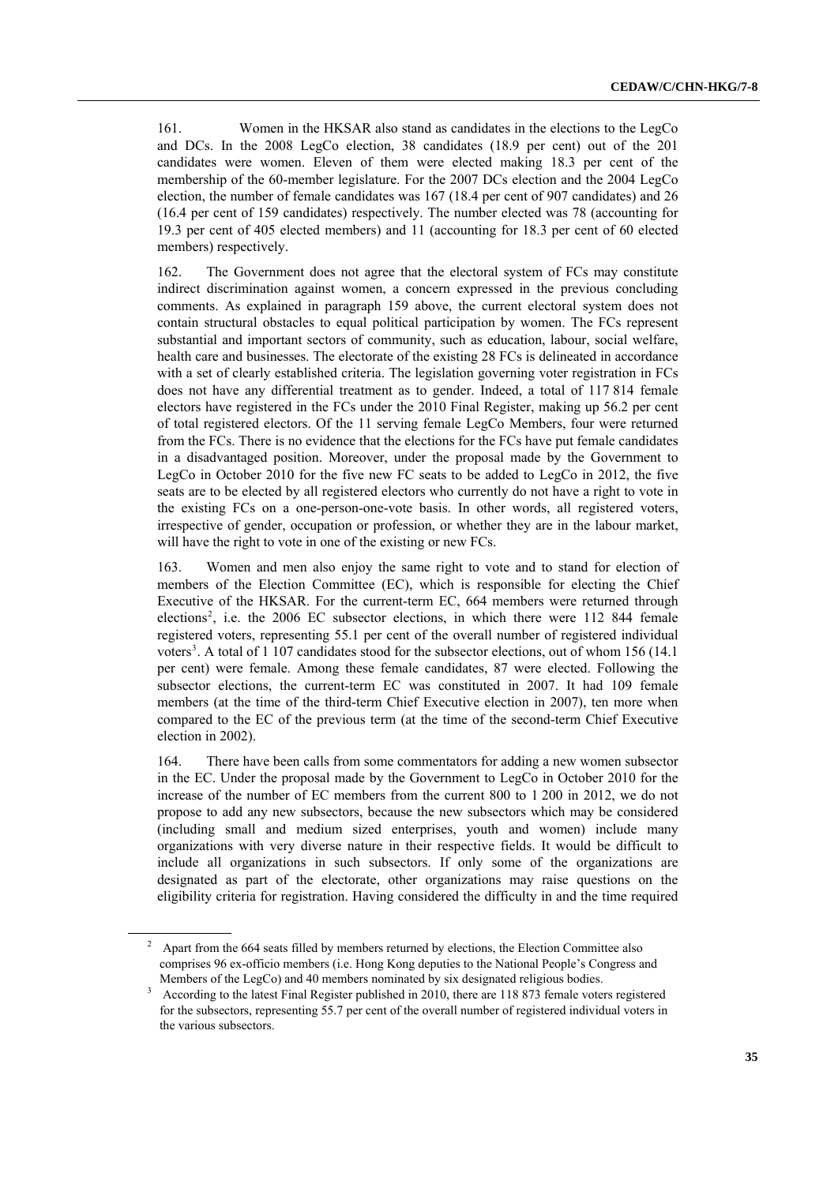161. Women in the HKSAR also stand as candidates in the elections to the LegCo and DCs. In the 2008 LegCo election, 38 candidates (18.9 per cent) out of the 201 candidates were women. Eleven of them were elected making 18.3 per cent of the membership of the 60-member legislature. For the 2007 DCs election and the 2004 LegCo election, the number of female candidates was 167 (18.4 per cent of 907 candidates) and 26 (16.4 per cent of 159 candidates) respectively. The number elected was 78 (accounting for 19.3 per cent of 405 elected members) and 11 (accounting for 18.3 per cent of 60 elected members) respectively.

162. The Government does not agree that the electoral system of FCs may constitute indirect discrimination against women, a concern expressed in the previous concluding comments. As explained in paragraph 159 above, the current electoral system does not contain structural obstacles to equal political participation by women. The FCs represent substantial and important sectors of community, such as education, labour, social welfare, health care and businesses. The electorate of the existing 28 FCs is delineated in accordance with a set of clearly established criteria. The legislation governing voter registration in FCs does not have any differential treatment as to gender. Indeed, a total of 117 814 female electors have registered in the FCs under the 2010 Final Register, making up 56.2 per cent of total registered electors. Of the 11 serving female LegCo Members, four were returned from the FCs. There is no evidence that the elections for the FCs have put female candidates in a disadvantaged position. Moreover, under the proposal made by the Government to LegCo in October 2010 for the five new FC seats to be added to LegCo in 2012, the five seats are to be elected by all registered electors who currently do not have a right to vote in the existing FCs on a one-person-one-vote basis. In other words, all registered voters, irrespective of gender, occupation or profession, or whether they are in the labour market, will have the right to vote in one of the existing or new FCs.

163. Women and men also enjoy the same right to vote and to stand for election of members of the Election Committee (EC), which is responsible for electing the Chief Executive of the HKSAR. For the current-term EC, 664 members were returned through elections[2], i.e. the 2006 EC subsector elections, in which there were 112 844 female registered voters, representing 55.1 per cent of the overall number of registered individual voters[3]. A total of 1 107 candidates stood for the subsector elections, out of whom 156 (14.1 per cent) were female. Among these female candidates, 87 were elected. Following the subsector elections, the current-term EC was constituted in 2007. It had 109 female members (at the time of the third-term Chief Executive election in 2007), ten more when compared to the EC of the previous term (at the time of the second-term Chief Executive election in 2002).

164. There have been calls from some commentators for adding a new women subsector in the EC. Under the proposal made by the Government to LegCo in October 2010 for the increase of the number of EC members from the current 800 to 1 200 in 2012, we do not propose to add any new subsectors, because the new subsectors which may be considered (including small and medium sized enterprises, youth and women) include many organizations with very diverse nature in their respective fields. It would be difficult to include all organizations in such subsectors. If only some of the organizations are designated as part of the electorate, other organizations may raise questions on the eligibility criteria for registration. Having considered the difficulty in and the time required

---

[2] Apart from the 664 seats filled by members returned by elections, the Election Committee also comprises 96 ex-officio members (i.e. Hong Kong deputies to the National People's Congress and Members of the LegCo) and 40 members nominated by six designated religious bodies.

[3] According to the latest Final Register published in 2010, there are 118 873 female voters registered for the subsectors, representing 55.7 per cent of the overall number of registered individual voters in the various subsectors.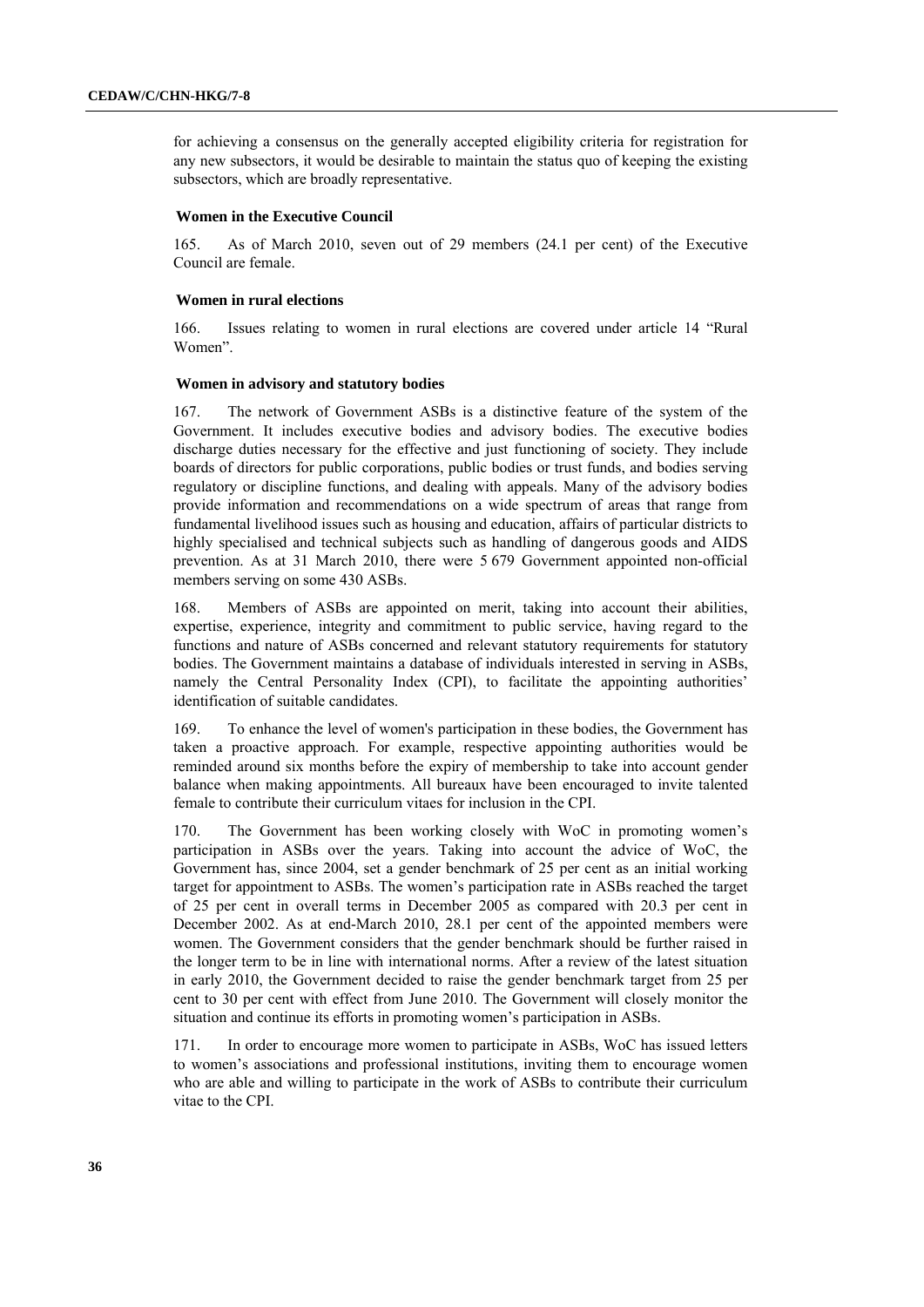for achieving a consensus on the generally accepted eligibility criteria for registration for any new subsectors, it would be desirable to maintain the status quo of keeping the existing subsectors, which are broadly representative.

### Women in the Executive Council

165. As of March 2010, seven out of 29 members (24.1 per cent) of the Executive Council are female.

### Women in rural elections

166. Issues relating to women in rural elections are covered under article 14 "Rural Women".

### Women in advisory and statutory bodies

167. The network of Government ASBs is a distinctive feature of the system of the Government. It includes executive bodies and advisory bodies. The executive bodies discharge duties necessary for the effective and just functioning of society. They include boards of directors for public corporations, public bodies or trust funds, and bodies serving regulatory or discipline functions, and dealing with appeals. Many of the advisory bodies provide information and recommendations on a wide spectrum of areas that range from fundamental livelihood issues such as housing and education, affairs of particular districts to highly specialised and technical subjects such as handling of dangerous goods and AIDS prevention. As at 31 March 2010, there were 5 679 Government appointed non-official members serving on some 430 ASBs.

168. Members of ASBs are appointed on merit, taking into account their abilities, expertise, experience, integrity and commitment to public service, having regard to the functions and nature of ASBs concerned and relevant statutory requirements for statutory bodies. The Government maintains a database of individuals interested in serving in ASBs, namely the Central Personality Index (CPI), to facilitate the appointing authorities' identification of suitable candidates.

169. To enhance the level of women's participation in these bodies, the Government has taken a proactive approach. For example, respective appointing authorities would be reminded around six months before the expiry of membership to take into account gender balance when making appointments. All bureaux have been encouraged to invite talented female to contribute their curriculum vitaes for inclusion in the CPI.

170. The Government has been working closely with WoC in promoting women's participation in ASBs over the years. Taking into account the advice of WoC, the Government has, since 2004, set a gender benchmark of 25 per cent as an initial working target for appointment to ASBs. The women's participation rate in ASBs reached the target of 25 per cent in overall terms in December 2005 as compared with 20.3 per cent in December 2002. As at end-March 2010, 28.1 per cent of the appointed members were women. The Government considers that the gender benchmark should be further raised in the longer term to be in line with international norms. After a review of the latest situation in early 2010, the Government decided to raise the gender benchmark target from 25 per cent to 30 per cent with effect from June 2010. The Government will closely monitor the situation and continue its efforts in promoting women's participation in ASBs.

171. In order to encourage more women to participate in ASBs, WoC has issued letters to women's associations and professional institutions, inviting them to encourage women who are able and willing to participate in the work of ASBs to contribute their curriculum vitae to the CPI.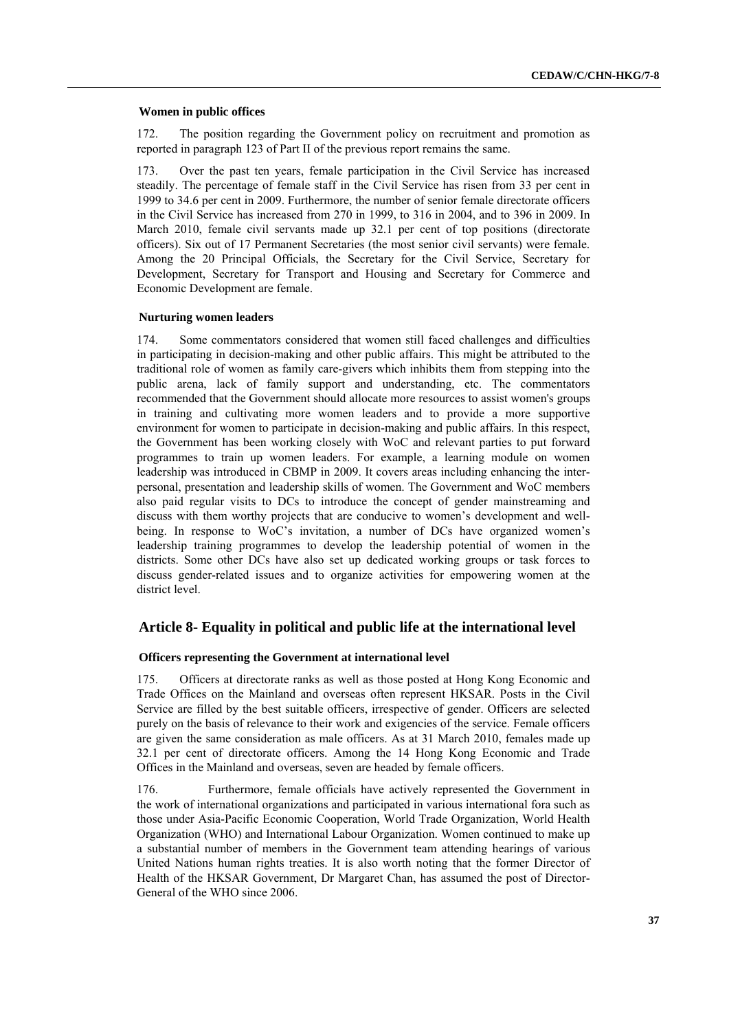### Women in public offices

172. The position regarding the Government policy on recruitment and promotion as reported in paragraph 123 of Part II of the previous report remains the same.

173. Over the past ten years, female participation in the Civil Service has increased steadily. The percentage of female staff in the Civil Service has risen from 33 per cent in 1999 to 34.6 per cent in 2009. Furthermore, the number of senior female directorate officers in the Civil Service has increased from 270 in 1999, to 316 in 2004, and to 396 in 2009. In March 2010, female civil servants made up 32.1 per cent of top positions (directorate officers). Six out of 17 Permanent Secretaries (the most senior civil servants) were female. Among the 20 Principal Officials, the Secretary for the Civil Service, Secretary for Development, Secretary for Transport and Housing and Secretary for Commerce and Economic Development are female.

### Nurturing women leaders

174. Some commentators considered that women still faced challenges and difficulties in participating in decision-making and other public affairs. This might be attributed to the traditional role of women as family care-givers which inhibits them from stepping into the public arena, lack of family support and understanding, etc. The commentators recommended that the Government should allocate more resources to assist women's groups in training and cultivating more women leaders and to provide a more supportive environment for women to participate in decision-making and public affairs. In this respect, the Government has been working closely with WoC and relevant parties to put forward programmes to train up women leaders. For example, a learning module on women leadership was introduced in CBMP in 2009. It covers areas including enhancing the inter-personal, presentation and leadership skills of women. The Government and WoC members also paid regular visits to DCs to introduce the concept of gender mainstreaming and discuss with them worthy projects that are conducive to women's development and well-being. In response to WoC's invitation, a number of DCs have organized women's leadership training programmes to develop the leadership potential of women in the districts. Some other DCs have also set up dedicated working groups or task forces to discuss gender-related issues and to organize activities for empowering women at the district level.

## Article 8- Equality in political and public life at the international level

### Officers representing the Government at international level

175. Officers at directorate ranks as well as those posted at Hong Kong Economic and Trade Offices on the Mainland and overseas often represent HKSAR. Posts in the Civil Service are filled by the best suitable officers, irrespective of gender. Officers are selected purely on the basis of relevance to their work and exigencies of the service. Female officers are given the same consideration as male officers. As at 31 March 2010, females made up 32.1 per cent of directorate officers. Among the 14 Hong Kong Economic and Trade Offices in the Mainland and overseas, seven are headed by female officers.

176. Furthermore, female officials have actively represented the Government in the work of international organizations and participated in various international fora such as those under Asia-Pacific Economic Cooperation, World Trade Organization, World Health Organization (WHO) and International Labour Organization. Women continued to make up a substantial number of members in the Government team attending hearings of various United Nations human rights treaties. It is also worth noting that the former Director of Health of the HKSAR Government, Dr Margaret Chan, has assumed the post of Director-General of the WHO since 2006.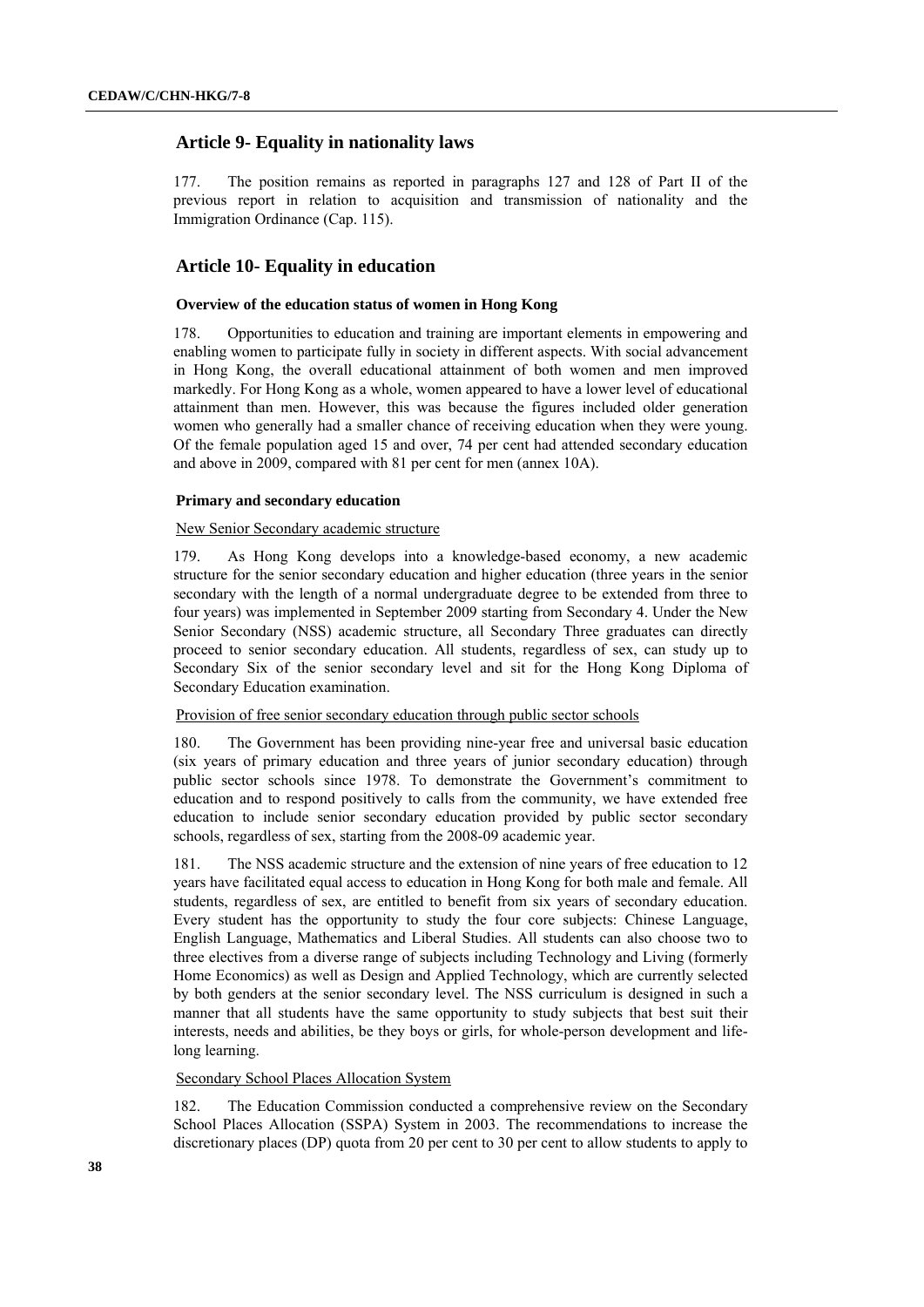## Article 9- Equality in nationality laws

177. The position remains as reported in paragraphs 127 and 128 of Part II of the previous report in relation to acquisition and transmission of nationality and the Immigration Ordinance (Cap. 115).

## Article 10- Equality in education

### Overview of the education status of women in Hong Kong

178. Opportunities to education and training are important elements in empowering and enabling women to participate fully in society in different aspects. With social advancement in Hong Kong, the overall educational attainment of both women and men improved markedly. For Hong Kong as a whole, women appeared to have a lower level of educational attainment than men. However, this was because the figures included older generation women who generally had a smaller chance of receiving education when they were young. Of the female population aged 15 and over, 74 per cent had attended secondary education and above in 2009, compared with 81 per cent for men (annex 10A).

### Primary and secondary education

New Senior Secondary academic structure

179. As Hong Kong develops into a knowledge-based economy, a new academic structure for the senior secondary education and higher education (three years in the senior secondary with the length of a normal undergraduate degree to be extended from three to four years) was implemented in September 2009 starting from Secondary 4. Under the New Senior Secondary (NSS) academic structure, all Secondary Three graduates can directly proceed to senior secondary education. All students, regardless of sex, can study up to Secondary Six of the senior secondary level and sit for the Hong Kong Diploma of Secondary Education examination.

Provision of free senior secondary education through public sector schools

180. The Government has been providing nine-year free and universal basic education (six years of primary education and three years of junior secondary education) through public sector schools since 1978. To demonstrate the Government's commitment to education and to respond positively to calls from the community, we have extended free education to include senior secondary education provided by public sector secondary schools, regardless of sex, starting from the 2008-09 academic year.

181. The NSS academic structure and the extension of nine years of free education to 12 years have facilitated equal access to education in Hong Kong for both male and female. All students, regardless of sex, are entitled to benefit from six years of secondary education. Every student has the opportunity to study the four core subjects: Chinese Language, English Language, Mathematics and Liberal Studies. All students can also choose two to three electives from a diverse range of subjects including Technology and Living (formerly Home Economics) as well as Design and Applied Technology, which are currently selected by both genders at the senior secondary level. The NSS curriculum is designed in such a manner that all students have the same opportunity to study subjects that best suit their interests, needs and abilities, be they boys or girls, for whole-person development and life-long learning.

Secondary School Places Allocation System

182. The Education Commission conducted a comprehensive review on the Secondary School Places Allocation (SSPA) System in 2003. The recommendations to increase the discretionary places (DP) quota from 20 per cent to 30 per cent to allow students to apply to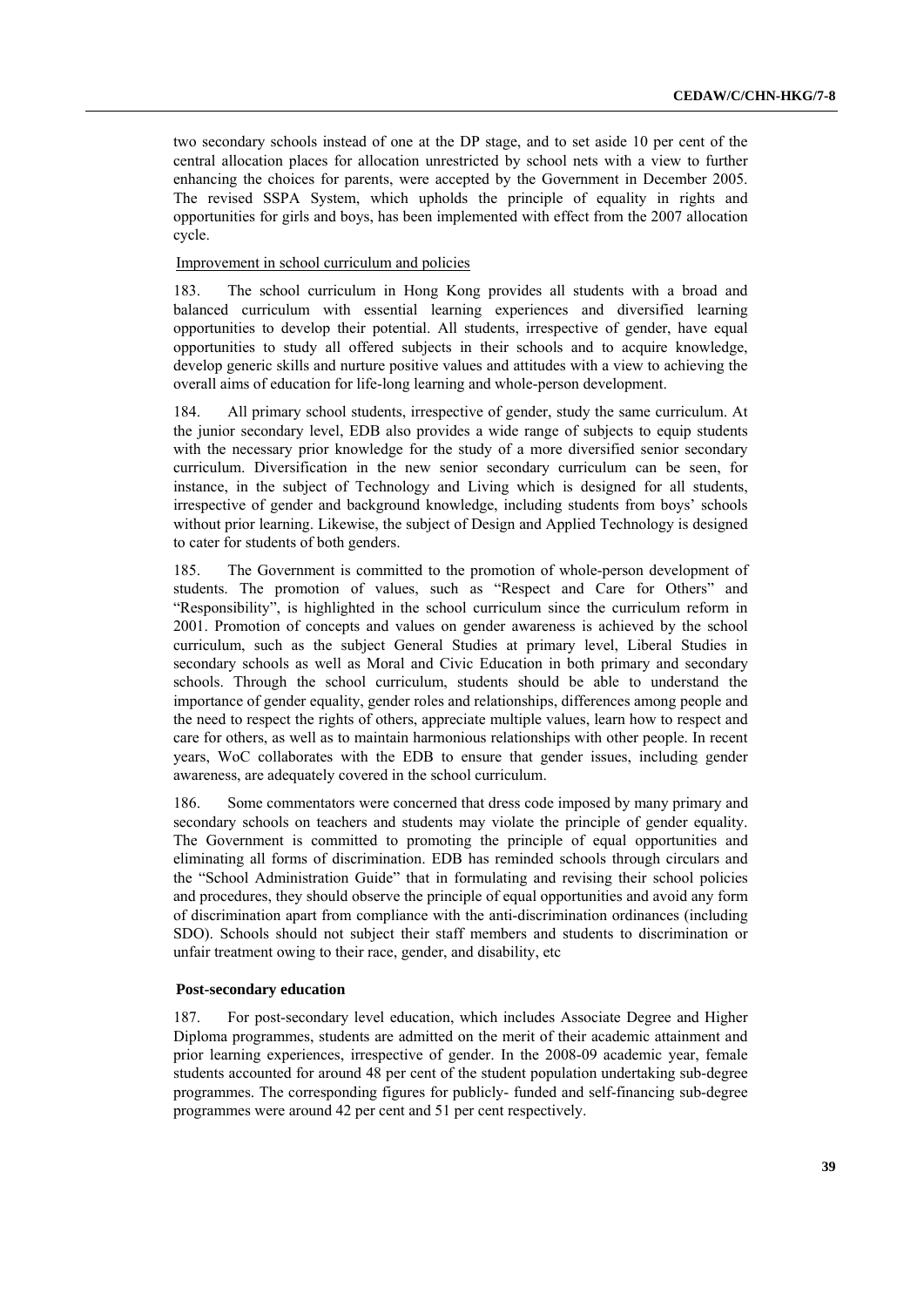two secondary schools instead of one at the DP stage, and to set aside 10 per cent of the central allocation places for allocation unrestricted by school nets with a view to further enhancing the choices for parents, were accepted by the Government in December 2005. The revised SSPA System, which upholds the principle of equality in rights and opportunities for girls and boys, has been implemented with effect from the 2007 allocation cycle.

Improvement in school curriculum and policies

183. The school curriculum in Hong Kong provides all students with a broad and balanced curriculum with essential learning experiences and diversified learning opportunities to develop their potential. All students, irrespective of gender, have equal opportunities to study all offered subjects in their schools and to acquire knowledge, develop generic skills and nurture positive values and attitudes with a view to achieving the overall aims of education for life-long learning and whole-person development.

184. All primary school students, irrespective of gender, study the same curriculum. At the junior secondary level, EDB also provides a wide range of subjects to equip students with the necessary prior knowledge for the study of a more diversified senior secondary curriculum. Diversification in the new senior secondary curriculum can be seen, for instance, in the subject of Technology and Living which is designed for all students, irrespective of gender and background knowledge, including students from boys' schools without prior learning. Likewise, the subject of Design and Applied Technology is designed to cater for students of both genders.

185. The Government is committed to the promotion of whole-person development of students. The promotion of values, such as "Respect and Care for Others" and "Responsibility", is highlighted in the school curriculum since the curriculum reform in 2001. Promotion of concepts and values on gender awareness is achieved by the school curriculum, such as the subject General Studies at primary level, Liberal Studies in secondary schools as well as Moral and Civic Education in both primary and secondary schools. Through the school curriculum, students should be able to understand the importance of gender equality, gender roles and relationships, differences among people and the need to respect the rights of others, appreciate multiple values, learn how to respect and care for others, as well as to maintain harmonious relationships with other people. In recent years, WoC collaborates with the EDB to ensure that gender issues, including gender awareness, are adequately covered in the school curriculum.

186. Some commentators were concerned that dress code imposed by many primary and secondary schools on teachers and students may violate the principle of gender equality. The Government is committed to promoting the principle of equal opportunities and eliminating all forms of discrimination. EDB has reminded schools through circulars and the "School Administration Guide" that in formulating and revising their school policies and procedures, they should observe the principle of equal opportunities and avoid any form of discrimination apart from compliance with the anti-discrimination ordinances (including SDO). Schools should not subject their staff members and students to discrimination or unfair treatment owing to their race, gender, and disability, etc

**Post-secondary education**

187. For post-secondary level education, which includes Associate Degree and Higher Diploma programmes, students are admitted on the merit of their academic attainment and prior learning experiences, irrespective of gender. In the 2008-09 academic year, female students accounted for around 48 per cent of the student population undertaking sub-degree programmes. The corresponding figures for publicly- funded and self-financing sub-degree programmes were around 42 per cent and 51 per cent respectively.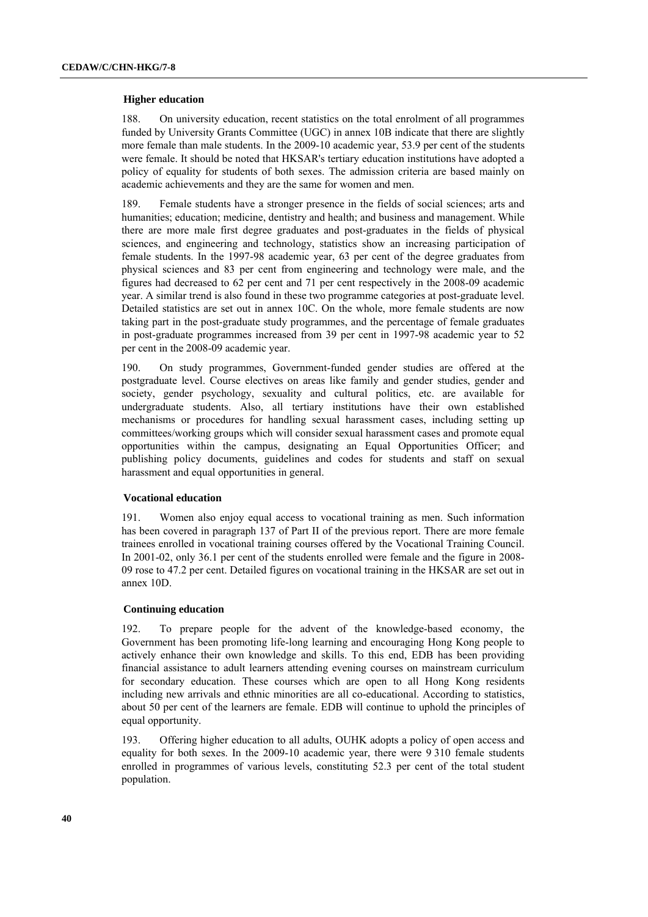### Higher education

188. On university education, recent statistics on the total enrolment of all programmes funded by University Grants Committee (UGC) in annex 10B indicate that there are slightly more female than male students. In the 2009-10 academic year, 53.9 per cent of the students were female. It should be noted that HKSAR's tertiary education institutions have adopted a policy of equality for students of both sexes. The admission criteria are based mainly on academic achievements and they are the same for women and men.

189. Female students have a stronger presence in the fields of social sciences; arts and humanities; education; medicine, dentistry and health; and business and management. While there are more male first degree graduates and post-graduates in the fields of physical sciences, and engineering and technology, statistics show an increasing participation of female students. In the 1997-98 academic year, 63 per cent of the degree graduates from physical sciences and 83 per cent from engineering and technology were male, and the figures had decreased to 62 per cent and 71 per cent respectively in the 2008-09 academic year. A similar trend is also found in these two programme categories at post-graduate level. Detailed statistics are set out in annex 10C. On the whole, more female students are now taking part in the post-graduate study programmes, and the percentage of female graduates in post-graduate programmes increased from 39 per cent in 1997-98 academic year to 52 per cent in the 2008-09 academic year.

190. On study programmes, Government-funded gender studies are offered at the postgraduate level. Course electives on areas like family and gender studies, gender and society, gender psychology, sexuality and cultural politics, etc. are available for undergraduate students. Also, all tertiary institutions have their own established mechanisms or procedures for handling sexual harassment cases, including setting up committees/working groups which will consider sexual harassment cases and promote equal opportunities within the campus, designating an Equal Opportunities Officer; and publishing policy documents, guidelines and codes for students and staff on sexual harassment and equal opportunities in general.

### Vocational education

191. Women also enjoy equal access to vocational training as men. Such information has been covered in paragraph 137 of Part II of the previous report. There are more female trainees enrolled in vocational training courses offered by the Vocational Training Council. In 2001-02, only 36.1 per cent of the students enrolled were female and the figure in 2008-09 rose to 47.2 per cent. Detailed figures on vocational training in the HKSAR are set out in annex 10D.

### Continuing education

192. To prepare people for the advent of the knowledge-based economy, the Government has been promoting life-long learning and encouraging Hong Kong people to actively enhance their own knowledge and skills. To this end, EDB has been providing financial assistance to adult learners attending evening courses on mainstream curriculum for secondary education. These courses which are open to all Hong Kong residents including new arrivals and ethnic minorities are all co-educational. According to statistics, about 50 per cent of the learners are female. EDB will continue to uphold the principles of equal opportunity.

193. Offering higher education to all adults, OUHK adopts a policy of open access and equality for both sexes. In the 2009-10 academic year, there were 9 310 female students enrolled in programmes of various levels, constituting 52.3 per cent of the total student population.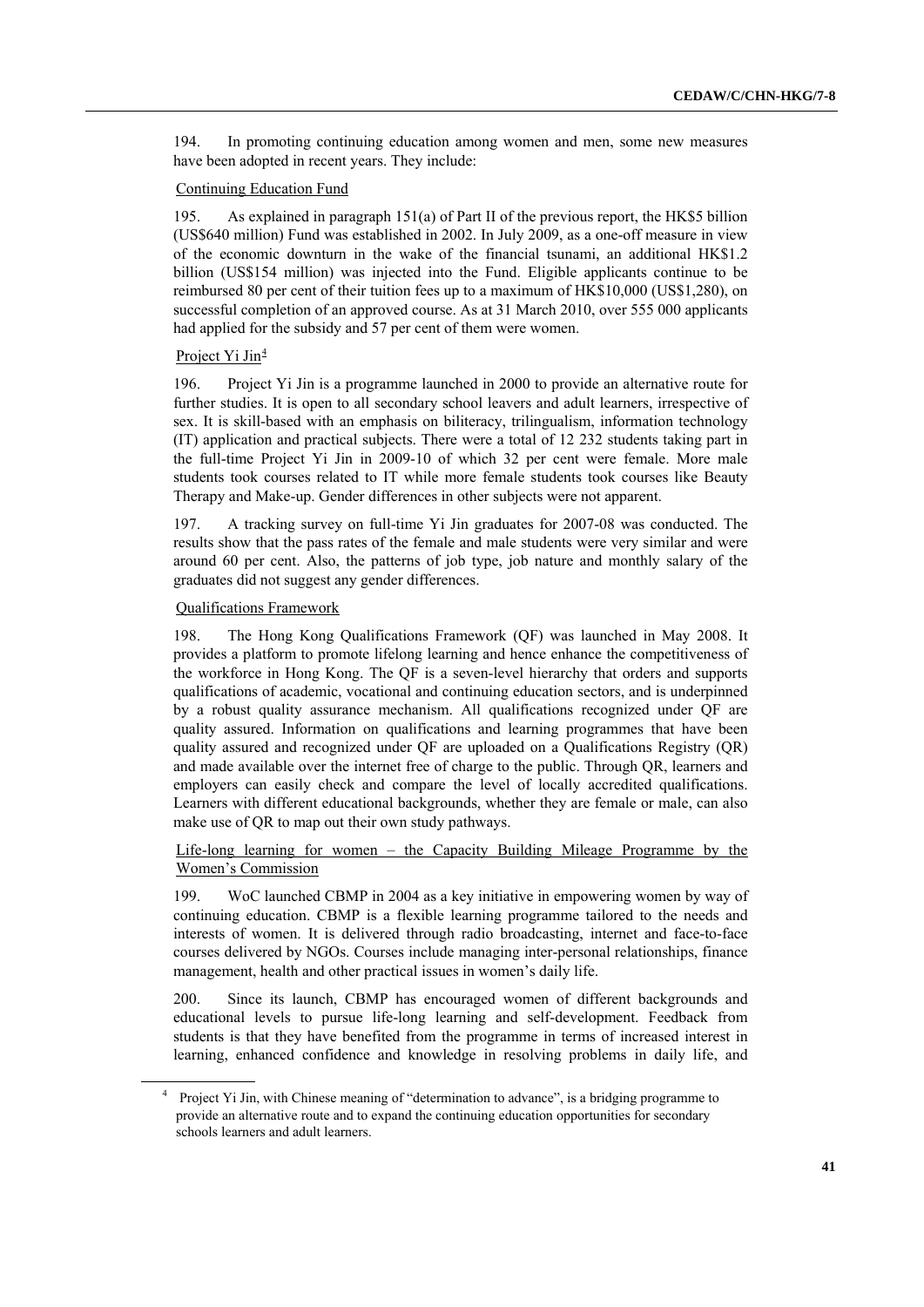194. In promoting continuing education among women and men, some new measures have been adopted in recent years. They include:

Continuing Education Fund

195. As explained in paragraph 151(a) of Part II of the previous report, the HK$5 billion (US$640 million) Fund was established in 2002. In July 2009, as a one-off measure in view of the economic downturn in the wake of the financial tsunami, an additional HK$1.2 billion (US$154 million) was injected into the Fund. Eligible applicants continue to be reimbursed 80 per cent of their tuition fees up to a maximum of HK$10,000 (US$1,280), on successful completion of an approved course. As at 31 March 2010, over 555 000 applicants had applied for the subsidy and 57 per cent of them were women.

Project Yi Jin[4]

196. Project Yi Jin is a programme launched in 2000 to provide an alternative route for further studies. It is open to all secondary school leavers and adult learners, irrespective of sex. It is skill-based with an emphasis on biliteracy, trilingualism, information technology (IT) application and practical subjects. There were a total of 12 232 students taking part in the full-time Project Yi Jin in 2009-10 of which 32 per cent were female. More male students took courses related to IT while more female students took courses like Beauty Therapy and Make-up. Gender differences in other subjects were not apparent.

197. A tracking survey on full-time Yi Jin graduates for 2007-08 was conducted. The results show that the pass rates of the female and male students were very similar and were around 60 per cent. Also, the patterns of job type, job nature and monthly salary of the graduates did not suggest any gender differences.

Qualifications Framework

198. The Hong Kong Qualifications Framework (QF) was launched in May 2008. It provides a platform to promote lifelong learning and hence enhance the competitiveness of the workforce in Hong Kong. The QF is a seven-level hierarchy that orders and supports qualifications of academic, vocational and continuing education sectors, and is underpinned by a robust quality assurance mechanism. All qualifications recognized under QF are quality assured. Information on qualifications and learning programmes that have been quality assured and recognized under QF are uploaded on a Qualifications Registry (QR) and made available over the internet free of charge to the public. Through QR, learners and employers can easily check and compare the level of locally accredited qualifications. Learners with different educational backgrounds, whether they are female or male, can also make use of QR to map out their own study pathways.

Life-long learning for women – the Capacity Building Mileage Programme by the Women's Commission

199. WoC launched CBMP in 2004 as a key initiative in empowering women by way of continuing education. CBMP is a flexible learning programme tailored to the needs and interests of women. It is delivered through radio broadcasting, internet and face-to-face courses delivered by NGOs. Courses include managing inter-personal relationships, finance management, health and other practical issues in women's daily life.

200. Since its launch, CBMP has encouraged women of different backgrounds and educational levels to pursue life-long learning and self-development. Feedback from students is that they have benefited from the programme in terms of increased interest in learning, enhanced confidence and knowledge in resolving problems in daily life, and

---

[4] Project Yi Jin, with Chinese meaning of "determination to advance", is a bridging programme to provide an alternative route and to expand the continuing education opportunities for secondary schools learners and adult learners.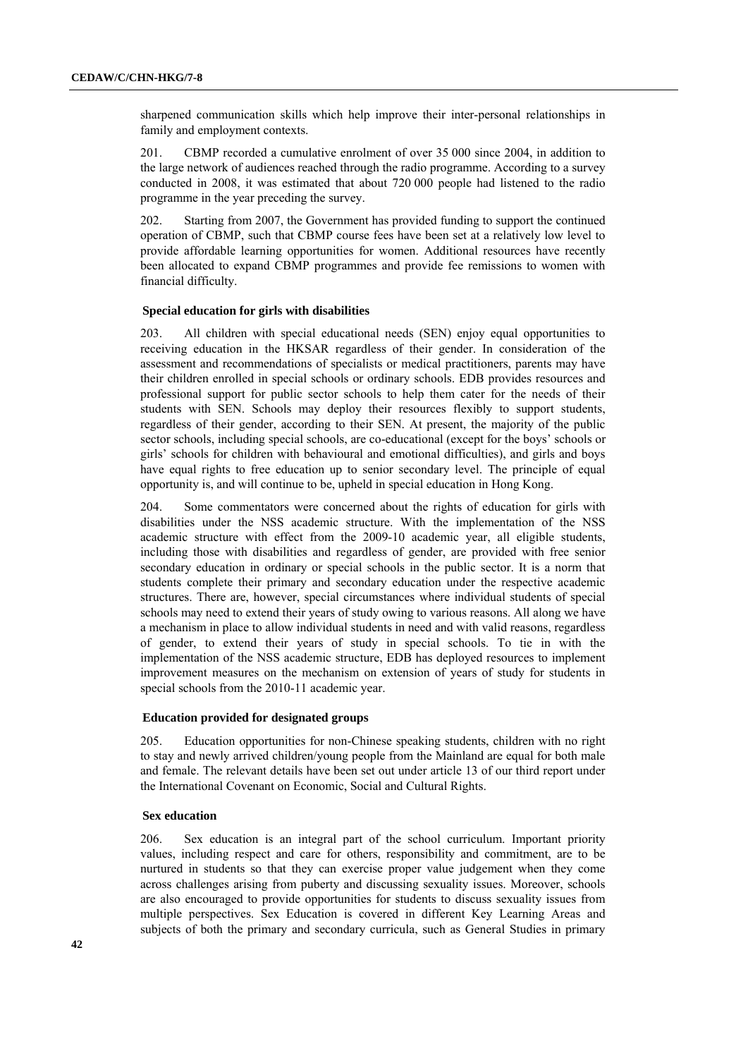sharpened communication skills which help improve their inter-personal relationships in family and employment contexts.

201. CBMP recorded a cumulative enrolment of over 35 000 since 2004, in addition to the large network of audiences reached through the radio programme. According to a survey conducted in 2008, it was estimated that about 720 000 people had listened to the radio programme in the year preceding the survey.

202. Starting from 2007, the Government has provided funding to support the continued operation of CBMP, such that CBMP course fees have been set at a relatively low level to provide affordable learning opportunities for women. Additional resources have recently been allocated to expand CBMP programmes and provide fee remissions to women with financial difficulty.

### Special education for girls with disabilities

203. All children with special educational needs (SEN) enjoy equal opportunities to receiving education in the HKSAR regardless of their gender. In consideration of the assessment and recommendations of specialists or medical practitioners, parents may have their children enrolled in special schools or ordinary schools. EDB provides resources and professional support for public sector schools to help them cater for the needs of their students with SEN. Schools may deploy their resources flexibly to support students, regardless of their gender, according to their SEN. At present, the majority of the public sector schools, including special schools, are co-educational (except for the boys' schools or girls' schools for children with behavioural and emotional difficulties), and girls and boys have equal rights to free education up to senior secondary level. The principle of equal opportunity is, and will continue to be, upheld in special education in Hong Kong.

204. Some commentators were concerned about the rights of education for girls with disabilities under the NSS academic structure. With the implementation of the NSS academic structure with effect from the 2009-10 academic year, all eligible students, including those with disabilities and regardless of gender, are provided with free senior secondary education in ordinary or special schools in the public sector. It is a norm that students complete their primary and secondary education under the respective academic structures. There are, however, special circumstances where individual students of special schools may need to extend their years of study owing to various reasons. All along we have a mechanism in place to allow individual students in need and with valid reasons, regardless of gender, to extend their years of study in special schools. To tie in with the implementation of the NSS academic structure, EDB has deployed resources to implement improvement measures on the mechanism on extension of years of study for students in special schools from the 2010-11 academic year.

### Education provided for designated groups

205. Education opportunities for non-Chinese speaking students, children with no right to stay and newly arrived children/young people from the Mainland are equal for both male and female. The relevant details have been set out under article 13 of our third report under the International Covenant on Economic, Social and Cultural Rights.

### Sex education

206. Sex education is an integral part of the school curriculum. Important priority values, including respect and care for others, responsibility and commitment, are to be nurtured in students so that they can exercise proper value judgement when they come across challenges arising from puberty and discussing sexuality issues. Moreover, schools are also encouraged to provide opportunities for students to discuss sexuality issues from multiple perspectives. Sex Education is covered in different Key Learning Areas and subjects of both the primary and secondary curricula, such as General Studies in primary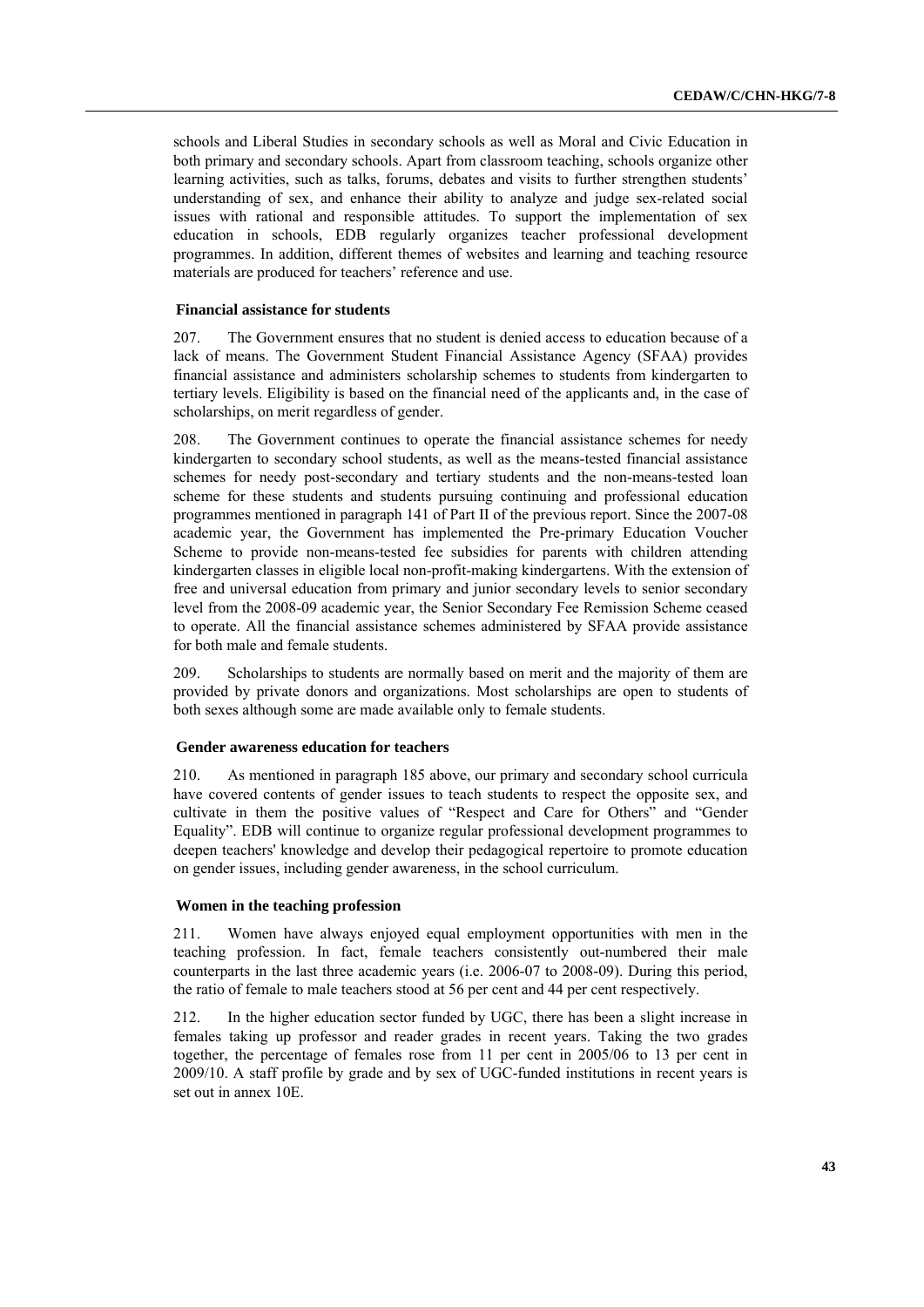schools and Liberal Studies in secondary schools as well as Moral and Civic Education in both primary and secondary schools. Apart from classroom teaching, schools organize other learning activities, such as talks, forums, debates and visits to further strengthen students' understanding of sex, and enhance their ability to analyze and judge sex-related social issues with rational and responsible attitudes. To support the implementation of sex education in schools, EDB regularly organizes teacher professional development programmes. In addition, different themes of websites and learning and teaching resource materials are produced for teachers' reference and use.

### Financial assistance for students

207. The Government ensures that no student is denied access to education because of a lack of means. The Government Student Financial Assistance Agency (SFAA) provides financial assistance and administers scholarship schemes to students from kindergarten to tertiary levels. Eligibility is based on the financial need of the applicants and, in the case of scholarships, on merit regardless of gender.

208. The Government continues to operate the financial assistance schemes for needy kindergarten to secondary school students, as well as the means-tested financial assistance schemes for needy post-secondary and tertiary students and the non-means-tested loan scheme for these students and students pursuing continuing and professional education programmes mentioned in paragraph 141 of Part II of the previous report. Since the 2007-08 academic year, the Government has implemented the Pre-primary Education Voucher Scheme to provide non-means-tested fee subsidies for parents with children attending kindergarten classes in eligible local non-profit-making kindergartens. With the extension of free and universal education from primary and junior secondary levels to senior secondary level from the 2008-09 academic year, the Senior Secondary Fee Remission Scheme ceased to operate. All the financial assistance schemes administered by SFAA provide assistance for both male and female students.

209. Scholarships to students are normally based on merit and the majority of them are provided by private donors and organizations. Most scholarships are open to students of both sexes although some are made available only to female students.

### Gender awareness education for teachers

210. As mentioned in paragraph 185 above, our primary and secondary school curricula have covered contents of gender issues to teach students to respect the opposite sex, and cultivate in them the positive values of "Respect and Care for Others" and "Gender Equality". EDB will continue to organize regular professional development programmes to deepen teachers' knowledge and develop their pedagogical repertoire to promote education on gender issues, including gender awareness, in the school curriculum.

### Women in the teaching profession

211. Women have always enjoyed equal employment opportunities with men in the teaching profession. In fact, female teachers consistently out-numbered their male counterparts in the last three academic years (i.e. 2006-07 to 2008-09). During this period, the ratio of female to male teachers stood at 56 per cent and 44 per cent respectively.

212. In the higher education sector funded by UGC, there has been a slight increase in females taking up professor and reader grades in recent years. Taking the two grades together, the percentage of females rose from 11 per cent in 2005/06 to 13 per cent in 2009/10. A staff profile by grade and by sex of UGC-funded institutions in recent years is set out in annex 10E.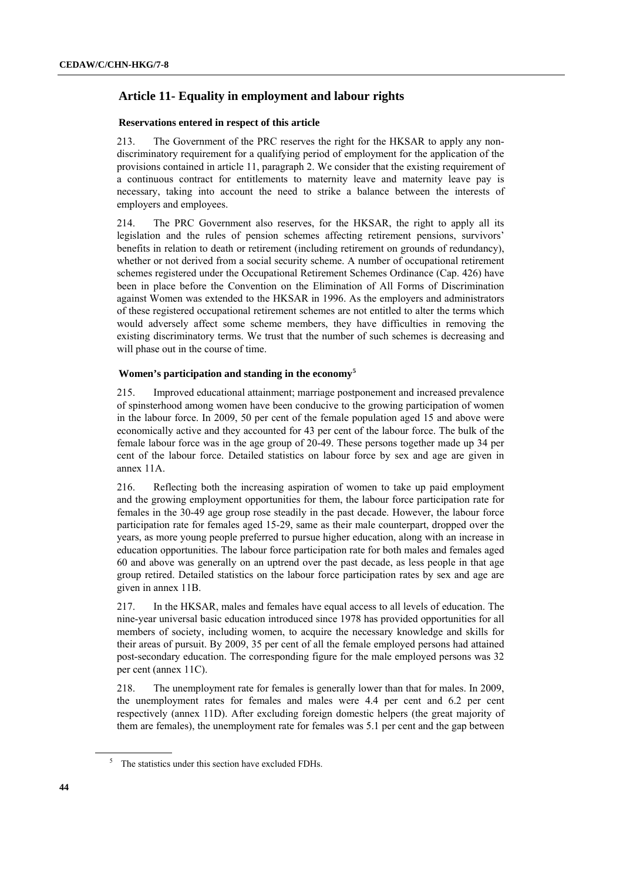## Article 11- Equality in employment and labour rights

### Reservations entered in respect of this article

213. The Government of the PRC reserves the right for the HKSAR to apply any non-discriminatory requirement for a qualifying period of employment for the application of the provisions contained in article 11, paragraph 2. We consider that the existing requirement of a continuous contract for entitlements to maternity leave and maternity leave pay is necessary, taking into account the need to strike a balance between the interests of employers and employees.

214. The PRC Government also reserves, for the HKSAR, the right to apply all its legislation and the rules of pension schemes affecting retirement pensions, survivors' benefits in relation to death or retirement (including retirement on grounds of redundancy), whether or not derived from a social security scheme. A number of occupational retirement schemes registered under the Occupational Retirement Schemes Ordinance (Cap. 426) have been in place before the Convention on the Elimination of All Forms of Discrimination against Women was extended to the HKSAR in 1996. As the employers and administrators of these registered occupational retirement schemes are not entitled to alter the terms which would adversely affect some scheme members, they have difficulties in removing the existing discriminatory terms. We trust that the number of such schemes is decreasing and will phase out in the course of time.

### Women's participation and standing in the economy[5]

215. Improved educational attainment; marriage postponement and increased prevalence of spinsterhood among women have been conducive to the growing participation of women in the labour force. In 2009, 50 per cent of the female population aged 15 and above were economically active and they accounted for 43 per cent of the labour force. The bulk of the female labour force was in the age group of 20-49. These persons together made up 34 per cent of the labour force. Detailed statistics on labour force by sex and age are given in annex 11A.

216. Reflecting both the increasing aspiration of women to take up paid employment and the growing employment opportunities for them, the labour force participation rate for females in the 30-49 age group rose steadily in the past decade. However, the labour force participation rate for females aged 15-29, same as their male counterpart, dropped over the years, as more young people preferred to pursue higher education, along with an increase in education opportunities. The labour force participation rate for both males and females aged 60 and above was generally on an uptrend over the past decade, as less people in that age group retired. Detailed statistics on the labour force participation rates by sex and age are given in annex 11B.

217. In the HKSAR, males and females have equal access to all levels of education. The nine-year universal basic education introduced since 1978 has provided opportunities for all members of society, including women, to acquire the necessary knowledge and skills for their areas of pursuit. By 2009, 35 per cent of all the female employed persons had attained post-secondary education. The corresponding figure for the male employed persons was 32 per cent (annex 11C).

218. The unemployment rate for females is generally lower than that for males. In 2009, the unemployment rates for females and males were 4.4 per cent and 6.2 per cent respectively (annex 11D). After excluding foreign domestic helpers (the great majority of them are females), the unemployment rate for females was 5.1 per cent and the gap between

---

[5] The statistics under this section have excluded FDHs.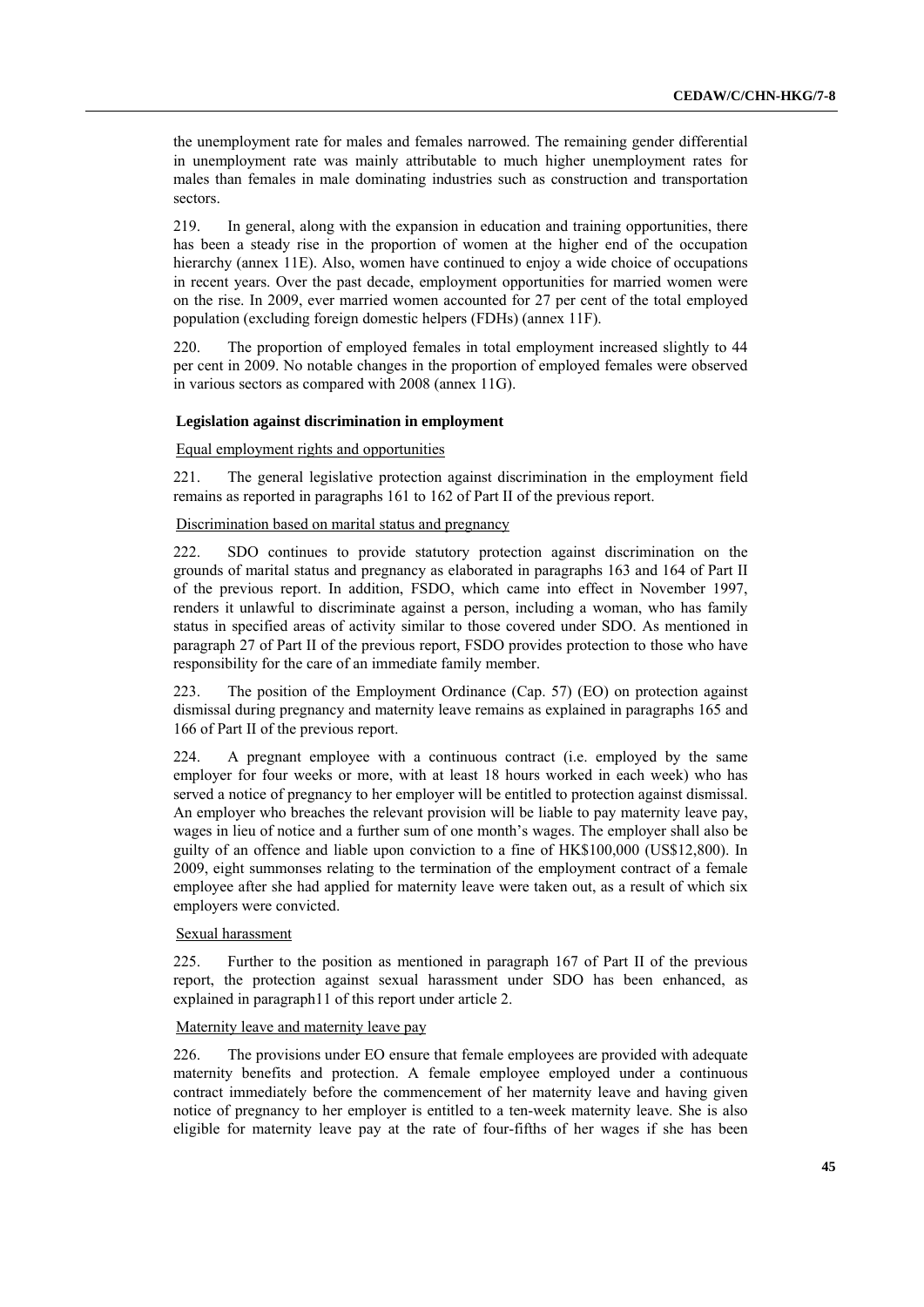the unemployment rate for males and females narrowed. The remaining gender differential in unemployment rate was mainly attributable to much higher unemployment rates for males than females in male dominating industries such as construction and transportation sectors.

219. In general, along with the expansion in education and training opportunities, there has been a steady rise in the proportion of women at the higher end of the occupation hierarchy (annex 11E). Also, women have continued to enjoy a wide choice of occupations in recent years. Over the past decade, employment opportunities for married women were on the rise. In 2009, ever married women accounted for 27 per cent of the total employed population (excluding foreign domestic helpers (FDHs) (annex 11F).

220. The proportion of employed females in total employment increased slightly to 44 per cent in 2009. No notable changes in the proportion of employed females were observed in various sectors as compared with 2008 (annex 11G).

### Legislation against discrimination in employment

Equal employment rights and opportunities

221. The general legislative protection against discrimination in the employment field remains as reported in paragraphs 161 to 162 of Part II of the previous report.

Discrimination based on marital status and pregnancy

222. SDO continues to provide statutory protection against discrimination on the grounds of marital status and pregnancy as elaborated in paragraphs 163 and 164 of Part II of the previous report. In addition, FSDO, which came into effect in November 1997, renders it unlawful to discriminate against a person, including a woman, who has family status in specified areas of activity similar to those covered under SDO. As mentioned in paragraph 27 of Part II of the previous report, FSDO provides protection to those who have responsibility for the care of an immediate family member.

223. The position of the Employment Ordinance (Cap. 57) (EO) on protection against dismissal during pregnancy and maternity leave remains as explained in paragraphs 165 and 166 of Part II of the previous report.

224. A pregnant employee with a continuous contract (i.e. employed by the same employer for four weeks or more, with at least 18 hours worked in each week) who has served a notice of pregnancy to her employer will be entitled to protection against dismissal. An employer who breaches the relevant provision will be liable to pay maternity leave pay, wages in lieu of notice and a further sum of one month's wages. The employer shall also be guilty of an offence and liable upon conviction to a fine of HK$100,000 (US$12,800). In 2009, eight summonses relating to the termination of the employment contract of a female employee after she had applied for maternity leave were taken out, as a result of which six employers were convicted.

Sexual harassment

225. Further to the position as mentioned in paragraph 167 of Part II of the previous report, the protection against sexual harassment under SDO has been enhanced, as explained in paragraph11 of this report under article 2.

Maternity leave and maternity leave pay

226. The provisions under EO ensure that female employees are provided with adequate maternity benefits and protection. A female employee employed under a continuous contract immediately before the commencement of her maternity leave and having given notice of pregnancy to her employer is entitled to a ten-week maternity leave. She is also eligible for maternity leave pay at the rate of four-fifths of her wages if she has been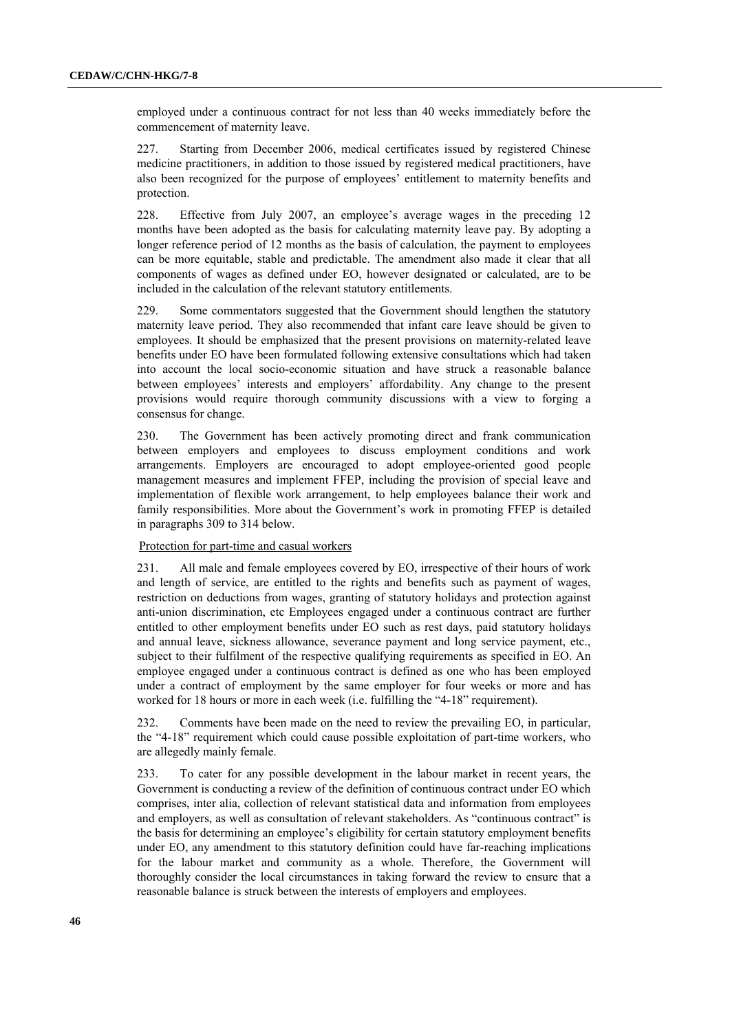employed under a continuous contract for not less than 40 weeks immediately before the commencement of maternity leave.

227. Starting from December 2006, medical certificates issued by registered Chinese medicine practitioners, in addition to those issued by registered medical practitioners, have also been recognized for the purpose of employees' entitlement to maternity benefits and protection.

228. Effective from July 2007, an employee's average wages in the preceding 12 months have been adopted as the basis for calculating maternity leave pay. By adopting a longer reference period of 12 months as the basis of calculation, the payment to employees can be more equitable, stable and predictable. The amendment also made it clear that all components of wages as defined under EO, however designated or calculated, are to be included in the calculation of the relevant statutory entitlements.

229. Some commentators suggested that the Government should lengthen the statutory maternity leave period. They also recommended that infant care leave should be given to employees. It should be emphasized that the present provisions on maternity-related leave benefits under EO have been formulated following extensive consultations which had taken into account the local socio-economic situation and have struck a reasonable balance between employees' interests and employers' affordability. Any change to the present provisions would require thorough community discussions with a view to forging a consensus for change.

230. The Government has been actively promoting direct and frank communication between employers and employees to discuss employment conditions and work arrangements. Employers are encouraged to adopt employee-oriented good people management measures and implement FFEP, including the provision of special leave and implementation of flexible work arrangement, to help employees balance their work and family responsibilities. More about the Government's work in promoting FFEP is detailed in paragraphs 309 to 314 below.

Protection for part-time and casual workers

231. All male and female employees covered by EO, irrespective of their hours of work and length of service, are entitled to the rights and benefits such as payment of wages, restriction on deductions from wages, granting of statutory holidays and protection against anti-union discrimination, etc Employees engaged under a continuous contract are further entitled to other employment benefits under EO such as rest days, paid statutory holidays and annual leave, sickness allowance, severance payment and long service payment, etc., subject to their fulfilment of the respective qualifying requirements as specified in EO. An employee engaged under a continuous contract is defined as one who has been employed under a contract of employment by the same employer for four weeks or more and has worked for 18 hours or more in each week (i.e. fulfilling the "4-18" requirement).

232. Comments have been made on the need to review the prevailing EO, in particular, the "4-18" requirement which could cause possible exploitation of part-time workers, who are allegedly mainly female.

233. To cater for any possible development in the labour market in recent years, the Government is conducting a review of the definition of continuous contract under EO which comprises, inter alia, collection of relevant statistical data and information from employees and employers, as well as consultation of relevant stakeholders. As "continuous contract" is the basis for determining an employee's eligibility for certain statutory employment benefits under EO, any amendment to this statutory definition could have far-reaching implications for the labour market and community as a whole. Therefore, the Government will thoroughly consider the local circumstances in taking forward the review to ensure that a reasonable balance is struck between the interests of employers and employees.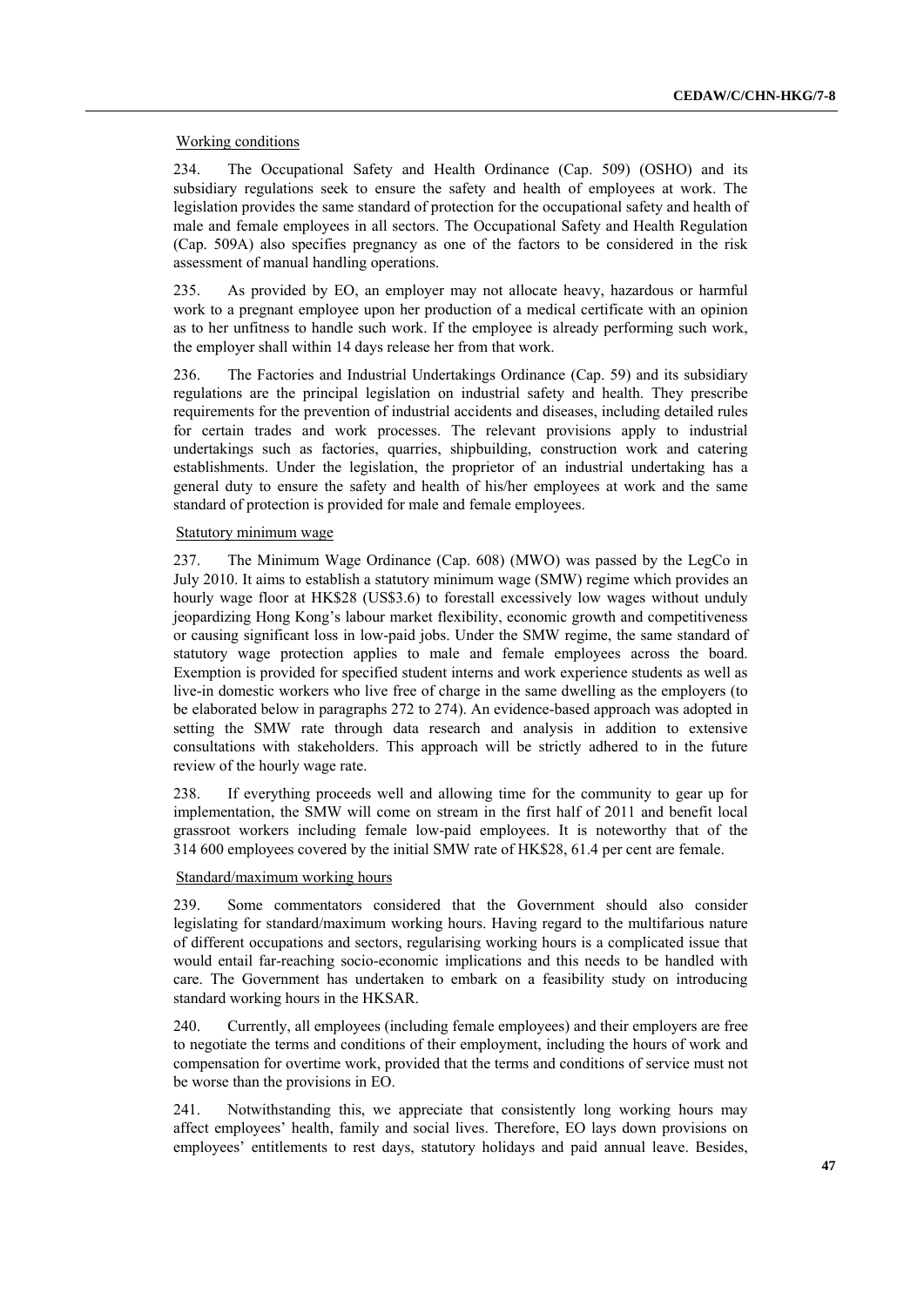Working conditions

234. The Occupational Safety and Health Ordinance (Cap. 509) (OSHO) and its subsidiary regulations seek to ensure the safety and health of employees at work. The legislation provides the same standard of protection for the occupational safety and health of male and female employees in all sectors. The Occupational Safety and Health Regulation (Cap. 509A) also specifies pregnancy as one of the factors to be considered in the risk assessment of manual handling operations.

235. As provided by EO, an employer may not allocate heavy, hazardous or harmful work to a pregnant employee upon her production of a medical certificate with an opinion as to her unfitness to handle such work. If the employee is already performing such work, the employer shall within 14 days release her from that work.

236. The Factories and Industrial Undertakings Ordinance (Cap. 59) and its subsidiary regulations are the principal legislation on industrial safety and health. They prescribe requirements for the prevention of industrial accidents and diseases, including detailed rules for certain trades and work processes. The relevant provisions apply to industrial undertakings such as factories, quarries, shipbuilding, construction work and catering establishments. Under the legislation, the proprietor of an industrial undertaking has a general duty to ensure the safety and health of his/her employees at work and the same standard of protection is provided for male and female employees.

Statutory minimum wage

237. The Minimum Wage Ordinance (Cap. 608) (MWO) was passed by the LegCo in July 2010. It aims to establish a statutory minimum wage (SMW) regime which provides an hourly wage floor at HK$28 (US$3.6) to forestall excessively low wages without unduly jeopardizing Hong Kong's labour market flexibility, economic growth and competitiveness or causing significant loss in low-paid jobs. Under the SMW regime, the same standard of statutory wage protection applies to male and female employees across the board. Exemption is provided for specified student interns and work experience students as well as live-in domestic workers who live free of charge in the same dwelling as the employers (to be elaborated below in paragraphs 272 to 274). An evidence-based approach was adopted in setting the SMW rate through data research and analysis in addition to extensive consultations with stakeholders. This approach will be strictly adhered to in the future review of the hourly wage rate.

238. If everything proceeds well and allowing time for the community to gear up for implementation, the SMW will come on stream in the first half of 2011 and benefit local grassroot workers including female low-paid employees. It is noteworthy that of the 314 600 employees covered by the initial SMW rate of HK$28, 61.4 per cent are female.

Standard/maximum working hours

239. Some commentators considered that the Government should also consider legislating for standard/maximum working hours. Having regard to the multifarious nature of different occupations and sectors, regularising working hours is a complicated issue that would entail far-reaching socio-economic implications and this needs to be handled with care. The Government has undertaken to embark on a feasibility study on introducing standard working hours in the HKSAR.

240. Currently, all employees (including female employees) and their employers are free to negotiate the terms and conditions of their employment, including the hours of work and compensation for overtime work, provided that the terms and conditions of service must not be worse than the provisions in EO.

241. Notwithstanding this, we appreciate that consistently long working hours may affect employees' health, family and social lives. Therefore, EO lays down provisions on employees' entitlements to rest days, statutory holidays and paid annual leave. Besides,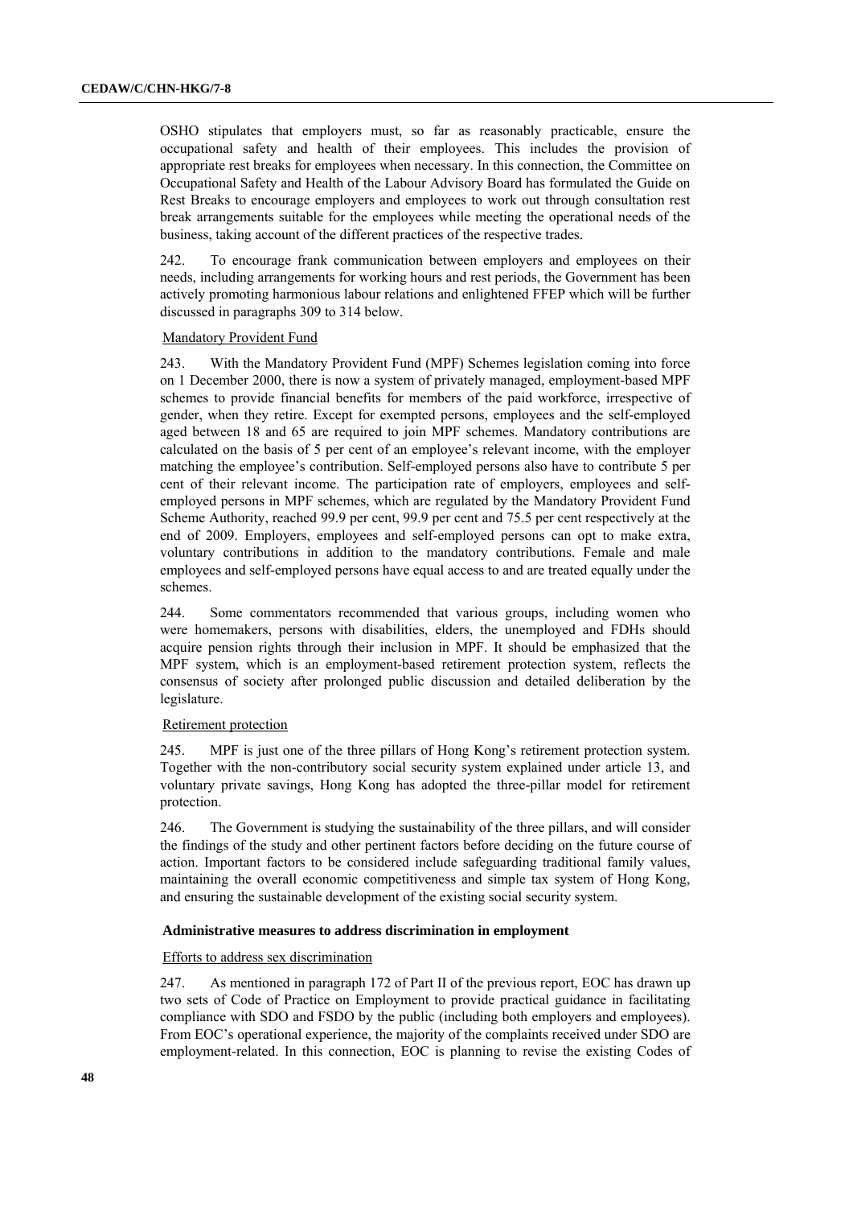OSHO stipulates that employers must, so far as reasonably practicable, ensure the occupational safety and health of their employees. This includes the provision of appropriate rest breaks for employees when necessary. In this connection, the Committee on Occupational Safety and Health of the Labour Advisory Board has formulated the Guide on Rest Breaks to encourage employers and employees to work out through consultation rest break arrangements suitable for the employees while meeting the operational needs of the business, taking account of the different practices of the respective trades.

242. To encourage frank communication between employers and employees on their needs, including arrangements for working hours and rest periods, the Government has been actively promoting harmonious labour relations and enlightened FFEP which will be further discussed in paragraphs 309 to 314 below.

Mandatory Provident Fund

243. With the Mandatory Provident Fund (MPF) Schemes legislation coming into force on 1 December 2000, there is now a system of privately managed, employment-based MPF schemes to provide financial benefits for members of the paid workforce, irrespective of gender, when they retire. Except for exempted persons, employees and the self-employed aged between 18 and 65 are required to join MPF schemes. Mandatory contributions are calculated on the basis of 5 per cent of an employee's relevant income, with the employer matching the employee's contribution. Self-employed persons also have to contribute 5 per cent of their relevant income. The participation rate of employers, employees and self-employed persons in MPF schemes, which are regulated by the Mandatory Provident Fund Scheme Authority, reached 99.9 per cent, 99.9 per cent and 75.5 per cent respectively at the end of 2009. Employers, employees and self-employed persons can opt to make extra, voluntary contributions in addition to the mandatory contributions. Female and male employees and self-employed persons have equal access to and are treated equally under the schemes.

244. Some commentators recommended that various groups, including women who were homemakers, persons with disabilities, elders, the unemployed and FDHs should acquire pension rights through their inclusion in MPF. It should be emphasized that the MPF system, which is an employment-based retirement protection system, reflects the consensus of society after prolonged public discussion and detailed deliberation by the legislature.

Retirement protection

245. MPF is just one of the three pillars of Hong Kong's retirement protection system. Together with the non-contributory social security system explained under article 13, and voluntary private savings, Hong Kong has adopted the three-pillar model for retirement protection.

246. The Government is studying the sustainability of the three pillars, and will consider the findings of the study and other pertinent factors before deciding on the future course of action. Important factors to be considered include safeguarding traditional family values, maintaining the overall economic competitiveness and simple tax system of Hong Kong, and ensuring the sustainable development of the existing social security system.

**Administrative measures to address discrimination in employment**

Efforts to address sex discrimination

247. As mentioned in paragraph 172 of Part II of the previous report, EOC has drawn up two sets of Code of Practice on Employment to provide practical guidance in facilitating compliance with SDO and FSDO by the public (including both employers and employees). From EOC's operational experience, the majority of the complaints received under SDO are employment-related. In this connection, EOC is planning to revise the existing Codes of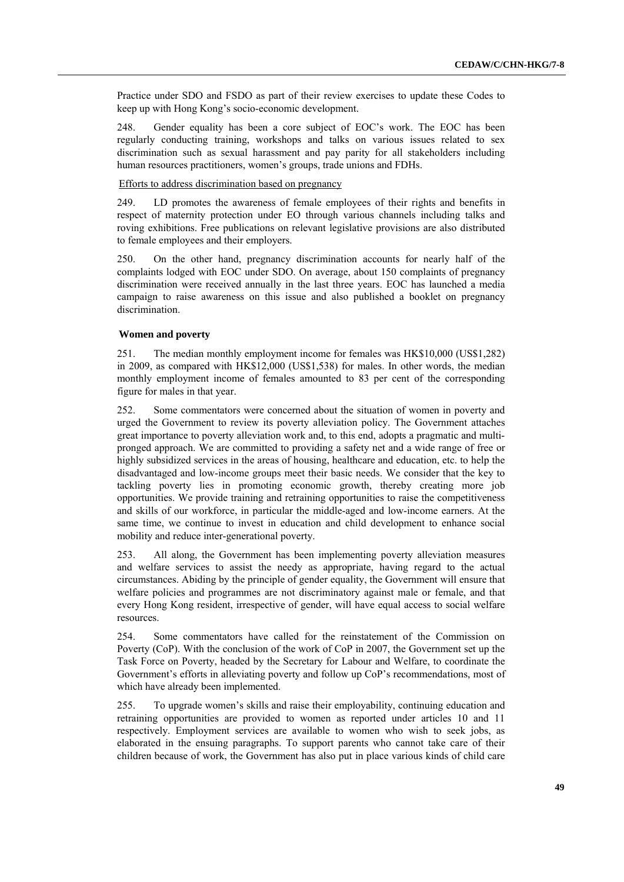Practice under SDO and FSDO as part of their review exercises to update these Codes to keep up with Hong Kong's socio-economic development.

248. Gender equality has been a core subject of EOC's work. The EOC has been regularly conducting training, workshops and talks on various issues related to sex discrimination such as sexual harassment and pay parity for all stakeholders including human resources practitioners, women's groups, trade unions and FDHs.

Efforts to address discrimination based on pregnancy

249. LD promotes the awareness of female employees of their rights and benefits in respect of maternity protection under EO through various channels including talks and roving exhibitions. Free publications on relevant legislative provisions are also distributed to female employees and their employers.

250. On the other hand, pregnancy discrimination accounts for nearly half of the complaints lodged with EOC under SDO. On average, about 150 complaints of pregnancy discrimination were received annually in the last three years. EOC has launched a media campaign to raise awareness on this issue and also published a booklet on pregnancy discrimination.

**Women and poverty**

251. The median monthly employment income for females was HK$10,000 (US$1,282) in 2009, as compared with HK$12,000 (US$1,538) for males. In other words, the median monthly employment income of females amounted to 83 per cent of the corresponding figure for males in that year.

252. Some commentators were concerned about the situation of women in poverty and urged the Government to review its poverty alleviation policy. The Government attaches great importance to poverty alleviation work and, to this end, adopts a pragmatic and multi-pronged approach. We are committed to providing a safety net and a wide range of free or highly subsidized services in the areas of housing, healthcare and education, etc. to help the disadvantaged and low-income groups meet their basic needs. We consider that the key to tackling poverty lies in promoting economic growth, thereby creating more job opportunities. We provide training and retraining opportunities to raise the competitiveness and skills of our workforce, in particular the middle-aged and low-income earners. At the same time, we continue to invest in education and child development to enhance social mobility and reduce inter-generational poverty.

253. All along, the Government has been implementing poverty alleviation measures and welfare services to assist the needy as appropriate, having regard to the actual circumstances. Abiding by the principle of gender equality, the Government will ensure that welfare policies and programmes are not discriminatory against male or female, and that every Hong Kong resident, irrespective of gender, will have equal access to social welfare resources.

254. Some commentators have called for the reinstatement of the Commission on Poverty (CoP). With the conclusion of the work of CoP in 2007, the Government set up the Task Force on Poverty, headed by the Secretary for Labour and Welfare, to coordinate the Government's efforts in alleviating poverty and follow up CoP's recommendations, most of which have already been implemented.

255. To upgrade women's skills and raise their employability, continuing education and retraining opportunities are provided to women as reported under articles 10 and 11 respectively. Employment services are available to women who wish to seek jobs, as elaborated in the ensuing paragraphs. To support parents who cannot take care of their children because of work, the Government has also put in place various kinds of child care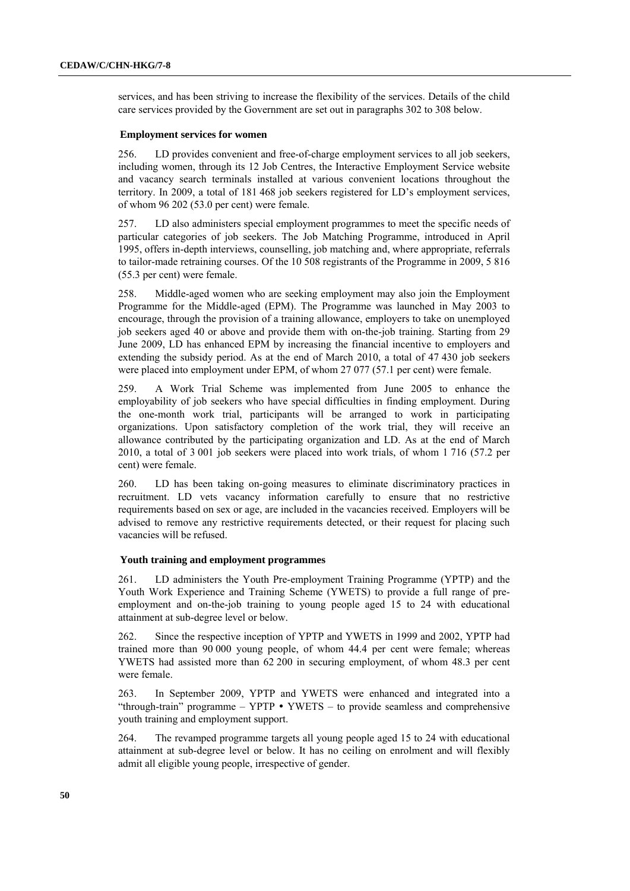services, and has been striving to increase the flexibility of the services. Details of the child care services provided by the Government are set out in paragraphs 302 to 308 below.

### Employment services for women

256. LD provides convenient and free-of-charge employment services to all job seekers, including women, through its 12 Job Centres, the Interactive Employment Service website and vacancy search terminals installed at various convenient locations throughout the territory. In 2009, a total of 181 468 job seekers registered for LD's employment services, of whom 96 202 (53.0 per cent) were female.

257. LD also administers special employment programmes to meet the specific needs of particular categories of job seekers. The Job Matching Programme, introduced in April 1995, offers in-depth interviews, counselling, job matching and, where appropriate, referrals to tailor-made retraining courses. Of the 10 508 registrants of the Programme in 2009, 5 816 (55.3 per cent) were female.

258. Middle-aged women who are seeking employment may also join the Employment Programme for the Middle-aged (EPM). The Programme was launched in May 2003 to encourage, through the provision of a training allowance, employers to take on unemployed job seekers aged 40 or above and provide them with on-the-job training. Starting from 29 June 2009, LD has enhanced EPM by increasing the financial incentive to employers and extending the subsidy period. As at the end of March 2010, a total of 47 430 job seekers were placed into employment under EPM, of whom 27 077 (57.1 per cent) were female.

259. A Work Trial Scheme was implemented from June 2005 to enhance the employability of job seekers who have special difficulties in finding employment. During the one-month work trial, participants will be arranged to work in participating organizations. Upon satisfactory completion of the work trial, they will receive an allowance contributed by the participating organization and LD. As at the end of March 2010, a total of 3 001 job seekers were placed into work trials, of whom 1 716 (57.2 per cent) were female.

260. LD has been taking on-going measures to eliminate discriminatory practices in recruitment. LD vets vacancy information carefully to ensure that no restrictive requirements based on sex or age, are included in the vacancies received. Employers will be advised to remove any restrictive requirements detected, or their request for placing such vacancies will be refused.

### Youth training and employment programmes

261. LD administers the Youth Pre-employment Training Programme (YPTP) and the Youth Work Experience and Training Scheme (YWETS) to provide a full range of pre-employment and on-the-job training to young people aged 15 to 24 with educational attainment at sub-degree level or below.

262. Since the respective inception of YPTP and YWETS in 1999 and 2002, YPTP had trained more than 90 000 young people, of whom 44.4 per cent were female; whereas YWETS had assisted more than 62 200 in securing employment, of whom 48.3 per cent were female.

263. In September 2009, YPTP and YWETS were enhanced and integrated into a "through-train" programme – YPTP • YWETS – to provide seamless and comprehensive youth training and employment support.

264. The revamped programme targets all young people aged 15 to 24 with educational attainment at sub-degree level or below. It has no ceiling on enrolment and will flexibly admit all eligible young people, irrespective of gender.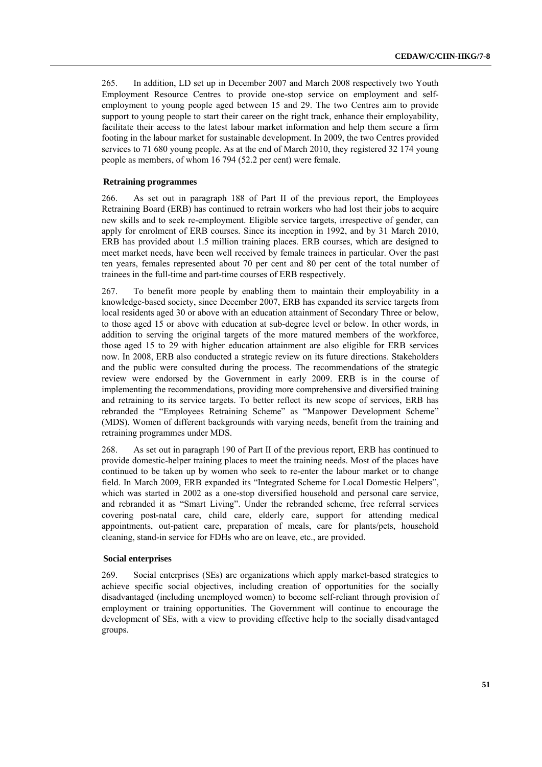265. In addition, LD set up in December 2007 and March 2008 respectively two Youth Employment Resource Centres to provide one-stop service on employment and self-employment to young people aged between 15 and 29. The two Centres aim to provide support to young people to start their career on the right track, enhance their employability, facilitate their access to the latest labour market information and help them secure a firm footing in the labour market for sustainable development. In 2009, the two Centres provided services to 71 680 young people. As at the end of March 2010, they registered 32 174 young people as members, of whom 16 794 (52.2 per cent) were female.

### Retraining programmes

266. As set out in paragraph 188 of Part II of the previous report, the Employees Retraining Board (ERB) has continued to retrain workers who had lost their jobs to acquire new skills and to seek re-employment. Eligible service targets, irrespective of gender, can apply for enrolment of ERB courses. Since its inception in 1992, and by 31 March 2010, ERB has provided about 1.5 million training places. ERB courses, which are designed to meet market needs, have been well received by female trainees in particular. Over the past ten years, females represented about 70 per cent and 80 per cent of the total number of trainees in the full-time and part-time courses of ERB respectively.

267. To benefit more people by enabling them to maintain their employability in a knowledge-based society, since December 2007, ERB has expanded its service targets from local residents aged 30 or above with an education attainment of Secondary Three or below, to those aged 15 or above with education at sub-degree level or below. In other words, in addition to serving the original targets of the more matured members of the workforce, those aged 15 to 29 with higher education attainment are also eligible for ERB services now. In 2008, ERB also conducted a strategic review on its future directions. Stakeholders and the public were consulted during the process. The recommendations of the strategic review were endorsed by the Government in early 2009. ERB is in the course of implementing the recommendations, providing more comprehensive and diversified training and retraining to its service targets. To better reflect its new scope of services, ERB has rebranded the "Employees Retraining Scheme" as "Manpower Development Scheme" (MDS). Women of different backgrounds with varying needs, benefit from the training and retraining programmes under MDS.

268. As set out in paragraph 190 of Part II of the previous report, ERB has continued to provide domestic-helper training places to meet the training needs. Most of the places have continued to be taken up by women who seek to re-enter the labour market or to change field. In March 2009, ERB expanded its "Integrated Scheme for Local Domestic Helpers", which was started in 2002 as a one-stop diversified household and personal care service, and rebranded it as "Smart Living". Under the rebranded scheme, free referral services covering post-natal care, child care, elderly care, support for attending medical appointments, out-patient care, preparation of meals, care for plants/pets, household cleaning, stand-in service for FDHs who are on leave, etc., are provided.

### Social enterprises

269. Social enterprises (SEs) are organizations which apply market-based strategies to achieve specific social objectives, including creation of opportunities for the socially disadvantaged (including unemployed women) to become self-reliant through provision of employment or training opportunities. The Government will continue to encourage the development of SEs, with a view to providing effective help to the socially disadvantaged groups.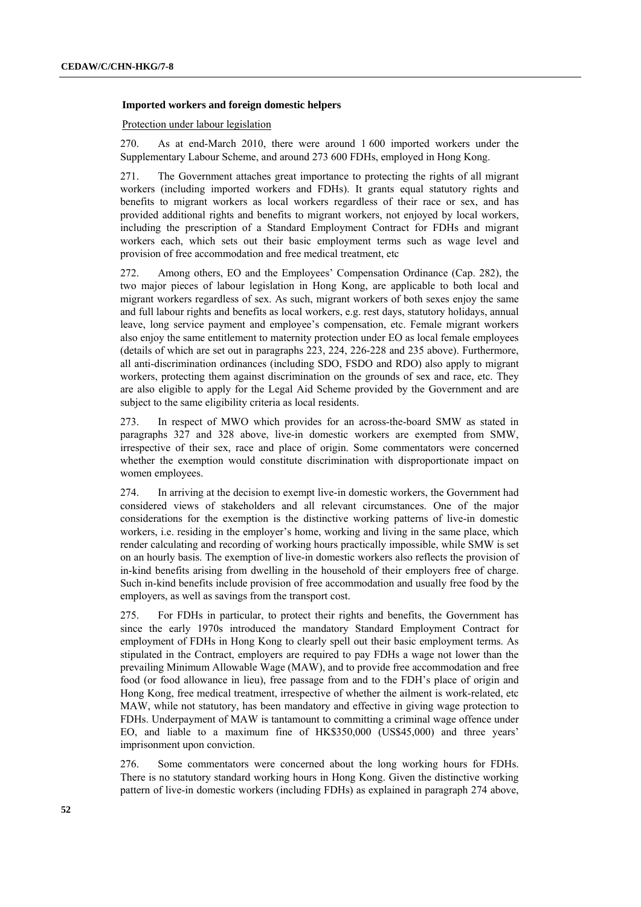**Imported workers and foreign domestic helpers**

Protection under labour legislation

270. As at end-March 2010, there were around 1 600 imported workers under the Supplementary Labour Scheme, and around 273 600 FDHs, employed in Hong Kong.

271. The Government attaches great importance to protecting the rights of all migrant workers (including imported workers and FDHs). It grants equal statutory rights and benefits to migrant workers as local workers regardless of their race or sex, and has provided additional rights and benefits to migrant workers, not enjoyed by local workers, including the prescription of a Standard Employment Contract for FDHs and migrant workers each, which sets out their basic employment terms such as wage level and provision of free accommodation and free medical treatment, etc

272. Among others, EO and the Employees' Compensation Ordinance (Cap. 282), the two major pieces of labour legislation in Hong Kong, are applicable to both local and migrant workers regardless of sex. As such, migrant workers of both sexes enjoy the same and full labour rights and benefits as local workers, e.g. rest days, statutory holidays, annual leave, long service payment and employee's compensation, etc. Female migrant workers also enjoy the same entitlement to maternity protection under EO as local female employees (details of which are set out in paragraphs 223, 224, 226-228 and 235 above). Furthermore, all anti-discrimination ordinances (including SDO, FSDO and RDO) also apply to migrant workers, protecting them against discrimination on the grounds of sex and race, etc. They are also eligible to apply for the Legal Aid Scheme provided by the Government and are subject to the same eligibility criteria as local residents.

273. In respect of MWO which provides for an across-the-board SMW as stated in paragraphs 327 and 328 above, live-in domestic workers are exempted from SMW, irrespective of their sex, race and place of origin. Some commentators were concerned whether the exemption would constitute discrimination with disproportionate impact on women employees.

274. In arriving at the decision to exempt live-in domestic workers, the Government had considered views of stakeholders and all relevant circumstances. One of the major considerations for the exemption is the distinctive working patterns of live-in domestic workers, i.e. residing in the employer's home, working and living in the same place, which render calculating and recording of working hours practically impossible, while SMW is set on an hourly basis. The exemption of live-in domestic workers also reflects the provision of in-kind benefits arising from dwelling in the household of their employers free of charge. Such in-kind benefits include provision of free accommodation and usually free food by the employers, as well as savings from the transport cost.

275. For FDHs in particular, to protect their rights and benefits, the Government has since the early 1970s introduced the mandatory Standard Employment Contract for employment of FDHs in Hong Kong to clearly spell out their basic employment terms. As stipulated in the Contract, employers are required to pay FDHs a wage not lower than the prevailing Minimum Allowable Wage (MAW), and to provide free accommodation and free food (or food allowance in lieu), free passage from and to the FDH's place of origin and Hong Kong, free medical treatment, irrespective of whether the ailment is work-related, etc MAW, while not statutory, has been mandatory and effective in giving wage protection to FDHs. Underpayment of MAW is tantamount to committing a criminal wage offence under EO, and liable to a maximum fine of HK$350,000 (US$45,000) and three years' imprisonment upon conviction.

276. Some commentators were concerned about the long working hours for FDHs. There is no statutory standard working hours in Hong Kong. Given the distinctive working pattern of live-in domestic workers (including FDHs) as explained in paragraph 274 above,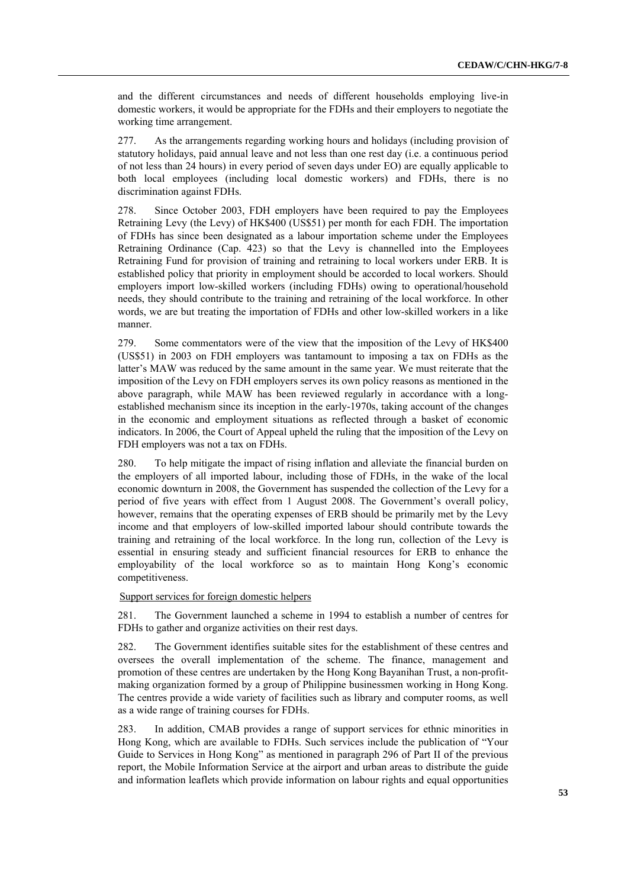and the different circumstances and needs of different households employing live-in domestic workers, it would be appropriate for the FDHs and their employers to negotiate the working time arrangement.

277. As the arrangements regarding working hours and holidays (including provision of statutory holidays, paid annual leave and not less than one rest day (i.e. a continuous period of not less than 24 hours) in every period of seven days under EO) are equally applicable to both local employees (including local domestic workers) and FDHs, there is no discrimination against FDHs.

278. Since October 2003, FDH employers have been required to pay the Employees Retraining Levy (the Levy) of HK$400 (US$51) per month for each FDH. The importation of FDHs has since been designated as a labour importation scheme under the Employees Retraining Ordinance (Cap. 423) so that the Levy is channelled into the Employees Retraining Fund for provision of training and retraining to local workers under ERB. It is established policy that priority in employment should be accorded to local workers. Should employers import low-skilled workers (including FDHs) owing to operational/household needs, they should contribute to the training and retraining of the local workforce. In other words, we are but treating the importation of FDHs and other low-skilled workers in a like manner.

279. Some commentators were of the view that the imposition of the Levy of HK$400 (US$51) in 2003 on FDH employers was tantamount to imposing a tax on FDHs as the latter's MAW was reduced by the same amount in the same year. We must reiterate that the imposition of the Levy on FDH employers serves its own policy reasons as mentioned in the above paragraph, while MAW has been reviewed regularly in accordance with a long-established mechanism since its inception in the early-1970s, taking account of the changes in the economic and employment situations as reflected through a basket of economic indicators. In 2006, the Court of Appeal upheld the ruling that the imposition of the Levy on FDH employers was not a tax on FDHs.

280. To help mitigate the impact of rising inflation and alleviate the financial burden on the employers of all imported labour, including those of FDHs, in the wake of the local economic downturn in 2008, the Government has suspended the collection of the Levy for a period of five years with effect from 1 August 2008. The Government's overall policy, however, remains that the operating expenses of ERB should be primarily met by the Levy income and that employers of low-skilled imported labour should contribute towards the training and retraining of the local workforce. In the long run, collection of the Levy is essential in ensuring steady and sufficient financial resources for ERB to enhance the employability of the local workforce so as to maintain Hong Kong's economic competitiveness.

Support services for foreign domestic helpers

281. The Government launched a scheme in 1994 to establish a number of centres for FDHs to gather and organize activities on their rest days.

282. The Government identifies suitable sites for the establishment of these centres and oversees the overall implementation of the scheme. The finance, management and promotion of these centres are undertaken by the Hong Kong Bayanihan Trust, a non-profit-making organization formed by a group of Philippine businessmen working in Hong Kong. The centres provide a wide variety of facilities such as library and computer rooms, as well as a wide range of training courses for FDHs.

283. In addition, CMAB provides a range of support services for ethnic minorities in Hong Kong, which are available to FDHs. Such services include the publication of "Your Guide to Services in Hong Kong" as mentioned in paragraph 296 of Part II of the previous report, the Mobile Information Service at the airport and urban areas to distribute the guide and information leaflets which provide information on labour rights and equal opportunities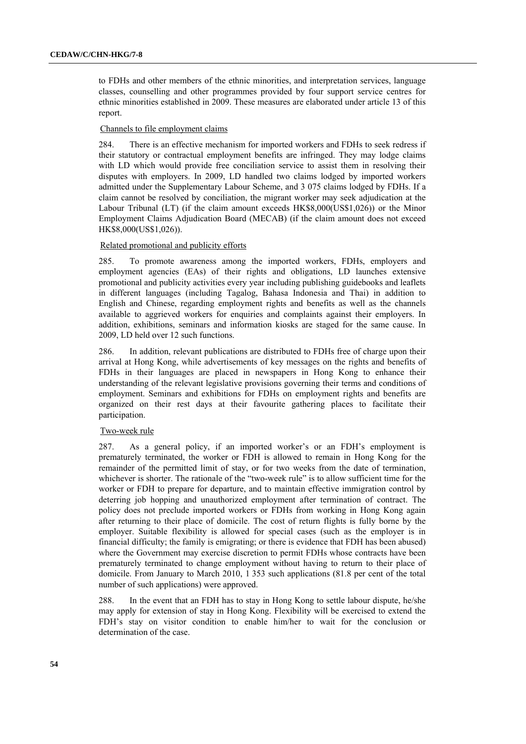to FDHs and other members of the ethnic minorities, and interpretation services, language classes, counselling and other programmes provided by four support service centres for ethnic minorities established in 2009. These measures are elaborated under article 13 of this report.

Channels to file employment claims

284. There is an effective mechanism for imported workers and FDHs to seek redress if their statutory or contractual employment benefits are infringed. They may lodge claims with LD which would provide free conciliation service to assist them in resolving their disputes with employers. In 2009, LD handled two claims lodged by imported workers admitted under the Supplementary Labour Scheme, and 3 075 claims lodged by FDHs. If a claim cannot be resolved by conciliation, the migrant worker may seek adjudication at the Labour Tribunal (LT) (if the claim amount exceeds HK$8,000(US$1,026)) or the Minor Employment Claims Adjudication Board (MECAB) (if the claim amount does not exceed HK$8,000(US$1,026)).

Related promotional and publicity efforts

285. To promote awareness among the imported workers, FDHs, employers and employment agencies (EAs) of their rights and obligations, LD launches extensive promotional and publicity activities every year including publishing guidebooks and leaflets in different languages (including Tagalog, Bahasa Indonesia and Thai) in addition to English and Chinese, regarding employment rights and benefits as well as the channels available to aggrieved workers for enquiries and complaints against their employers. In addition, exhibitions, seminars and information kiosks are staged for the same cause. In 2009, LD held over 12 such functions.

286. In addition, relevant publications are distributed to FDHs free of charge upon their arrival at Hong Kong, while advertisements of key messages on the rights and benefits of FDHs in their languages are placed in newspapers in Hong Kong to enhance their understanding of the relevant legislative provisions governing their terms and conditions of employment. Seminars and exhibitions for FDHs on employment rights and benefits are organized on their rest days at their favourite gathering places to facilitate their participation.

Two-week rule

287. As a general policy, if an imported worker's or an FDH's employment is prematurely terminated, the worker or FDH is allowed to remain in Hong Kong for the remainder of the permitted limit of stay, or for two weeks from the date of termination, whichever is shorter. The rationale of the "two-week rule" is to allow sufficient time for the worker or FDH to prepare for departure, and to maintain effective immigration control by deterring job hopping and unauthorized employment after termination of contract. The policy does not preclude imported workers or FDHs from working in Hong Kong again after returning to their place of domicile. The cost of return flights is fully borne by the employer. Suitable flexibility is allowed for special cases (such as the employer is in financial difficulty; the family is emigrating; or there is evidence that FDH has been abused) where the Government may exercise discretion to permit FDHs whose contracts have been prematurely terminated to change employment without having to return to their place of domicile. From January to March 2010, 1 353 such applications (81.8 per cent of the total number of such applications) were approved.

288. In the event that an FDH has to stay in Hong Kong to settle labour dispute, he/she may apply for extension of stay in Hong Kong. Flexibility will be exercised to extend the FDH's stay on visitor condition to enable him/her to wait for the conclusion or determination of the case.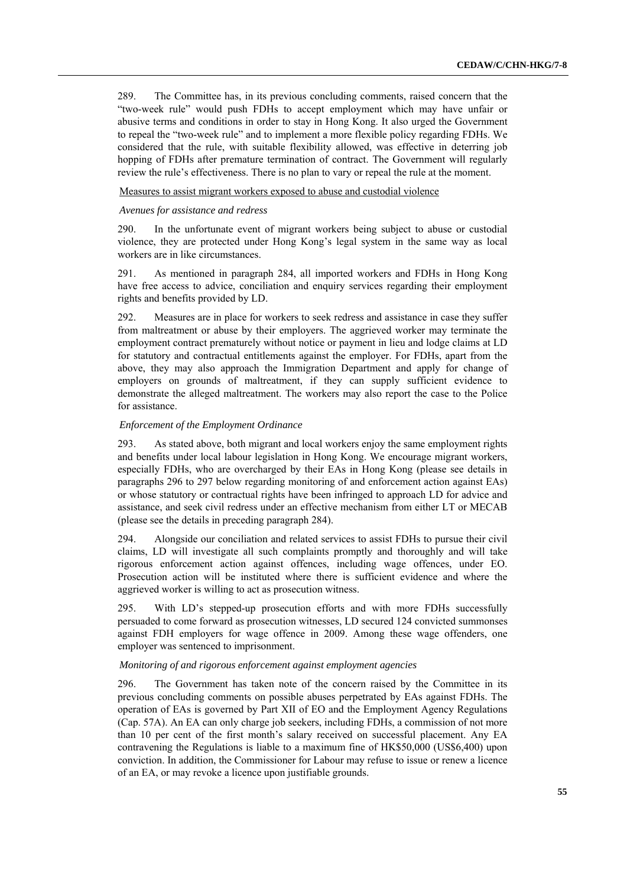289. The Committee has, in its previous concluding comments, raised concern that the "two-week rule" would push FDHs to accept employment which may have unfair or abusive terms and conditions in order to stay in Hong Kong. It also urged the Government to repeal the "two-week rule" and to implement a more flexible policy regarding FDHs. We considered that the rule, with suitable flexibility allowed, was effective in deterring job hopping of FDHs after premature termination of contract. The Government will regularly review the rule's effectiveness. There is no plan to vary or repeal the rule at the moment.

<u>Measures to assist migrant workers exposed to abuse and custodial violence</u>

*Avenues for assistance and redress*

290. In the unfortunate event of migrant workers being subject to abuse or custodial violence, they are protected under Hong Kong's legal system in the same way as local workers are in like circumstances.

291. As mentioned in paragraph 284, all imported workers and FDHs in Hong Kong have free access to advice, conciliation and enquiry services regarding their employment rights and benefits provided by LD.

292. Measures are in place for workers to seek redress and assistance in case they suffer from maltreatment or abuse by their employers. The aggrieved worker may terminate the employment contract prematurely without notice or payment in lieu and lodge claims at LD for statutory and contractual entitlements against the employer. For FDHs, apart from the above, they may also approach the Immigration Department and apply for change of employers on grounds of maltreatment, if they can supply sufficient evidence to demonstrate the alleged maltreatment. The workers may also report the case to the Police for assistance.

*Enforcement of the Employment Ordinance*

293. As stated above, both migrant and local workers enjoy the same employment rights and benefits under local labour legislation in Hong Kong. We encourage migrant workers, especially FDHs, who are overcharged by their EAs in Hong Kong (please see details in paragraphs 296 to 297 below regarding monitoring of and enforcement action against EAs) or whose statutory or contractual rights have been infringed to approach LD for advice and assistance, and seek civil redress under an effective mechanism from either LT or MECAB (please see the details in preceding paragraph 284).

294. Alongside our conciliation and related services to assist FDHs to pursue their civil claims, LD will investigate all such complaints promptly and thoroughly and will take rigorous enforcement action against offences, including wage offences, under EO. Prosecution action will be instituted where there is sufficient evidence and where the aggrieved worker is willing to act as prosecution witness.

295. With LD's stepped-up prosecution efforts and with more FDHs successfully persuaded to come forward as prosecution witnesses, LD secured 124 convicted summonses against FDH employers for wage offence in 2009. Among these wage offenders, one employer was sentenced to imprisonment.

*Monitoring of and rigorous enforcement against employment agencies*

296. The Government has taken note of the concern raised by the Committee in its previous concluding comments on possible abuses perpetrated by EAs against FDHs. The operation of EAs is governed by Part XII of EO and the Employment Agency Regulations (Cap. 57A). An EA can only charge job seekers, including FDHs, a commission of not more than 10 per cent of the first month's salary received on successful placement. Any EA contravening the Regulations is liable to a maximum fine of HK$50,000 (US$6,400) upon conviction. In addition, the Commissioner for Labour may refuse to issue or renew a licence of an EA, or may revoke a licence upon justifiable grounds.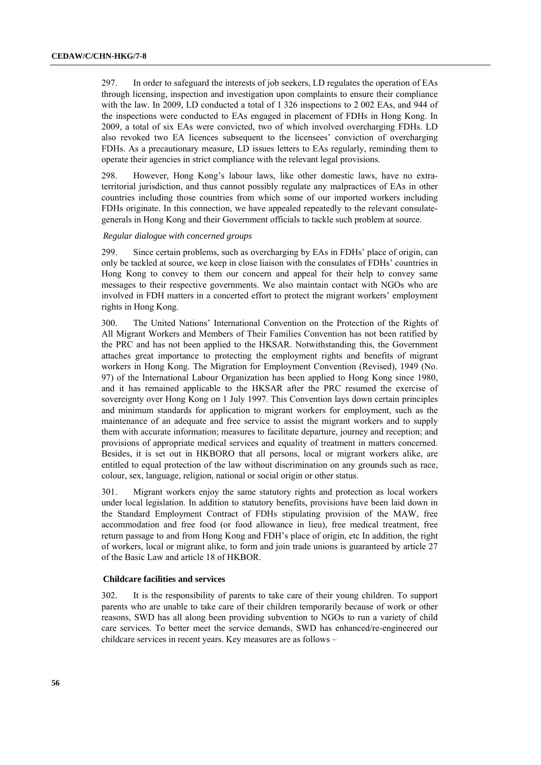297. In order to safeguard the interests of job seekers, LD regulates the operation of EAs through licensing, inspection and investigation upon complaints to ensure their compliance with the law. In 2009, LD conducted a total of 1 326 inspections to 2 002 EAs, and 944 of the inspections were conducted to EAs engaged in placement of FDHs in Hong Kong. In 2009, a total of six EAs were convicted, two of which involved overcharging FDHs. LD also revoked two EA licences subsequent to the licensees' conviction of overcharging FDHs. As a precautionary measure, LD issues letters to EAs regularly, reminding them to operate their agencies in strict compliance with the relevant legal provisions.

298. However, Hong Kong's labour laws, like other domestic laws, have no extra-territorial jurisdiction, and thus cannot possibly regulate any malpractices of EAs in other countries including those countries from which some of our imported workers including FDHs originate. In this connection, we have appealed repeatedly to the relevant consulate-generals in Hong Kong and their Government officials to tackle such problem at source.

*Regular dialogue with concerned groups*

299. Since certain problems, such as overcharging by EAs in FDHs' place of origin, can only be tackled at source, we keep in close liaison with the consulates of FDHs' countries in Hong Kong to convey to them our concern and appeal for their help to convey same messages to their respective governments. We also maintain contact with NGOs who are involved in FDH matters in a concerted effort to protect the migrant workers' employment rights in Hong Kong.

300. The United Nations' International Convention on the Protection of the Rights of All Migrant Workers and Members of Their Families Convention has not been ratified by the PRC and has not been applied to the HKSAR. Notwithstanding this, the Government attaches great importance to protecting the employment rights and benefits of migrant workers in Hong Kong. The Migration for Employment Convention (Revised), 1949 (No. 97) of the International Labour Organization has been applied to Hong Kong since 1980, and it has remained applicable to the HKSAR after the PRC resumed the exercise of sovereignty over Hong Kong on 1 July 1997. This Convention lays down certain principles and minimum standards for application to migrant workers for employment, such as the maintenance of an adequate and free service to assist the migrant workers and to supply them with accurate information; measures to facilitate departure, journey and reception; and provisions of appropriate medical services and equality of treatment in matters concerned. Besides, it is set out in HKBORO that all persons, local or migrant workers alike, are entitled to equal protection of the law without discrimination on any grounds such as race, colour, sex, language, religion, national or social origin or other status.

301. Migrant workers enjoy the same statutory rights and protection as local workers under local legislation. In addition to statutory benefits, provisions have been laid down in the Standard Employment Contract of FDHs stipulating provision of the MAW, free accommodation and free food (or food allowance in lieu), free medical treatment, free return passage to and from Hong Kong and FDH's place of origin, etc In addition, the right of workers, local or migrant alike, to form and join trade unions is guaranteed by article 27 of the Basic Law and article 18 of HKBOR.

**Childcare facilities and services**

302. It is the responsibility of parents to take care of their young children. To support parents who are unable to take care of their children temporarily because of work or other reasons, SWD has all along been providing subvention to NGOs to run a variety of child care services. To better meet the service demands, SWD has enhanced/re-engineered our childcare services in recent years. Key measures are as follows –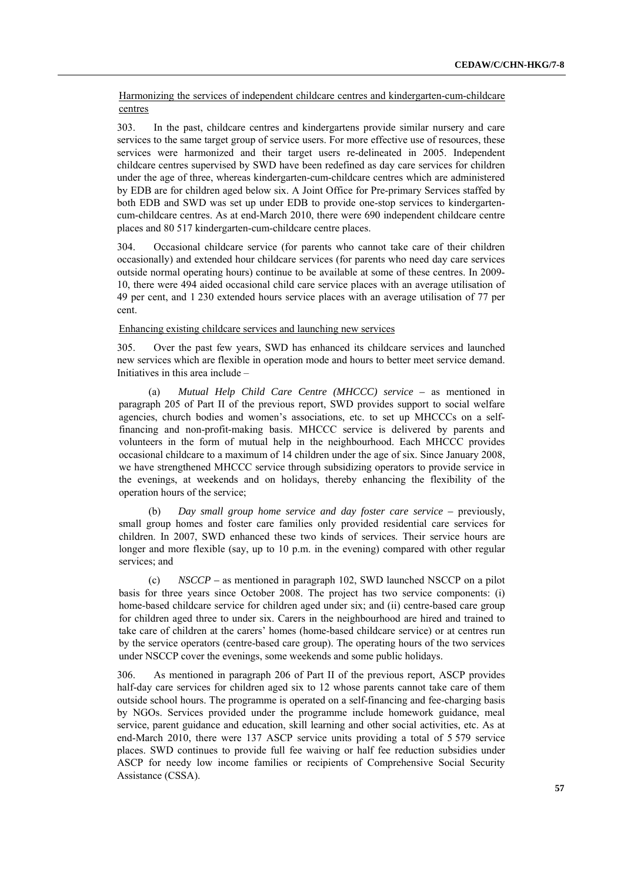Harmonizing the services of independent childcare centres and kindergarten-cum-childcare centres

303. In the past, childcare centres and kindergartens provide similar nursery and care services to the same target group of service users. For more effective use of resources, these services were harmonized and their target users re-delineated in 2005. Independent childcare centres supervised by SWD have been redefined as day care services for children under the age of three, whereas kindergarten-cum-childcare centres which are administered by EDB are for children aged below six. A Joint Office for Pre-primary Services staffed by both EDB and SWD was set up under EDB to provide one-stop services to kindergarten-cum-childcare centres. As at end-March 2010, there were 690 independent childcare centre places and 80 517 kindergarten-cum-childcare centre places.

304. Occasional childcare service (for parents who cannot take care of their children occasionally) and extended hour childcare services (for parents who need day care services outside normal operating hours) continue to be available at some of these centres. In 2009-10, there were 494 aided occasional child care service places with an average utilisation of 49 per cent, and 1 230 extended hours service places with an average utilisation of 77 per cent.

Enhancing existing childcare services and launching new services

305. Over the past few years, SWD has enhanced its childcare services and launched new services which are flexible in operation mode and hours to better meet service demand. Initiatives in this area include –

(a) *Mutual Help Child Care Centre (MHCCC) service* – as mentioned in paragraph 205 of Part II of the previous report, SWD provides support to social welfare agencies, church bodies and women's associations, etc. to set up MHCCCs on a self-financing and non-profit-making basis. MHCCC service is delivered by parents and volunteers in the form of mutual help in the neighbourhood. Each MHCCC provides occasional childcare to a maximum of 14 children under the age of six. Since January 2008, we have strengthened MHCCC service through subsidizing operators to provide service in the evenings, at weekends and on holidays, thereby enhancing the flexibility of the operation hours of the service;

(b) *Day small group home service and day foster care service* – previously, small group homes and foster care families only provided residential care services for children. In 2007, SWD enhanced these two kinds of services. Their service hours are longer and more flexible (say, up to 10 p.m. in the evening) compared with other regular services; and

(c) *NSCCP* – as mentioned in paragraph 102, SWD launched NSCCP on a pilot basis for three years since October 2008. The project has two service components: (i) home-based childcare service for children aged under six; and (ii) centre-based care group for children aged three to under six. Carers in the neighbourhood are hired and trained to take care of children at the carers' homes (home-based childcare service) or at centres run by the service operators (centre-based care group). The operating hours of the two services under NSCCP cover the evenings, some weekends and some public holidays.

306. As mentioned in paragraph 206 of Part II of the previous report, ASCP provides half-day care services for children aged six to 12 whose parents cannot take care of them outside school hours. The programme is operated on a self-financing and fee-charging basis by NGOs. Services provided under the programme include homework guidance, meal service, parent guidance and education, skill learning and other social activities, etc. As at end-March 2010, there were 137 ASCP service units providing a total of 5 579 service places. SWD continues to provide full fee waiving or half fee reduction subsidies under ASCP for needy low income families or recipients of Comprehensive Social Security Assistance (CSSA).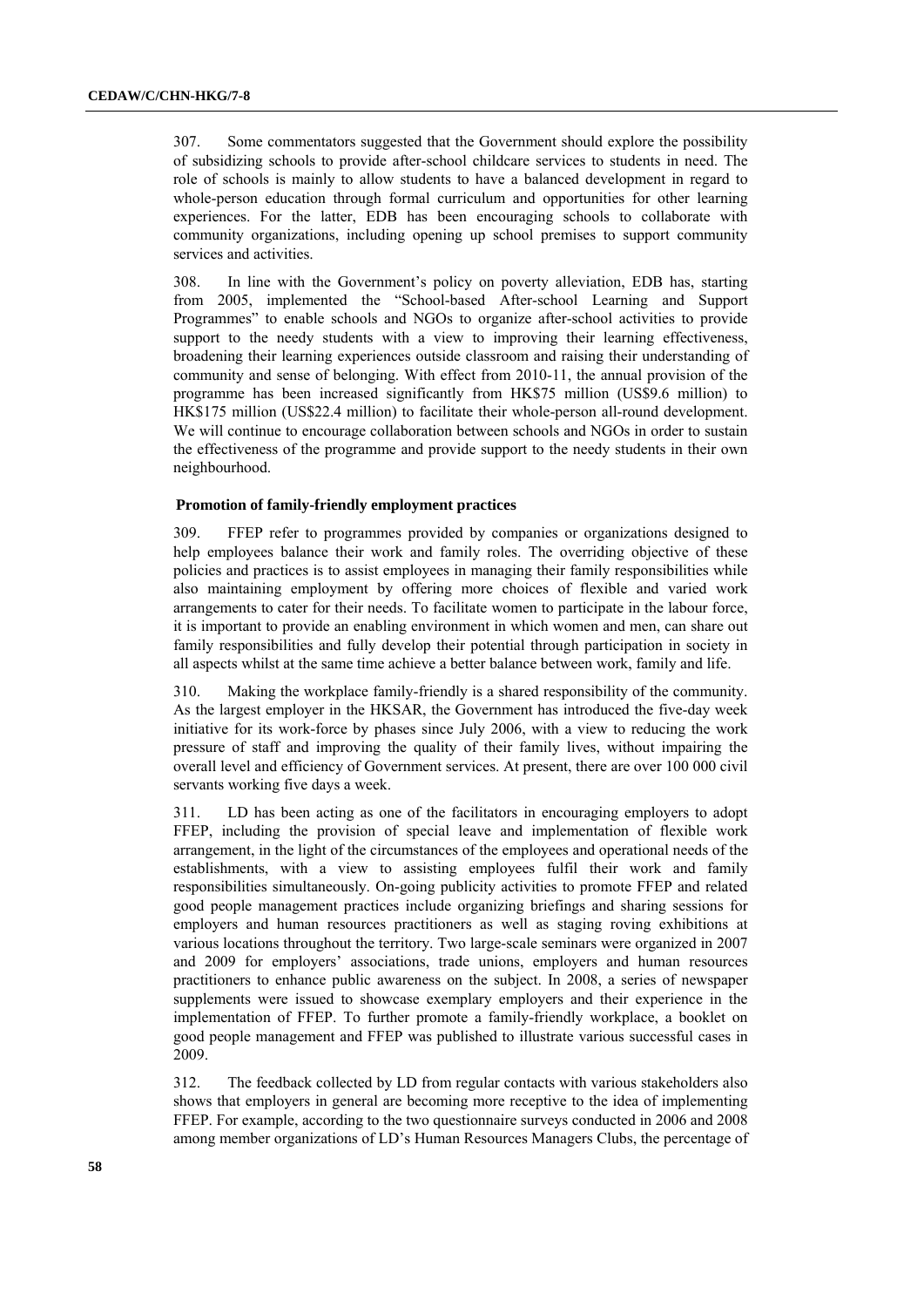307. Some commentators suggested that the Government should explore the possibility of subsidizing schools to provide after-school childcare services to students in need. The role of schools is mainly to allow students to have a balanced development in regard to whole-person education through formal curriculum and opportunities for other learning experiences. For the latter, EDB has been encouraging schools to collaborate with community organizations, including opening up school premises to support community services and activities.

308. In line with the Government's policy on poverty alleviation, EDB has, starting from 2005, implemented the "School-based After-school Learning and Support Programmes" to enable schools and NGOs to organize after-school activities to provide support to the needy students with a view to improving their learning effectiveness, broadening their learning experiences outside classroom and raising their understanding of community and sense of belonging. With effect from 2010-11, the annual provision of the programme has been increased significantly from HK$75 million (US$9.6 million) to HK$175 million (US$22.4 million) to facilitate their whole-person all-round development. We will continue to encourage collaboration between schools and NGOs in order to sustain the effectiveness of the programme and provide support to the needy students in their own neighbourhood.

### Promotion of family-friendly employment practices

309. FFEP refer to programmes provided by companies or organizations designed to help employees balance their work and family roles. The overriding objective of these policies and practices is to assist employees in managing their family responsibilities while also maintaining employment by offering more choices of flexible and varied work arrangements to cater for their needs. To facilitate women to participate in the labour force, it is important to provide an enabling environment in which women and men, can share out family responsibilities and fully develop their potential through participation in society in all aspects whilst at the same time achieve a better balance between work, family and life.

310. Making the workplace family-friendly is a shared responsibility of the community. As the largest employer in the HKSAR, the Government has introduced the five-day week initiative for its work-force by phases since July 2006, with a view to reducing the work pressure of staff and improving the quality of their family lives, without impairing the overall level and efficiency of Government services. At present, there are over 100 000 civil servants working five days a week.

311. LD has been acting as one of the facilitators in encouraging employers to adopt FFEP, including the provision of special leave and implementation of flexible work arrangement, in the light of the circumstances of the employees and operational needs of the establishments, with a view to assisting employees fulfil their work and family responsibilities simultaneously. On-going publicity activities to promote FFEP and related good people management practices include organizing briefings and sharing sessions for employers and human resources practitioners as well as staging roving exhibitions at various locations throughout the territory. Two large-scale seminars were organized in 2007 and 2009 for employers' associations, trade unions, employers and human resources practitioners to enhance public awareness on the subject. In 2008, a series of newspaper supplements were issued to showcase exemplary employers and their experience in the implementation of FFEP. To further promote a family-friendly workplace, a booklet on good people management and FFEP was published to illustrate various successful cases in 2009.

312. The feedback collected by LD from regular contacts with various stakeholders also shows that employers in general are becoming more receptive to the idea of implementing FFEP. For example, according to the two questionnaire surveys conducted in 2006 and 2008 among member organizations of LD's Human Resources Managers Clubs, the percentage of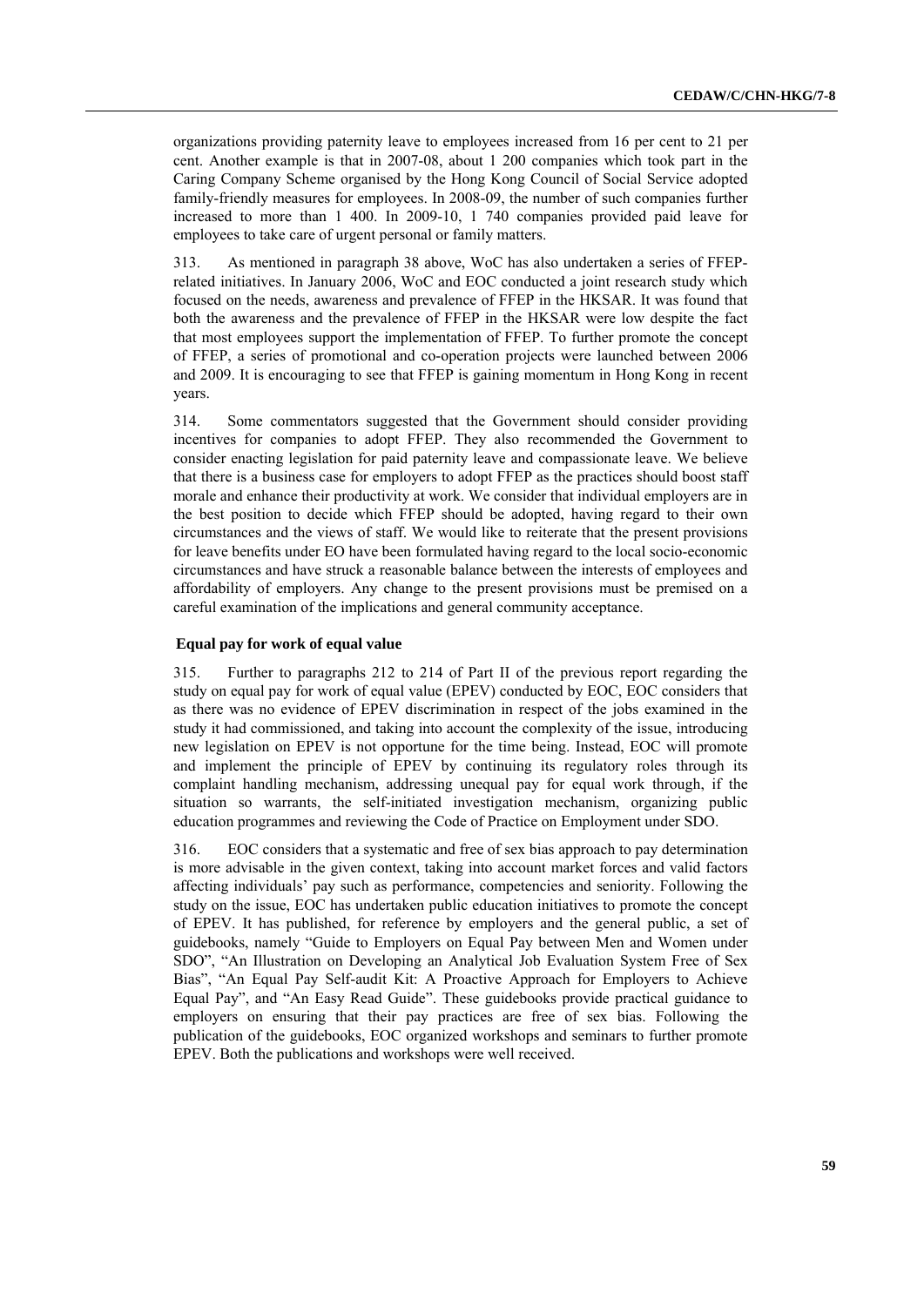organizations providing paternity leave to employees increased from 16 per cent to 21 per cent. Another example is that in 2007-08, about 1 200 companies which took part in the Caring Company Scheme organised by the Hong Kong Council of Social Service adopted family-friendly measures for employees. In 2008-09, the number of such companies further increased to more than 1 400. In 2009-10, 1 740 companies provided paid leave for employees to take care of urgent personal or family matters.

313. As mentioned in paragraph 38 above, WoC has also undertaken a series of FFEP-related initiatives. In January 2006, WoC and EOC conducted a joint research study which focused on the needs, awareness and prevalence of FFEP in the HKSAR. It was found that both the awareness and the prevalence of FFEP in the HKSAR were low despite the fact that most employees support the implementation of FFEP. To further promote the concept of FFEP, a series of promotional and co-operation projects were launched between 2006 and 2009. It is encouraging to see that FFEP is gaining momentum in Hong Kong in recent years.

314. Some commentators suggested that the Government should consider providing incentives for companies to adopt FFEP. They also recommended the Government to consider enacting legislation for paid paternity leave and compassionate leave. We believe that there is a business case for employers to adopt FFEP as the practices should boost staff morale and enhance their productivity at work. We consider that individual employers are in the best position to decide which FFEP should be adopted, having regard to their own circumstances and the views of staff. We would like to reiterate that the present provisions for leave benefits under EO have been formulated having regard to the local socio-economic circumstances and have struck a reasonable balance between the interests of employees and affordability of employers. Any change to the present provisions must be premised on a careful examination of the implications and general community acceptance.

### Equal pay for work of equal value

315. Further to paragraphs 212 to 214 of Part II of the previous report regarding the study on equal pay for work of equal value (EPEV) conducted by EOC, EOC considers that as there was no evidence of EPEV discrimination in respect of the jobs examined in the study it had commissioned, and taking into account the complexity of the issue, introducing new legislation on EPEV is not opportune for the time being. Instead, EOC will promote and implement the principle of EPEV by continuing its regulatory roles through its complaint handling mechanism, addressing unequal pay for equal work through, if the situation so warrants, the self-initiated investigation mechanism, organizing public education programmes and reviewing the Code of Practice on Employment under SDO.

316. EOC considers that a systematic and free of sex bias approach to pay determination is more advisable in the given context, taking into account market forces and valid factors affecting individuals' pay such as performance, competencies and seniority. Following the study on the issue, EOC has undertaken public education initiatives to promote the concept of EPEV. It has published, for reference by employers and the general public, a set of guidebooks, namely "Guide to Employers on Equal Pay between Men and Women under SDO", "An Illustration on Developing an Analytical Job Evaluation System Free of Sex Bias", "An Equal Pay Self-audit Kit: A Proactive Approach for Employers to Achieve Equal Pay", and "An Easy Read Guide". These guidebooks provide practical guidance to employers on ensuring that their pay practices are free of sex bias. Following the publication of the guidebooks, EOC organized workshops and seminars to further promote EPEV. Both the publications and workshops were well received.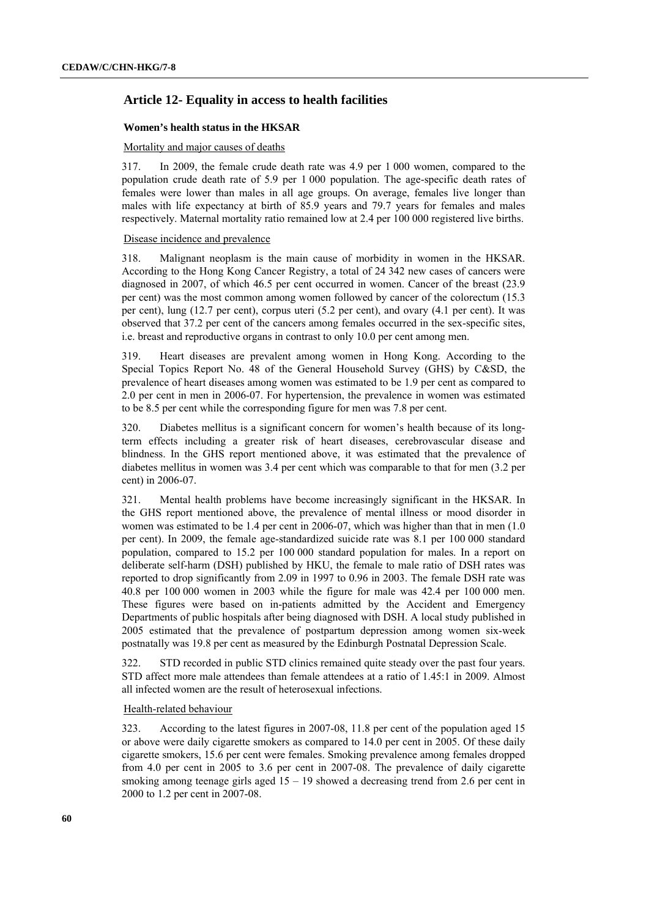## Article 12- Equality in access to health facilities

### Women's health status in the HKSAR

Mortality and major causes of deaths

317. In 2009, the female crude death rate was 4.9 per 1 000 women, compared to the population crude death rate of 5.9 per 1 000 population. The age-specific death rates of females were lower than males in all age groups. On average, females live longer than males with life expectancy at birth of 85.9 years and 79.7 years for females and males respectively. Maternal mortality ratio remained low at 2.4 per 100 000 registered live births.

Disease incidence and prevalence

318. Malignant neoplasm is the main cause of morbidity in women in the HKSAR. According to the Hong Kong Cancer Registry, a total of 24 342 new cases of cancers were diagnosed in 2007, of which 46.5 per cent occurred in women. Cancer of the breast (23.9 per cent) was the most common among women followed by cancer of the colorectum (15.3 per cent), lung (12.7 per cent), corpus uteri (5.2 per cent), and ovary (4.1 per cent). It was observed that 37.2 per cent of the cancers among females occurred in the sex-specific sites, i.e. breast and reproductive organs in contrast to only 10.0 per cent among men.

319. Heart diseases are prevalent among women in Hong Kong. According to the Special Topics Report No. 48 of the General Household Survey (GHS) by C&SD, the prevalence of heart diseases among women was estimated to be 1.9 per cent as compared to 2.0 per cent in men in 2006-07. For hypertension, the prevalence in women was estimated to be 8.5 per cent while the corresponding figure for men was 7.8 per cent.

320. Diabetes mellitus is a significant concern for women's health because of its long-term effects including a greater risk of heart diseases, cerebrovascular disease and blindness. In the GHS report mentioned above, it was estimated that the prevalence of diabetes mellitus in women was 3.4 per cent which was comparable to that for men (3.2 per cent) in 2006-07.

321. Mental health problems have become increasingly significant in the HKSAR. In the GHS report mentioned above, the prevalence of mental illness or mood disorder in women was estimated to be 1.4 per cent in 2006-07, which was higher than that in men (1.0 per cent). In 2009, the female age-standardized suicide rate was 8.1 per 100 000 standard population, compared to 15.2 per 100 000 standard population for males. In a report on deliberate self-harm (DSH) published by HKU, the female to male ratio of DSH rates was reported to drop significantly from 2.09 in 1997 to 0.96 in 2003. The female DSH rate was 40.8 per 100 000 women in 2003 while the figure for male was 42.4 per 100 000 men. These figures were based on in-patients admitted by the Accident and Emergency Departments of public hospitals after being diagnosed with DSH. A local study published in 2005 estimated that the prevalence of postpartum depression among women six-week postnatally was 19.8 per cent as measured by the Edinburgh Postnatal Depression Scale.

322. STD recorded in public STD clinics remained quite steady over the past four years. STD affect more male attendees than female attendees at a ratio of 1.45:1 in 2009. Almost all infected women are the result of heterosexual infections.

Health-related behaviour

323. According to the latest figures in 2007-08, 11.8 per cent of the population aged 15 or above were daily cigarette smokers as compared to 14.0 per cent in 2005. Of these daily cigarette smokers, 15.6 per cent were females. Smoking prevalence among females dropped from 4.0 per cent in 2005 to 3.6 per cent in 2007-08. The prevalence of daily cigarette smoking among teenage girls aged 15 – 19 showed a decreasing trend from 2.6 per cent in 2000 to 1.2 per cent in 2007-08.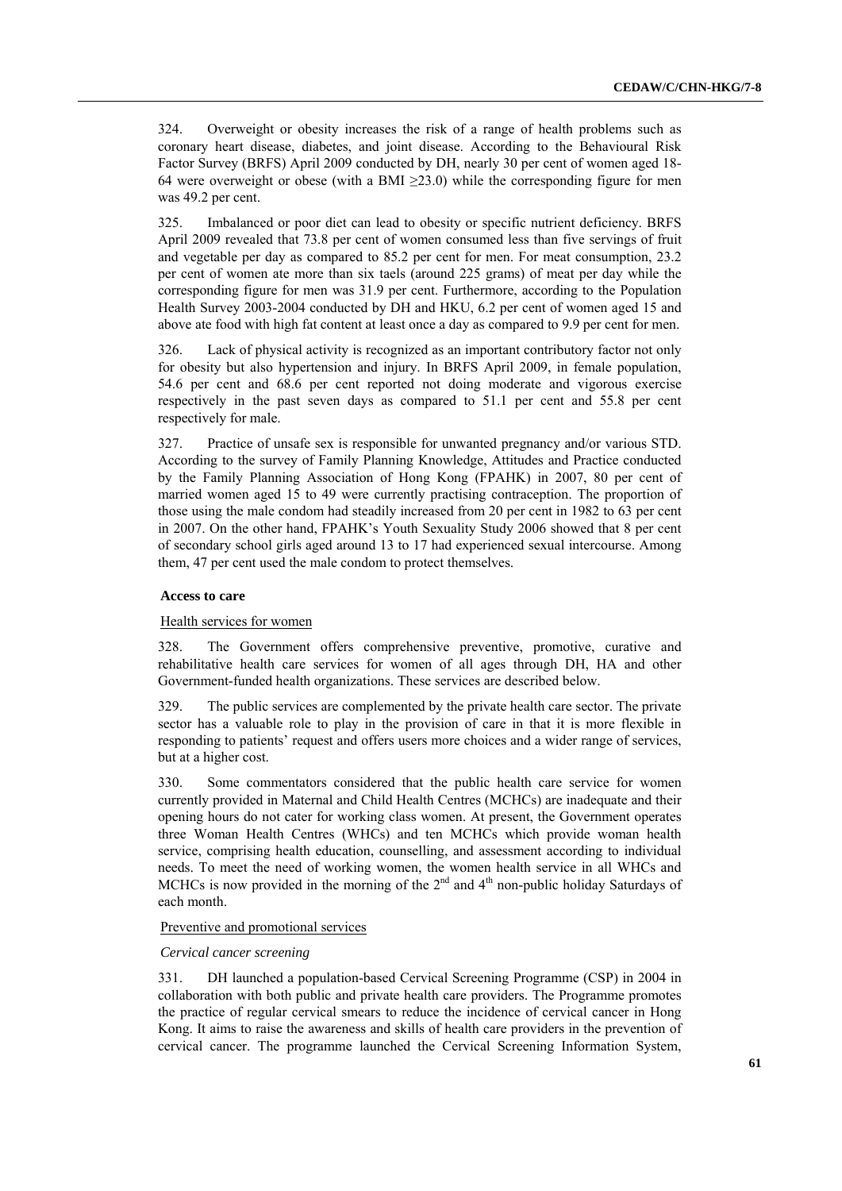324. Overweight or obesity increases the risk of a range of health problems such as coronary heart disease, diabetes, and joint disease. According to the Behavioural Risk Factor Survey (BRFS) April 2009 conducted by DH, nearly 30 per cent of women aged 18-64 were overweight or obese (with a BMI $\geq$23.0) while the corresponding figure for men was 49.2 per cent.

325. Imbalanced or poor diet can lead to obesity or specific nutrient deficiency. BRFS April 2009 revealed that 73.8 per cent of women consumed less than five servings of fruit and vegetable per day as compared to 85.2 per cent for men. For meat consumption, 23.2 per cent of women ate more than six taels (around 225 grams) of meat per day while the corresponding figure for men was 31.9 per cent. Furthermore, according to the Population Health Survey 2003-2004 conducted by DH and HKU, 6.2 per cent of women aged 15 and above ate food with high fat content at least once a day as compared to 9.9 per cent for men.

326. Lack of physical activity is recognized as an important contributory factor not only for obesity but also hypertension and injury. In BRFS April 2009, in female population, 54.6 per cent and 68.6 per cent reported not doing moderate and vigorous exercise respectively in the past seven days as compared to 51.1 per cent and 55.8 per cent respectively for male.

327. Practice of unsafe sex is responsible for unwanted pregnancy and/or various STD. According to the survey of Family Planning Knowledge, Attitudes and Practice conducted by the Family Planning Association of Hong Kong (FPAHK) in 2007, 80 per cent of married women aged 15 to 49 were currently practising contraception. The proportion of those using the male condom had steadily increased from 20 per cent in 1982 to 63 per cent in 2007. On the other hand, FPAHK's Youth Sexuality Study 2006 showed that 8 per cent of secondary school girls aged around 13 to 17 had experienced sexual intercourse. Among them, 47 per cent used the male condom to protect themselves.

**Access to care**

Health services for women

328. The Government offers comprehensive preventive, promotive, curative and rehabilitative health care services for women of all ages through DH, HA and other Government-funded health organizations. These services are described below.

329. The public services are complemented by the private health care sector. The private sector has a valuable role to play in the provision of care in that it is more flexible in responding to patients' request and offers users more choices and a wider range of services, but at a higher cost.

330. Some commentators considered that the public health care service for women currently provided in Maternal and Child Health Centres (MCHCs) are inadequate and their opening hours do not cater for working class women. At present, the Government operates three Woman Health Centres (WHCs) and ten MCHCs which provide woman health service, comprising health education, counselling, and assessment according to individual needs. To meet the need of working women, the women health service in all WHCs and MCHCs is now provided in the morning of the 2nd and 4th non-public holiday Saturdays of each month.

Preventive and promotional services

*Cervical cancer screening*

331. DH launched a population-based Cervical Screening Programme (CSP) in 2004 in collaboration with both public and private health care providers. The Programme promotes the practice of regular cervical smears to reduce the incidence of cervical cancer in Hong Kong. It aims to raise the awareness and skills of health care providers in the prevention of cervical cancer. The programme launched the Cervical Screening Information System,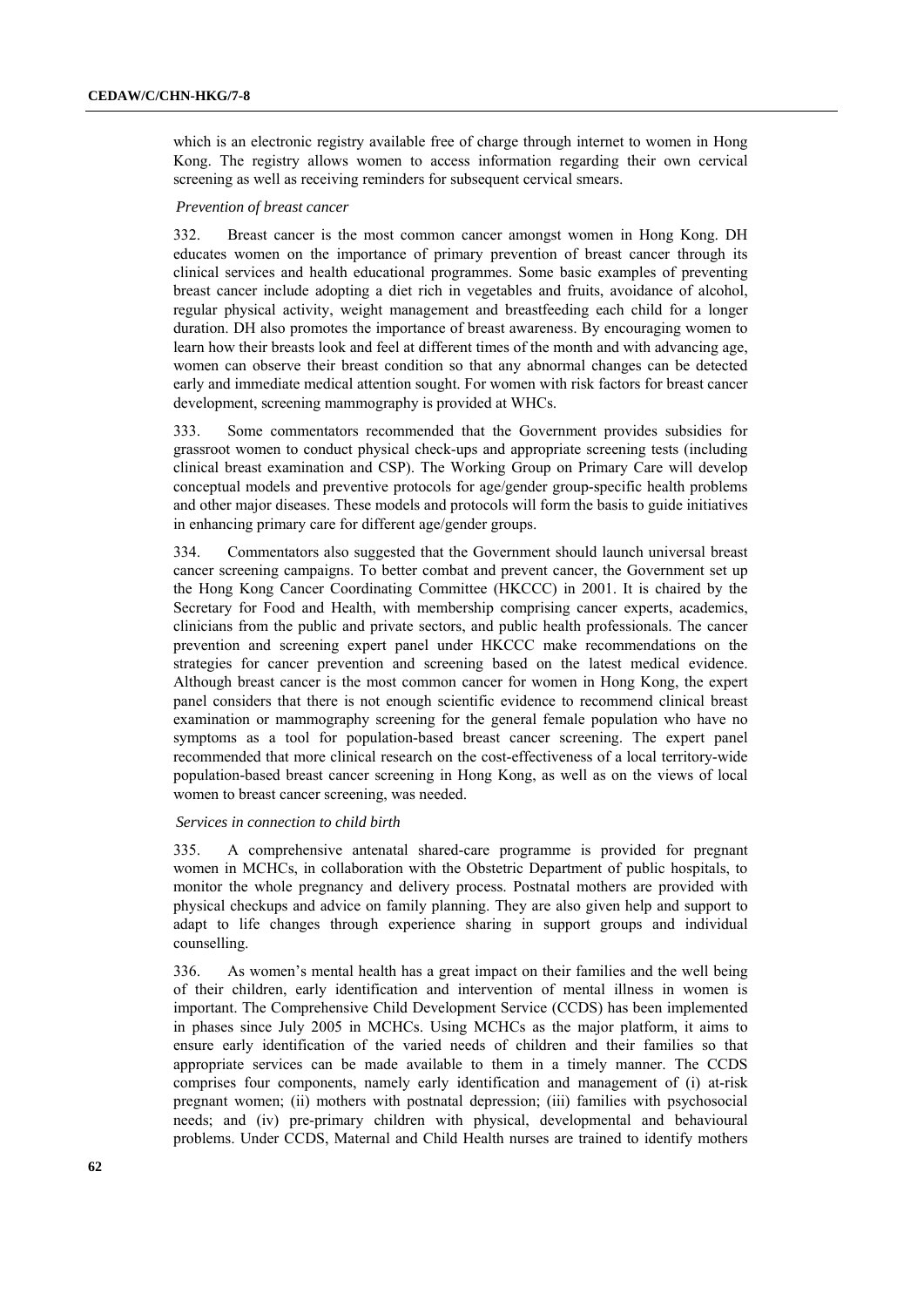which is an electronic registry available free of charge through internet to women in Hong Kong. The registry allows women to access information regarding their own cervical screening as well as receiving reminders for subsequent cervical smears.

*Prevention of breast cancer*

332. Breast cancer is the most common cancer amongst women in Hong Kong. DH educates women on the importance of primary prevention of breast cancer through its clinical services and health educational programmes. Some basic examples of preventing breast cancer include adopting a diet rich in vegetables and fruits, avoidance of alcohol, regular physical activity, weight management and breastfeeding each child for a longer duration. DH also promotes the importance of breast awareness. By encouraging women to learn how their breasts look and feel at different times of the month and with advancing age, women can observe their breast condition so that any abnormal changes can be detected early and immediate medical attention sought. For women with risk factors for breast cancer development, screening mammography is provided at WHCs.

333. Some commentators recommended that the Government provides subsidies for grassroot women to conduct physical check-ups and appropriate screening tests (including clinical breast examination and CSP). The Working Group on Primary Care will develop conceptual models and preventive protocols for age/gender group-specific health problems and other major diseases. These models and protocols will form the basis to guide initiatives in enhancing primary care for different age/gender groups.

334. Commentators also suggested that the Government should launch universal breast cancer screening campaigns. To better combat and prevent cancer, the Government set up the Hong Kong Cancer Coordinating Committee (HKCCC) in 2001. It is chaired by the Secretary for Food and Health, with membership comprising cancer experts, academics, clinicians from the public and private sectors, and public health professionals. The cancer prevention and screening expert panel under HKCCC make recommendations on the strategies for cancer prevention and screening based on the latest medical evidence. Although breast cancer is the most common cancer for women in Hong Kong, the expert panel considers that there is not enough scientific evidence to recommend clinical breast examination or mammography screening for the general female population who have no symptoms as a tool for population-based breast cancer screening. The expert panel recommended that more clinical research on the cost-effectiveness of a local territory-wide population-based breast cancer screening in Hong Kong, as well as on the views of local women to breast cancer screening, was needed.

*Services in connection to child birth*

335. A comprehensive antenatal shared-care programme is provided for pregnant women in MCHCs, in collaboration with the Obstetric Department of public hospitals, to monitor the whole pregnancy and delivery process. Postnatal mothers are provided with physical checkups and advice on family planning. They are also given help and support to adapt to life changes through experience sharing in support groups and individual counselling.

336. As women's mental health has a great impact on their families and the well being of their children, early identification and intervention of mental illness in women is important. The Comprehensive Child Development Service (CCDS) has been implemented in phases since July 2005 in MCHCs. Using MCHCs as the major platform, it aims to ensure early identification of the varied needs of children and their families so that appropriate services can be made available to them in a timely manner. The CCDS comprises four components, namely early identification and management of (i) at-risk pregnant women; (ii) mothers with postnatal depression; (iii) families with psychosocial needs; and (iv) pre-primary children with physical, developmental and behavioural problems. Under CCDS, Maternal and Child Health nurses are trained to identify mothers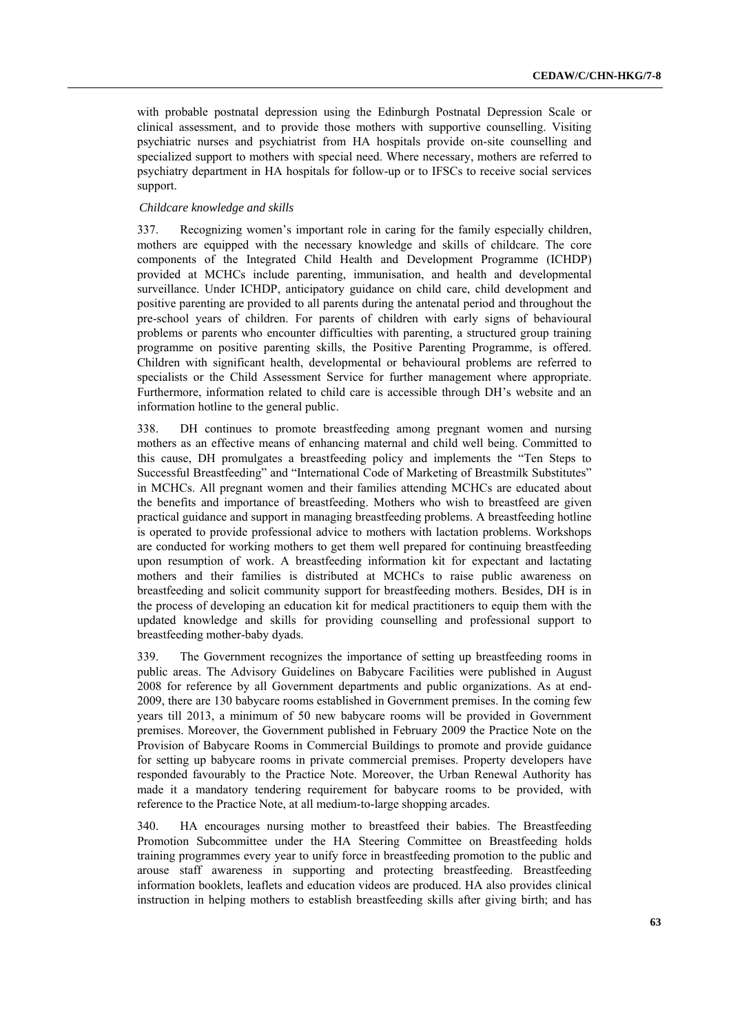with probable postnatal depression using the Edinburgh Postnatal Depression Scale or clinical assessment, and to provide those mothers with supportive counselling. Visiting psychiatric nurses and psychiatrist from HA hospitals provide on-site counselling and specialized support to mothers with special need. Where necessary, mothers are referred to psychiatry department in HA hospitals for follow-up or to IFSCs to receive social services support.

*Childcare knowledge and skills*

337. Recognizing women's important role in caring for the family especially children, mothers are equipped with the necessary knowledge and skills of childcare. The core components of the Integrated Child Health and Development Programme (ICHDP) provided at MCHCs include parenting, immunisation, and health and developmental surveillance. Under ICHDP, anticipatory guidance on child care, child development and positive parenting are provided to all parents during the antenatal period and throughout the pre-school years of children. For parents of children with early signs of behavioural problems or parents who encounter difficulties with parenting, a structured group training programme on positive parenting skills, the Positive Parenting Programme, is offered. Children with significant health, developmental or behavioural problems are referred to specialists or the Child Assessment Service for further management where appropriate. Furthermore, information related to child care is accessible through DH's website and an information hotline to the general public.

338. DH continues to promote breastfeeding among pregnant women and nursing mothers as an effective means of enhancing maternal and child well being. Committed to this cause, DH promulgates a breastfeeding policy and implements the "Ten Steps to Successful Breastfeeding" and "International Code of Marketing of Breastmilk Substitutes" in MCHCs. All pregnant women and their families attending MCHCs are educated about the benefits and importance of breastfeeding. Mothers who wish to breastfeed are given practical guidance and support in managing breastfeeding problems. A breastfeeding hotline is operated to provide professional advice to mothers with lactation problems. Workshops are conducted for working mothers to get them well prepared for continuing breastfeeding upon resumption of work. A breastfeeding information kit for expectant and lactating mothers and their families is distributed at MCHCs to raise public awareness on breastfeeding and solicit community support for breastfeeding mothers. Besides, DH is in the process of developing an education kit for medical practitioners to equip them with the updated knowledge and skills for providing counselling and professional support to breastfeeding mother-baby dyads.

339. The Government recognizes the importance of setting up breastfeeding rooms in public areas. The Advisory Guidelines on Babycare Facilities were published in August 2008 for reference by all Government departments and public organizations. As at end-2009, there are 130 babycare rooms established in Government premises. In the coming few years till 2013, a minimum of 50 new babycare rooms will be provided in Government premises. Moreover, the Government published in February 2009 the Practice Note on the Provision of Babycare Rooms in Commercial Buildings to promote and provide guidance for setting up babycare rooms in private commercial premises. Property developers have responded favourably to the Practice Note. Moreover, the Urban Renewal Authority has made it a mandatory tendering requirement for babycare rooms to be provided, with reference to the Practice Note, at all medium-to-large shopping arcades.

340. HA encourages nursing mother to breastfeed their babies. The Breastfeeding Promotion Subcommittee under the HA Steering Committee on Breastfeeding holds training programmes every year to unify force in breastfeeding promotion to the public and arouse staff awareness in supporting and protecting breastfeeding. Breastfeeding information booklets, leaflets and education videos are produced. HA also provides clinical instruction in helping mothers to establish breastfeeding skills after giving birth; and has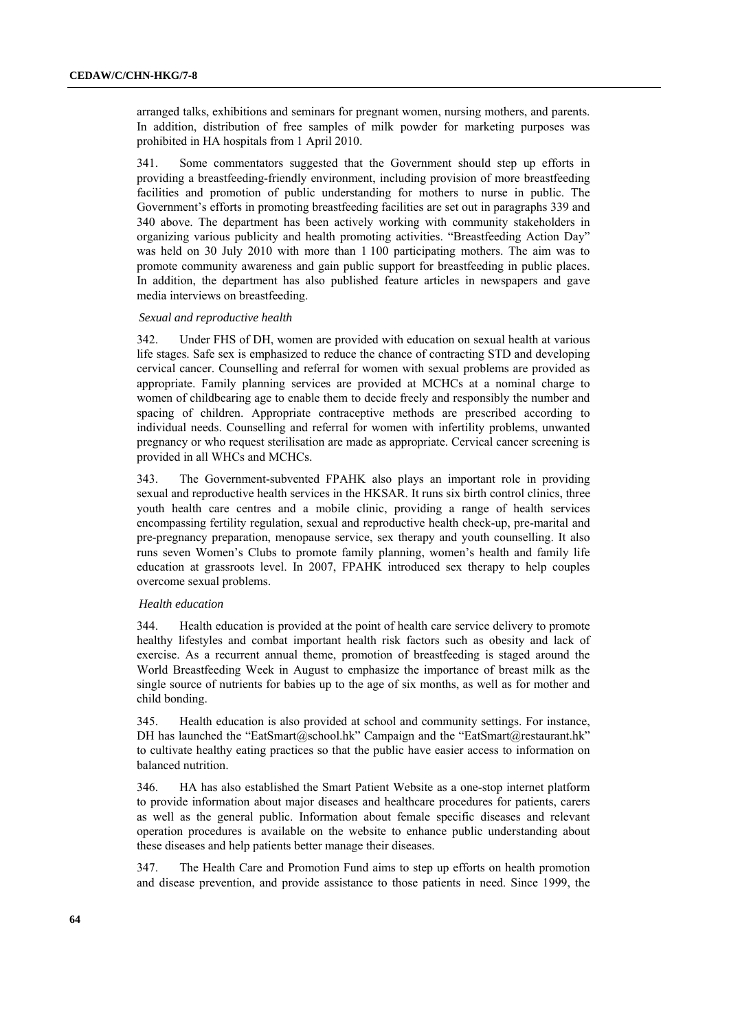arranged talks, exhibitions and seminars for pregnant women, nursing mothers, and parents. In addition, distribution of free samples of milk powder for marketing purposes was prohibited in HA hospitals from 1 April 2010.

341. Some commentators suggested that the Government should step up efforts in providing a breastfeeding-friendly environment, including provision of more breastfeeding facilities and promotion of public understanding for mothers to nurse in public. The Government's efforts in promoting breastfeeding facilities are set out in paragraphs 339 and 340 above. The department has been actively working with community stakeholders in organizing various publicity and health promoting activities. "Breastfeeding Action Day" was held on 30 July 2010 with more than 1 100 participating mothers. The aim was to promote community awareness and gain public support for breastfeeding in public places. In addition, the department has also published feature articles in newspapers and gave media interviews on breastfeeding.

*Sexual and reproductive health*

342. Under FHS of DH, women are provided with education on sexual health at various life stages. Safe sex is emphasized to reduce the chance of contracting STD and developing cervical cancer. Counselling and referral for women with sexual problems are provided as appropriate. Family planning services are provided at MCHCs at a nominal charge to women of childbearing age to enable them to decide freely and responsibly the number and spacing of children. Appropriate contraceptive methods are prescribed according to individual needs. Counselling and referral for women with infertility problems, unwanted pregnancy or who request sterilisation are made as appropriate. Cervical cancer screening is provided in all WHCs and MCHCs.

343. The Government-subvented FPAHK also plays an important role in providing sexual and reproductive health services in the HKSAR. It runs six birth control clinics, three youth health care centres and a mobile clinic, providing a range of health services encompassing fertility regulation, sexual and reproductive health check-up, pre-marital and pre-pregnancy preparation, menopause service, sex therapy and youth counselling. It also runs seven Women's Clubs to promote family planning, women's health and family life education at grassroots level. In 2007, FPAHK introduced sex therapy to help couples overcome sexual problems.

*Health education*

344. Health education is provided at the point of health care service delivery to promote healthy lifestyles and combat important health risk factors such as obesity and lack of exercise. As a recurrent annual theme, promotion of breastfeeding is staged around the World Breastfeeding Week in August to emphasize the importance of breast milk as the single source of nutrients for babies up to the age of six months, as well as for mother and child bonding.

345. Health education is also provided at school and community settings. For instance, DH has launched the "EatSmart@school.hk" Campaign and the "EatSmart@restaurant.hk" to cultivate healthy eating practices so that the public have easier access to information on balanced nutrition.

346. HA has also established the Smart Patient Website as a one-stop internet platform to provide information about major diseases and healthcare procedures for patients, carers as well as the general public. Information about female specific diseases and relevant operation procedures is available on the website to enhance public understanding about these diseases and help patients better manage their diseases.

347. The Health Care and Promotion Fund aims to step up efforts on health promotion and disease prevention, and provide assistance to those patients in need. Since 1999, the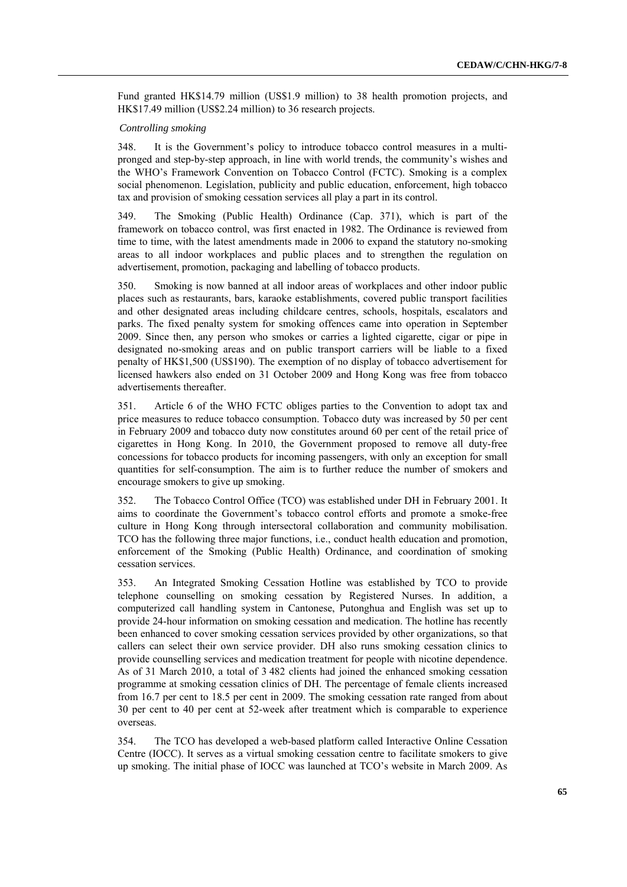Fund granted HK$14.79 million (US$1.9 million) to 38 health promotion projects, and HK$17.49 million (US$2.24 million) to 36 research projects.

*Controlling smoking*

348. It is the Government's policy to introduce tobacco control measures in a multi-pronged and step-by-step approach, in line with world trends, the community's wishes and the WHO's Framework Convention on Tobacco Control (FCTC). Smoking is a complex social phenomenon. Legislation, publicity and public education, enforcement, high tobacco tax and provision of smoking cessation services all play a part in its control.

349. The Smoking (Public Health) Ordinance (Cap. 371), which is part of the framework on tobacco control, was first enacted in 1982. The Ordinance is reviewed from time to time, with the latest amendments made in 2006 to expand the statutory no-smoking areas to all indoor workplaces and public places and to strengthen the regulation on advertisement, promotion, packaging and labelling of tobacco products.

350. Smoking is now banned at all indoor areas of workplaces and other indoor public places such as restaurants, bars, karaoke establishments, covered public transport facilities and other designated areas including childcare centres, schools, hospitals, escalators and parks. The fixed penalty system for smoking offences came into operation in September 2009. Since then, any person who smokes or carries a lighted cigarette, cigar or pipe in designated no-smoking areas and on public transport carriers will be liable to a fixed penalty of HK$1,500 (US$190). The exemption of no display of tobacco advertisement for licensed hawkers also ended on 31 October 2009 and Hong Kong was free from tobacco advertisements thereafter.

351. Article 6 of the WHO FCTC obliges parties to the Convention to adopt tax and price measures to reduce tobacco consumption. Tobacco duty was increased by 50 per cent in February 2009 and tobacco duty now constitutes around 60 per cent of the retail price of cigarettes in Hong Kong. In 2010, the Government proposed to remove all duty-free concessions for tobacco products for incoming passengers, with only an exception for small quantities for self-consumption. The aim is to further reduce the number of smokers and encourage smokers to give up smoking.

352. The Tobacco Control Office (TCO) was established under DH in February 2001. It aims to coordinate the Government's tobacco control efforts and promote a smoke-free culture in Hong Kong through intersectoral collaboration and community mobilisation. TCO has the following three major functions, i.e., conduct health education and promotion, enforcement of the Smoking (Public Health) Ordinance, and coordination of smoking cessation services.

353. An Integrated Smoking Cessation Hotline was established by TCO to provide telephone counselling on smoking cessation by Registered Nurses. In addition, a computerized call handling system in Cantonese, Putonghua and English was set up to provide 24-hour information on smoking cessation and medication. The hotline has recently been enhanced to cover smoking cessation services provided by other organizations, so that callers can select their own service provider. DH also runs smoking cessation clinics to provide counselling services and medication treatment for people with nicotine dependence. As of 31 March 2010, a total of 3 482 clients had joined the enhanced smoking cessation programme at smoking cessation clinics of DH. The percentage of female clients increased from 16.7 per cent to 18.5 per cent in 2009. The smoking cessation rate ranged from about 30 per cent to 40 per cent at 52-week after treatment which is comparable to experience overseas.

354. The TCO has developed a web-based platform called Interactive Online Cessation Centre (IOCC). It serves as a virtual smoking cessation centre to facilitate smokers to give up smoking. The initial phase of IOCC was launched at TCO's website in March 2009. As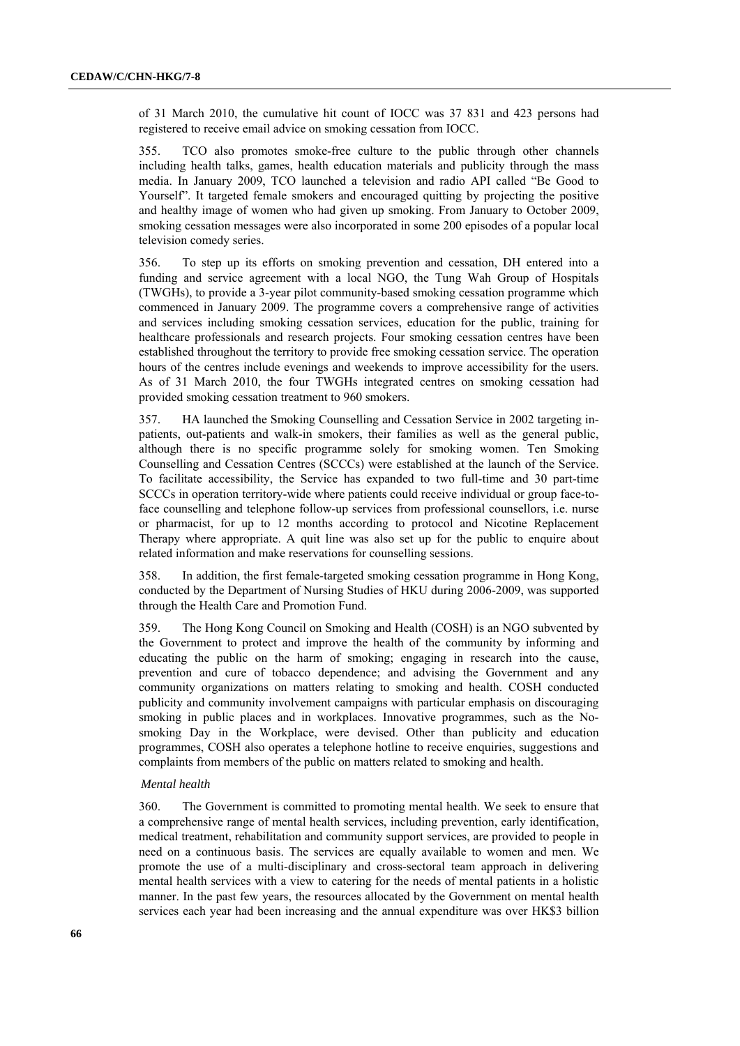of 31 March 2010, the cumulative hit count of IOCC was 37 831 and 423 persons had registered to receive email advice on smoking cessation from IOCC.

355. TCO also promotes smoke-free culture to the public through other channels including health talks, games, health education materials and publicity through the mass media. In January 2009, TCO launched a television and radio API called "Be Good to Yourself". It targeted female smokers and encouraged quitting by projecting the positive and healthy image of women who had given up smoking. From January to October 2009, smoking cessation messages were also incorporated in some 200 episodes of a popular local television comedy series.

356. To step up its efforts on smoking prevention and cessation, DH entered into a funding and service agreement with a local NGO, the Tung Wah Group of Hospitals (TWGHs), to provide a 3-year pilot community-based smoking cessation programme which commenced in January 2009. The programme covers a comprehensive range of activities and services including smoking cessation services, education for the public, training for healthcare professionals and research projects. Four smoking cessation centres have been established throughout the territory to provide free smoking cessation service. The operation hours of the centres include evenings and weekends to improve accessibility for the users. As of 31 March 2010, the four TWGHs integrated centres on smoking cessation had provided smoking cessation treatment to 960 smokers.

357. HA launched the Smoking Counselling and Cessation Service in 2002 targeting in-patients, out-patients and walk-in smokers, their families as well as the general public, although there is no specific programme solely for smoking women. Ten Smoking Counselling and Cessation Centres (SCCCs) were established at the launch of the Service. To facilitate accessibility, the Service has expanded to two full-time and 30 part-time SCCCs in operation territory-wide where patients could receive individual or group face-to-face counselling and telephone follow-up services from professional counsellors, i.e. nurse or pharmacist, for up to 12 months according to protocol and Nicotine Replacement Therapy where appropriate. A quit line was also set up for the public to enquire about related information and make reservations for counselling sessions.

358. In addition, the first female-targeted smoking cessation programme in Hong Kong, conducted by the Department of Nursing Studies of HKU during 2006-2009, was supported through the Health Care and Promotion Fund.

359. The Hong Kong Council on Smoking and Health (COSH) is an NGO subvented by the Government to protect and improve the health of the community by informing and educating the public on the harm of smoking; engaging in research into the cause, prevention and cure of tobacco dependence; and advising the Government and any community organizations on matters relating to smoking and health. COSH conducted publicity and community involvement campaigns with particular emphasis on discouraging smoking in public places and in workplaces. Innovative programmes, such as the No-smoking Day in the Workplace, were devised. Other than publicity and education programmes, COSH also operates a telephone hotline to receive enquiries, suggestions and complaints from members of the public on matters related to smoking and health.

*Mental health*

360. The Government is committed to promoting mental health. We seek to ensure that a comprehensive range of mental health services, including prevention, early identification, medical treatment, rehabilitation and community support services, are provided to people in need on a continuous basis. The services are equally available to women and men. We promote the use of a multi-disciplinary and cross-sectoral team approach in delivering mental health services with a view to catering for the needs of mental patients in a holistic manner. In the past few years, the resources allocated by the Government on mental health services each year had been increasing and the annual expenditure was over HK$3 billion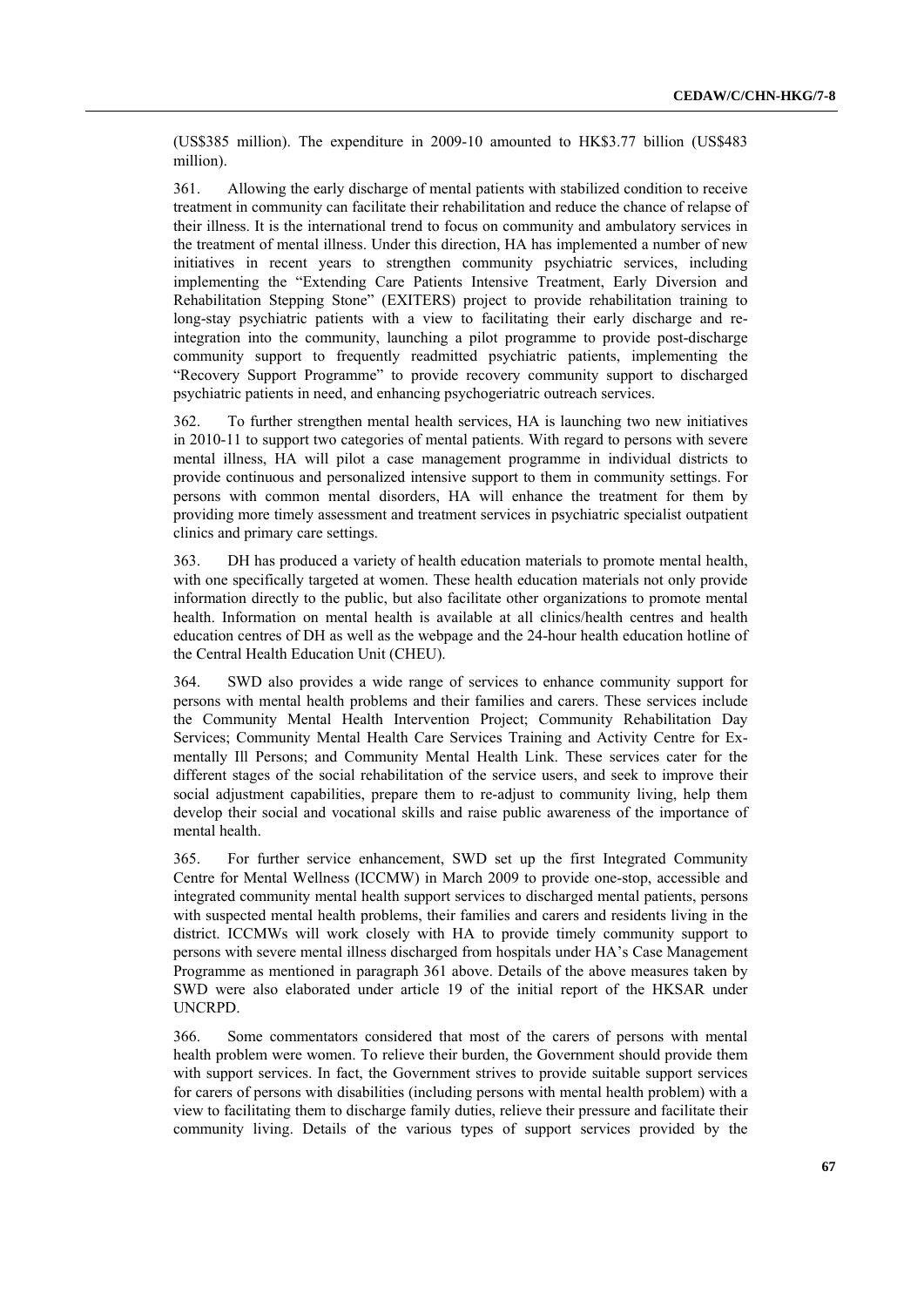(US$385 million). The expenditure in 2009-10 amounted to HK$3.77 billion (US$483 million).

361. Allowing the early discharge of mental patients with stabilized condition to receive treatment in community can facilitate their rehabilitation and reduce the chance of relapse of their illness. It is the international trend to focus on community and ambulatory services in the treatment of mental illness. Under this direction, HA has implemented a number of new initiatives in recent years to strengthen community psychiatric services, including implementing the "Extending Care Patients Intensive Treatment, Early Diversion and Rehabilitation Stepping Stone" (EXITERS) project to provide rehabilitation training to long-stay psychiatric patients with a view to facilitating their early discharge and re-integration into the community, launching a pilot programme to provide post-discharge community support to frequently readmitted psychiatric patients, implementing the "Recovery Support Programme" to provide recovery community support to discharged psychiatric patients in need, and enhancing psychogeriatric outreach services.

362. To further strengthen mental health services, HA is launching two new initiatives in 2010-11 to support two categories of mental patients. With regard to persons with severe mental illness, HA will pilot a case management programme in individual districts to provide continuous and personalized intensive support to them in community settings. For persons with common mental disorders, HA will enhance the treatment for them by providing more timely assessment and treatment services in psychiatric specialist outpatient clinics and primary care settings.

363. DH has produced a variety of health education materials to promote mental health, with one specifically targeted at women. These health education materials not only provide information directly to the public, but also facilitate other organizations to promote mental health. Information on mental health is available at all clinics/health centres and health education centres of DH as well as the webpage and the 24-hour health education hotline of the Central Health Education Unit (CHEU).

364. SWD also provides a wide range of services to enhance community support for persons with mental health problems and their families and carers. These services include the Community Mental Health Intervention Project; Community Rehabilitation Day Services; Community Mental Health Care Services Training and Activity Centre for Ex-mentally Ill Persons; and Community Mental Health Link. These services cater for the different stages of the social rehabilitation of the service users, and seek to improve their social adjustment capabilities, prepare them to re-adjust to community living, help them develop their social and vocational skills and raise public awareness of the importance of mental health.

365. For further service enhancement, SWD set up the first Integrated Community Centre for Mental Wellness (ICCMW) in March 2009 to provide one-stop, accessible and integrated community mental health support services to discharged mental patients, persons with suspected mental health problems, their families and carers and residents living in the district. ICCMWs will work closely with HA to provide timely community support to persons with severe mental illness discharged from hospitals under HA's Case Management Programme as mentioned in paragraph 361 above. Details of the above measures taken by SWD were also elaborated under article 19 of the initial report of the HKSAR under UNCRPD.

366. Some commentators considered that most of the carers of persons with mental health problem were women. To relieve their burden, the Government should provide them with support services. In fact, the Government strives to provide suitable support services for carers of persons with disabilities (including persons with mental health problem) with a view to facilitating them to discharge family duties, relieve their pressure and facilitate their community living. Details of the various types of support services provided by the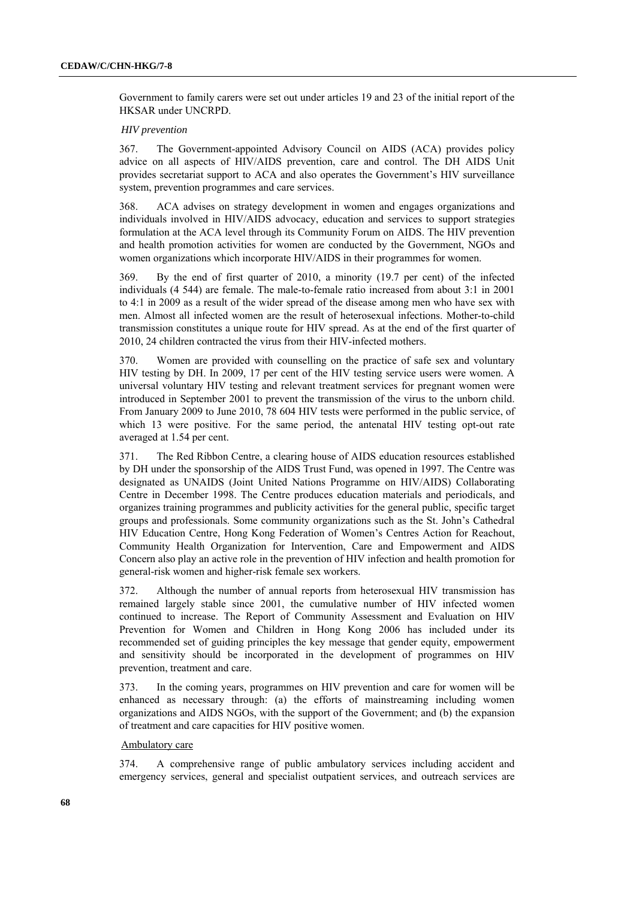Government to family carers were set out under articles 19 and 23 of the initial report of the HKSAR under UNCRPD.

*HIV prevention*

367. The Government-appointed Advisory Council on AIDS (ACA) provides policy advice on all aspects of HIV/AIDS prevention, care and control. The DH AIDS Unit provides secretariat support to ACA and also operates the Government's HIV surveillance system, prevention programmes and care services.

368. ACA advises on strategy development in women and engages organizations and individuals involved in HIV/AIDS advocacy, education and services to support strategies formulation at the ACA level through its Community Forum on AIDS. The HIV prevention and health promotion activities for women are conducted by the Government, NGOs and women organizations which incorporate HIV/AIDS in their programmes for women.

369. By the end of first quarter of 2010, a minority (19.7 per cent) of the infected individuals (4 544) are female. The male-to-female ratio increased from about 3:1 in 2001 to 4:1 in 2009 as a result of the wider spread of the disease among men who have sex with men. Almost all infected women are the result of heterosexual infections. Mother-to-child transmission constitutes a unique route for HIV spread. As at the end of the first quarter of 2010, 24 children contracted the virus from their HIV-infected mothers.

370. Women are provided with counselling on the practice of safe sex and voluntary HIV testing by DH. In 2009, 17 per cent of the HIV testing service users were women. A universal voluntary HIV testing and relevant treatment services for pregnant women were introduced in September 2001 to prevent the transmission of the virus to the unborn child. From January 2009 to June 2010, 78 604 HIV tests were performed in the public service, of which 13 were positive. For the same period, the antenatal HIV testing opt-out rate averaged at 1.54 per cent.

371. The Red Ribbon Centre, a clearing house of AIDS education resources established by DH under the sponsorship of the AIDS Trust Fund, was opened in 1997. The Centre was designated as UNAIDS (Joint United Nations Programme on HIV/AIDS) Collaborating Centre in December 1998. The Centre produces education materials and periodicals, and organizes training programmes and publicity activities for the general public, specific target groups and professionals. Some community organizations such as the St. John's Cathedral HIV Education Centre, Hong Kong Federation of Women's Centres Action for Reachout, Community Health Organization for Intervention, Care and Empowerment and AIDS Concern also play an active role in the prevention of HIV infection and health promotion for general-risk women and higher-risk female sex workers.

372. Although the number of annual reports from heterosexual HIV transmission has remained largely stable since 2001, the cumulative number of HIV infected women continued to increase. The Report of Community Assessment and Evaluation on HIV Prevention for Women and Children in Hong Kong 2006 has included under its recommended set of guiding principles the key message that gender equity, empowerment and sensitivity should be incorporated in the development of programmes on HIV prevention, treatment and care.

373. In the coming years, programmes on HIV prevention and care for women will be enhanced as necessary through: (a) the efforts of mainstreaming including women organizations and AIDS NGOs, with the support of the Government; and (b) the expansion of treatment and care capacities for HIV positive women.

Ambulatory care

374. A comprehensive range of public ambulatory services including accident and emergency services, general and specialist outpatient services, and outreach services are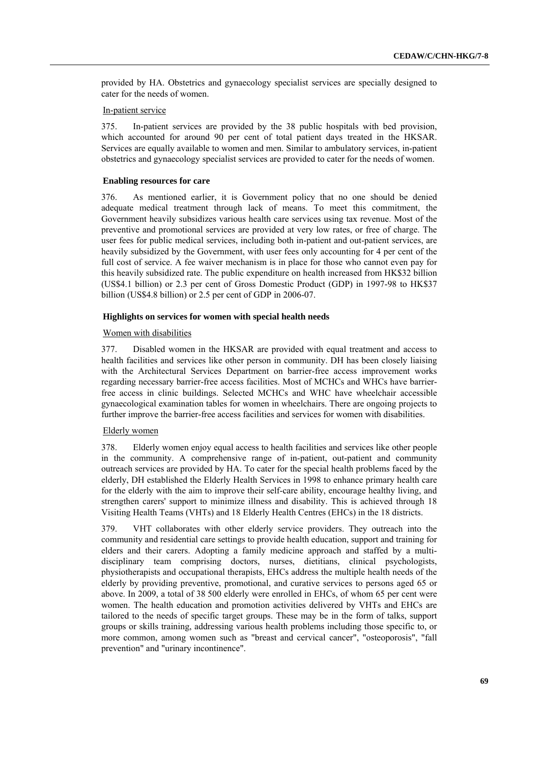provided by HA. Obstetrics and gynaecology specialist services are specially designed to cater for the needs of women.

In-patient service

375. In-patient services are provided by the 38 public hospitals with bed provision, which accounted for around 90 per cent of total patient days treated in the HKSAR. Services are equally available to women and men. Similar to ambulatory services, in-patient obstetrics and gynaecology specialist services are provided to cater for the needs of women.

**Enabling resources for care**

376. As mentioned earlier, it is Government policy that no one should be denied adequate medical treatment through lack of means. To meet this commitment, the Government heavily subsidizes various health care services using tax revenue. Most of the preventive and promotional services are provided at very low rates, or free of charge. The user fees for public medical services, including both in-patient and out-patient services, are heavily subsidized by the Government, with user fees only accounting for 4 per cent of the full cost of service. A fee waiver mechanism is in place for those who cannot even pay for this heavily subsidized rate. The public expenditure on health increased from HK$32 billion (US$4.1 billion) or 2.3 per cent of Gross Domestic Product (GDP) in 1997-98 to HK$37 billion (US$4.8 billion) or 2.5 per cent of GDP in 2006-07.

**Highlights on services for women with special health needs**

Women with disabilities

377. Disabled women in the HKSAR are provided with equal treatment and access to health facilities and services like other person in community. DH has been closely liaising with the Architectural Services Department on barrier-free access improvement works regarding necessary barrier-free access facilities. Most of MCHCs and WHCs have barrier-free access in clinic buildings. Selected MCHCs and WHC have wheelchair accessible gynaecological examination tables for women in wheelchairs. There are ongoing projects to further improve the barrier-free access facilities and services for women with disabilities.

Elderly women

378. Elderly women enjoy equal access to health facilities and services like other people in the community. A comprehensive range of in-patient, out-patient and community outreach services are provided by HA. To cater for the special health problems faced by the elderly, DH established the Elderly Health Services in 1998 to enhance primary health care for the elderly with the aim to improve their self-care ability, encourage healthy living, and strengthen carers' support to minimize illness and disability. This is achieved through 18 Visiting Health Teams (VHTs) and 18 Elderly Health Centres (EHCs) in the 18 districts.

379. VHT collaborates with other elderly service providers. They outreach into the community and residential care settings to provide health education, support and training for elders and their carers. Adopting a family medicine approach and staffed by a multi-disciplinary team comprising doctors, nurses, dietitians, clinical psychologists, physiotherapists and occupational therapists, EHCs address the multiple health needs of the elderly by providing preventive, promotional, and curative services to persons aged 65 or above. In 2009, a total of 38 500 elderly were enrolled in EHCs, of whom 65 per cent were women. The health education and promotion activities delivered by VHTs and EHCs are tailored to the needs of specific target groups. These may be in the form of talks, support groups or skills training, addressing various health problems including those specific to, or more common, among women such as "breast and cervical cancer", "osteoporosis", "fall prevention" and "urinary incontinence".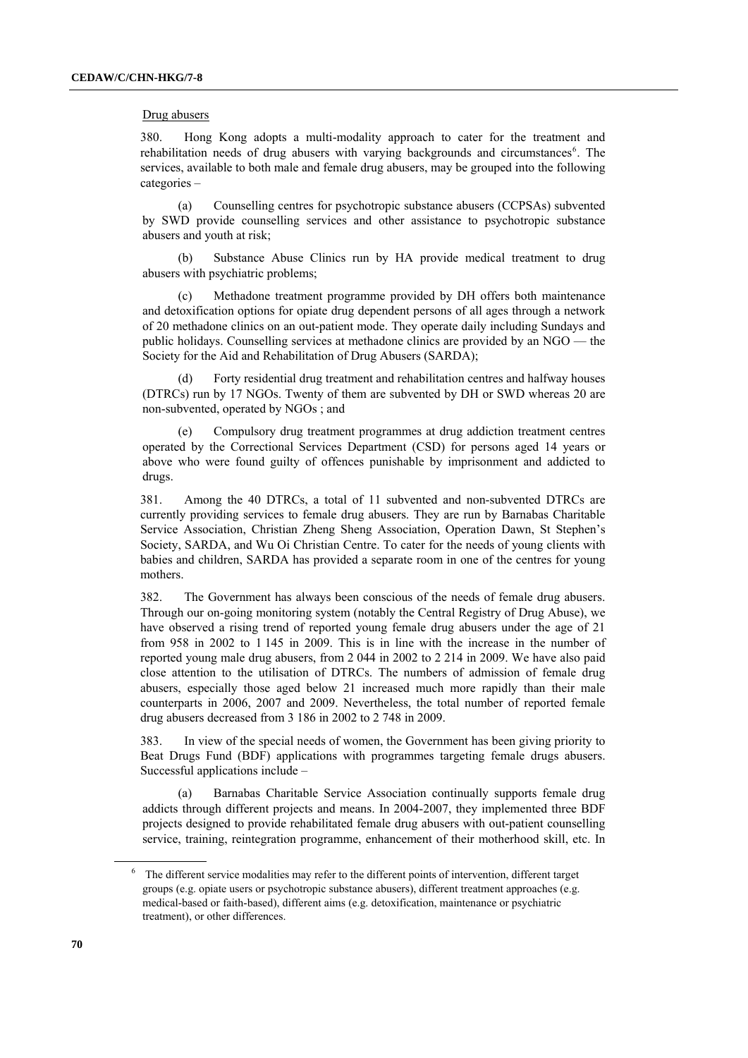Drug abusers

380. Hong Kong adopts a multi-modality approach to cater for the treatment and rehabilitation needs of drug abusers with varying backgrounds and circumstances[6]. The services, available to both male and female drug abusers, may be grouped into the following categories –

(a) Counselling centres for psychotropic substance abusers (CCPSAs) subvented by SWD provide counselling services and other assistance to psychotropic substance abusers and youth at risk;

(b) Substance Abuse Clinics run by HA provide medical treatment to drug abusers with psychiatric problems;

(c) Methadone treatment programme provided by DH offers both maintenance and detoxification options for opiate drug dependent persons of all ages through a network of 20 methadone clinics on an out-patient mode. They operate daily including Sundays and public holidays. Counselling services at methadone clinics are provided by an NGO — the Society for the Aid and Rehabilitation of Drug Abusers (SARDA);

(d) Forty residential drug treatment and rehabilitation centres and halfway houses (DTRCs) run by 17 NGOs. Twenty of them are subvented by DH or SWD whereas 20 are non-subvented, operated by NGOs ; and

(e) Compulsory drug treatment programmes at drug addiction treatment centres operated by the Correctional Services Department (CSD) for persons aged 14 years or above who were found guilty of offences punishable by imprisonment and addicted to drugs.

381. Among the 40 DTRCs, a total of 11 subvented and non-subvented DTRCs are currently providing services to female drug abusers. They are run by Barnabas Charitable Service Association, Christian Zheng Sheng Association, Operation Dawn, St Stephen's Society, SARDA, and Wu Oi Christian Centre. To cater for the needs of young clients with babies and children, SARDA has provided a separate room in one of the centres for young mothers.

382. The Government has always been conscious of the needs of female drug abusers. Through our on-going monitoring system (notably the Central Registry of Drug Abuse), we have observed a rising trend of reported young female drug abusers under the age of 21 from 958 in 2002 to 1 145 in 2009. This is in line with the increase in the number of reported young male drug abusers, from 2 044 in 2002 to 2 214 in 2009. We have also paid close attention to the utilisation of DTRCs. The numbers of admission of female drug abusers, especially those aged below 21 increased much more rapidly than their male counterparts in 2006, 2007 and 2009. Nevertheless, the total number of reported female drug abusers decreased from 3 186 in 2002 to 2 748 in 2009.

383. In view of the special needs of women, the Government has been giving priority to Beat Drugs Fund (BDF) applications with programmes targeting female drugs abusers. Successful applications include –

(a) Barnabas Charitable Service Association continually supports female drug addicts through different projects and means. In 2004-2007, they implemented three BDF projects designed to provide rehabilitated female drug abusers with out-patient counselling service, training, reintegration programme, enhancement of their motherhood skill, etc. In

[6] The different service modalities may refer to the different points of intervention, different target groups (e.g. opiate users or psychotropic substance abusers), different treatment approaches (e.g. medical-based or faith-based), different aims (e.g. detoxification, maintenance or psychiatric treatment), or other differences.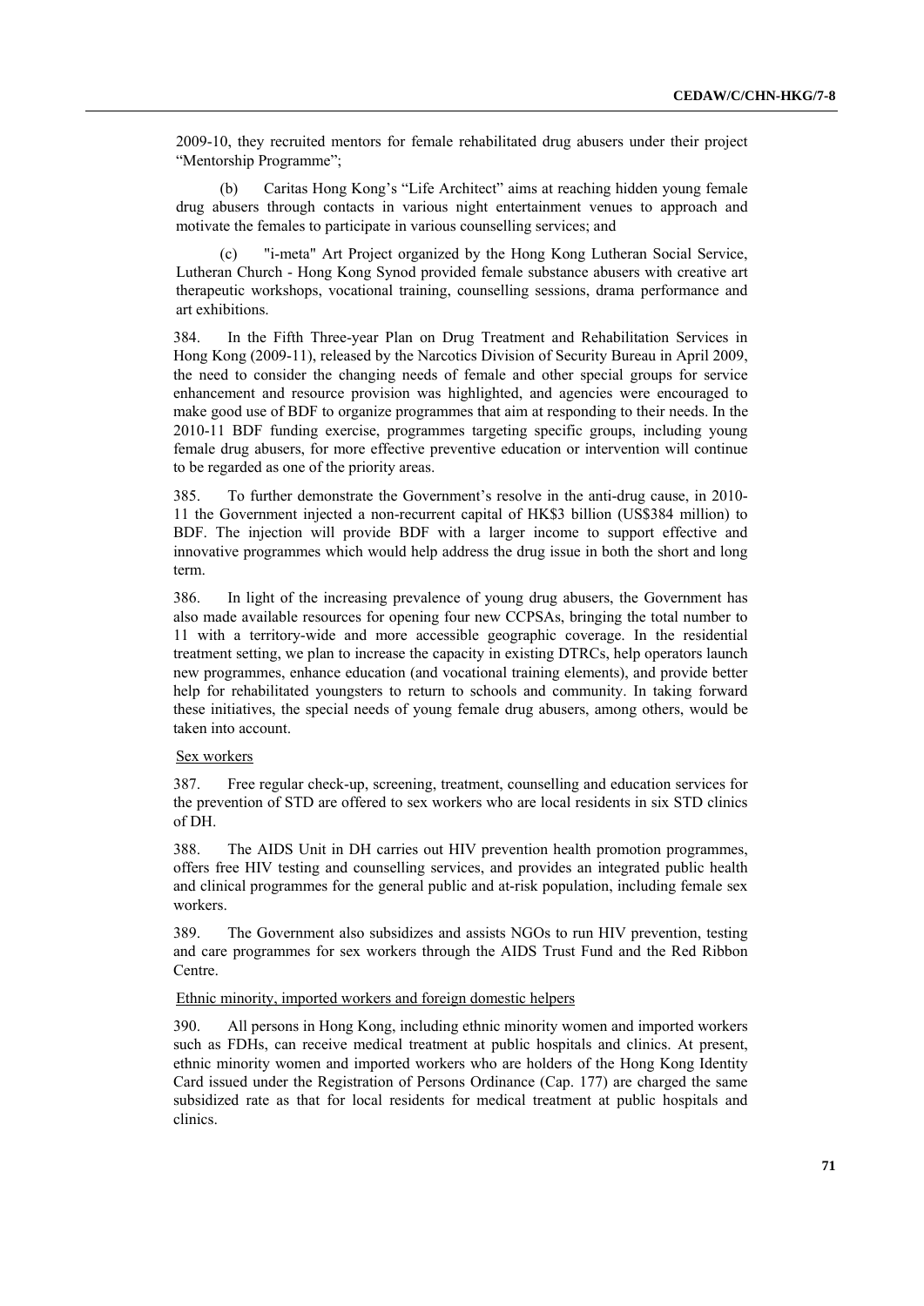2009-10, they recruited mentors for female rehabilitated drug abusers under their project "Mentorship Programme";

(b) Caritas Hong Kong's "Life Architect" aims at reaching hidden young female drug abusers through contacts in various night entertainment venues to approach and motivate the females to participate in various counselling services; and

(c) "i-meta" Art Project organized by the Hong Kong Lutheran Social Service, Lutheran Church - Hong Kong Synod provided female substance abusers with creative art therapeutic workshops, vocational training, counselling sessions, drama performance and art exhibitions.

384. In the Fifth Three-year Plan on Drug Treatment and Rehabilitation Services in Hong Kong (2009-11), released by the Narcotics Division of Security Bureau in April 2009, the need to consider the changing needs of female and other special groups for service enhancement and resource provision was highlighted, and agencies were encouraged to make good use of BDF to organize programmes that aim at responding to their needs. In the 2010-11 BDF funding exercise, programmes targeting specific groups, including young female drug abusers, for more effective preventive education or intervention will continue to be regarded as one of the priority areas.

385. To further demonstrate the Government's resolve in the anti-drug cause, in 2010-11 the Government injected a non-recurrent capital of HK$3 billion (US$384 million) to BDF. The injection will provide BDF with a larger income to support effective and innovative programmes which would help address the drug issue in both the short and long term.

386. In light of the increasing prevalence of young drug abusers, the Government has also made available resources for opening four new CCPSAs, bringing the total number to 11 with a territory-wide and more accessible geographic coverage. In the residential treatment setting, we plan to increase the capacity in existing DTRCs, help operators launch new programmes, enhance education (and vocational training elements), and provide better help for rehabilitated youngsters to return to schools and community. In taking forward these initiatives, the special needs of young female drug abusers, among others, would be taken into account.

Sex workers

387. Free regular check-up, screening, treatment, counselling and education services for the prevention of STD are offered to sex workers who are local residents in six STD clinics of DH.

388. The AIDS Unit in DH carries out HIV prevention health promotion programmes, offers free HIV testing and counselling services, and provides an integrated public health and clinical programmes for the general public and at-risk population, including female sex workers.

389. The Government also subsidizes and assists NGOs to run HIV prevention, testing and care programmes for sex workers through the AIDS Trust Fund and the Red Ribbon Centre.

Ethnic minority, imported workers and foreign domestic helpers

390. All persons in Hong Kong, including ethnic minority women and imported workers such as FDHs, can receive medical treatment at public hospitals and clinics. At present, ethnic minority women and imported workers who are holders of the Hong Kong Identity Card issued under the Registration of Persons Ordinance (Cap. 177) are charged the same subsidized rate as that for local residents for medical treatment at public hospitals and clinics.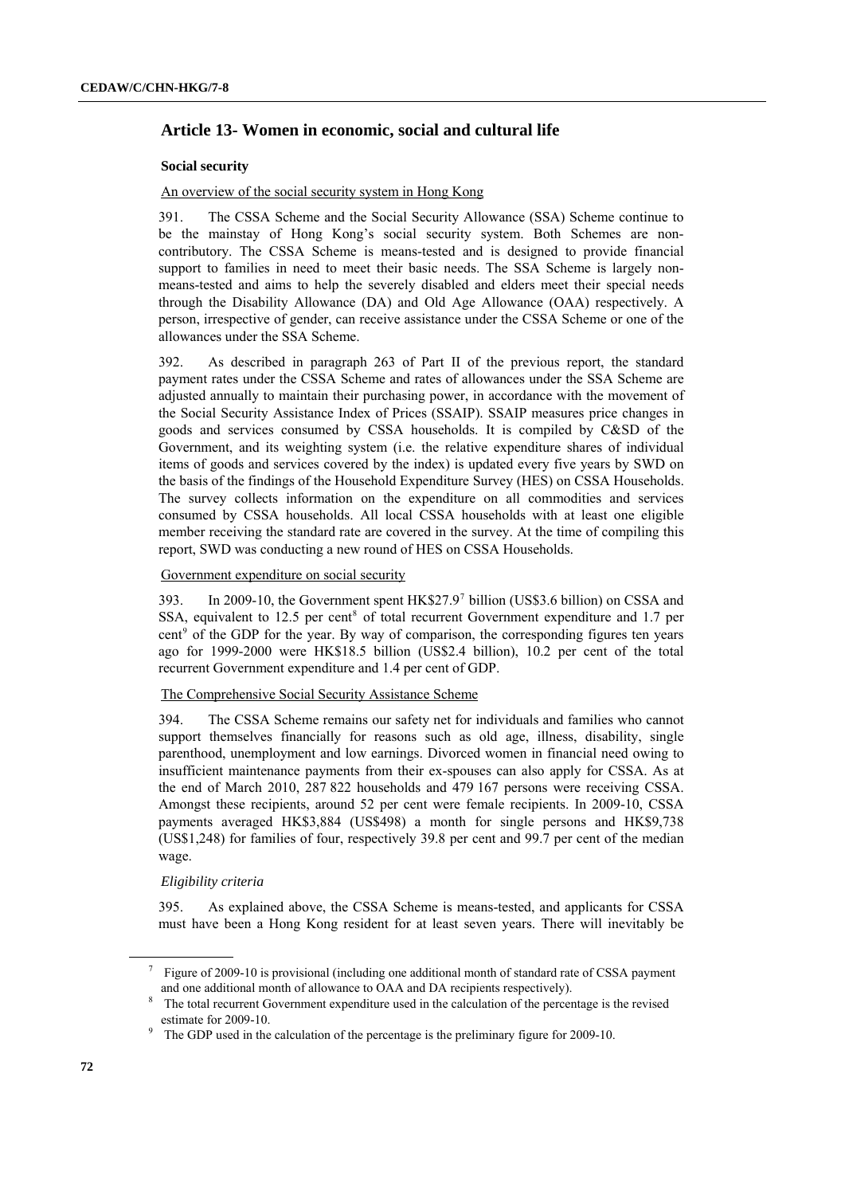## Article 13- Women in economic, social and cultural life

### Social security

An overview of the social security system in Hong Kong

391. The CSSA Scheme and the Social Security Allowance (SSA) Scheme continue to be the mainstay of Hong Kong's social security system. Both Schemes are non-contributory. The CSSA Scheme is means-tested and is designed to provide financial support to families in need to meet their basic needs. The SSA Scheme is largely non-means-tested and aims to help the severely disabled and elders meet their special needs through the Disability Allowance (DA) and Old Age Allowance (OAA) respectively. A person, irrespective of gender, can receive assistance under the CSSA Scheme or one of the allowances under the SSA Scheme.

392. As described in paragraph 263 of Part II of the previous report, the standard payment rates under the CSSA Scheme and rates of allowances under the SSA Scheme are adjusted annually to maintain their purchasing power, in accordance with the movement of the Social Security Assistance Index of Prices (SSAIP). SSAIP measures price changes in goods and services consumed by CSSA households. It is compiled by C&SD of the Government, and its weighting system (i.e. the relative expenditure shares of individual items of goods and services covered by the index) is updated every five years by SWD on the basis of the findings of the Household Expenditure Survey (HES) on CSSA Households. The survey collects information on the expenditure on all commodities and services consumed by CSSA households. All local CSSA households with at least one eligible member receiving the standard rate are covered in the survey. At the time of compiling this report, SWD was conducting a new round of HES on CSSA Households.

Government expenditure on social security

393. In 2009-10, the Government spent HK$27.9[7] billion (US$3.6 billion) on CSSA and SSA, equivalent to 12.5 per cent[8] of total recurrent Government expenditure and 1.7 per cent[9] of the GDP for the year. By way of comparison, the corresponding figures ten years ago for 1999-2000 were HK$18.5 billion (US$2.4 billion), 10.2 per cent of the total recurrent Government expenditure and 1.4 per cent of GDP.

The Comprehensive Social Security Assistance Scheme

394. The CSSA Scheme remains our safety net for individuals and families who cannot support themselves financially for reasons such as old age, illness, disability, single parenthood, unemployment and low earnings. Divorced women in financial need owing to insufficient maintenance payments from their ex-spouses can also apply for CSSA. As at the end of March 2010, 287 822 households and 479 167 persons were receiving CSSA. Amongst these recipients, around 52 per cent were female recipients. In 2009-10, CSSA payments averaged HK$3,884 (US$498) a month for single persons and HK$9,738 (US$1,248) for families of four, respectively 39.8 per cent and 99.7 per cent of the median wage.

*Eligibility criteria*

395. As explained above, the CSSA Scheme is means-tested, and applicants for CSSA must have been a Hong Kong resident for at least seven years. There will inevitably be

---

[7] Figure of 2009-10 is provisional (including one additional month of standard rate of CSSA payment and one additional month of allowance to OAA and DA recipients respectively).

[8] The total recurrent Government expenditure used in the calculation of the percentage is the revised estimate for 2009-10.

[9] The GDP used in the calculation of the percentage is the preliminary figure for 2009-10.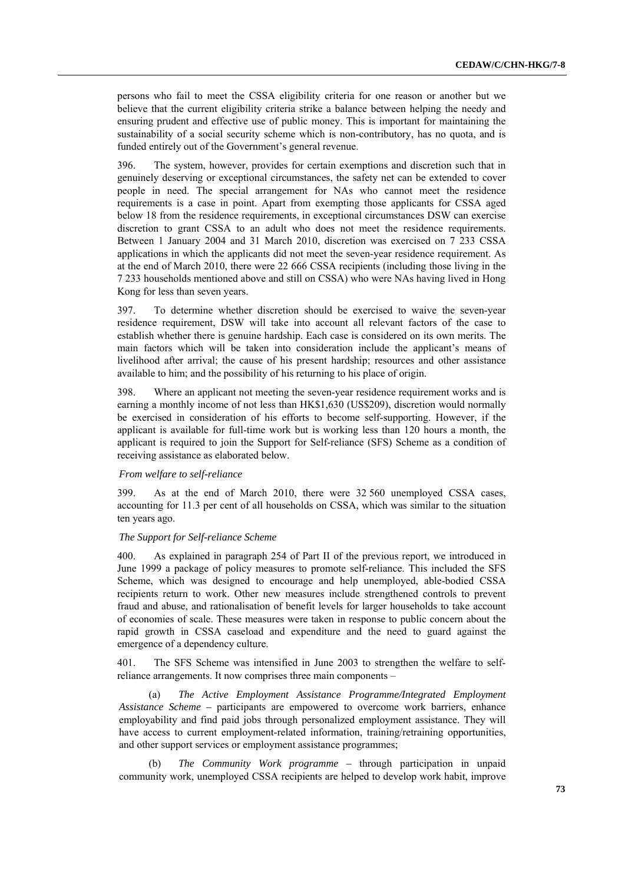persons who fail to meet the CSSA eligibility criteria for one reason or another but we believe that the current eligibility criteria strike a balance between helping the needy and ensuring prudent and effective use of public money. This is important for maintaining the sustainability of a social security scheme which is non-contributory, has no quota, and is funded entirely out of the Government's general revenue.

396. The system, however, provides for certain exemptions and discretion such that in genuinely deserving or exceptional circumstances, the safety net can be extended to cover people in need. The special arrangement for NAs who cannot meet the residence requirements is a case in point. Apart from exempting those applicants for CSSA aged below 18 from the residence requirements, in exceptional circumstances DSW can exercise discretion to grant CSSA to an adult who does not meet the residence requirements. Between 1 January 2004 and 31 March 2010, discretion was exercised on 7 233 CSSA applications in which the applicants did not meet the seven-year residence requirement. As at the end of March 2010, there were 22 666 CSSA recipients (including those living in the 7 233 households mentioned above and still on CSSA) who were NAs having lived in Hong Kong for less than seven years.

397. To determine whether discretion should be exercised to waive the seven-year residence requirement, DSW will take into account all relevant factors of the case to establish whether there is genuine hardship. Each case is considered on its own merits. The main factors which will be taken into consideration include the applicant's means of livelihood after arrival; the cause of his present hardship; resources and other assistance available to him; and the possibility of his returning to his place of origin.

398. Where an applicant not meeting the seven-year residence requirement works and is earning a monthly income of not less than HK$1,630 (US$209), discretion would normally be exercised in consideration of his efforts to become self-supporting. However, if the applicant is available for full-time work but is working less than 120 hours a month, the applicant is required to join the Support for Self-reliance (SFS) Scheme as a condition of receiving assistance as elaborated below.

*From welfare to self-reliance*

399. As at the end of March 2010, there were 32 560 unemployed CSSA cases, accounting for 11.3 per cent of all households on CSSA, which was similar to the situation ten years ago.

*The Support for Self-reliance Scheme*

400. As explained in paragraph 254 of Part II of the previous report, we introduced in June 1999 a package of policy measures to promote self-reliance. This included the SFS Scheme, which was designed to encourage and help unemployed, able-bodied CSSA recipients return to work. Other new measures include strengthened controls to prevent fraud and abuse, and rationalisation of benefit levels for larger households to take account of economies of scale. These measures were taken in response to public concern about the rapid growth in CSSA caseload and expenditure and the need to guard against the emergence of a dependency culture.

401. The SFS Scheme was intensified in June 2003 to strengthen the welfare to self-reliance arrangements. It now comprises three main components –

(a) *The Active Employment Assistance Programme/Integrated Employment Assistance Scheme* – participants are empowered to overcome work barriers, enhance employability and find paid jobs through personalized employment assistance. They will have access to current employment-related information, training/retraining opportunities, and other support services or employment assistance programmes;

(b) *The Community Work programme* – through participation in unpaid community work, unemployed CSSA recipients are helped to develop work habit, improve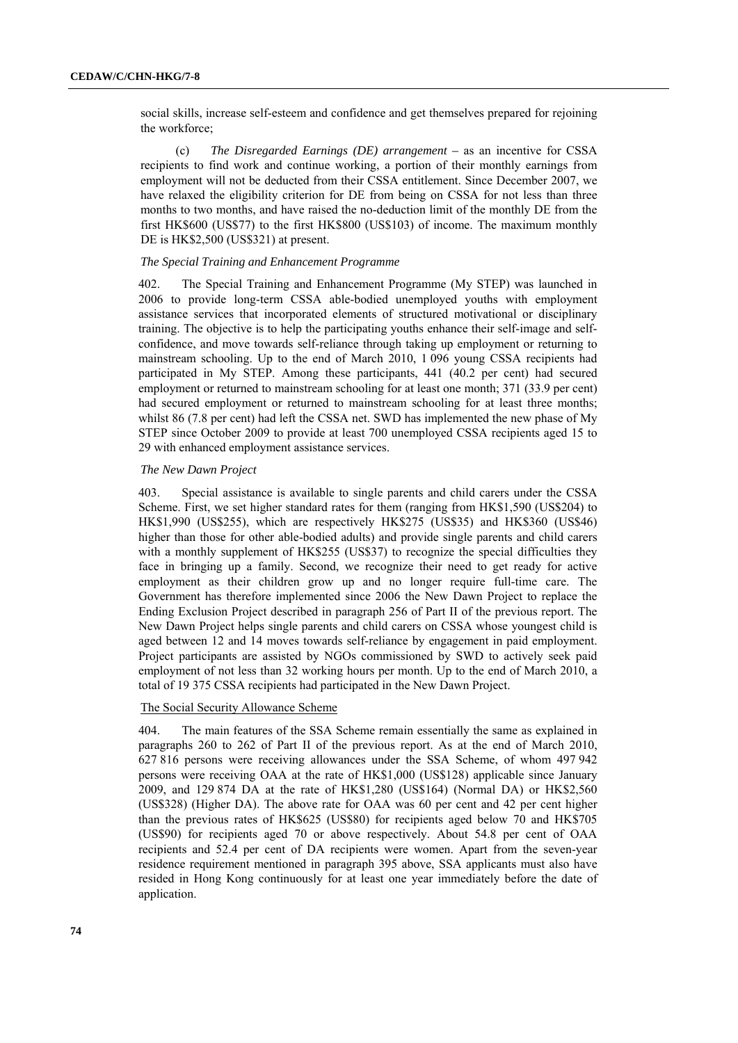social skills, increase self-esteem and confidence and get themselves prepared for rejoining the workforce;

(c) *The Disregarded Earnings (DE) arrangement* – as an incentive for CSSA recipients to find work and continue working, a portion of their monthly earnings from employment will not be deducted from their CSSA entitlement. Since December 2007, we have relaxed the eligibility criterion for DE from being on CSSA for not less than three months to two months, and have raised the no-deduction limit of the monthly DE from the first HK$600 (US$77) to the first HK$800 (US$103) of income. The maximum monthly DE is HK$2,500 (US$321) at present.

*The Special Training and Enhancement Programme*

402. The Special Training and Enhancement Programme (My STEP) was launched in 2006 to provide long-term CSSA able-bodied unemployed youths with employment assistance services that incorporated elements of structured motivational or disciplinary training. The objective is to help the participating youths enhance their self-image and self-confidence, and move towards self-reliance through taking up employment or returning to mainstream schooling. Up to the end of March 2010, 1 096 young CSSA recipients had participated in My STEP. Among these participants, 441 (40.2 per cent) had secured employment or returned to mainstream schooling for at least one month; 371 (33.9 per cent) had secured employment or returned to mainstream schooling for at least three months; whilst 86 (7.8 per cent) had left the CSSA net. SWD has implemented the new phase of My STEP since October 2009 to provide at least 700 unemployed CSSA recipients aged 15 to 29 with enhanced employment assistance services.

*The New Dawn Project*

403. Special assistance is available to single parents and child carers under the CSSA Scheme. First, we set higher standard rates for them (ranging from HK$1,590 (US$204) to HK$1,990 (US$255), which are respectively HK$275 (US$35) and HK$360 (US$46) higher than those for other able-bodied adults) and provide single parents and child carers with a monthly supplement of HK$255 (US$37) to recognize the special difficulties they face in bringing up a family. Second, we recognize their need to get ready for active employment as their children grow up and no longer require full-time care. The Government has therefore implemented since 2006 the New Dawn Project to replace the Ending Exclusion Project described in paragraph 256 of Part II of the previous report. The New Dawn Project helps single parents and child carers on CSSA whose youngest child is aged between 12 and 14 moves towards self-reliance by engagement in paid employment. Project participants are assisted by NGOs commissioned by SWD to actively seek paid employment of not less than 32 working hours per month. Up to the end of March 2010, a total of 19 375 CSSA recipients had participated in the New Dawn Project.

The Social Security Allowance Scheme

404. The main features of the SSA Scheme remain essentially the same as explained in paragraphs 260 to 262 of Part II of the previous report. As at the end of March 2010, 627 816 persons were receiving allowances under the SSA Scheme, of whom 497 942 persons were receiving OAA at the rate of HK$1,000 (US$128) applicable since January 2009, and 129 874 DA at the rate of HK$1,280 (US$164) (Normal DA) or HK$2,560 (US$328) (Higher DA). The above rate for OAA was 60 per cent and 42 per cent higher than the previous rates of HK$625 (US$80) for recipients aged below 70 and HK$705 (US$90) for recipients aged 70 or above respectively. About 54.8 per cent of OAA recipients and 52.4 per cent of DA recipients were women. Apart from the seven-year residence requirement mentioned in paragraph 395 above, SSA applicants must also have resided in Hong Kong continuously for at least one year immediately before the date of application.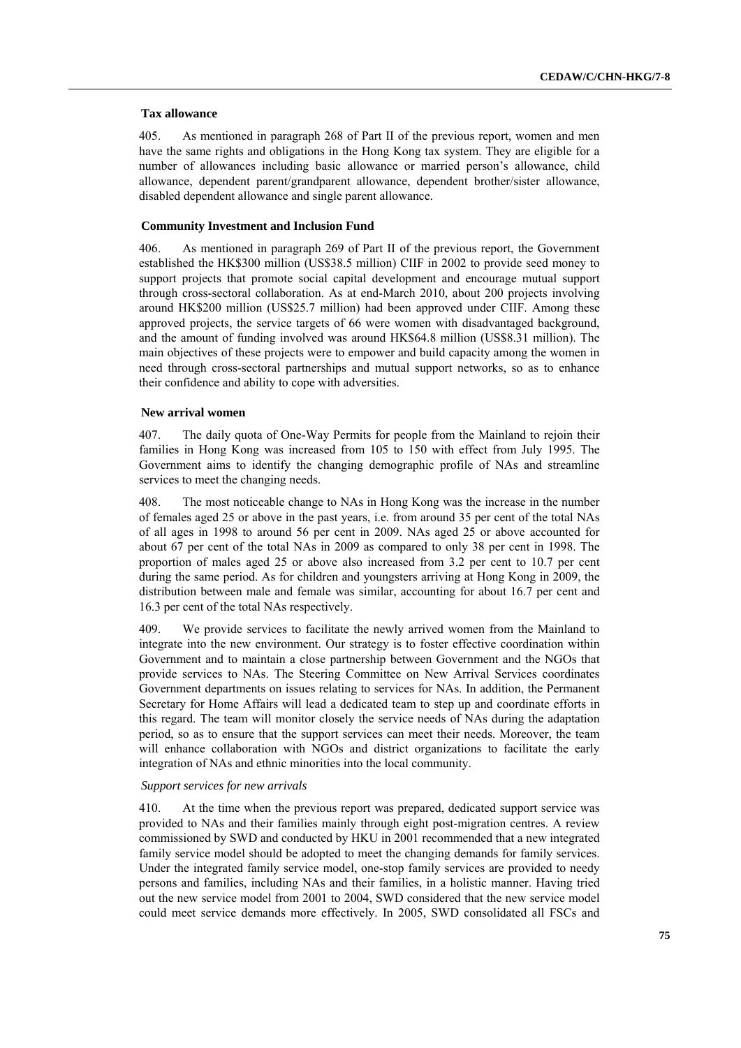### Tax allowance

405. As mentioned in paragraph 268 of Part II of the previous report, women and men have the same rights and obligations in the Hong Kong tax system. They are eligible for a number of allowances including basic allowance or married person's allowance, child allowance, dependent parent/grandparent allowance, dependent brother/sister allowance, disabled dependent allowance and single parent allowance.

### Community Investment and Inclusion Fund

406. As mentioned in paragraph 269 of Part II of the previous report, the Government established the HK$300 million (US$38.5 million) CIIF in 2002 to provide seed money to support projects that promote social capital development and encourage mutual support through cross-sectoral collaboration. As at end-March 2010, about 200 projects involving around HK$200 million (US$25.7 million) had been approved under CIIF. Among these approved projects, the service targets of 66 were women with disadvantaged background, and the amount of funding involved was around HK$64.8 million (US$8.31 million). The main objectives of these projects were to empower and build capacity among the women in need through cross-sectoral partnerships and mutual support networks, so as to enhance their confidence and ability to cope with adversities.

### New arrival women

407. The daily quota of One-Way Permits for people from the Mainland to rejoin their families in Hong Kong was increased from 105 to 150 with effect from July 1995. The Government aims to identify the changing demographic profile of NAs and streamline services to meet the changing needs.

408. The most noticeable change to NAs in Hong Kong was the increase in the number of females aged 25 or above in the past years, i.e. from around 35 per cent of the total NAs of all ages in 1998 to around 56 per cent in 2009. NAs aged 25 or above accounted for about 67 per cent of the total NAs in 2009 as compared to only 38 per cent in 1998. The proportion of males aged 25 or above also increased from 3.2 per cent to 10.7 per cent during the same period. As for children and youngsters arriving at Hong Kong in 2009, the distribution between male and female was similar, accounting for about 16.7 per cent and 16.3 per cent of the total NAs respectively.

409. We provide services to facilitate the newly arrived women from the Mainland to integrate into the new environment. Our strategy is to foster effective coordination within Government and to maintain a close partnership between Government and the NGOs that provide services to NAs. The Steering Committee on New Arrival Services coordinates Government departments on issues relating to services for NAs. In addition, the Permanent Secretary for Home Affairs will lead a dedicated team to step up and coordinate efforts in this regard. The team will monitor closely the service needs of NAs during the adaptation period, so as to ensure that the support services can meet their needs. Moreover, the team will enhance collaboration with NGOs and district organizations to facilitate the early integration of NAs and ethnic minorities into the local community.

#### *Support services for new arrivals*

410. At the time when the previous report was prepared, dedicated support service was provided to NAs and their families mainly through eight post-migration centres. A review commissioned by SWD and conducted by HKU in 2001 recommended that a new integrated family service model should be adopted to meet the changing demands for family services. Under the integrated family service model, one-stop family services are provided to needy persons and families, including NAs and their families, in a holistic manner. Having tried out the new service model from 2001 to 2004, SWD considered that the new service model could meet service demands more effectively. In 2005, SWD consolidated all FSCs and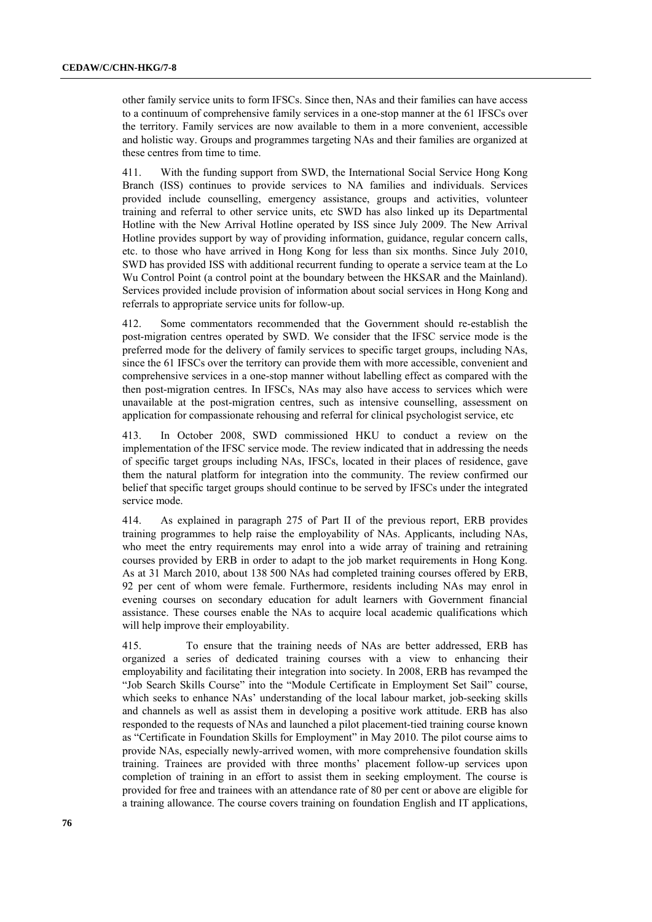other family service units to form IFSCs. Since then, NAs and their families can have access to a continuum of comprehensive family services in a one-stop manner at the 61 IFSCs over the territory. Family services are now available to them in a more convenient, accessible and holistic way. Groups and programmes targeting NAs and their families are organized at these centres from time to time.

411. With the funding support from SWD, the International Social Service Hong Kong Branch (ISS) continues to provide services to NA families and individuals. Services provided include counselling, emergency assistance, groups and activities, volunteer training and referral to other service units, etc SWD has also linked up its Departmental Hotline with the New Arrival Hotline operated by ISS since July 2009. The New Arrival Hotline provides support by way of providing information, guidance, regular concern calls, etc. to those who have arrived in Hong Kong for less than six months. Since July 2010, SWD has provided ISS with additional recurrent funding to operate a service team at the Lo Wu Control Point (a control point at the boundary between the HKSAR and the Mainland). Services provided include provision of information about social services in Hong Kong and referrals to appropriate service units for follow-up.

412. Some commentators recommended that the Government should re-establish the post-migration centres operated by SWD. We consider that the IFSC service mode is the preferred mode for the delivery of family services to specific target groups, including NAs, since the 61 IFSCs over the territory can provide them with more accessible, convenient and comprehensive services in a one-stop manner without labelling effect as compared with the then post-migration centres. In IFSCs, NAs may also have access to services which were unavailable at the post-migration centres, such as intensive counselling, assessment on application for compassionate rehousing and referral for clinical psychologist service, etc

413. In October 2008, SWD commissioned HKU to conduct a review on the implementation of the IFSC service mode. The review indicated that in addressing the needs of specific target groups including NAs, IFSCs, located in their places of residence, gave them the natural platform for integration into the community. The review confirmed our belief that specific target groups should continue to be served by IFSCs under the integrated service mode.

414. As explained in paragraph 275 of Part II of the previous report, ERB provides training programmes to help raise the employability of NAs. Applicants, including NAs, who meet the entry requirements may enrol into a wide array of training and retraining courses provided by ERB in order to adapt to the job market requirements in Hong Kong. As at 31 March 2010, about 138 500 NAs had completed training courses offered by ERB, 92 per cent of whom were female. Furthermore, residents including NAs may enrol in evening courses on secondary education for adult learners with Government financial assistance. These courses enable the NAs to acquire local academic qualifications which will help improve their employability.

415. To ensure that the training needs of NAs are better addressed, ERB has organized a series of dedicated training courses with a view to enhancing their employability and facilitating their integration into society. In 2008, ERB has revamped the "Job Search Skills Course" into the "Module Certificate in Employment Set Sail" course, which seeks to enhance NAs' understanding of the local labour market, job-seeking skills and channels as well as assist them in developing a positive work attitude. ERB has also responded to the requests of NAs and launched a pilot placement-tied training course known as "Certificate in Foundation Skills for Employment" in May 2010. The pilot course aims to provide NAs, especially newly-arrived women, with more comprehensive foundation skills training. Trainees are provided with three months' placement follow-up services upon completion of training in an effort to assist them in seeking employment. The course is provided for free and trainees with an attendance rate of 80 per cent or above are eligible for a training allowance. The course covers training on foundation English and IT applications,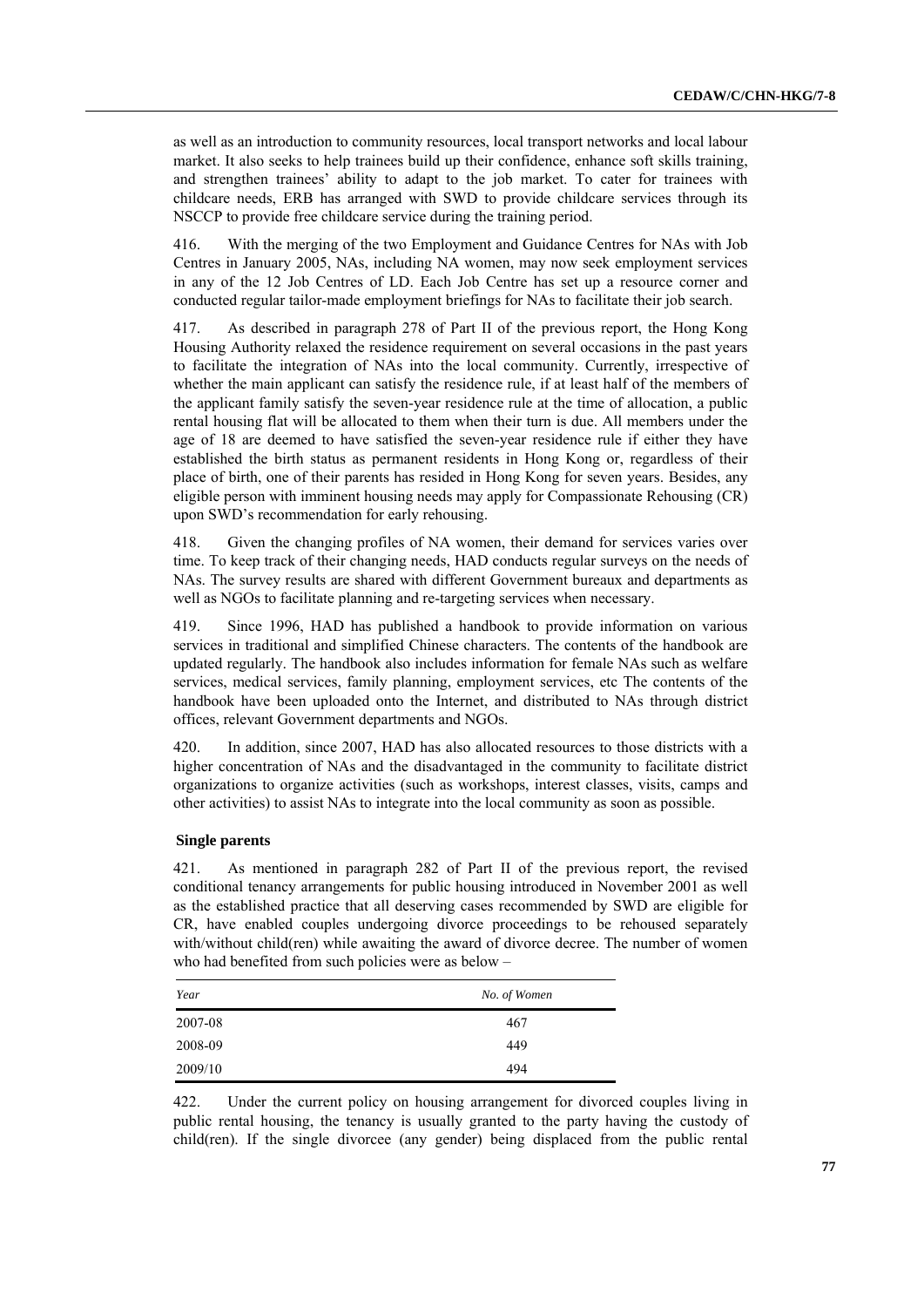as well as an introduction to community resources, local transport networks and local labour market. It also seeks to help trainees build up their confidence, enhance soft skills training, and strengthen trainees' ability to adapt to the job market. To cater for trainees with childcare needs, ERB has arranged with SWD to provide childcare services through its NSCCP to provide free childcare service during the training period.

416. With the merging of the two Employment and Guidance Centres for NAs with Job Centres in January 2005, NAs, including NA women, may now seek employment services in any of the 12 Job Centres of LD. Each Job Centre has set up a resource corner and conducted regular tailor-made employment briefings for NAs to facilitate their job search.

417. As described in paragraph 278 of Part II of the previous report, the Hong Kong Housing Authority relaxed the residence requirement on several occasions in the past years to facilitate the integration of NAs into the local community. Currently, irrespective of whether the main applicant can satisfy the residence rule, if at least half of the members of the applicant family satisfy the seven-year residence rule at the time of allocation, a public rental housing flat will be allocated to them when their turn is due. All members under the age of 18 are deemed to have satisfied the seven-year residence rule if either they have established the birth status as permanent residents in Hong Kong or, regardless of their place of birth, one of their parents has resided in Hong Kong for seven years. Besides, any eligible person with imminent housing needs may apply for Compassionate Rehousing (CR) upon SWD's recommendation for early rehousing.

418. Given the changing profiles of NA women, their demand for services varies over time. To keep track of their changing needs, HAD conducts regular surveys on the needs of NAs. The survey results are shared with different Government bureaux and departments as well as NGOs to facilitate planning and re-targeting services when necessary.

419. Since 1996, HAD has published a handbook to provide information on various services in traditional and simplified Chinese characters. The contents of the handbook are updated regularly. The handbook also includes information for female NAs such as welfare services, medical services, family planning, employment services, etc The contents of the handbook have been uploaded onto the Internet, and distributed to NAs through district offices, relevant Government departments and NGOs.

420. In addition, since 2007, HAD has also allocated resources to those districts with a higher concentration of NAs and the disadvantaged in the community to facilitate district organizations to organize activities (such as workshops, interest classes, visits, camps and other activities) to assist NAs to integrate into the local community as soon as possible.

**Single parents**

421. As mentioned in paragraph 282 of Part II of the previous report, the revised conditional tenancy arrangements for public housing introduced in November 2001 as well as the established practice that all deserving cases recommended by SWD are eligible for CR, have enabled couples undergoing divorce proceedings to be rehoused separately with/without child(ren) while awaiting the award of divorce decree. The number of women who had benefited from such policies were as below –

| *Year* | *No. of Women* |
|---|---|
| 2007-08 | 467 |
| 2008-09 | 449 |
| 2009/10 | 494 |

422. Under the current policy on housing arrangement for divorced couples living in public rental housing, the tenancy is usually granted to the party having the custody of child(ren). If the single divorcee (any gender) being displaced from the public rental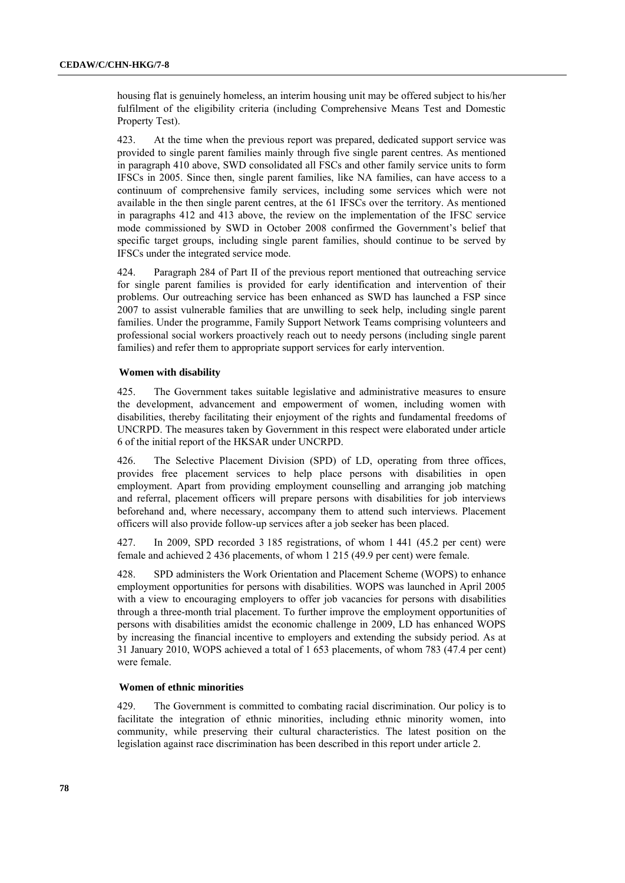housing flat is genuinely homeless, an interim housing unit may be offered subject to his/her fulfilment of the eligibility criteria (including Comprehensive Means Test and Domestic Property Test).

423. At the time when the previous report was prepared, dedicated support service was provided to single parent families mainly through five single parent centres. As mentioned in paragraph 410 above, SWD consolidated all FSCs and other family service units to form IFSCs in 2005. Since then, single parent families, like NA families, can have access to a continuum of comprehensive family services, including some services which were not available in the then single parent centres, at the 61 IFSCs over the territory. As mentioned in paragraphs 412 and 413 above, the review on the implementation of the IFSC service mode commissioned by SWD in October 2008 confirmed the Government's belief that specific target groups, including single parent families, should continue to be served by IFSCs under the integrated service mode.

424. Paragraph 284 of Part II of the previous report mentioned that outreaching service for single parent families is provided for early identification and intervention of their problems. Our outreaching service has been enhanced as SWD has launched a FSP since 2007 to assist vulnerable families that are unwilling to seek help, including single parent families. Under the programme, Family Support Network Teams comprising volunteers and professional social workers proactively reach out to needy persons (including single parent families) and refer them to appropriate support services for early intervention.

### Women with disability

425. The Government takes suitable legislative and administrative measures to ensure the development, advancement and empowerment of women, including women with disabilities, thereby facilitating their enjoyment of the rights and fundamental freedoms of UNCRPD. The measures taken by Government in this respect were elaborated under article 6 of the initial report of the HKSAR under UNCRPD.

426. The Selective Placement Division (SPD) of LD, operating from three offices, provides free placement services to help place persons with disabilities in open employment. Apart from providing employment counselling and arranging job matching and referral, placement officers will prepare persons with disabilities for job interviews beforehand and, where necessary, accompany them to attend such interviews. Placement officers will also provide follow-up services after a job seeker has been placed.

427. In 2009, SPD recorded 3 185 registrations, of whom 1 441 (45.2 per cent) were female and achieved 2 436 placements, of whom 1 215 (49.9 per cent) were female.

428. SPD administers the Work Orientation and Placement Scheme (WOPS) to enhance employment opportunities for persons with disabilities. WOPS was launched in April 2005 with a view to encouraging employers to offer job vacancies for persons with disabilities through a three-month trial placement. To further improve the employment opportunities of persons with disabilities amidst the economic challenge in 2009, LD has enhanced WOPS by increasing the financial incentive to employers and extending the subsidy period. As at 31 January 2010, WOPS achieved a total of 1 653 placements, of whom 783 (47.4 per cent) were female.

### Women of ethnic minorities

429. The Government is committed to combating racial discrimination. Our policy is to facilitate the integration of ethnic minorities, including ethnic minority women, into community, while preserving their cultural characteristics. The latest position on the legislation against race discrimination has been described in this report under article 2.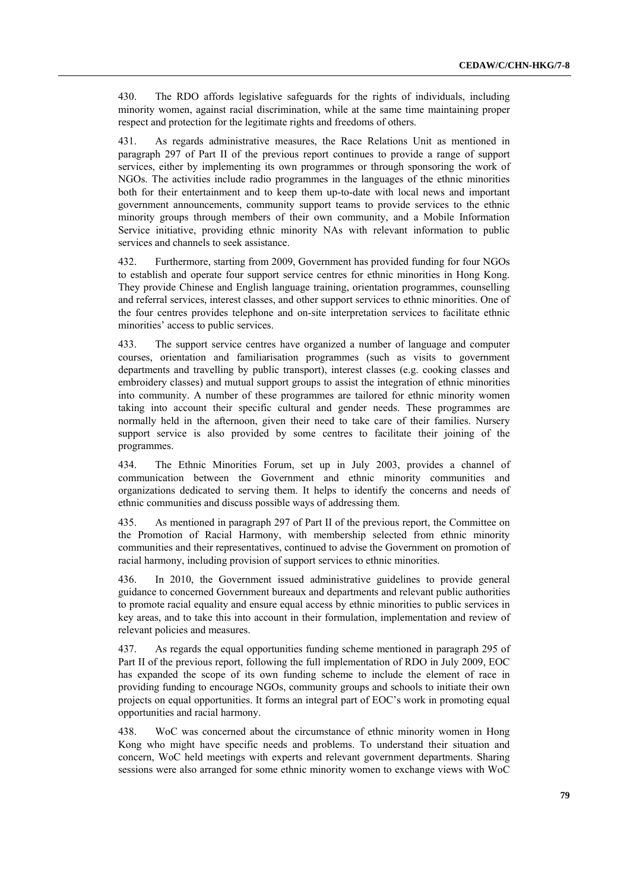430. The RDO affords legislative safeguards for the rights of individuals, including minority women, against racial discrimination, while at the same time maintaining proper respect and protection for the legitimate rights and freedoms of others.

431. As regards administrative measures, the Race Relations Unit as mentioned in paragraph 297 of Part II of the previous report continues to provide a range of support services, either by implementing its own programmes or through sponsoring the work of NGOs. The activities include radio programmes in the languages of the ethnic minorities both for their entertainment and to keep them up-to-date with local news and important government announcements, community support teams to provide services to the ethnic minority groups through members of their own community, and a Mobile Information Service initiative, providing ethnic minority NAs with relevant information to public services and channels to seek assistance.

432. Furthermore, starting from 2009, Government has provided funding for four NGOs to establish and operate four support service centres for ethnic minorities in Hong Kong. They provide Chinese and English language training, orientation programmes, counselling and referral services, interest classes, and other support services to ethnic minorities. One of the four centres provides telephone and on-site interpretation services to facilitate ethnic minorities' access to public services.

433. The support service centres have organized a number of language and computer courses, orientation and familiarisation programmes (such as visits to government departments and travelling by public transport), interest classes (e.g. cooking classes and embroidery classes) and mutual support groups to assist the integration of ethnic minorities into community. A number of these programmes are tailored for ethnic minority women taking into account their specific cultural and gender needs. These programmes are normally held in the afternoon, given their need to take care of their families. Nursery support service is also provided by some centres to facilitate their joining of the programmes.

434. The Ethnic Minorities Forum, set up in July 2003, provides a channel of communication between the Government and ethnic minority communities and organizations dedicated to serving them. It helps to identify the concerns and needs of ethnic communities and discuss possible ways of addressing them.

435. As mentioned in paragraph 297 of Part II of the previous report, the Committee on the Promotion of Racial Harmony, with membership selected from ethnic minority communities and their representatives, continued to advise the Government on promotion of racial harmony, including provision of support services to ethnic minorities.

436. In 2010, the Government issued administrative guidelines to provide general guidance to concerned Government bureaux and departments and relevant public authorities to promote racial equality and ensure equal access by ethnic minorities to public services in key areas, and to take this into account in their formulation, implementation and review of relevant policies and measures.

437. As regards the equal opportunities funding scheme mentioned in paragraph 295 of Part II of the previous report, following the full implementation of RDO in July 2009, EOC has expanded the scope of its own funding scheme to include the element of race in providing funding to encourage NGOs, community groups and schools to initiate their own projects on equal opportunities. It forms an integral part of EOC's work in promoting equal opportunities and racial harmony.

438. WoC was concerned about the circumstance of ethnic minority women in Hong Kong who might have specific needs and problems. To understand their situation and concern, WoC held meetings with experts and relevant government departments. Sharing sessions were also arranged for some ethnic minority women to exchange views with WoC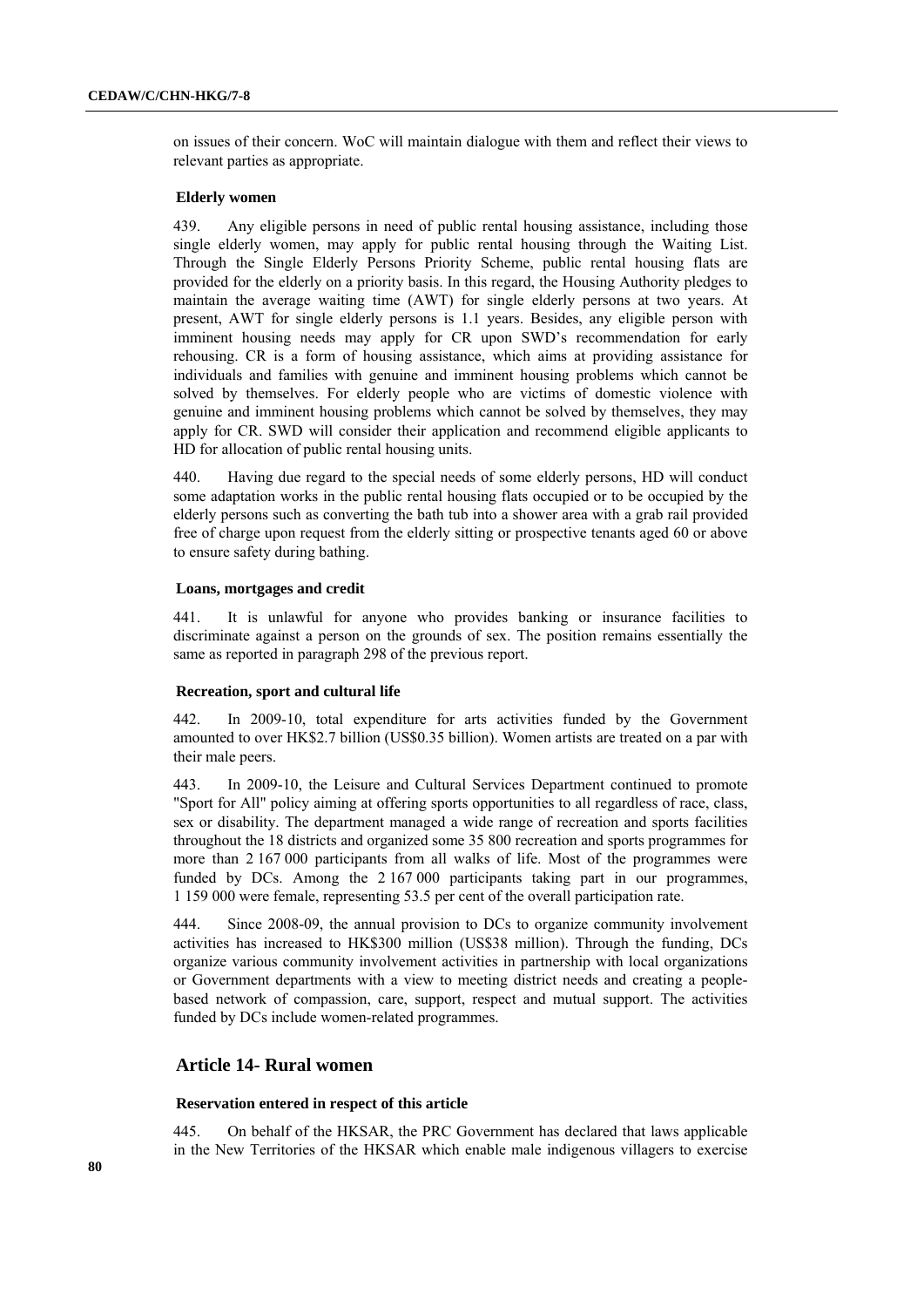on issues of their concern. WoC will maintain dialogue with them and reflect their views to relevant parties as appropriate.

### Elderly women

439. Any eligible persons in need of public rental housing assistance, including those single elderly women, may apply for public rental housing through the Waiting List. Through the Single Elderly Persons Priority Scheme, public rental housing flats are provided for the elderly on a priority basis. In this regard, the Housing Authority pledges to maintain the average waiting time (AWT) for single elderly persons at two years. At present, AWT for single elderly persons is 1.1 years. Besides, any eligible person with imminent housing needs may apply for CR upon SWD's recommendation for early rehousing. CR is a form of housing assistance, which aims at providing assistance for individuals and families with genuine and imminent housing problems which cannot be solved by themselves. For elderly people who are victims of domestic violence with genuine and imminent housing problems which cannot be solved by themselves, they may apply for CR. SWD will consider their application and recommend eligible applicants to HD for allocation of public rental housing units.

440. Having due regard to the special needs of some elderly persons, HD will conduct some adaptation works in the public rental housing flats occupied or to be occupied by the elderly persons such as converting the bath tub into a shower area with a grab rail provided free of charge upon request from the elderly sitting or prospective tenants aged 60 or above to ensure safety during bathing.

### Loans, mortgages and credit

441. It is unlawful for anyone who provides banking or insurance facilities to discriminate against a person on the grounds of sex. The position remains essentially the same as reported in paragraph 298 of the previous report.

### Recreation, sport and cultural life

442. In 2009-10, total expenditure for arts activities funded by the Government amounted to over HK$2.7 billion (US$0.35 billion). Women artists are treated on a par with their male peers.

443. In 2009-10, the Leisure and Cultural Services Department continued to promote "Sport for All" policy aiming at offering sports opportunities to all regardless of race, class, sex or disability. The department managed a wide range of recreation and sports facilities throughout the 18 districts and organized some 35 800 recreation and sports programmes for more than 2 167 000 participants from all walks of life. Most of the programmes were funded by DCs. Among the 2 167 000 participants taking part in our programmes, 1 159 000 were female, representing 53.5 per cent of the overall participation rate.

444. Since 2008-09, the annual provision to DCs to organize community involvement activities has increased to HK$300 million (US$38 million). Through the funding, DCs organize various community involvement activities in partnership with local organizations or Government departments with a view to meeting district needs and creating a people-based network of compassion, care, support, respect and mutual support. The activities funded by DCs include women-related programmes.

## Article 14- Rural women

### Reservation entered in respect of this article

445. On behalf of the HKSAR, the PRC Government has declared that laws applicable in the New Territories of the HKSAR which enable male indigenous villagers to exercise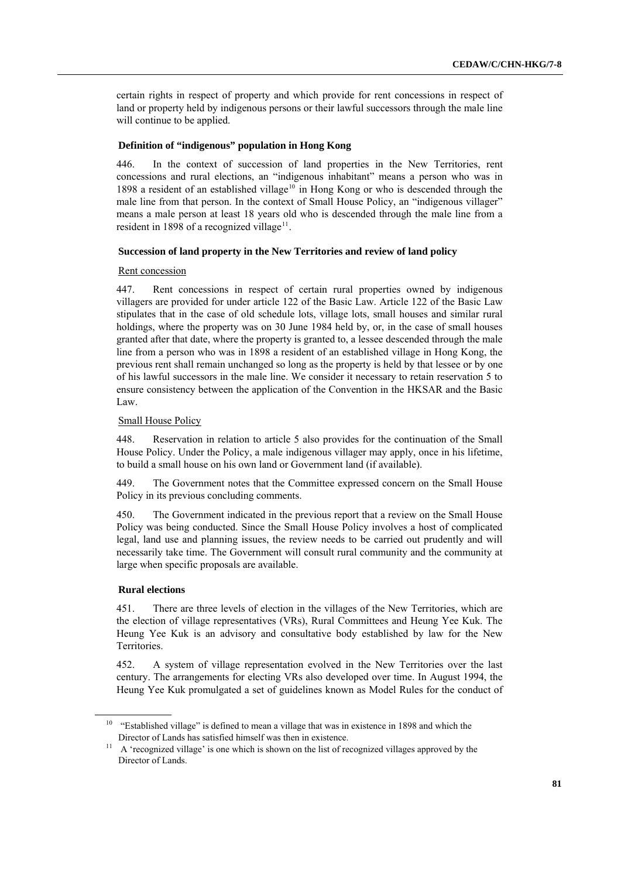certain rights in respect of property and which provide for rent concessions in respect of land or property held by indigenous persons or their lawful successors through the male line will continue to be applied.

### Definition of "indigenous" population in Hong Kong

446. In the context of succession of land properties in the New Territories, rent concessions and rural elections, an "indigenous inhabitant" means a person who was in 1898 a resident of an established village[10] in Hong Kong or who is descended through the male line from that person. In the context of Small House Policy, an "indigenous villager" means a male person at least 18 years old who is descended through the male line from a resident in 1898 of a recognized village[11].

### Succession of land property in the New Territories and review of land policy

Rent concession

447. Rent concessions in respect of certain rural properties owned by indigenous villagers are provided for under article 122 of the Basic Law. Article 122 of the Basic Law stipulates that in the case of old schedule lots, village lots, small houses and similar rural holdings, where the property was on 30 June 1984 held by, or, in the case of small houses granted after that date, where the property is granted to, a lessee descended through the male line from a person who was in 1898 a resident of an established village in Hong Kong, the previous rent shall remain unchanged so long as the property is held by that lessee or by one of his lawful successors in the male line. We consider it necessary to retain reservation 5 to ensure consistency between the application of the Convention in the HKSAR and the Basic Law.

Small House Policy

448. Reservation in relation to article 5 also provides for the continuation of the Small House Policy. Under the Policy, a male indigenous villager may apply, once in his lifetime, to build a small house on his own land or Government land (if available).

449. The Government notes that the Committee expressed concern on the Small House Policy in its previous concluding comments.

450. The Government indicated in the previous report that a review on the Small House Policy was being conducted. Since the Small House Policy involves a host of complicated legal, land use and planning issues, the review needs to be carried out prudently and will necessarily take time. The Government will consult rural community and the community at large when specific proposals are available.

### Rural elections

451. There are three levels of election in the villages of the New Territories, which are the election of village representatives (VRs), Rural Committees and Heung Yee Kuk. The Heung Yee Kuk is an advisory and consultative body established by law for the New Territories.

452. A system of village representation evolved in the New Territories over the last century. The arrangements for electing VRs also developed over time. In August 1994, the Heung Yee Kuk promulgated a set of guidelines known as Model Rules for the conduct of

---

[10] "Established village" is defined to mean a village that was in existence in 1898 and which the Director of Lands has satisfied himself was then in existence.

[11] A 'recognized village' is one which is shown on the list of recognized villages approved by the Director of Lands.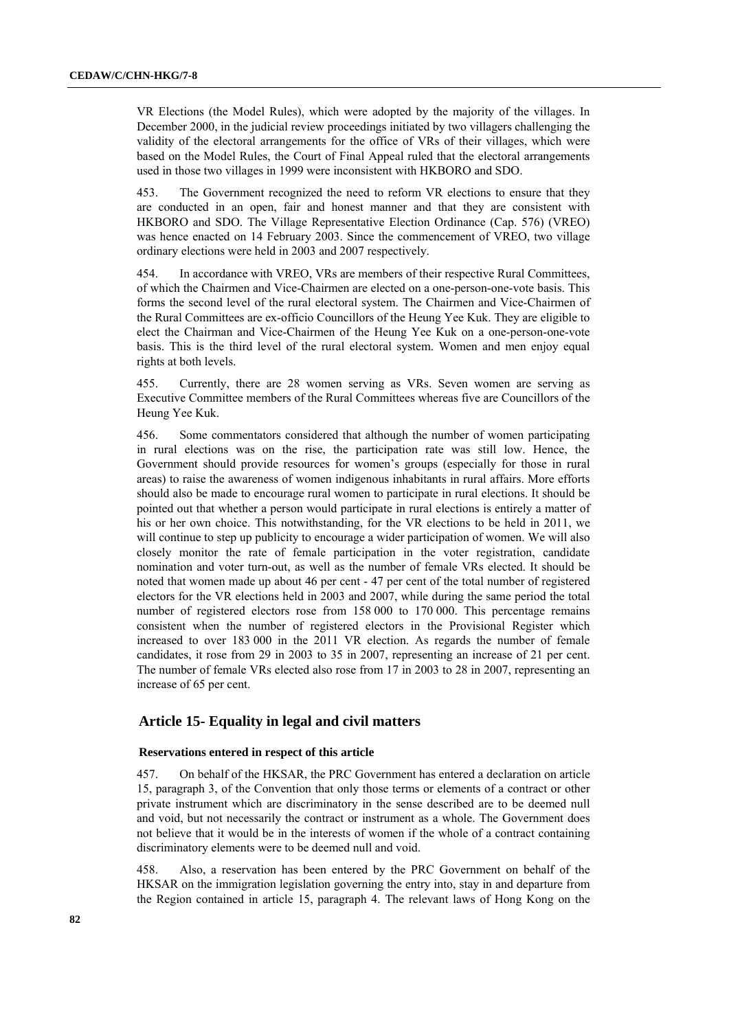VR Elections (the Model Rules), which were adopted by the majority of the villages. In December 2000, in the judicial review proceedings initiated by two villagers challenging the validity of the electoral arrangements for the office of VRs of their villages, which were based on the Model Rules, the Court of Final Appeal ruled that the electoral arrangements used in those two villages in 1999 were inconsistent with HKBORO and SDO.

453. The Government recognized the need to reform VR elections to ensure that they are conducted in an open, fair and honest manner and that they are consistent with HKBORO and SDO. The Village Representative Election Ordinance (Cap. 576) (VREO) was hence enacted on 14 February 2003. Since the commencement of VREO, two village ordinary elections were held in 2003 and 2007 respectively.

454. In accordance with VREO, VRs are members of their respective Rural Committees, of which the Chairmen and Vice-Chairmen are elected on a one-person-one-vote basis. This forms the second level of the rural electoral system. The Chairmen and Vice-Chairmen of the Rural Committees are ex-officio Councillors of the Heung Yee Kuk. They are eligible to elect the Chairman and Vice-Chairmen of the Heung Yee Kuk on a one-person-one-vote basis. This is the third level of the rural electoral system. Women and men enjoy equal rights at both levels.

455. Currently, there are 28 women serving as VRs. Seven women are serving as Executive Committee members of the Rural Committees whereas five are Councillors of the Heung Yee Kuk.

456. Some commentators considered that although the number of women participating in rural elections was on the rise, the participation rate was still low. Hence, the Government should provide resources for women's groups (especially for those in rural areas) to raise the awareness of women indigenous inhabitants in rural affairs. More efforts should also be made to encourage rural women to participate in rural elections. It should be pointed out that whether a person would participate in rural elections is entirely a matter of his or her own choice. This notwithstanding, for the VR elections to be held in 2011, we will continue to step up publicity to encourage a wider participation of women. We will also closely monitor the rate of female participation in the voter registration, candidate nomination and voter turn-out, as well as the number of female VRs elected. It should be noted that women made up about 46 per cent - 47 per cent of the total number of registered electors for the VR elections held in 2003 and 2007, while during the same period the total number of registered electors rose from 158 000 to 170 000. This percentage remains consistent when the number of registered electors in the Provisional Register which increased to over 183 000 in the 2011 VR election. As regards the number of female candidates, it rose from 29 in 2003 to 35 in 2007, representing an increase of 21 per cent. The number of female VRs elected also rose from 17 in 2003 to 28 in 2007, representing an increase of 65 per cent.

## Article 15- Equality in legal and civil matters

### Reservations entered in respect of this article

457. On behalf of the HKSAR, the PRC Government has entered a declaration on article 15, paragraph 3, of the Convention that only those terms or elements of a contract or other private instrument which are discriminatory in the sense described are to be deemed null and void, but not necessarily the contract or instrument as a whole. The Government does not believe that it would be in the interests of women if the whole of a contract containing discriminatory elements were to be deemed null and void.

458. Also, a reservation has been entered by the PRC Government on behalf of the HKSAR on the immigration legislation governing the entry into, stay in and departure from the Region contained in article 15, paragraph 4. The relevant laws of Hong Kong on the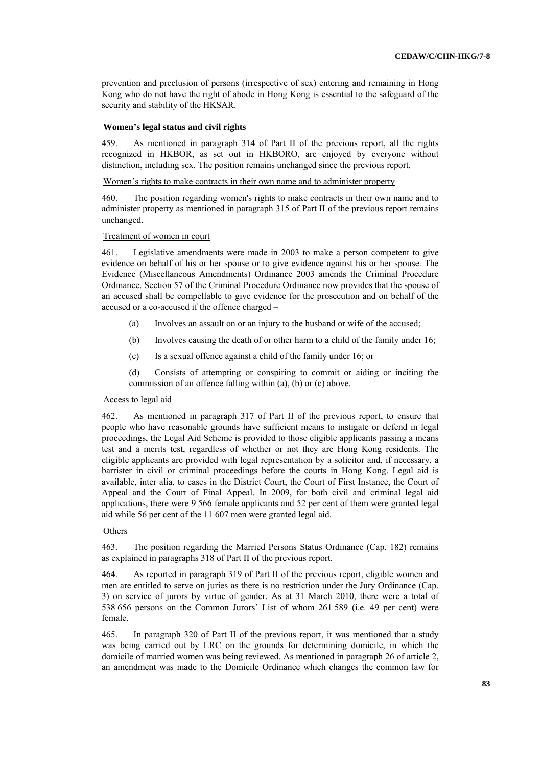prevention and preclusion of persons (irrespective of sex) entering and remaining in Hong Kong who do not have the right of abode in Hong Kong is essential to the safeguard of the security and stability of the HKSAR.

### Women's legal status and civil rights

459. As mentioned in paragraph 314 of Part II of the previous report, all the rights recognized in HKBOR, as set out in HKBORO, are enjoyed by everyone without distinction, including sex. The position remains unchanged since the previous report.

Women's rights to make contracts in their own name and to administer property

460. The position regarding women's rights to make contracts in their own name and to administer property as mentioned in paragraph 315 of Part II of the previous report remains unchanged.

Treatment of women in court

461. Legislative amendments were made in 2003 to make a person competent to give evidence on behalf of his or her spouse or to give evidence against his or her spouse. The Evidence (Miscellaneous Amendments) Ordinance 2003 amends the Criminal Procedure Ordinance. Section 57 of the Criminal Procedure Ordinance now provides that the spouse of an accused shall be compellable to give evidence for the prosecution and on behalf of the accused or a co-accused if the offence charged –

(a) Involves an assault on or an injury to the husband or wife of the accused;

(b) Involves causing the death of or other harm to a child of the family under 16;

(c) Is a sexual offence against a child of the family under 16; or

(d) Consists of attempting or conspiring to commit or aiding or inciting the commission of an offence falling within (a), (b) or (c) above.

Access to legal aid

462. As mentioned in paragraph 317 of Part II of the previous report, to ensure that people who have reasonable grounds have sufficient means to instigate or defend in legal proceedings, the Legal Aid Scheme is provided to those eligible applicants passing a means test and a merits test, regardless of whether or not they are Hong Kong residents. The eligible applicants are provided with legal representation by a solicitor and, if necessary, a barrister in civil or criminal proceedings before the courts in Hong Kong. Legal aid is available, inter alia, to cases in the District Court, the Court of First Instance, the Court of Appeal and the Court of Final Appeal. In 2009, for both civil and criminal legal aid applications, there were 9 566 female applicants and 52 per cent of them were granted legal aid while 56 per cent of the 11 607 men were granted legal aid.

Others

463. The position regarding the Married Persons Status Ordinance (Cap. 182) remains as explained in paragraphs 318 of Part II of the previous report.

464. As reported in paragraph 319 of Part II of the previous report, eligible women and men are entitled to serve on juries as there is no restriction under the Jury Ordinance (Cap. 3) on service of jurors by virtue of gender. As at 31 March 2010, there were a total of 538 656 persons on the Common Jurors' List of whom 261 589 (i.e. 49 per cent) were female.

465. In paragraph 320 of Part II of the previous report, it was mentioned that a study was being carried out by LRC on the grounds for determining domicile, in which the domicile of married women was being reviewed. As mentioned in paragraph 26 of article 2, an amendment was made to the Domicile Ordinance which changes the common law for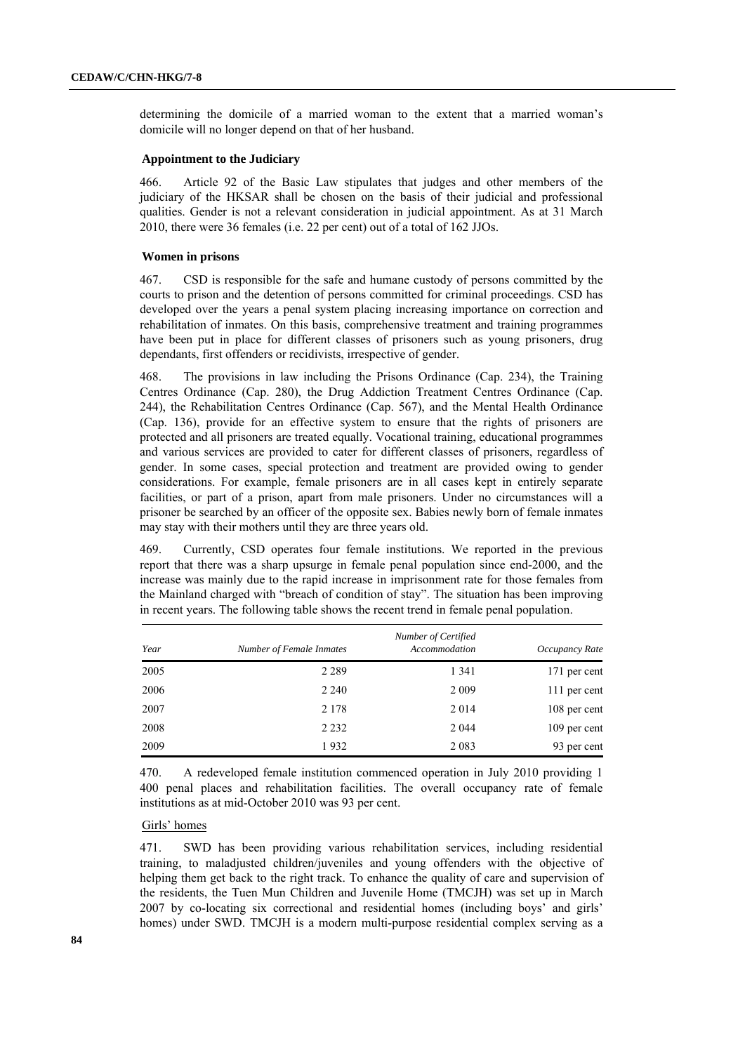determining the domicile of a married woman to the extent that a married woman's domicile will no longer depend on that of her husband.

### Appointment to the Judiciary

466. Article 92 of the Basic Law stipulates that judges and other members of the judiciary of the HKSAR shall be chosen on the basis of their judicial and professional qualities. Gender is not a relevant consideration in judicial appointment. As at 31 March 2010, there were 36 females (i.e. 22 per cent) out of a total of 162 JJOs.

### Women in prisons

467. CSD is responsible for the safe and humane custody of persons committed by the courts to prison and the detention of persons committed for criminal proceedings. CSD has developed over the years a penal system placing increasing importance on correction and rehabilitation of inmates. On this basis, comprehensive treatment and training programmes have been put in place for different classes of prisoners such as young prisoners, drug dependants, first offenders or recidivists, irrespective of gender.

468. The provisions in law including the Prisons Ordinance (Cap. 234), the Training Centres Ordinance (Cap. 280), the Drug Addiction Treatment Centres Ordinance (Cap. 244), the Rehabilitation Centres Ordinance (Cap. 567), and the Mental Health Ordinance (Cap. 136), provide for an effective system to ensure that the rights of prisoners are protected and all prisoners are treated equally. Vocational training, educational programmes and various services are provided to cater for different classes of prisoners, regardless of gender. In some cases, special protection and treatment are provided owing to gender considerations. For example, female prisoners are in all cases kept in entirely separate facilities, or part of a prison, apart from male prisoners. Under no circumstances will a prisoner be searched by an officer of the opposite sex. Babies newly born of female inmates may stay with their mothers until they are three years old.

469. Currently, CSD operates four female institutions. We reported in the previous report that there was a sharp upsurge in female penal population since end-2000, and the increase was mainly due to the rapid increase in imprisonment rate for those females from the Mainland charged with "breach of condition of stay". The situation has been improving in recent years. The following table shows the recent trend in female penal population.

| *Year* | *Number of Female Inmates* | *Number of Certified Accommodation* | *Occupancy Rate* |
|---|---|---|---|
| 2005 | 2 289 | 1 341 | 171 per cent |
| 2006 | 2 240 | 2 009 | 111 per cent |
| 2007 | 2 178 | 2 014 | 108 per cent |
| 2008 | 2 232 | 2 044 | 109 per cent |
| 2009 | 1 932 | 2 083 | 93 per cent |

470. A redeveloped female institution commenced operation in July 2010 providing 1 400 penal places and rehabilitation facilities. The overall occupancy rate of female institutions as at mid-October 2010 was 93 per cent.

Girls' homes

471. SWD has been providing various rehabilitation services, including residential training, to maladjusted children/juveniles and young offenders with the objective of helping them get back to the right track. To enhance the quality of care and supervision of the residents, the Tuen Mun Children and Juvenile Home (TMCJH) was set up in March 2007 by co-locating six correctional and residential homes (including boys' and girls' homes) under SWD. TMCJH is a modern multi-purpose residential complex serving as a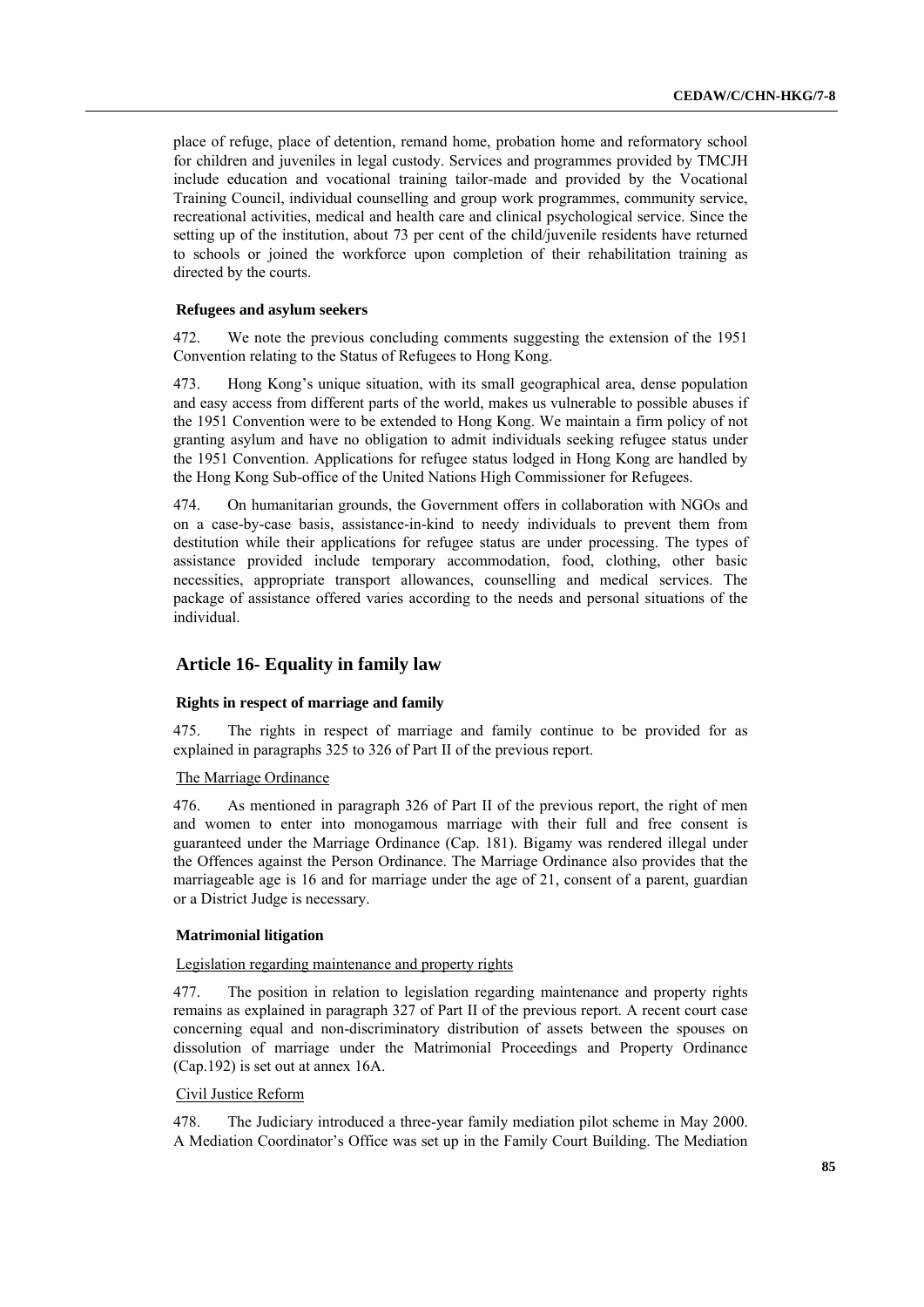place of refuge, place of detention, remand home, probation home and reformatory school for children and juveniles in legal custody. Services and programmes provided by TMCJH include education and vocational training tailor-made and provided by the Vocational Training Council, individual counselling and group work programmes, community service, recreational activities, medical and health care and clinical psychological service. Since the setting up of the institution, about 73 per cent of the child/juvenile residents have returned to schools or joined the workforce upon completion of their rehabilitation training as directed by the courts.

#### Refugees and asylum seekers

472. We note the previous concluding comments suggesting the extension of the 1951 Convention relating to the Status of Refugees to Hong Kong.

473. Hong Kong's unique situation, with its small geographical area, dense population and easy access from different parts of the world, makes us vulnerable to possible abuses if the 1951 Convention were to be extended to Hong Kong. We maintain a firm policy of not granting asylum and have no obligation to admit individuals seeking refugee status under the 1951 Convention. Applications for refugee status lodged in Hong Kong are handled by the Hong Kong Sub-office of the United Nations High Commissioner for Refugees.

474. On humanitarian grounds, the Government offers in collaboration with NGOs and on a case-by-case basis, assistance-in-kind to needy individuals to prevent them from destitution while their applications for refugee status are under processing. The types of assistance provided include temporary accommodation, food, clothing, other basic necessities, appropriate transport allowances, counselling and medical services. The package of assistance offered varies according to the needs and personal situations of the individual.

## Article 16- Equality in family law

#### Rights in respect of marriage and family

475. The rights in respect of marriage and family continue to be provided for as explained in paragraphs 325 to 326 of Part II of the previous report.

The Marriage Ordinance

476. As mentioned in paragraph 326 of Part II of the previous report, the right of men and women to enter into monogamous marriage with their full and free consent is guaranteed under the Marriage Ordinance (Cap. 181). Bigamy was rendered illegal under the Offences against the Person Ordinance. The Marriage Ordinance also provides that the marriageable age is 16 and for marriage under the age of 21, consent of a parent, guardian or a District Judge is necessary.

#### Matrimonial litigation

Legislation regarding maintenance and property rights

477. The position in relation to legislation regarding maintenance and property rights remains as explained in paragraph 327 of Part II of the previous report. A recent court case concerning equal and non-discriminatory distribution of assets between the spouses on dissolution of marriage under the Matrimonial Proceedings and Property Ordinance (Cap.192) is set out at annex 16A.

Civil Justice Reform

478. The Judiciary introduced a three-year family mediation pilot scheme in May 2000. A Mediation Coordinator's Office was set up in the Family Court Building. The Mediation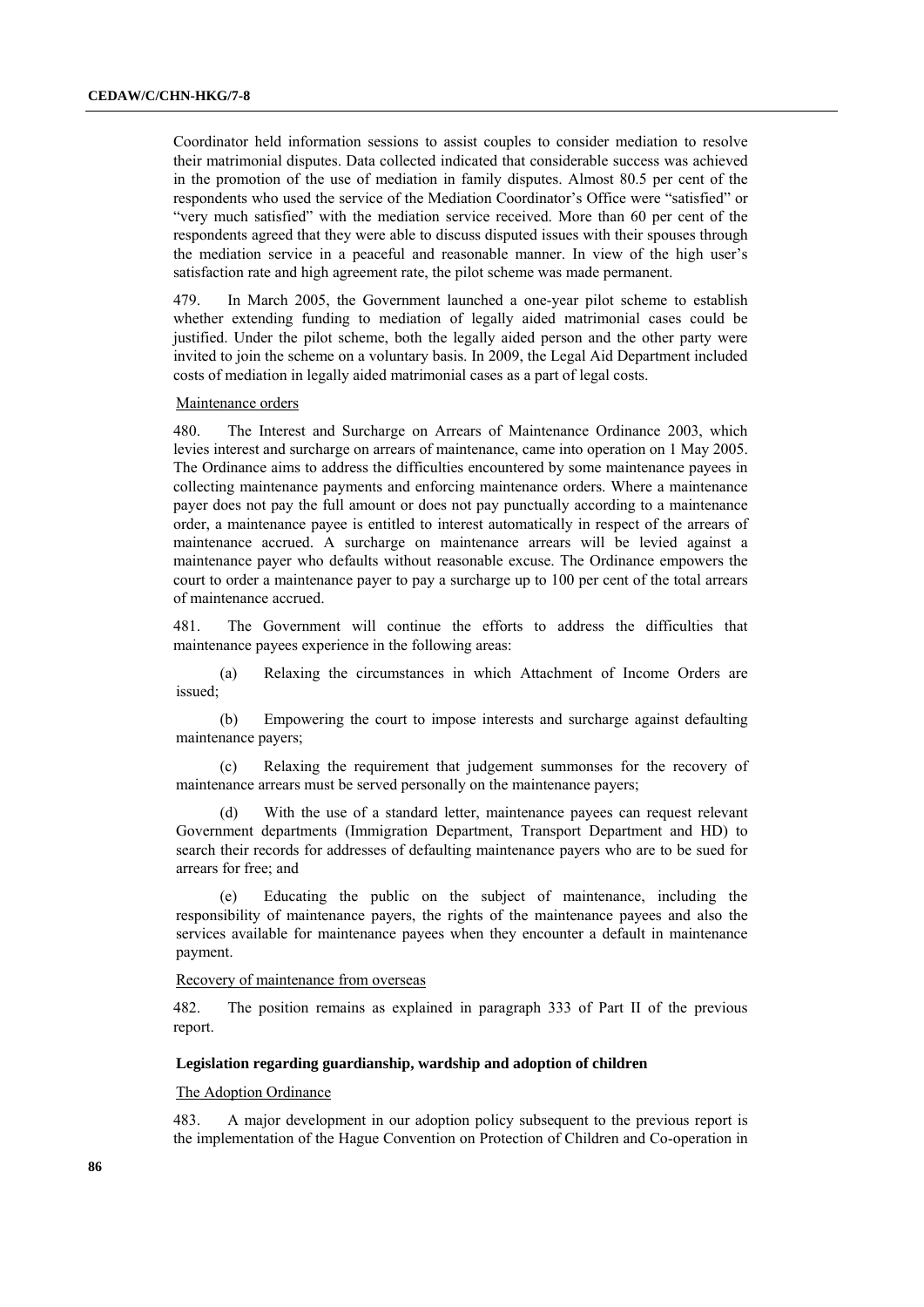Coordinator held information sessions to assist couples to consider mediation to resolve their matrimonial disputes. Data collected indicated that considerable success was achieved in the promotion of the use of mediation in family disputes. Almost 80.5 per cent of the respondents who used the service of the Mediation Coordinator's Office were "satisfied" or "very much satisfied" with the mediation service received. More than 60 per cent of the respondents agreed that they were able to discuss disputed issues with their spouses through the mediation service in a peaceful and reasonable manner. In view of the high user's satisfaction rate and high agreement rate, the pilot scheme was made permanent.

479. In March 2005, the Government launched a one-year pilot scheme to establish whether extending funding to mediation of legally aided matrimonial cases could be justified. Under the pilot scheme, both the legally aided person and the other party were invited to join the scheme on a voluntary basis. In 2009, the Legal Aid Department included costs of mediation in legally aided matrimonial cases as a part of legal costs.

Maintenance orders

480. The Interest and Surcharge on Arrears of Maintenance Ordinance 2003, which levies interest and surcharge on arrears of maintenance, came into operation on 1 May 2005. The Ordinance aims to address the difficulties encountered by some maintenance payees in collecting maintenance payments and enforcing maintenance orders. Where a maintenance payer does not pay the full amount or does not pay punctually according to a maintenance order, a maintenance payee is entitled to interest automatically in respect of the arrears of maintenance accrued. A surcharge on maintenance arrears will be levied against a maintenance payer who defaults without reasonable excuse. The Ordinance empowers the court to order a maintenance payer to pay a surcharge up to 100 per cent of the total arrears of maintenance accrued.

481. The Government will continue the efforts to address the difficulties that maintenance payees experience in the following areas:

(a) Relaxing the circumstances in which Attachment of Income Orders are issued;

(b) Empowering the court to impose interests and surcharge against defaulting maintenance payers;

(c) Relaxing the requirement that judgement summonses for the recovery of maintenance arrears must be served personally on the maintenance payers;

(d) With the use of a standard letter, maintenance payees can request relevant Government departments (Immigration Department, Transport Department and HD) to search their records for addresses of defaulting maintenance payers who are to be sued for arrears for free; and

(e) Educating the public on the subject of maintenance, including the responsibility of maintenance payers, the rights of the maintenance payees and also the services available for maintenance payees when they encounter a default in maintenance payment.

Recovery of maintenance from overseas

482. The position remains as explained in paragraph 333 of Part II of the previous report.

**Legislation regarding guardianship, wardship and adoption of children**

The Adoption Ordinance

483. A major development in our adoption policy subsequent to the previous report is the implementation of the Hague Convention on Protection of Children and Co-operation in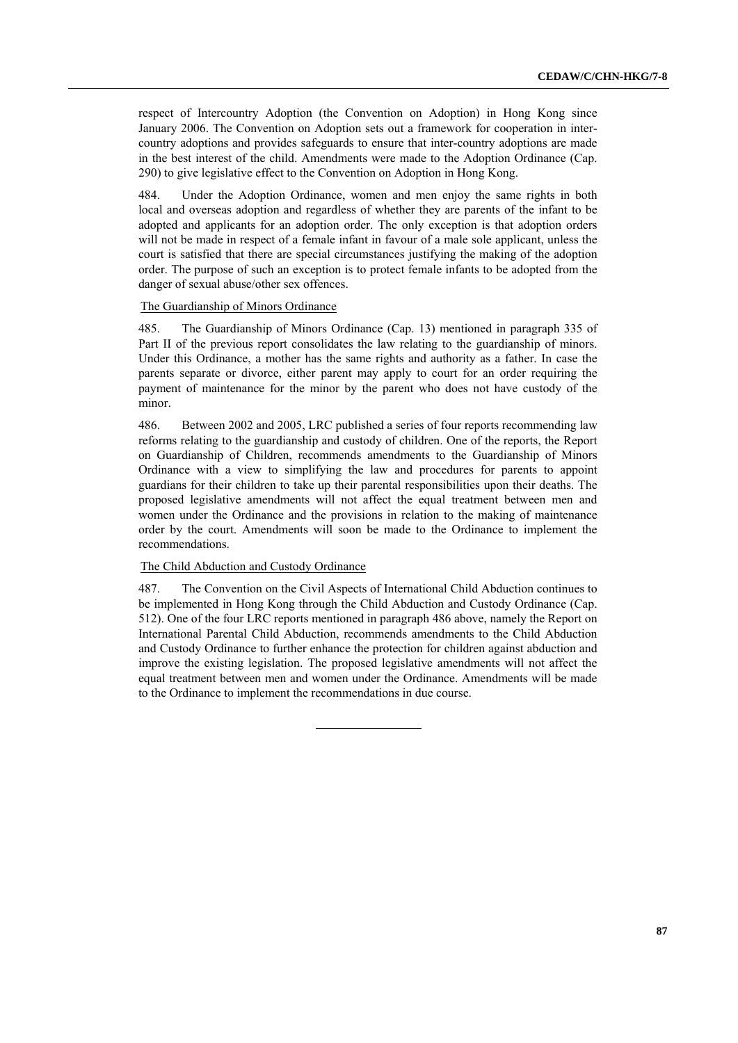respect of Intercountry Adoption (the Convention on Adoption) in Hong Kong since January 2006. The Convention on Adoption sets out a framework for cooperation in inter-country adoptions and provides safeguards to ensure that inter-country adoptions are made in the best interest of the child. Amendments were made to the Adoption Ordinance (Cap. 290) to give legislative effect to the Convention on Adoption in Hong Kong.

484. Under the Adoption Ordinance, women and men enjoy the same rights in both local and overseas adoption and regardless of whether they are parents of the infant to be adopted and applicants for an adoption order. The only exception is that adoption orders will not be made in respect of a female infant in favour of a male sole applicant, unless the court is satisfied that there are special circumstances justifying the making of the adoption order. The purpose of such an exception is to protect female infants to be adopted from the danger of sexual abuse/other sex offences.

The Guardianship of Minors Ordinance

485. The Guardianship of Minors Ordinance (Cap. 13) mentioned in paragraph 335 of Part II of the previous report consolidates the law relating to the guardianship of minors. Under this Ordinance, a mother has the same rights and authority as a father. In case the parents separate or divorce, either parent may apply to court for an order requiring the payment of maintenance for the minor by the parent who does not have custody of the minor.

486. Between 2002 and 2005, LRC published a series of four reports recommending law reforms relating to the guardianship and custody of children. One of the reports, the Report on Guardianship of Children, recommends amendments to the Guardianship of Minors Ordinance with a view to simplifying the law and procedures for parents to appoint guardians for their children to take up their parental responsibilities upon their deaths. The proposed legislative amendments will not affect the equal treatment between men and women under the Ordinance and the provisions in relation to the making of maintenance order by the court. Amendments will soon be made to the Ordinance to implement the recommendations.

The Child Abduction and Custody Ordinance

487. The Convention on the Civil Aspects of International Child Abduction continues to be implemented in Hong Kong through the Child Abduction and Custody Ordinance (Cap. 512). One of the four LRC reports mentioned in paragraph 486 above, namely the Report on International Parental Child Abduction, recommends amendments to the Child Abduction and Custody Ordinance to further enhance the protection for children against abduction and improve the existing legislation. The proposed legislative amendments will not affect the equal treatment between men and women under the Ordinance. Amendments will be made to the Ordinance to implement the recommendations in due course.